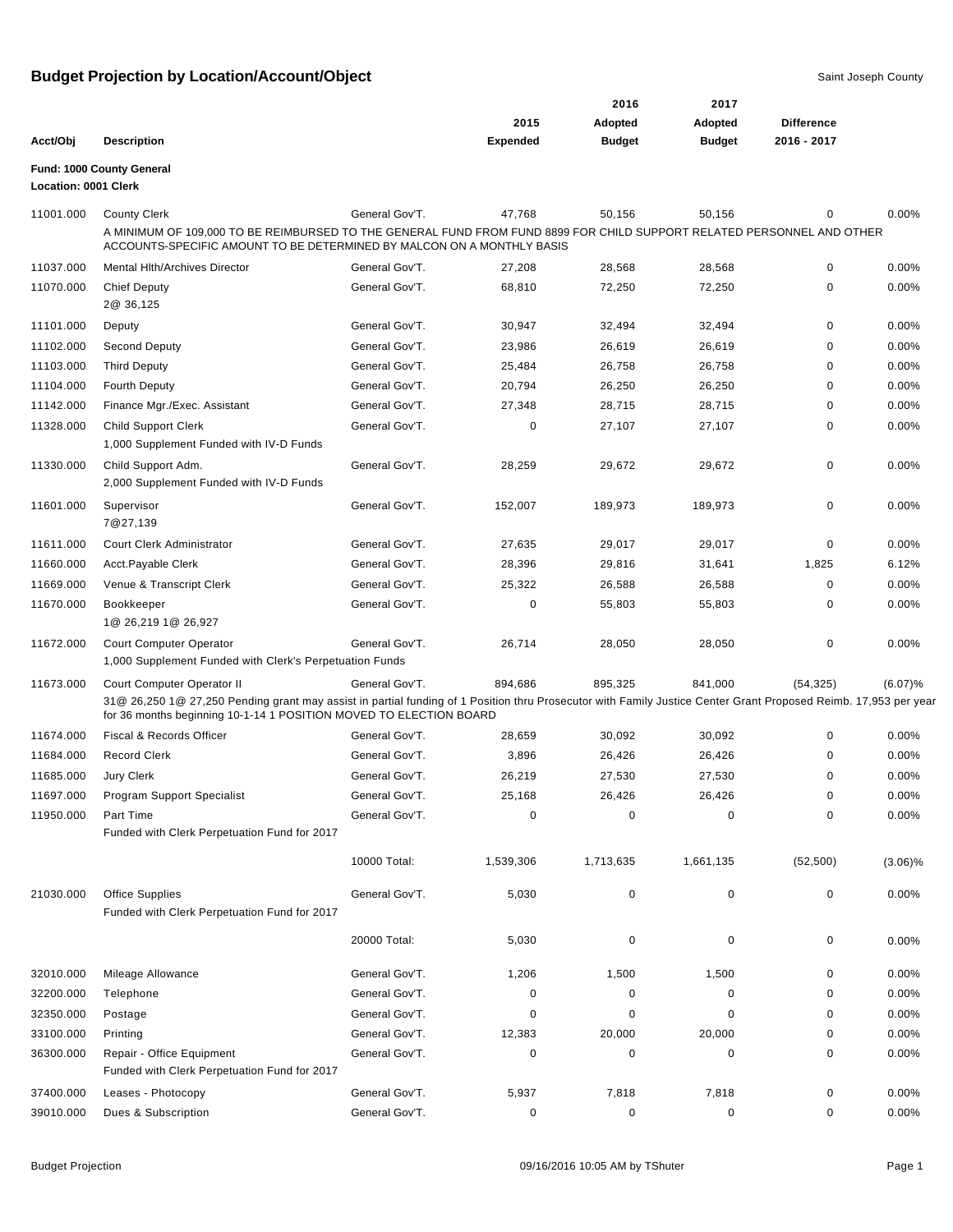# Budget Projection by Location/Account/Object

Saint Joseph County

| Acct/Obj | Description | | 2015 Expended | 2016 Adopted Budget | 2017 Adopted Budget | Difference 2016 - 2017 | |
|---|---|---|---|---|---|---|---|
| **Fund: 1000 County General** | | | | | | | |
| **Location: 0001 Clerk** | | | | | | | |
| 11001.000 | County Clerk | General Gov'T. | 47,768 | 50,156 | 50,156 | 0 | 0.00% |
| | A MINIMUM OF 109,000 TO BE REIMBURSED TO THE GENERAL FUND FROM FUND 8899 FOR CHILD SUPPORT RELATED PERSONNEL AND OTHER ACCOUNTS-SPECIFIC AMOUNT TO BE DETERMINED BY MALCON ON A MONTHLY BASIS | | | | | | |
| 11037.000 | Mental Hlth/Archives Director | General Gov'T. | 27,208 | 28,568 | 28,568 | 0 | 0.00% |
| 11070.000 | Chief Deputy<br>2@ 36,125 | General Gov'T. | 68,810 | 72,250 | 72,250 | 0 | 0.00% |
| 11101.000 | Deputy | General Gov'T. | 30,947 | 32,494 | 32,494 | 0 | 0.00% |
| 11102.000 | Second Deputy | General Gov'T. | 23,986 | 26,619 | 26,619 | 0 | 0.00% |
| 11103.000 | Third Deputy | General Gov'T. | 25,484 | 26,758 | 26,758 | 0 | 0.00% |
| 11104.000 | Fourth Deputy | General Gov'T. | 20,794 | 26,250 | 26,250 | 0 | 0.00% |
| 11142.000 | Finance Mgr./Exec. Assistant | General Gov'T. | 27,348 | 28,715 | 28,715 | 0 | 0.00% |
| 11328.000 | Child Support Clerk<br>1,000 Supplement Funded with IV-D Funds | General Gov'T. | 0 | 27,107 | 27,107 | 0 | 0.00% |
| 11330.000 | Child Support Adm.<br>2,000 Supplement Funded with IV-D Funds | General Gov'T. | 28,259 | 29,672 | 29,672 | 0 | 0.00% |
| 11601.000 | Supervisor<br>7@27,139 | General Gov'T. | 152,007 | 189,973 | 189,973 | 0 | 0.00% |
| 11611.000 | Court Clerk Administrator | General Gov'T. | 27,635 | 29,017 | 29,017 | 0 | 0.00% |
| 11660.000 | Acct.Payable Clerk | General Gov'T. | 28,396 | 29,816 | 31,641 | 1,825 | 6.12% |
| 11669.000 | Venue & Transcript Clerk | General Gov'T. | 25,322 | 26,588 | 26,588 | 0 | 0.00% |
| 11670.000 | Bookkeeper<br>1@ 26,219 1@ 26,927 | General Gov'T. | 0 | 55,803 | 55,803 | 0 | 0.00% |
| 11672.000 | Court Computer Operator<br>1,000 Supplement Funded with Clerk's Perpetuation Funds | General Gov'T. | 26,714 | 28,050 | 28,050 | 0 | 0.00% |
| 11673.000 | Court Computer Operator II | General Gov'T. | 894,686 | 895,325 | 841,000 | (54,325) | (6.07)% |
| | 31@ 26,250 1@ 27,250 Pending grant may assist in partial funding of 1 Position thru Prosecutor with Family Justice Center Grant Proposed Reimb. 17,953 per year for 36 months beginning 10-1-14 1 POSITION MOVED TO ELECTION BOARD | | | | | | |
| 11674.000 | Fiscal & Records Officer | General Gov'T. | 28,659 | 30,092 | 30,092 | 0 | 0.00% |
| 11684.000 | Record Clerk | General Gov'T. | 3,896 | 26,426 | 26,426 | 0 | 0.00% |
| 11685.000 | Jury Clerk | General Gov'T. | 26,219 | 27,530 | 27,530 | 0 | 0.00% |
| 11697.000 | Program Support Specialist | General Gov'T. | 25,168 | 26,426 | 26,426 | 0 | 0.00% |
| 11950.000 | Part Time<br>Funded with Clerk Perpetuation Fund for 2017 | General Gov'T. | 0 | 0 | 0 | 0 | 0.00% |
| | | 10000 Total: | 1,539,306 | 1,713,635 | 1,661,135 | (52,500) | (3.06)% |
| 21030.000 | Office Supplies<br>Funded with Clerk Perpetuation Fund for 2017 | General Gov'T. | 5,030 | 0 | 0 | 0 | 0.00% |
| | | 20000 Total: | 5,030 | 0 | 0 | 0 | 0.00% |
| 32010.000 | Mileage Allowance | General Gov'T. | 1,206 | 1,500 | 1,500 | 0 | 0.00% |
| 32200.000 | Telephone | General Gov'T. | 0 | 0 | 0 | 0 | 0.00% |
| 32350.000 | Postage | General Gov'T. | 0 | 0 | 0 | 0 | 0.00% |
| 33100.000 | Printing | General Gov'T. | 12,383 | 20,000 | 20,000 | 0 | 0.00% |
| 36300.000 | Repair - Office Equipment<br>Funded with Clerk Perpetuation Fund for 2017 | General Gov'T. | 0 | 0 | 0 | 0 | 0.00% |
| 37400.000 | Leases - Photocopy | General Gov'T. | 5,937 | 7,818 | 7,818 | 0 | 0.00% |
| 39010.000 | Dues & Subscription | General Gov'T. | 0 | 0 | 0 | 0 | 0.00% |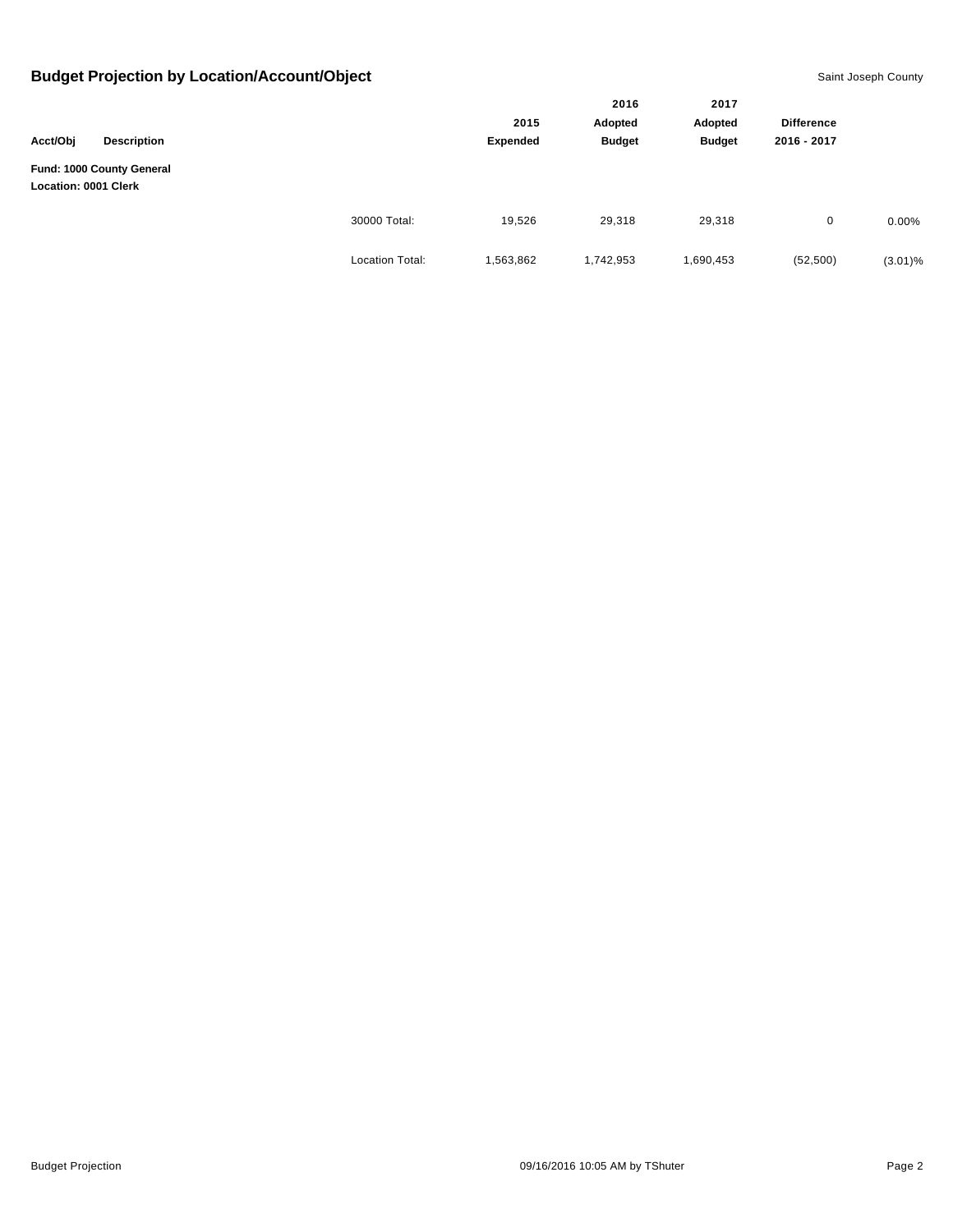## Budget Projection by Location/Account/Object

Saint Joseph County

| Acct/Obj | Description | | 2015 Expended | 2016 Adopted Budget | 2017 Adopted Budget | Difference 2016 - 2017 | |
|---|---|---|---|---|---|---|---|
| **Fund: 1000 County General** | | | | | | | |
| **Location: 0001 Clerk** | | | | | | | |
| | | 30000 Total: | 19,526 | 29,318 | 29,318 | 0 | 0.00% |
| | | Location Total: | 1,563,862 | 1,742,953 | 1,690,453 | (52,500) | (3.01)% |

Budget Projection 09/16/2016 10:05 AM by TShuter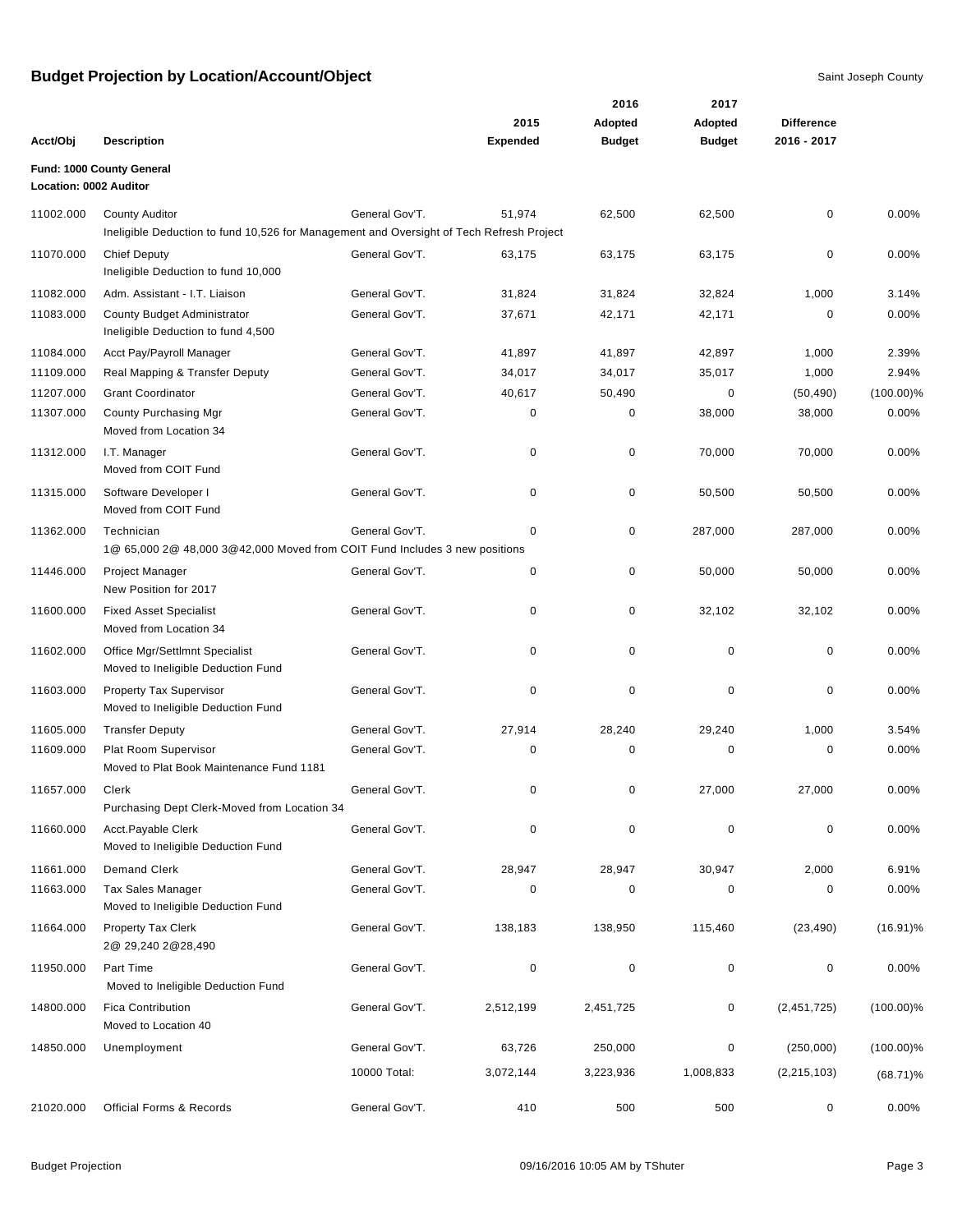# Budget Projection by Location/Account/Object

Saint Joseph County

| Acct/Obj | Description | | 2015 Expended | 2016 Adopted Budget | 2017 Adopted Budget | Difference 2016 - 2017 | |
|---|---|---|---|---|---|---|---|
| **Fund: 1000 County General** | | | | | | | |
| **Location: 0002 Auditor** | | | | | | | |
| 11002.000 | County Auditor<br>Ineligible Deduction to fund 10,526 for Management and Oversight of Tech Refresh Project | General Gov'T. | 51,974 | 62,500 | 62,500 | 0 | 0.00% |
| 11070.000 | Chief Deputy<br>Ineligible Deduction to fund 10,000 | General Gov'T. | 63,175 | 63,175 | 63,175 | 0 | 0.00% |
| 11082.000 | Adm. Assistant - I.T. Liaison | General Gov'T. | 31,824 | 31,824 | 32,824 | 1,000 | 3.14% |
| 11083.000 | County Budget Administrator<br>Ineligible Deduction to fund 4,500 | General Gov'T. | 37,671 | 42,171 | 42,171 | 0 | 0.00% |
| 11084.000 | Acct Pay/Payroll Manager | General Gov'T. | 41,897 | 41,897 | 42,897 | 1,000 | 2.39% |
| 11109.000 | Real Mapping & Transfer Deputy | General Gov'T. | 34,017 | 34,017 | 35,017 | 1,000 | 2.94% |
| 11207.000 | Grant Coordinator | General Gov'T. | 40,617 | 50,490 | 0 | (50,490) | (100.00)% |
| 11307.000 | County Purchasing Mgr<br>Moved from Location 34 | General Gov'T. | 0 | 0 | 38,000 | 38,000 | 0.00% |
| 11312.000 | I.T. Manager<br>Moved from COIT Fund | General Gov'T. | 0 | 0 | 70,000 | 70,000 | 0.00% |
| 11315.000 | Software Developer I<br>Moved from COIT Fund | General Gov'T. | 0 | 0 | 50,500 | 50,500 | 0.00% |
| 11362.000 | Technician<br>1@ 65,000 2@ 48,000 3@42,000 Moved from COIT Fund Includes 3 new positions | General Gov'T. | 0 | 0 | 287,000 | 287,000 | 0.00% |
| 11446.000 | Project Manager<br>New Position for 2017 | General Gov'T. | 0 | 0 | 50,000 | 50,000 | 0.00% |
| 11600.000 | Fixed Asset Specialist<br>Moved from Location 34 | General Gov'T. | 0 | 0 | 32,102 | 32,102 | 0.00% |
| 11602.000 | Office Mgr/Settlmnt Specialist<br>Moved to Ineligible Deduction Fund | General Gov'T. | 0 | 0 | 0 | 0 | 0.00% |
| 11603.000 | Property Tax Supervisor<br>Moved to Ineligible Deduction Fund | General Gov'T. | 0 | 0 | 0 | 0 | 0.00% |
| 11605.000 | Transfer Deputy | General Gov'T. | 27,914 | 28,240 | 29,240 | 1,000 | 3.54% |
| 11609.000 | Plat Room Supervisor<br>Moved to Plat Book Maintenance Fund 1181 | General Gov'T. | 0 | 0 | 0 | 0 | 0.00% |
| 11657.000 | Clerk<br>Purchasing Dept Clerk-Moved from Location 34 | General Gov'T. | 0 | 0 | 27,000 | 27,000 | 0.00% |
| 11660.000 | Acct.Payable Clerk<br>Moved to Ineligible Deduction Fund | General Gov'T. | 0 | 0 | 0 | 0 | 0.00% |
| 11661.000 | Demand Clerk | General Gov'T. | 28,947 | 28,947 | 30,947 | 2,000 | 6.91% |
| 11663.000 | Tax Sales Manager<br>Moved to Ineligible Deduction Fund | General Gov'T. | 0 | 0 | 0 | 0 | 0.00% |
| 11664.000 | Property Tax Clerk<br>2@ 29,240 2@28,490 | General Gov'T. | 138,183 | 138,950 | 115,460 | (23,490) | (16.91)% |
| 11950.000 | Part Time<br>Moved to Ineligible Deduction Fund | General Gov'T. | 0 | 0 | 0 | 0 | 0.00% |
| 14800.000 | Fica Contribution<br>Moved to Location 40 | General Gov'T. | 2,512,199 | 2,451,725 | 0 | (2,451,725) | (100.00)% |
| 14850.000 | Unemployment | General Gov'T. | 63,726 | 250,000 | 0 | (250,000) | (100.00)% |
| | | 10000 Total: | 3,072,144 | 3,223,936 | 1,008,833 | (2,215,103) | (68.71)% |
| 21020.000 | Official Forms & Records | General Gov'T. | 410 | 500 | 500 | 0 | 0.00% |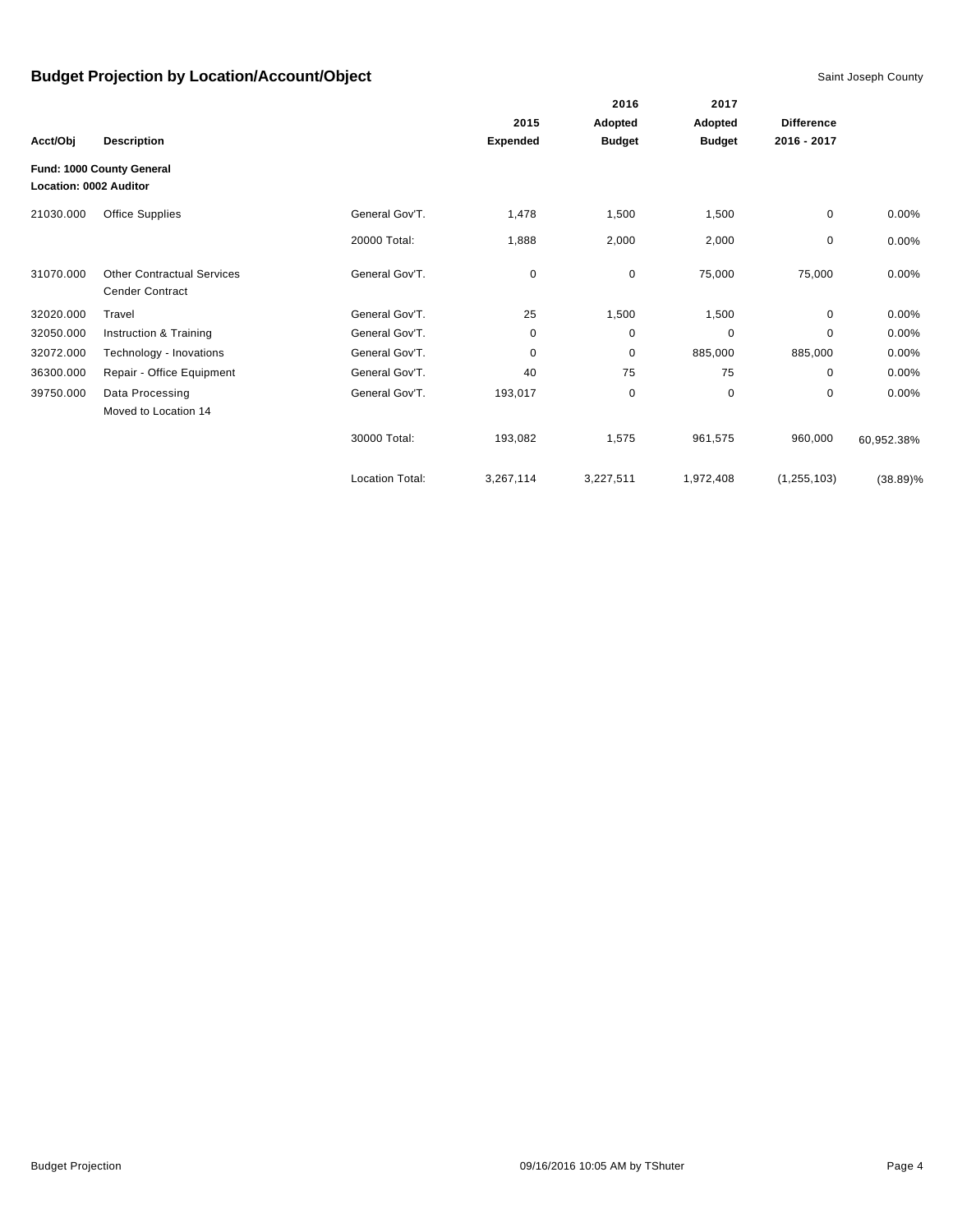## Budget Projection by Location/Account/Object

Saint Joseph County

| Acct/Obj | Description | | 2015 Expended | 2016 Adopted Budget | 2017 Adopted Budget | Difference 2016 - 2017 | |
|---|---|---|---|---|---|---|---|
| **Fund: 1000 County General** | | | | | | | |
| **Location: 0002 Auditor** | | | | | | | |
| 21030.000 | Office Supplies | General Gov'T. | 1,478 | 1,500 | 1,500 | 0 | 0.00% |
| | | 20000 Total: | 1,888 | 2,000 | 2,000 | 0 | 0.00% |
| 31070.000 | Other Contractual Services Cender Contract | General Gov'T. | 0 | 0 | 75,000 | 75,000 | 0.00% |
| 32020.000 | Travel | General Gov'T. | 25 | 1,500 | 1,500 | 0 | 0.00% |
| 32050.000 | Instruction & Training | General Gov'T. | 0 | 0 | 0 | 0 | 0.00% |
| 32072.000 | Technology - Inovations | General Gov'T. | 0 | 0 | 885,000 | 885,000 | 0.00% |
| 36300.000 | Repair - Office Equipment | General Gov'T. | 40 | 75 | 75 | 0 | 0.00% |
| 39750.000 | Data Processing Moved to Location 14 | General Gov'T. | 193,017 | 0 | 0 | 0 | 0.00% |
| | | 30000 Total: | 193,082 | 1,575 | 961,575 | 960,000 | 60,952.38% |
| | | Location Total: | 3,267,114 | 3,227,511 | 1,972,408 | (1,255,103) | (38.89)% |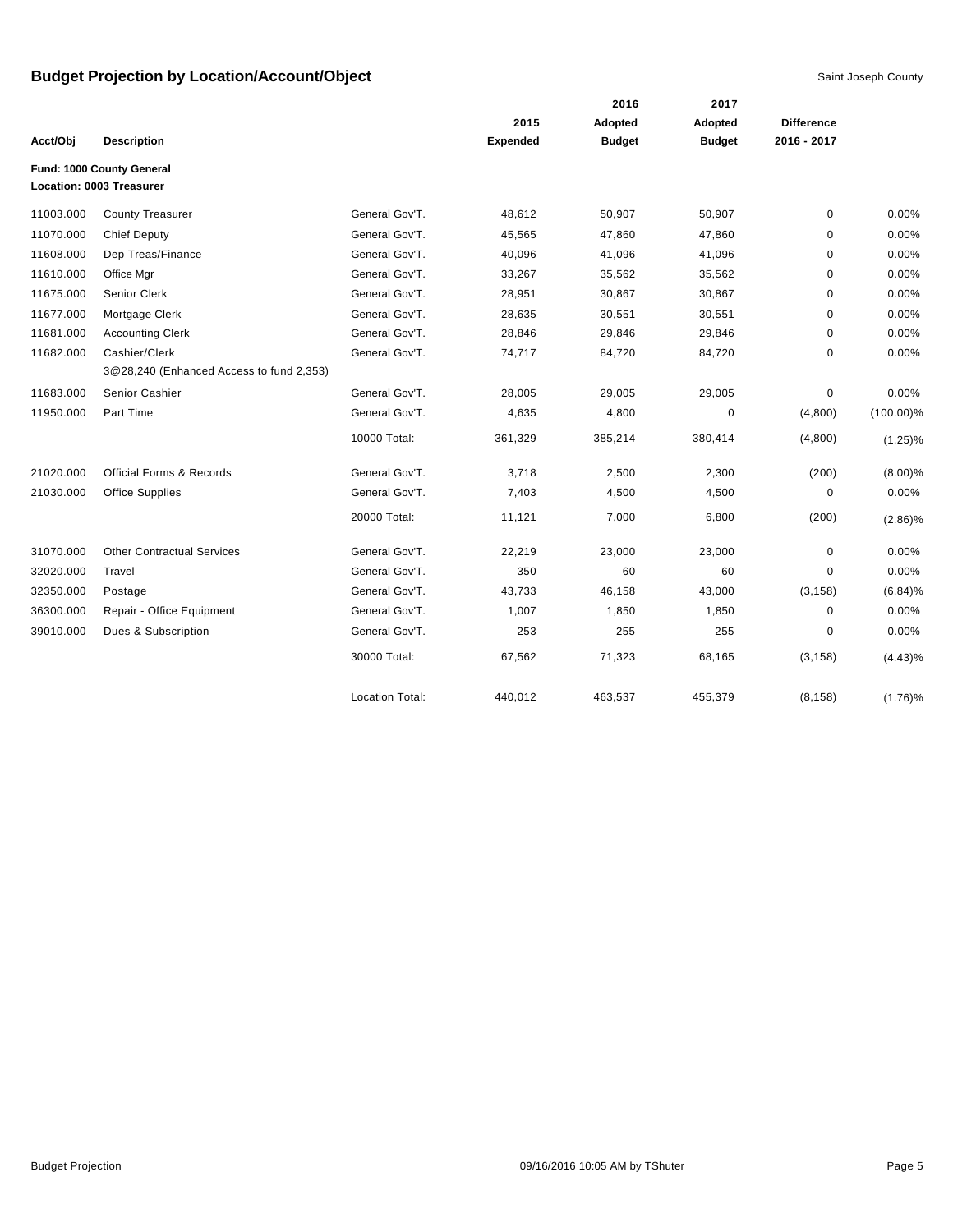# Budget Projection by Location/Account/Object

Saint Joseph County

| Acct/Obj | Description | | 2015 Expended | 2016 Adopted Budget | 2017 Adopted Budget | Difference 2016 - 2017 | |
|---|---|---|---|---|---|---|---|
| **Fund: 1000 County General** | | | | | | | |
| **Location: 0003 Treasurer** | | | | | | | |
| 11003.000 | County Treasurer | General Gov'T. | 48,612 | 50,907 | 50,907 | 0 | 0.00% |
| 11070.000 | Chief Deputy | General Gov'T. | 45,565 | 47,860 | 47,860 | 0 | 0.00% |
| 11608.000 | Dep Treas/Finance | General Gov'T. | 40,096 | 41,096 | 41,096 | 0 | 0.00% |
| 11610.000 | Office Mgr | General Gov'T. | 33,267 | 35,562 | 35,562 | 0 | 0.00% |
| 11675.000 | Senior Clerk | General Gov'T. | 28,951 | 30,867 | 30,867 | 0 | 0.00% |
| 11677.000 | Mortgage Clerk | General Gov'T. | 28,635 | 30,551 | 30,551 | 0 | 0.00% |
| 11681.000 | Accounting Clerk | General Gov'T. | 28,846 | 29,846 | 29,846 | 0 | 0.00% |
| 11682.000 | Cashier/Clerk<br>3@28,240 (Enhanced Access to fund 2,353) | General Gov'T. | 74,717 | 84,720 | 84,720 | 0 | 0.00% |
| 11683.000 | Senior Cashier | General Gov'T. | 28,005 | 29,005 | 29,005 | 0 | 0.00% |
| 11950.000 | Part Time | General Gov'T. | 4,635 | 4,800 | 0 | (4,800) | (100.00)% |
| | | 10000 Total: | 361,329 | 385,214 | 380,414 | (4,800) | (1.25)% |
| 21020.000 | Official Forms & Records | General Gov'T. | 3,718 | 2,500 | 2,300 | (200) | (8.00)% |
| 21030.000 | Office Supplies | General Gov'T. | 7,403 | 4,500 | 4,500 | 0 | 0.00% |
| | | 20000 Total: | 11,121 | 7,000 | 6,800 | (200) | (2.86)% |
| 31070.000 | Other Contractual Services | General Gov'T. | 22,219 | 23,000 | 23,000 | 0 | 0.00% |
| 32020.000 | Travel | General Gov'T. | 350 | 60 | 60 | 0 | 0.00% |
| 32350.000 | Postage | General Gov'T. | 43,733 | 46,158 | 43,000 | (3,158) | (6.84)% |
| 36300.000 | Repair - Office Equipment | General Gov'T. | 1,007 | 1,850 | 1,850 | 0 | 0.00% |
| 39010.000 | Dues & Subscription | General Gov'T. | 253 | 255 | 255 | 0 | 0.00% |
| | | 30000 Total: | 67,562 | 71,323 | 68,165 | (3,158) | (4.43)% |
| | | Location Total: | 440,012 | 463,537 | 455,379 | (8,158) | (1.76)% |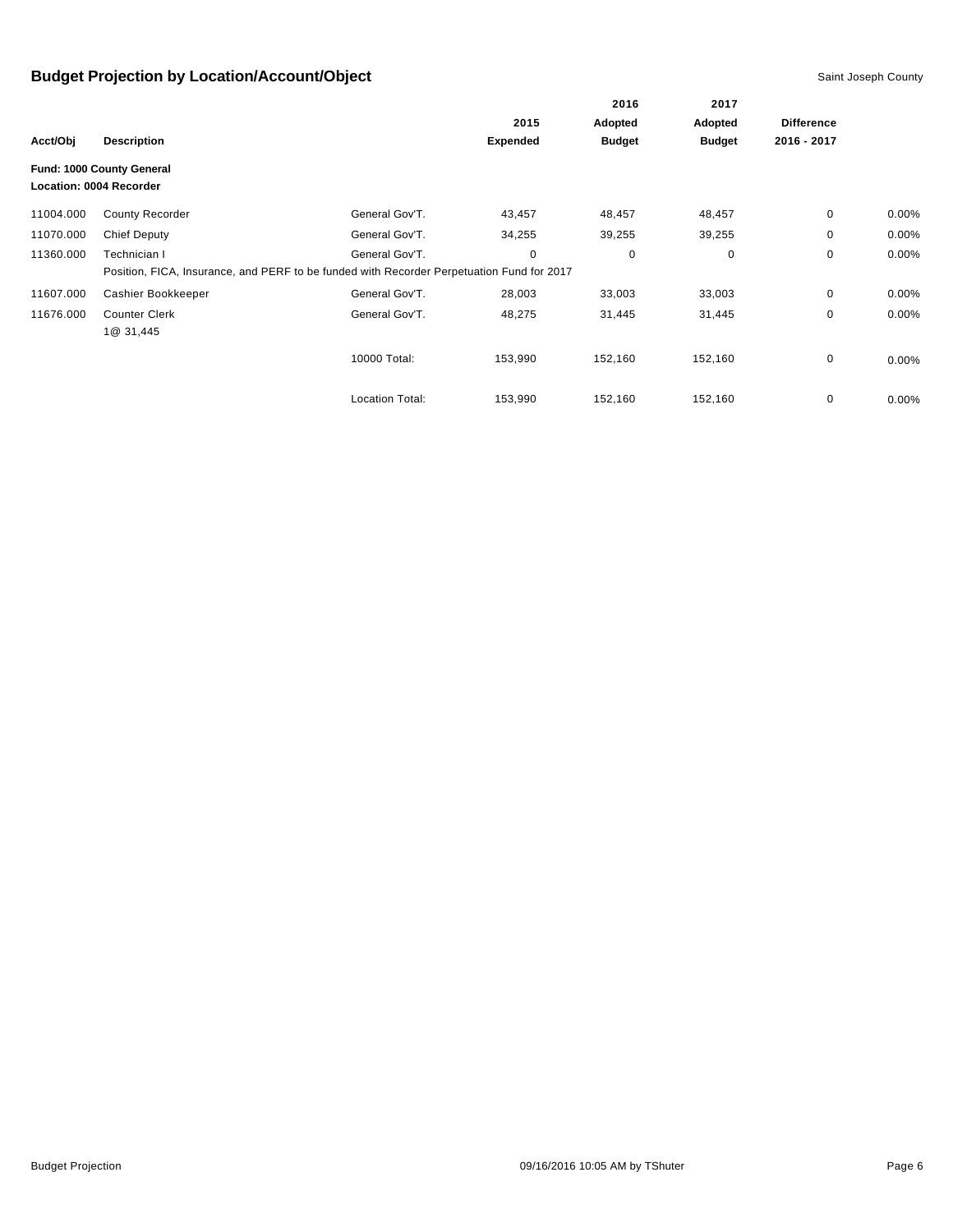## Budget Projection by Location/Account/Object

Saint Joseph County

| Acct/Obj | Description | | 2015 Expended | 2016 Adopted Budget | 2017 Adopted Budget | Difference 2016 - 2017 | |
|---|---|---|---|---|---|---|---|
| **Fund: 1000 County General** | | | | | | | |
| **Location: 0004 Recorder** | | | | | | | |
| 11004.000 | County Recorder | General Gov'T. | 43,457 | 48,457 | 48,457 | 0 | 0.00% |
| 11070.000 | Chief Deputy | General Gov'T. | 34,255 | 39,255 | 39,255 | 0 | 0.00% |
| 11360.000 | Technician I | General Gov'T. | 0 | 0 | 0 | 0 | 0.00% |
| | Position, FICA, Insurance, and PERF to be funded with Recorder Perpetuation Fund for 2017 | | | | | | |
| 11607.000 | Cashier Bookkeeper | General Gov'T. | 28,003 | 33,003 | 33,003 | 0 | 0.00% |
| 11676.000 | Counter Clerk<br>1@ 31,445 | General Gov'T. | 48,275 | 31,445 | 31,445 | 0 | 0.00% |
| | | 10000 Total: | 153,990 | 152,160 | 152,160 | 0 | 0.00% |
| | | Location Total: | 153,990 | 152,160 | 152,160 | 0 | 0.00% |

Budget Projection 09/16/2016 10:05 AM by TShuter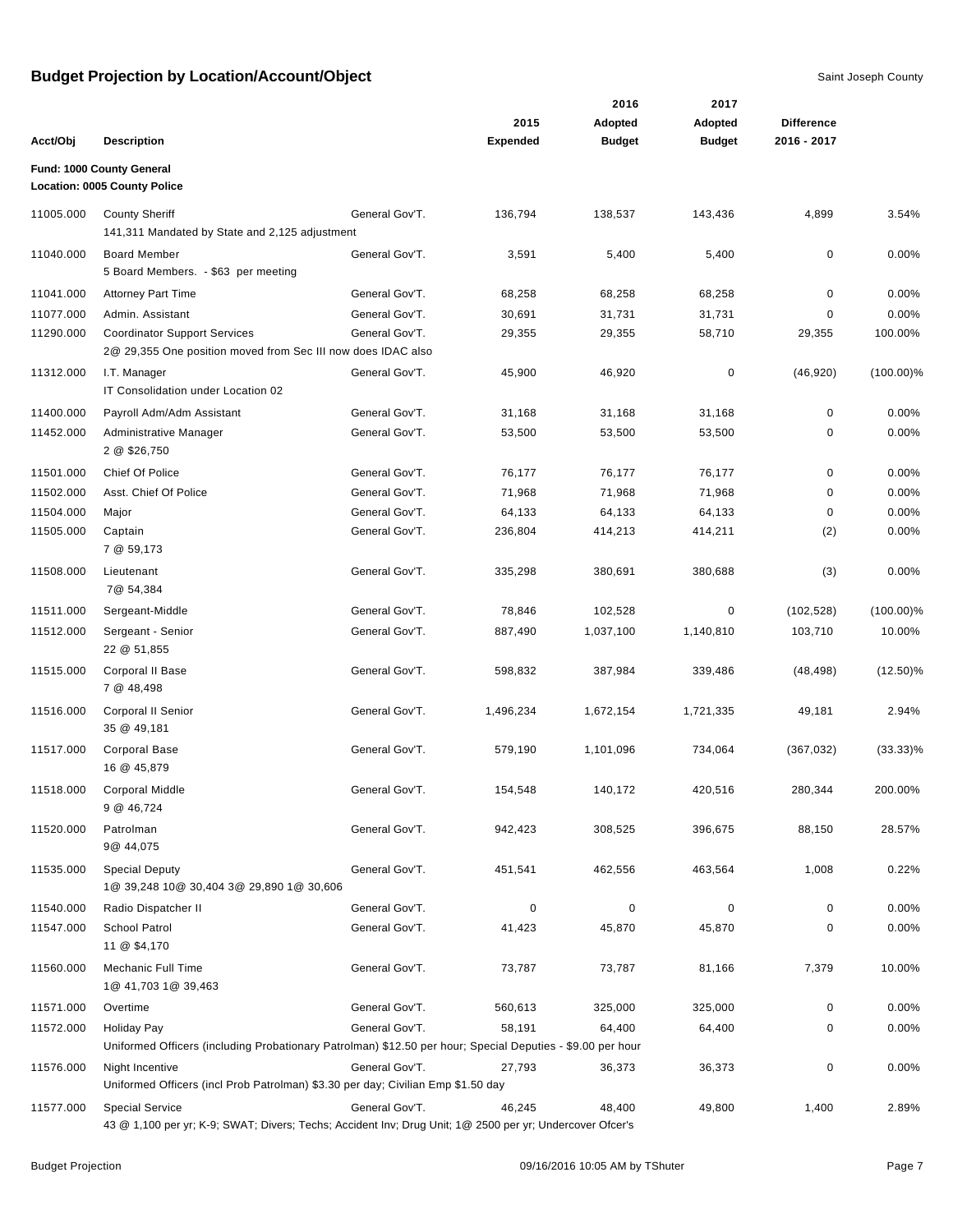## Budget Projection by Location/Account/Object

Saint Joseph County

| Acct/Obj | Description | | 2015 Expended | 2016 Adopted Budget | 2017 Adopted Budget | Difference 2016 - 2017 | |
|---|---|---|---|---|---|---|---|
| **Fund: 1000 County General** | | | | | | | |
| **Location: 0005 County Police** | | | | | | | |
| 11005.000 | County Sheriff<br>141,311 Mandated by State and 2,125 adjustment | General Gov'T. | 136,794 | 138,537 | 143,436 | 4,899 | 3.54% |
| 11040.000 | Board Member<br>5 Board Members. - $63 per meeting | General Gov'T. | 3,591 | 5,400 | 5,400 | 0 | 0.00% |
| 11041.000 | Attorney Part Time | General Gov'T. | 68,258 | 68,258 | 68,258 | 0 | 0.00% |
| 11077.000 | Admin. Assistant | General Gov'T. | 30,691 | 31,731 | 31,731 | 0 | 0.00% |
| 11290.000 | Coordinator Support Services<br>2@ 29,355 One position moved from Sec III now does IDAC also | General Gov'T. | 29,355 | 29,355 | 58,710 | 29,355 | 100.00% |
| 11312.000 | I.T. Manager<br>IT Consolidation under Location 02 | General Gov'T. | 45,900 | 46,920 | 0 | (46,920) | (100.00)% |
| 11400.000 | Payroll Adm/Adm Assistant | General Gov'T. | 31,168 | 31,168 | 31,168 | 0 | 0.00% |
| 11452.000 | Administrative Manager<br>2 @ $26,750 | General Gov'T. | 53,500 | 53,500 | 53,500 | 0 | 0.00% |
| 11501.000 | Chief Of Police | General Gov'T. | 76,177 | 76,177 | 76,177 | 0 | 0.00% |
| 11502.000 | Asst. Chief Of Police | General Gov'T. | 71,968 | 71,968 | 71,968 | 0 | 0.00% |
| 11504.000 | Major | General Gov'T. | 64,133 | 64,133 | 64,133 | 0 | 0.00% |
| 11505.000 | Captain<br>7 @ 59,173 | General Gov'T. | 236,804 | 414,213 | 414,211 | (2) | 0.00% |
| 11508.000 | Lieutenant<br>7@ 54,384 | General Gov'T. | 335,298 | 380,691 | 380,688 | (3) | 0.00% |
| 11511.000 | Sergeant-Middle | General Gov'T. | 78,846 | 102,528 | 0 | (102,528) | (100.00)% |
| 11512.000 | Sergeant - Senior<br>22 @ 51,855 | General Gov'T. | 887,490 | 1,037,100 | 1,140,810 | 103,710 | 10.00% |
| 11515.000 | Corporal II Base<br>7 @ 48,498 | General Gov'T. | 598,832 | 387,984 | 339,486 | (48,498) | (12.50)% |
| 11516.000 | Corporal II Senior<br>35 @ 49,181 | General Gov'T. | 1,496,234 | 1,672,154 | 1,721,335 | 49,181 | 2.94% |
| 11517.000 | Corporal Base<br>16 @ 45,879 | General Gov'T. | 579,190 | 1,101,096 | 734,064 | (367,032) | (33.33)% |
| 11518.000 | Corporal Middle<br>9 @ 46,724 | General Gov'T. | 154,548 | 140,172 | 420,516 | 280,344 | 200.00% |
| 11520.000 | Patrolman<br>9@ 44,075 | General Gov'T. | 942,423 | 308,525 | 396,675 | 88,150 | 28.57% |
| 11535.000 | Special Deputy<br>1@ 39,248 10@ 30,404 3@ 29,890 1@ 30,606 | General Gov'T. | 451,541 | 462,556 | 463,564 | 1,008 | 0.22% |
| 11540.000 | Radio Dispatcher II | General Gov'T. | 0 | 0 | 0 | 0 | 0.00% |
| 11547.000 | School Patrol<br>11 @ $4,170 | General Gov'T. | 41,423 | 45,870 | 45,870 | 0 | 0.00% |
| 11560.000 | Mechanic Full Time<br>1@ 41,703 1@ 39,463 | General Gov'T. | 73,787 | 73,787 | 81,166 | 7,379 | 10.00% |
| 11571.000 | Overtime | General Gov'T. | 560,613 | 325,000 | 325,000 | 0 | 0.00% |
| 11572.000 | Holiday Pay<br>Uniformed Officers (including Probationary Patrolman) $12.50 per hour; Special Deputies - $9.00 per hour | General Gov'T. | 58,191 | 64,400 | 64,400 | 0 | 0.00% |
| 11576.000 | Night Incentive<br>Uniformed Officers (incl Prob Patrolman) $3.30 per day; Civilian Emp $1.50 day | General Gov'T. | 27,793 | 36,373 | 36,373 | 0 | 0.00% |
| 11577.000 | Special Service<br>43 @ 1,100 per yr; K-9; SWAT; Divers; Techs; Accident Inv; Drug Unit; 1@ 2500 per yr; Undercover Ofcer's | General Gov'T. | 46,245 | 48,400 | 49,800 | 1,400 | 2.89% |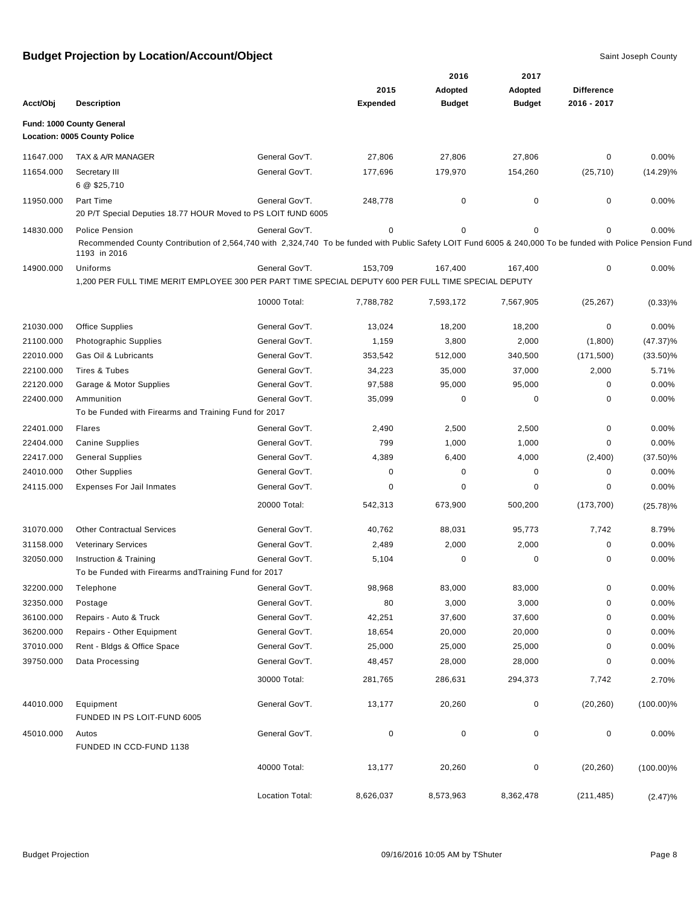# Budget Projection by Location/Account/Object

Saint Joseph County

**Fund: 1000 County General**
**Location: 0005 County Police**

| Acct/Obj | Description | | 2015 Expended | 2016 Adopted Budget | 2017 Adopted Budget | Difference 2016 - 2017 | |
|---|---|---|---|---|---|---|---|
| 11647.000 | TAX & A/R MANAGER | General Gov'T. | 27,806 | 27,806 | 27,806 | 0 | 0.00% |
| 11654.000 | Secretary III<br>6 @ $25,710 | General Gov'T. | 177,696 | 179,970 | 154,260 | (25,710) | (14.29)% |
| 11950.000 | Part Time<br>20 P/T Special Deputies 18.77 HOUR Moved to PS LOIT fUND 6005 | General Gov'T. | 248,778 | 0 | 0 | 0 | 0.00% |
| 14830.000 | Police Pension<br>Recommended County Contribution of 2,564,740 with 2,324,740 To be funded with Public Safety LOIT Fund 6005 & 240,000 To be funded with Police Pension Fund 1193 in 2016 | General Gov'T. | 0 | 0 | 0 | 0 | 0.00% |
| 14900.000 | Uniforms<br>1,200 PER FULL TIME MERIT EMPLOYEE 300 PER PART TIME SPECIAL DEPUTY 600 PER FULL TIME SPECIAL DEPUTY | General Gov'T. | 153,709 | 167,400 | 167,400 | 0 | 0.00% |
| | | 10000 Total: | 7,788,782 | 7,593,172 | 7,567,905 | (25,267) | (0.33)% |
| 21030.000 | Office Supplies | General Gov'T. | 13,024 | 18,200 | 18,200 | 0 | 0.00% |
| 21100.000 | Photographic Supplies | General Gov'T. | 1,159 | 3,800 | 2,000 | (1,800) | (47.37)% |
| 22010.000 | Gas Oil & Lubricants | General Gov'T. | 353,542 | 512,000 | 340,500 | (171,500) | (33.50)% |
| 22100.000 | Tires & Tubes | General Gov'T. | 34,223 | 35,000 | 37,000 | 2,000 | 5.71% |
| 22120.000 | Garage & Motor Supplies | General Gov'T. | 97,588 | 95,000 | 95,000 | 0 | 0.00% |
| 22400.000 | Ammunition<br>To be Funded with Firearms and Training Fund for 2017 | General Gov'T. | 35,099 | 0 | 0 | 0 | 0.00% |
| 22401.000 | Flares | General Gov'T. | 2,490 | 2,500 | 2,500 | 0 | 0.00% |
| 22404.000 | Canine Supplies | General Gov'T. | 799 | 1,000 | 1,000 | 0 | 0.00% |
| 22417.000 | General Supplies | General Gov'T. | 4,389 | 6,400 | 4,000 | (2,400) | (37.50)% |
| 24010.000 | Other Supplies | General Gov'T. | 0 | 0 | 0 | 0 | 0.00% |
| 24115.000 | Expenses For Jail Inmates | General Gov'T. | 0 | 0 | 0 | 0 | 0.00% |
| | | 20000 Total: | 542,313 | 673,900 | 500,200 | (173,700) | (25.78)% |
| 31070.000 | Other Contractual Services | General Gov'T. | 40,762 | 88,031 | 95,773 | 7,742 | 8.79% |
| 31158.000 | Veterinary Services | General Gov'T. | 2,489 | 2,000 | 2,000 | 0 | 0.00% |
| 32050.000 | Instruction & Training<br>To be Funded with Firearms andTraining Fund for 2017 | General Gov'T. | 5,104 | 0 | 0 | 0 | 0.00% |
| 32200.000 | Telephone | General Gov'T. | 98,968 | 83,000 | 83,000 | 0 | 0.00% |
| 32350.000 | Postage | General Gov'T. | 80 | 3,000 | 3,000 | 0 | 0.00% |
| 36100.000 | Repairs - Auto & Truck | General Gov'T. | 42,251 | 37,600 | 37,600 | 0 | 0.00% |
| 36200.000 | Repairs - Other Equipment | General Gov'T. | 18,654 | 20,000 | 20,000 | 0 | 0.00% |
| 37010.000 | Rent - Bldgs & Office Space | General Gov'T. | 25,000 | 25,000 | 25,000 | 0 | 0.00% |
| 39750.000 | Data Processing | General Gov'T. | 48,457 | 28,000 | 28,000 | 0 | 0.00% |
| | | 30000 Total: | 281,765 | 286,631 | 294,373 | 7,742 | 2.70% |
| 44010.000 | Equipment<br>FUNDED IN PS LOIT-FUND 6005 | General Gov'T. | 13,177 | 20,260 | 0 | (20,260) | (100.00)% |
| 45010.000 | Autos<br>FUNDED IN CCD-FUND 1138 | General Gov'T. | 0 | 0 | 0 | 0 | 0.00% |
| | | 40000 Total: | 13,177 | 20,260 | 0 | (20,260) | (100.00)% |
| | | Location Total: | 8,626,037 | 8,573,963 | 8,362,478 | (211,485) | (2.47)% |

Budget Projection 09/16/2016 10:05 AM by TShuter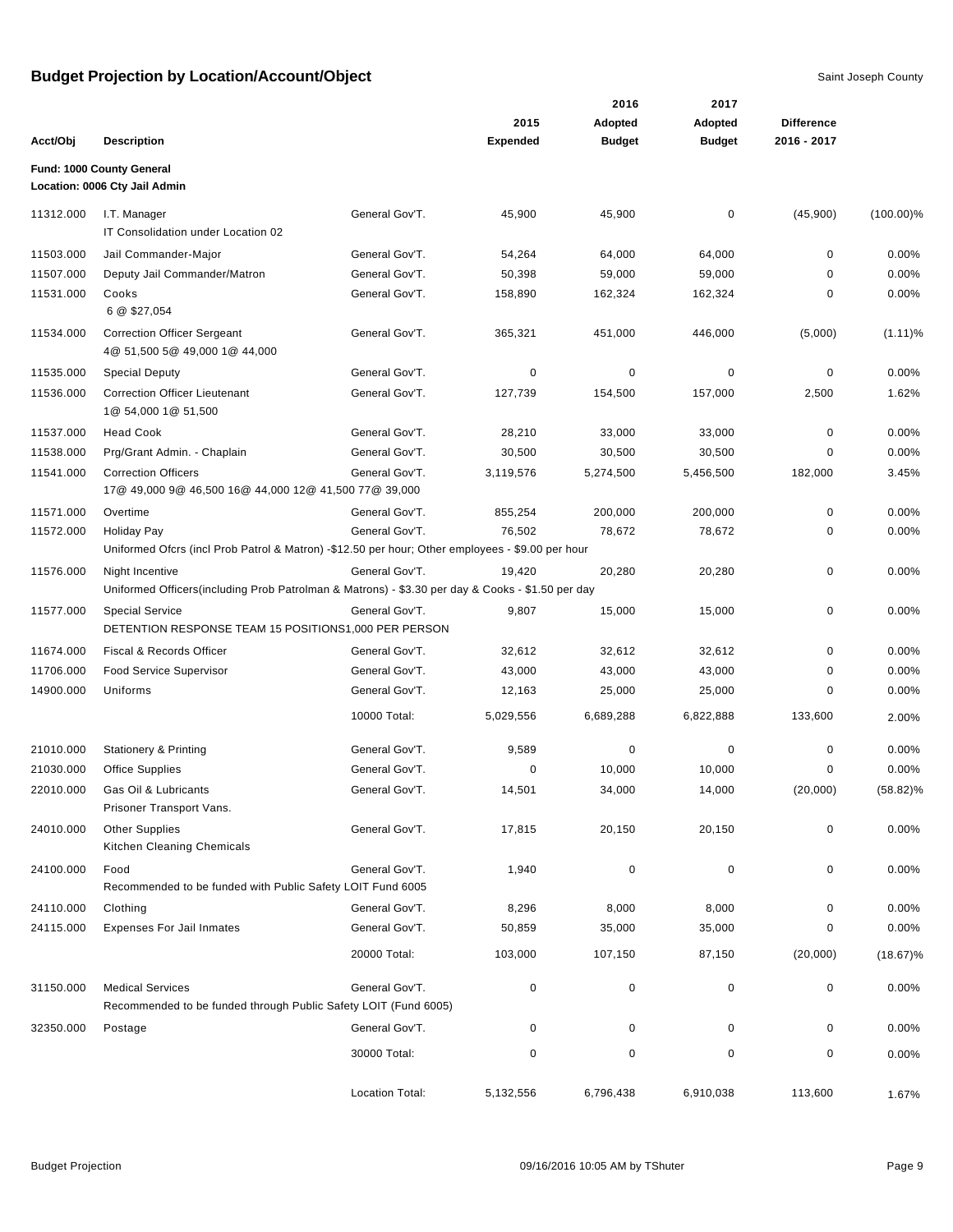## Budget Projection by Location/Account/Object

Saint Joseph County

| Acct/Obj | Description | | 2015 Expended | 2016 Adopted Budget | 2017 Adopted Budget | Difference 2016 - 2017 | |
|---|---|---|---|---|---|---|---|
| **Fund: 1000 County General** | | | | | | | |
| **Location: 0006 Cty Jail Admin** | | | | | | | |
| 11312.000 | I.T. Manager<br>IT Consolidation under Location 02 | General Gov'T. | 45,900 | 45,900 | 0 | (45,900) | (100.00)% |
| 11503.000 | Jail Commander-Major | General Gov'T. | 54,264 | 64,000 | 64,000 | 0 | 0.00% |
| 11507.000 | Deputy Jail Commander/Matron | General Gov'T. | 50,398 | 59,000 | 59,000 | 0 | 0.00% |
| 11531.000 | Cooks<br>6 @ $27,054 | General Gov'T. | 158,890 | 162,324 | 162,324 | 0 | 0.00% |
| 11534.000 | Correction Officer Sergeant<br>4@ 51,500 5@ 49,000 1@ 44,000 | General Gov'T. | 365,321 | 451,000 | 446,000 | (5,000) | (1.11)% |
| 11535.000 | Special Deputy | General Gov'T. | 0 | 0 | 0 | 0 | 0.00% |
| 11536.000 | Correction Officer Lieutenant<br>1@ 54,000 1@ 51,500 | General Gov'T. | 127,739 | 154,500 | 157,000 | 2,500 | 1.62% |
| 11537.000 | Head Cook | General Gov'T. | 28,210 | 33,000 | 33,000 | 0 | 0.00% |
| 11538.000 | Prg/Grant Admin. - Chaplain | General Gov'T. | 30,500 | 30,500 | 30,500 | 0 | 0.00% |
| 11541.000 | Correction Officers<br>17@ 49,000 9@ 46,500 16@ 44,000 12@ 41,500 77@ 39,000 | General Gov'T. | 3,119,576 | 5,274,500 | 5,456,500 | 182,000 | 3.45% |
| 11571.000 | Overtime | General Gov'T. | 855,254 | 200,000 | 200,000 | 0 | 0.00% |
| 11572.000 | Holiday Pay<br>Uniformed Ofcrs (incl Prob Patrol & Matron) -$12.50 per hour; Other employees - $9.00 per hour | General Gov'T. | 76,502 | 78,672 | 78,672 | 0 | 0.00% |
| 11576.000 | Night Incentive<br>Uniformed Officers(including Prob Patrolman & Matrons) - $3.30 per day & Cooks - $1.50 per day | General Gov'T. | 19,420 | 20,280 | 20,280 | 0 | 0.00% |
| 11577.000 | Special Service<br>DETENTION RESPONSE TEAM 15 POSITIONS1,000 PER PERSON | General Gov'T. | 9,807 | 15,000 | 15,000 | 0 | 0.00% |
| 11674.000 | Fiscal & Records Officer | General Gov'T. | 32,612 | 32,612 | 32,612 | 0 | 0.00% |
| 11706.000 | Food Service Supervisor | General Gov'T. | 43,000 | 43,000 | 43,000 | 0 | 0.00% |
| 14900.000 | Uniforms | General Gov'T. | 12,163 | 25,000 | 25,000 | 0 | 0.00% |
| | | 10000 Total: | 5,029,556 | 6,689,288 | 6,822,888 | 133,600 | 2.00% |
| 21010.000 | Stationery & Printing | General Gov'T. | 9,589 | 0 | 0 | 0 | 0.00% |
| 21030.000 | Office Supplies | General Gov'T. | 0 | 10,000 | 10,000 | 0 | 0.00% |
| 22010.000 | Gas Oil & Lubricants<br>Prisoner Transport Vans. | General Gov'T. | 14,501 | 34,000 | 14,000 | (20,000) | (58.82)% |
| 24010.000 | Other Supplies<br>Kitchen Cleaning Chemicals | General Gov'T. | 17,815 | 20,150 | 20,150 | 0 | 0.00% |
| 24100.000 | Food<br>Recommended to be funded with Public Safety LOIT Fund 6005 | General Gov'T. | 1,940 | 0 | 0 | 0 | 0.00% |
| 24110.000 | Clothing | General Gov'T. | 8,296 | 8,000 | 8,000 | 0 | 0.00% |
| 24115.000 | Expenses For Jail Inmates | General Gov'T. | 50,859 | 35,000 | 35,000 | 0 | 0.00% |
| | | 20000 Total: | 103,000 | 107,150 | 87,150 | (20,000) | (18.67)% |
| 31150.000 | Medical Services<br>Recommended to be funded through Public Safety LOIT (Fund 6005) | General Gov'T. | 0 | 0 | 0 | 0 | 0.00% |
| 32350.000 | Postage | General Gov'T. | 0 | 0 | 0 | 0 | 0.00% |
| | | 30000 Total: | 0 | 0 | 0 | 0 | 0.00% |
| | | Location Total: | 5,132,556 | 6,796,438 | 6,910,038 | 113,600 | 1.67% |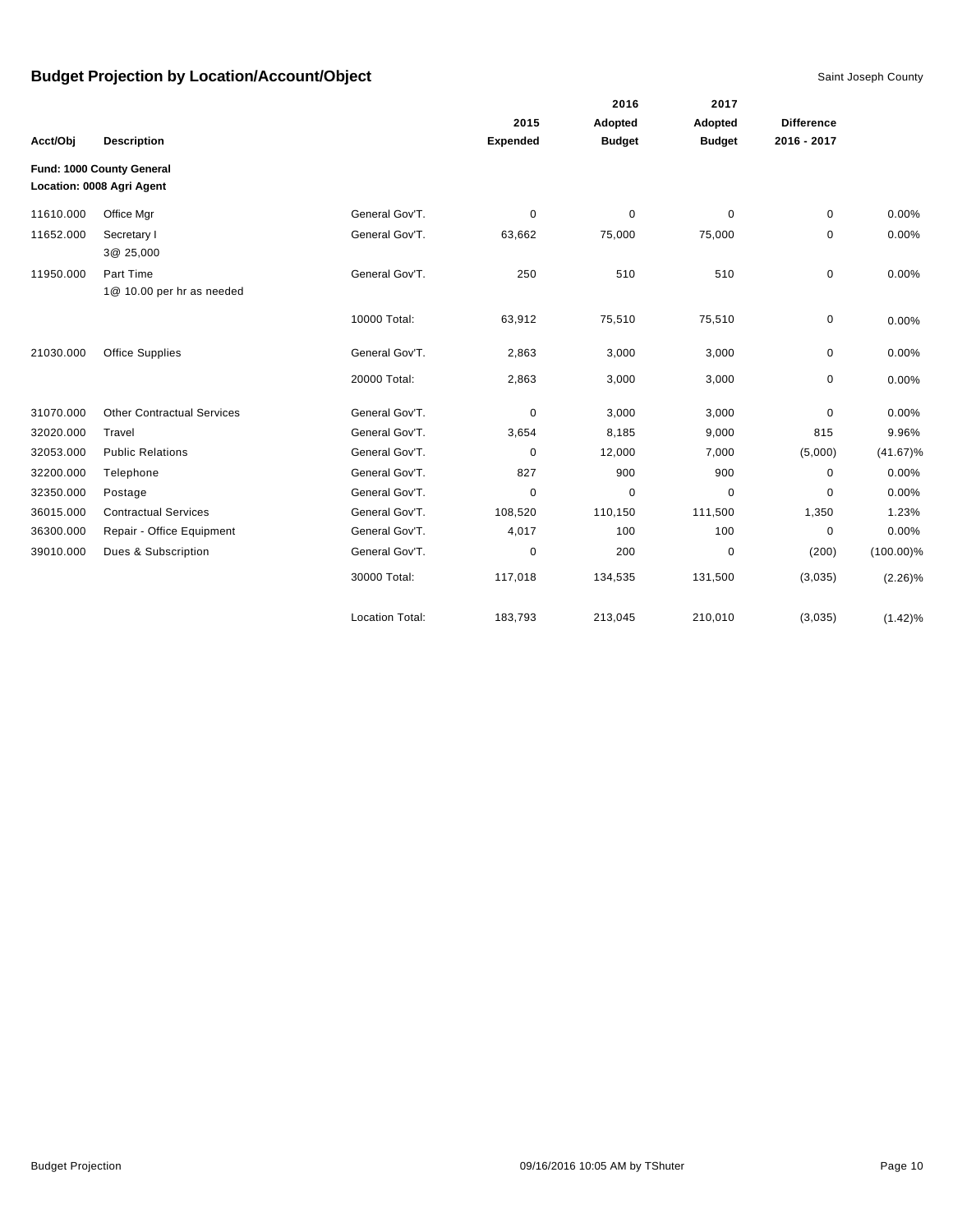# Budget Project by Location/Account/Object

Saint Joseph County

| Acct/Obj | Description | | 2015 Expended | 2016 Adopted Budget | 2017 Adopted Budget | Difference 2016 - 2017 | |
|---|---|---|---|---|---|---|---|
| **Fund: 1000 County General** | | | | | | | |
| **Location: 0008 Agri Agent** | | | | | | | |
| 11610.000 | Office Mgr | General Gov'T. | 0 | 0 | 0 | 0 | 0.00% |
| 11652.000 | Secretary I<br>3@ 25,000 | General Gov'T. | 63,662 | 75,000 | 75,000 | 0 | 0.00% |
| 11950.000 | Part Time<br>1@ 10.00 per hr as needed | General Gov'T. | 250 | 510 | 510 | 0 | 0.00% |
| | | 10000 Total: | 63,912 | 75,510 | 75,510 | 0 | 0.00% |
| 21030.000 | Office Supplies | General Gov'T. | 2,863 | 3,000 | 3,000 | 0 | 0.00% |
| | | 20000 Total: | 2,863 | 3,000 | 3,000 | 0 | 0.00% |
| 31070.000 | Other Contractual Services | General Gov'T. | 0 | 3,000 | 3,000 | 0 | 0.00% |
| 32020.000 | Travel | General Gov'T. | 3,654 | 8,185 | 9,000 | 815 | 9.96% |
| 32053.000 | Public Relations | General Gov'T. | 0 | 12,000 | 7,000 | (5,000) | (41.67)% |
| 32200.000 | Telephone | General Gov'T. | 827 | 900 | 900 | 0 | 0.00% |
| 32350.000 | Postage | General Gov'T. | 0 | 0 | 0 | 0 | 0.00% |
| 36015.000 | Contractual Services | General Gov'T. | 108,520 | 110,150 | 111,500 | 1,350 | 1.23% |
| 36300.000 | Repair - Office Equipment | General Gov'T. | 4,017 | 100 | 100 | 0 | 0.00% |
| 39010.000 | Dues & Subscription | General Gov'T. | 0 | 200 | 0 | (200) | (100.00)% |
| | | 30000 Total: | 117,018 | 134,535 | 131,500 | (3,035) | (2.26)% |
| | | Location Total: | 183,793 | 213,045 | 210,010 | (3,035) | (1.42)% |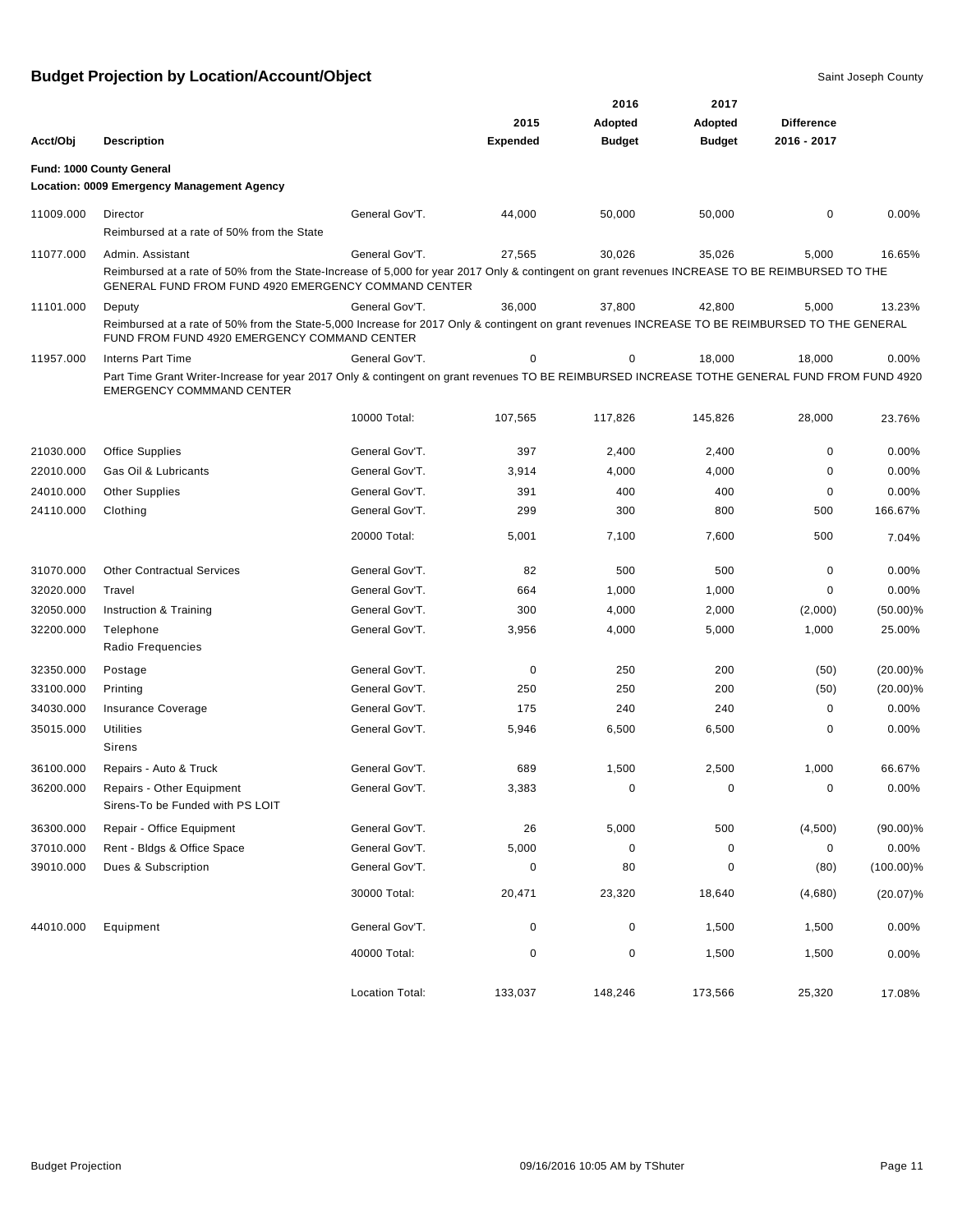## Budget Projection by Location/Account/Object

Saint Joseph County

| Acct/Obj | Description | | 2015 Expended | 2016 Adopted Budget | 2017 Adopted Budget | Difference 2016 - 2017 | |
|---|---|---|---|---|---|---|---|
| **Fund: 1000 County General** | | | | | | | |
| **Location: 0009 Emergency Management Agency** | | | | | | | |
| 11009.000 | Director<br>Reimbursed at a rate of 50% from the State | General Gov'T. | 44,000 | 50,000 | 50,000 | 0 | 0.00% |
| 11077.000 | Admin. Assistant<br>Reimbursed at a rate of 50% from the State-Increase of 5,000 for year 2017 Only & contingent on grant revenues INCREASE TO BE REIMBURSED TO THE GENERAL FUND FROM FUND 4920 EMERGENCY COMMAND CENTER | General Gov'T. | 27,565 | 30,026 | 35,026 | 5,000 | 16.65% |
| 11101.000 | Deputy<br>Reimbursed at a rate of 50% from the State-5,000 Increase for 2017 Only & contingent on grant revenues INCREASE TO BE REIMBURSED TO THE GENERAL FUND FROM FUND 4920 EMERGENCY COMMAND CENTER | General Gov'T. | 36,000 | 37,800 | 42,800 | 5,000 | 13.23% |
| 11957.000 | Interns Part Time<br>Part Time Grant Writer-Increase for year 2017 Only & contingent on grant revenues TO BE REIMBURSED INCREASE TOTHE GENERAL FUND FROM FUND 4920 EMERGENCY COMMMAND CENTER | General Gov'T. | 0 | 0 | 18,000 | 18,000 | 0.00% |
| | | 10000 Total: | 107,565 | 117,826 | 145,826 | 28,000 | 23.76% |
| 21030.000 | Office Supplies | General Gov'T. | 397 | 2,400 | 2,400 | 0 | 0.00% |
| 22010.000 | Gas Oil & Lubricants | General Gov'T. | 3,914 | 4,000 | 4,000 | 0 | 0.00% |
| 24010.000 | Other Supplies | General Gov'T. | 391 | 400 | 400 | 0 | 0.00% |
| 24110.000 | Clothing | General Gov'T. | 299 | 300 | 800 | 500 | 166.67% |
| | | 20000 Total: | 5,001 | 7,100 | 7,600 | 500 | 7.04% |
| 31070.000 | Other Contractual Services | General Gov'T. | 82 | 500 | 500 | 0 | 0.00% |
| 32020.000 | Travel | General Gov'T. | 664 | 1,000 | 1,000 | 0 | 0.00% |
| 32050.000 | Instruction & Training | General Gov'T. | 300 | 4,000 | 2,000 | (2,000) | (50.00)% |
| 32200.000 | Telephone<br>Radio Frequencies | General Gov'T. | 3,956 | 4,000 | 5,000 | 1,000 | 25.00% |
| 32350.000 | Postage | General Gov'T. | 0 | 250 | 200 | (50) | (20.00)% |
| 33100.000 | Printing | General Gov'T. | 250 | 250 | 200 | (50) | (20.00)% |
| 34030.000 | Insurance Coverage | General Gov'T. | 175 | 240 | 240 | 0 | 0.00% |
| 35015.000 | Utilities<br>Sirens | General Gov'T. | 5,946 | 6,500 | 6,500 | 0 | 0.00% |
| 36100.000 | Repairs - Auto & Truck | General Gov'T. | 689 | 1,500 | 2,500 | 1,000 | 66.67% |
| 36200.000 | Repairs - Other Equipment<br>Sirens-To be Funded with PS LOIT | General Gov'T. | 3,383 | 0 | 0 | 0 | 0.00% |
| 36300.000 | Repair - Office Equipment | General Gov'T. | 26 | 5,000 | 500 | (4,500) | (90.00)% |
| 37010.000 | Rent - Bldgs & Office Space | General Gov'T. | 5,000 | 0 | 0 | 0 | 0.00% |
| 39010.000 | Dues & Subscription | General Gov'T. | 0 | 80 | 0 | (80) | (100.00)% |
| | | 30000 Total: | 20,471 | 23,320 | 18,640 | (4,680) | (20.07)% |
| 44010.000 | Equipment | General Gov'T. | 0 | 0 | 1,500 | 1,500 | 0.00% |
| | | 40000 Total: | 0 | 0 | 1,500 | 1,500 | 0.00% |
| | | Location Total: | 133,037 | 148,246 | 173,566 | 25,320 | 17.08% |

Budget Projection 09/16/2016 10:05 AM by TShuter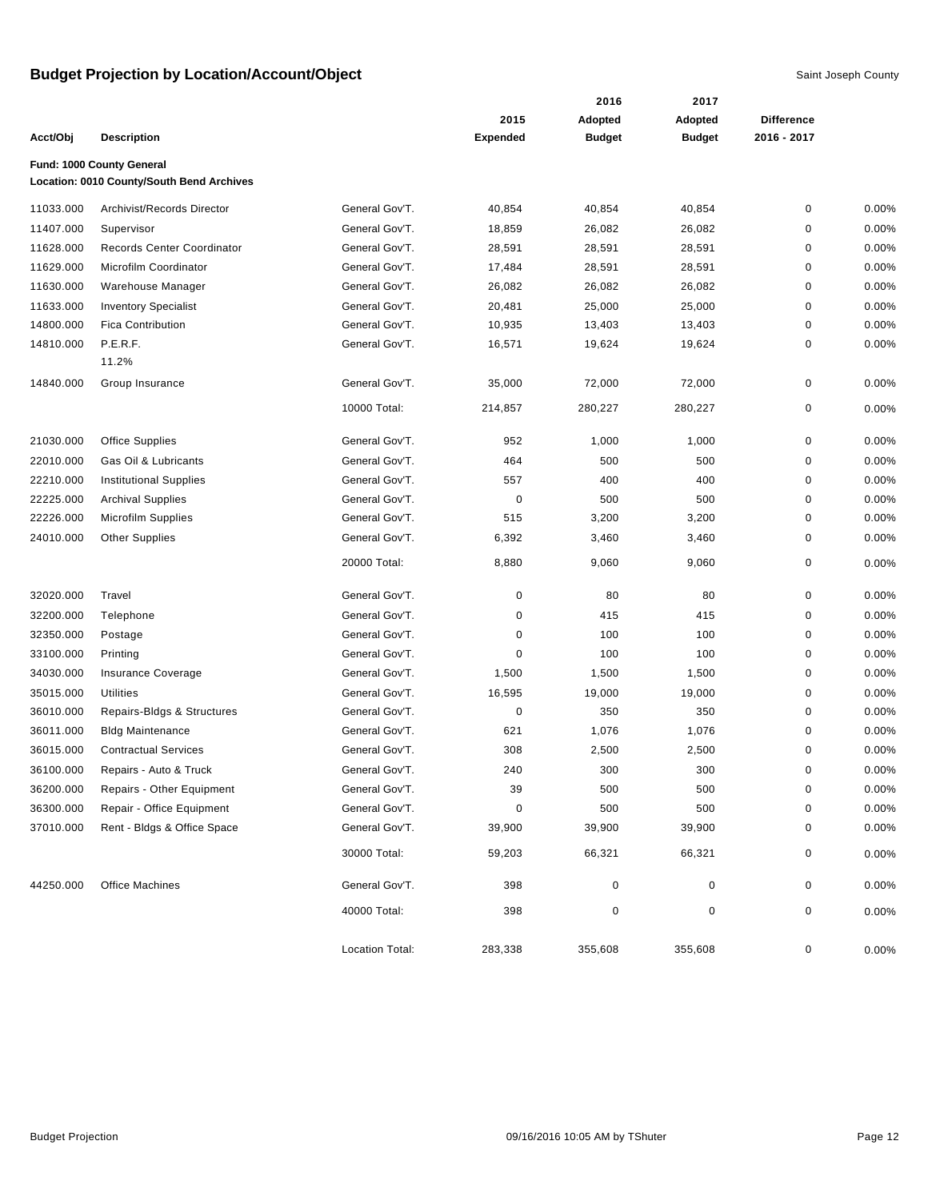## Budget Projection by Location/Account/Object

Saint Joseph County

| Acct/Obj | Description | | 2015 Expended | 2016 Adopted Budget | 2017 Adopted Budget | Difference 2016 - 2017 | |
|---|---|---|---|---|---|---|---|
| **Fund: 1000 County General** | | | | | | | |
| **Location: 0010 County/South Bend Archives** | | | | | | | |
| 11033.000 | Archivist/Records Director | General Gov'T. | 40,854 | 40,854 | 40,854 | 0 | 0.00% |
| 11407.000 | Supervisor | General Gov'T. | 18,859 | 26,082 | 26,082 | 0 | 0.00% |
| 11628.000 | Records Center Coordinator | General Gov'T. | 28,591 | 28,591 | 28,591 | 0 | 0.00% |
| 11629.000 | Microfilm Coordinator | General Gov'T. | 17,484 | 28,591 | 28,591 | 0 | 0.00% |
| 11630.000 | Warehouse Manager | General Gov'T. | 26,082 | 26,082 | 26,082 | 0 | 0.00% |
| 11633.000 | Inventory Specialist | General Gov'T. | 20,481 | 25,000 | 25,000 | 0 | 0.00% |
| 14800.000 | Fica Contribution | General Gov'T. | 10,935 | 13,403 | 13,403 | 0 | 0.00% |
| 14810.000 | P.E.R.F. 11.2% | General Gov'T. | 16,571 | 19,624 | 19,624 | 0 | 0.00% |
| 14840.000 | Group Insurance | General Gov'T. | 35,000 | 72,000 | 72,000 | 0 | 0.00% |
| | | 10000 Total: | 214,857 | 280,227 | 280,227 | 0 | 0.00% |
| 21030.000 | Office Supplies | General Gov'T. | 952 | 1,000 | 1,000 | 0 | 0.00% |
| 22010.000 | Gas Oil & Lubricants | General Gov'T. | 464 | 500 | 500 | 0 | 0.00% |
| 22210.000 | Institutional Supplies | General Gov'T. | 557 | 400 | 400 | 0 | 0.00% |
| 22225.000 | Archival Supplies | General Gov'T. | 0 | 500 | 500 | 0 | 0.00% |
| 22226.000 | Microfilm Supplies | General Gov'T. | 515 | 3,200 | 3,200 | 0 | 0.00% |
| 24010.000 | Other Supplies | General Gov'T. | 6,392 | 3,460 | 3,460 | 0 | 0.00% |
| | | 20000 Total: | 8,880 | 9,060 | 9,060 | 0 | 0.00% |
| 32020.000 | Travel | General Gov'T. | 0 | 80 | 80 | 0 | 0.00% |
| 32200.000 | Telephone | General Gov'T. | 0 | 415 | 415 | 0 | 0.00% |
| 32350.000 | Postage | General Gov'T. | 0 | 100 | 100 | 0 | 0.00% |
| 33100.000 | Printing | General Gov'T. | 0 | 100 | 100 | 0 | 0.00% |
| 34030.000 | Insurance Coverage | General Gov'T. | 1,500 | 1,500 | 1,500 | 0 | 0.00% |
| 35015.000 | Utilities | General Gov'T. | 16,595 | 19,000 | 19,000 | 0 | 0.00% |
| 36010.000 | Repairs-Bldgs & Structures | General Gov'T. | 0 | 350 | 350 | 0 | 0.00% |
| 36011.000 | Bldg Maintenance | General Gov'T. | 621 | 1,076 | 1,076 | 0 | 0.00% |
| 36015.000 | Contractual Services | General Gov'T. | 308 | 2,500 | 2,500 | 0 | 0.00% |
| 36100.000 | Repairs - Auto & Truck | General Gov'T. | 240 | 300 | 300 | 0 | 0.00% |
| 36200.000 | Repairs - Other Equipment | General Gov'T. | 39 | 500 | 500 | 0 | 0.00% |
| 36300.000 | Repair - Office Equipment | General Gov'T. | 0 | 500 | 500 | 0 | 0.00% |
| 37010.000 | Rent - Bldgs & Office Space | General Gov'T. | 39,900 | 39,900 | 39,900 | 0 | 0.00% |
| | | 30000 Total: | 59,203 | 66,321 | 66,321 | 0 | 0.00% |
| 44250.000 | Office Machines | General Gov'T. | 398 | 0 | 0 | 0 | 0.00% |
| | | 40000 Total: | 398 | 0 | 0 | 0 | 0.00% |
| | | Location Total: | 283,338 | 355,608 | 355,608 | 0 | 0.00% |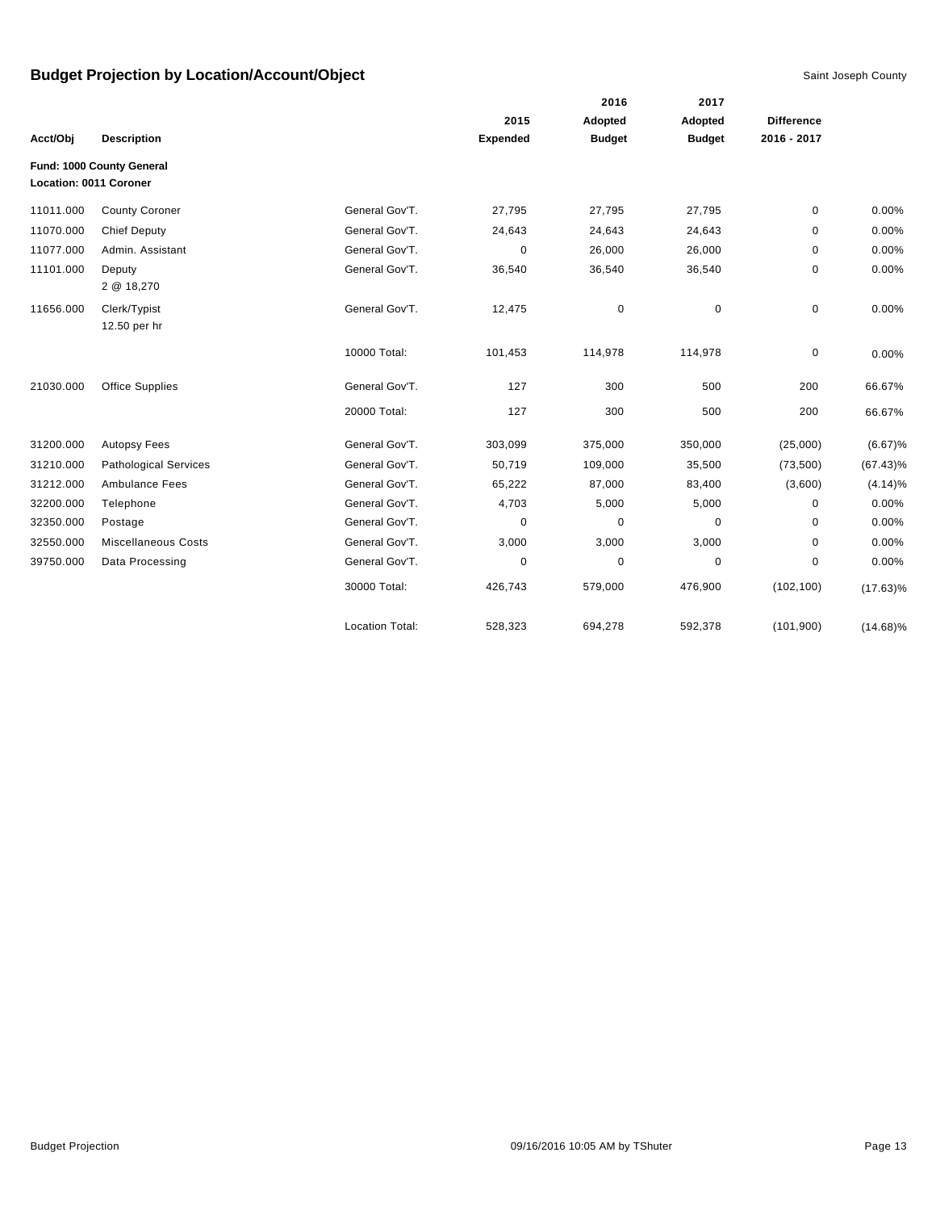# Budget Projection by Location/Account/Object

Saint Joseph County

| Acct/Obj | Description | | 2015 Expended | 2016 Adopted Budget | 2017 Adopted Budget | Difference 2016 - 2017 | |
|---|---|---|---|---|---|---|---|
| **Fund: 1000 County General** | | | | | | | |
| **Location: 0011 Coroner** | | | | | | | |
| 11011.000 | County Coroner | General Gov'T. | 27,795 | 27,795 | 27,795 | 0 | 0.00% |
| 11070.000 | Chief Deputy | General Gov'T. | 24,643 | 24,643 | 24,643 | 0 | 0.00% |
| 11077.000 | Admin. Assistant | General Gov'T. | 0 | 26,000 | 26,000 | 0 | 0.00% |
| 11101.000 | Deputy 2 @ 18,270 | General Gov'T. | 36,540 | 36,540 | 36,540 | 0 | 0.00% |
| 11656.000 | Clerk/Typist 12.50 per hr | General Gov'T. | 12,475 | 0 | 0 | 0 | 0.00% |
| | | 10000 Total: | 101,453 | 114,978 | 114,978 | 0 | 0.00% |
| 21030.000 | Office Supplies | General Gov'T. | 127 | 300 | 500 | 200 | 66.67% |
| | | 20000 Total: | 127 | 300 | 500 | 200 | 66.67% |
| 31200.000 | Autopsy Fees | General Gov'T. | 303,099 | 375,000 | 350,000 | (25,000) | (6.67)% |
| 31210.000 | Pathological Services | General Gov'T. | 50,719 | 109,000 | 35,500 | (73,500) | (67.43)% |
| 31212.000 | Ambulance Fees | General Gov'T. | 65,222 | 87,000 | 83,400 | (3,600) | (4.14)% |
| 32200.000 | Telephone | General Gov'T. | 4,703 | 5,000 | 5,000 | 0 | 0.00% |
| 32350.000 | Postage | General Gov'T. | 0 | 0 | 0 | 0 | 0.00% |
| 32550.000 | Miscellaneous Costs | General Gov'T. | 3,000 | 3,000 | 3,000 | 0 | 0.00% |
| 39750.000 | Data Processing | General Gov'T. | 0 | 0 | 0 | 0 | 0.00% |
| | | 30000 Total: | 426,743 | 579,000 | 476,900 | (102,100) | (17.63)% |
| | | Location Total: | 528,323 | 694,278 | 592,378 | (101,900) | (14.68)% |

Budget Projection 09/16/2016 10:05 AM by TShuter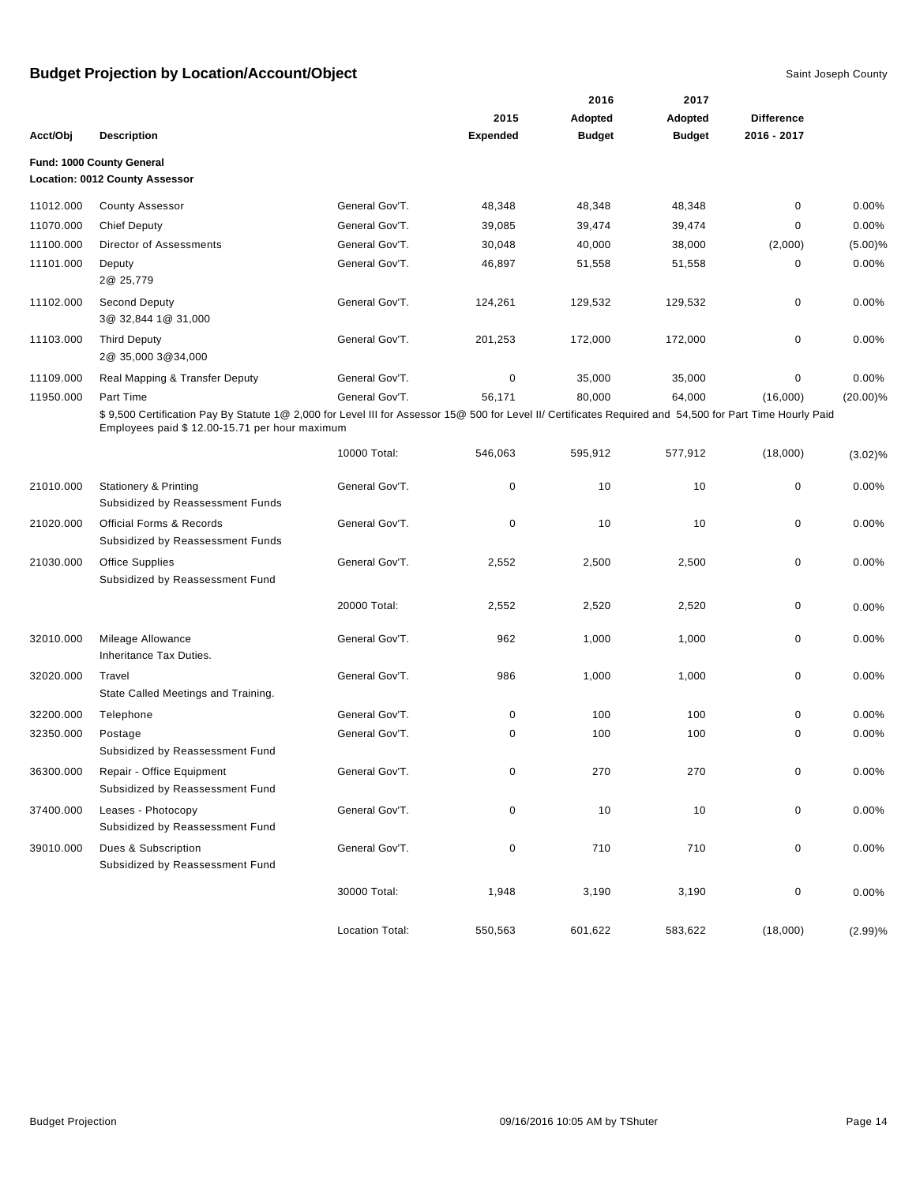# Budget Projection by Location/Account/Object

Saint Joseph County

| Acct/Obj | Description | | 2015 Expended | 2016 Adopted Budget | 2017 Adopted Budget | Difference 2016 - 2017 | |
|---|---|---|---|---|---|---|---|
| **Fund: 1000 County General** | | | | | | | |
| **Location: 0012 County Assessor** | | | | | | | |
| 11012.000 | County Assessor | General Gov'T. | 48,348 | 48,348 | 48,348 | 0 | 0.00% |
| 11070.000 | Chief Deputy | General Gov'T. | 39,085 | 39,474 | 39,474 | 0 | 0.00% |
| 11100.000 | Director of Assessments | General Gov'T. | 30,048 | 40,000 | 38,000 | (2,000) | (5.00)% |
| 11101.000 | Deputy<br>2@ 25,779 | General Gov'T. | 46,897 | 51,558 | 51,558 | 0 | 0.00% |
| 11102.000 | Second Deputy<br>3@ 32,844 1@ 31,000 | General Gov'T. | 124,261 | 129,532 | 129,532 | 0 | 0.00% |
| 11103.000 | Third Deputy<br>2@ 35,000 3@34,000 | General Gov'T. | 201,253 | 172,000 | 172,000 | 0 | 0.00% |
| 11109.000 | Real Mapping & Transfer Deputy | General Gov'T. | 0 | 35,000 | 35,000 | 0 | 0.00% |
| 11950.000 | Part Time<br>$ 9,500 Certification Pay By Statute 1@ 2,000 for Level III for Assessor 15@ 500 for Level II/ Certificates Required and 54,500 for Part Time Hourly Paid Employees paid $ 12.00-15.71 per hour maximum | General Gov'T. | 56,171 | 80,000 | 64,000 | (16,000) | (20.00)% |
| | | 10000 Total: | 546,063 | 595,912 | 577,912 | (18,000) | (3.02)% |
| 21010.000 | Stationery & Printing<br>Subsidized by Reassessment Funds | General Gov'T. | 0 | 10 | 10 | 0 | 0.00% |
| 21020.000 | Official Forms & Records<br>Subsidized by Reassessment Funds | General Gov'T. | 0 | 10 | 10 | 0 | 0.00% |
| 21030.000 | Office Supplies<br>Subsidized by Reassessment Fund | General Gov'T. | 2,552 | 2,500 | 2,500 | 0 | 0.00% |
| | | 20000 Total: | 2,552 | 2,520 | 2,520 | 0 | 0.00% |
| 32010.000 | Mileage Allowance<br>Inheritance Tax Duties. | General Gov'T. | 962 | 1,000 | 1,000 | 0 | 0.00% |
| 32020.000 | Travel<br>State Called Meetings and Training. | General Gov'T. | 986 | 1,000 | 1,000 | 0 | 0.00% |
| 32200.000 | Telephone | General Gov'T. | 0 | 100 | 100 | 0 | 0.00% |
| 32350.000 | Postage<br>Subsidized by Reassessment Fund | General Gov'T. | 0 | 100 | 100 | 0 | 0.00% |
| 36300.000 | Repair - Office Equipment<br>Subsidized by Reassessment Fund | General Gov'T. | 0 | 270 | 270 | 0 | 0.00% |
| 37400.000 | Leases - Photocopy<br>Subsidized by Reassessment Fund | General Gov'T. | 0 | 10 | 10 | 0 | 0.00% |
| 39010.000 | Dues & Subscription<br>Subsidized by Reassessment Fund | General Gov'T. | 0 | 710 | 710 | 0 | 0.00% |
| | | 30000 Total: | 1,948 | 3,190 | 3,190 | 0 | 0.00% |
| | | Location Total: | 550,563 | 601,622 | 583,622 | (18,000) | (2.99)% |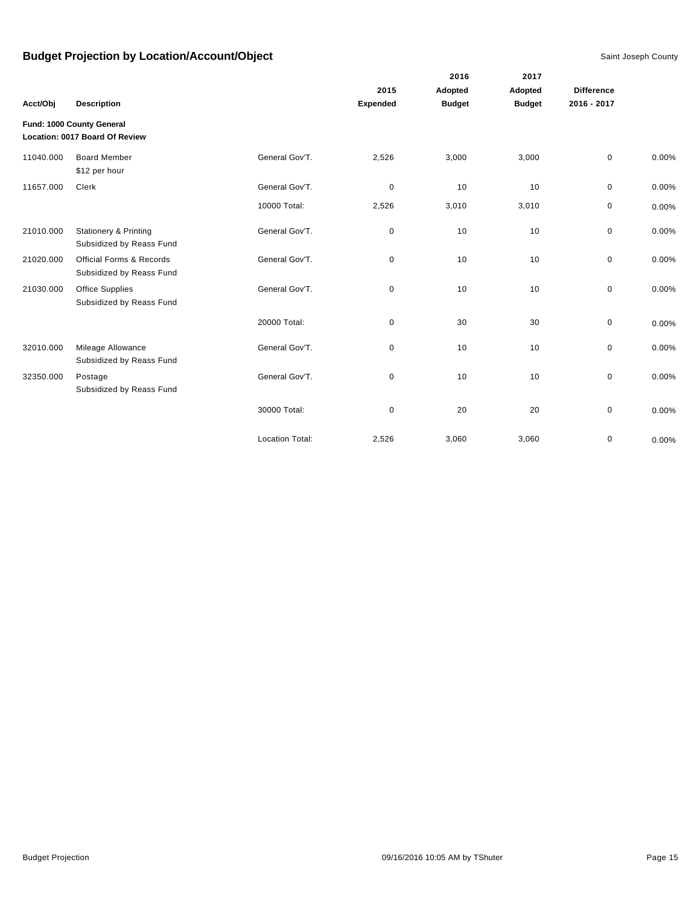# Budget Projection by Location/Account/Object

Saint Joseph County

| Acct/Obj | Description | | 2015 Expended | 2016 Adopted Budget | 2017 Adopted Budget | Difference 2016 - 2017 | |
|---|---|---|---|---|---|---|---|
| **Fund: 1000 County General** | | | | | | | |
| **Location: 0017 Board Of Review** | | | | | | | |
| 11040.000 | Board Member<br>$12 per hour | General Gov'T. | 2,526 | 3,000 | 3,000 | 0 | 0.00% |
| 11657.000 | Clerk | General Gov'T. | 0 | 10 | 10 | 0 | 0.00% |
| | | 10000 Total: | 2,526 | 3,010 | 3,010 | 0 | 0.00% |
| 21010.000 | Stationery & Printing<br>Subsidized by Reass Fund | General Gov'T. | 0 | 10 | 10 | 0 | 0.00% |
| 21020.000 | Official Forms & Records<br>Subsidized by Reass Fund | General Gov'T. | 0 | 10 | 10 | 0 | 0.00% |
| 21030.000 | Office Supplies<br>Subsidized by Reass Fund | General Gov'T. | 0 | 10 | 10 | 0 | 0.00% |
| | | 20000 Total: | 0 | 30 | 30 | 0 | 0.00% |
| 32010.000 | Mileage Allowance<br>Subsidized by Reass Fund | General Gov'T. | 0 | 10 | 10 | 0 | 0.00% |
| 32350.000 | Postage<br>Subsidized by Reass Fund | General Gov'T. | 0 | 10 | 10 | 0 | 0.00% |
| | | 30000 Total: | 0 | 20 | 20 | 0 | 0.00% |
| | | Location Total: | 2,526 | 3,060 | 3,060 | 0 | 0.00% |

Budget Projection 09/16/2016 10:05 AM by TShuter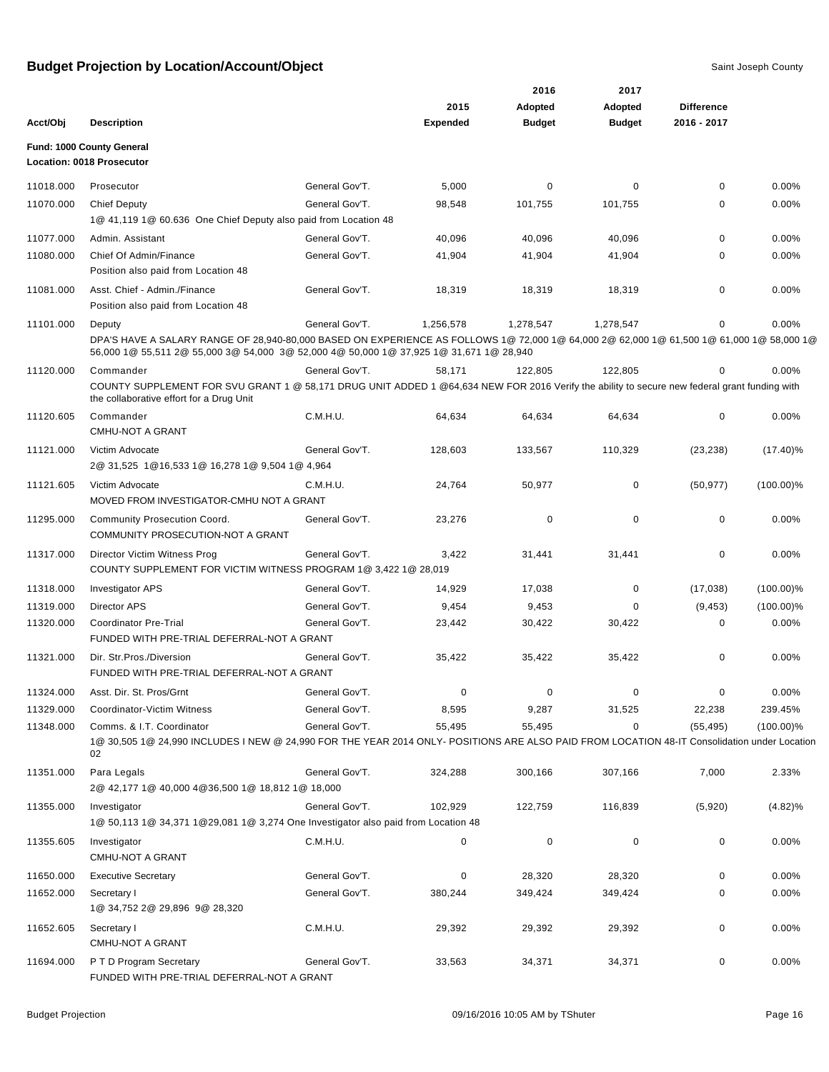# Budget Projection by Location/Account/Object

Saint Joseph County

**Fund: 1000 County General**
**Location: 0018 Prosecutor**

| Acct/Obj | Description | | 2015 Expended | 2016 Adopted Budget | 2017 Adopted Budget | Difference 2016 - 2017 | |
|---|---|---|---|---|---|---|---|
| 11018.000 | Prosecutor | General Gov'T. | 5,000 | 0 | 0 | 0 | 0.00% |
| 11070.000 | Chief Deputy<br>1@ 41,119 1@ 60.636 One Chief Deputy also paid from Location 48 | General Gov'T. | 98,548 | 101,755 | 101,755 | 0 | 0.00% |
| 11077.000 | Admin. Assistant | General Gov'T. | 40,096 | 40,096 | 40,096 | 0 | 0.00% |
| 11080.000 | Chief Of Admin/Finance<br>Position also paid from Location 48 | General Gov'T. | 41,904 | 41,904 | 41,904 | 0 | 0.00% |
| 11081.000 | Asst. Chief - Admin./Finance<br>Position also paid from Location 48 | General Gov'T. | 18,319 | 18,319 | 18,319 | 0 | 0.00% |
| 11101.000 | Deputy<br>DPA'S HAVE A SALARY RANGE OF 28,940-80,000 BASED ON EXPERIENCE AS FOLLOWS 1@ 72,000 1@ 64,000 2@ 62,000 1@ 61,500 1@ 61,000 1@ 58,000 1@ 56,000 1@ 55,511 2@ 55,000 3@ 54,000 3@ 52,000 4@ 50,000 1@ 37,925 1@ 31,671 1@ 28,940 | General Gov'T. | 1,256,578 | 1,278,547 | 1,278,547 | 0 | 0.00% |
| 11120.000 | Commander<br>COUNTY SUPPLEMENT FOR SVU GRANT 1 @ 58,171 DRUG UNIT ADDED 1 @64,634 NEW FOR 2016 Verify the ability to secure new federal grant funding with the collaborative effort for a Drug Unit | General Gov'T. | 58,171 | 122,805 | 122,805 | 0 | 0.00% |
| 11120.605 | Commander<br>CMHU-NOT A GRANT | C.M.H.U. | 64,634 | 64,634 | 64,634 | 0 | 0.00% |
| 11121.000 | Victim Advocate<br>2@ 31,525 1@16,533 1@ 16,278 1@ 9,504 1@ 4,964 | General Gov'T. | 128,603 | 133,567 | 110,329 | (23,238) | (17.40)% |
| 11121.605 | Victim Advocate<br>MOVED FROM INVESTIGATOR-CMHU NOT A GRANT | C.M.H.U. | 24,764 | 50,977 | 0 | (50,977) | (100.00)% |
| 11295.000 | Community Prosecution Coord.<br>COMMUNITY PROSECUTION-NOT A GRANT | General Gov'T. | 23,276 | 0 | 0 | 0 | 0.00% |
| 11317.000 | Director Victim Witness Prog<br>COUNTY SUPPLEMENT FOR VICTIM WITNESS PROGRAM 1@ 3,422 1@ 28,019 | General Gov'T. | 3,422 | 31,441 | 31,441 | 0 | 0.00% |
| 11318.000 | Investigator APS | General Gov'T. | 14,929 | 17,038 | 0 | (17,038) | (100.00)% |
| 11319.000 | Director APS | General Gov'T. | 9,454 | 9,453 | 0 | (9,453) | (100.00)% |
| 11320.000 | Coordinator Pre-Trial<br>FUNDED WITH PRE-TRIAL DEFERRAL-NOT A GRANT | General Gov'T. | 23,442 | 30,422 | 30,422 | 0 | 0.00% |
| 11321.000 | Dir. Str.Pros./Diversion<br>FUNDED WITH PRE-TRIAL DEFERRAL-NOT A GRANT | General Gov'T. | 35,422 | 35,422 | 35,422 | 0 | 0.00% |
| 11324.000 | Asst. Dir. St. Pros/Grnt | General Gov'T. | 0 | 0 | 0 | 0 | 0.00% |
| 11329.000 | Coordinator-Victim Witness | General Gov'T. | 8,595 | 9,287 | 31,525 | 22,238 | 239.45% |
| 11348.000 | Comms. & I.T. Coordinator<br>1@ 30,505 1@ 24,990 INCLUDES I NEW @ 24,990 FOR THE YEAR 2014 ONLY- POSITIONS ARE ALSO PAID FROM LOCATION 48-IT Consolidation under Location 02 | General Gov'T. | 55,495 | 55,495 | 0 | (55,495) | (100.00)% |
| 11351.000 | Para Legals<br>2@ 42,177 1@ 40,000 4@36,500 1@ 18,812 1@ 18,000 | General Gov'T. | 324,288 | 300,166 | 307,166 | 7,000 | 2.33% |
| 11355.000 | Investigator<br>1@ 50,113 1@ 34,371 1@29,081 1@ 3,274 One Investigator also paid from Location 48 | General Gov'T. | 102,929 | 122,759 | 116,839 | (5,920) | (4.82)% |
| 11355.605 | Investigator<br>CMHU-NOT A GRANT | C.M.H.U. | 0 | 0 | 0 | 0 | 0.00% |
| 11650.000 | Executive Secretary | General Gov'T. | 0 | 28,320 | 28,320 | 0 | 0.00% |
| 11652.000 | Secretary I<br>1@ 34,752 2@ 29,896 9@ 28,320 | General Gov'T. | 380,244 | 349,424 | 349,424 | 0 | 0.00% |
| 11652.605 | Secretary I<br>CMHU-NOT A GRANT | C.M.H.U. | 29,392 | 29,392 | 29,392 | 0 | 0.00% |
| 11694.000 | P T D Program Secretary<br>FUNDED WITH PRE-TRIAL DEFERRAL-NOT A GRANT | General Gov'T. | 33,563 | 34,371 | 34,371 | 0 | 0.00% |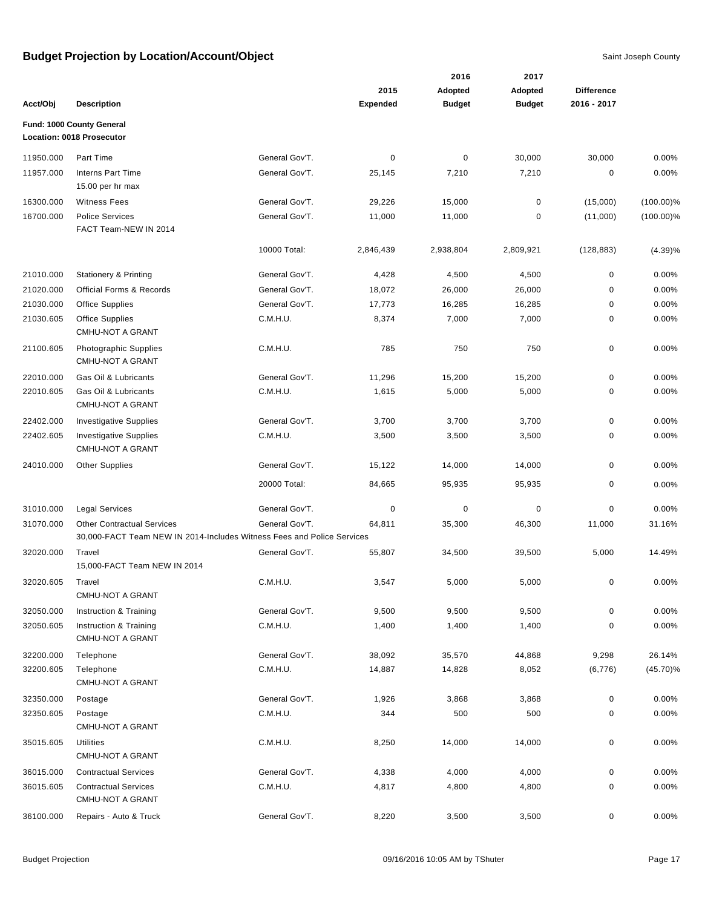# Budget Projection by Location/Account/Object

Saint Joseph County

| Acct/Obj | Description | | 2015 Expended | 2016 Adopted Budget | 2017 Adopted Budget | Difference 2016 - 2017 | |
|---|---|---|---|---|---|---|---|
| **Fund: 1000 County General** | | | | | | | |
| **Location: 0018 Prosecutor** | | | | | | | |
| 11950.000 | Part Time | General Gov'T. | 0 | 0 | 30,000 | 30,000 | 0.00% |
| 11957.000 | Interns Part Time<br>15.00 per hr max | General Gov'T. | 25,145 | 7,210 | 7,210 | 0 | 0.00% |
| 16300.000 | Witness Fees | General Gov'T. | 29,226 | 15,000 | 0 | (15,000) | (100.00)% |
| 16700.000 | Police Services<br>FACT Team-NEW IN 2014 | General Gov'T. | 11,000 | 11,000 | 0 | (11,000) | (100.00)% |
| | | 10000 Total: | 2,846,439 | 2,938,804 | 2,809,921 | (128,883) | (4.39)% |
| 21010.000 | Stationery & Printing | General Gov'T. | 4,428 | 4,500 | 4,500 | 0 | 0.00% |
| 21020.000 | Official Forms & Records | General Gov'T. | 18,072 | 26,000 | 26,000 | 0 | 0.00% |
| 21030.000 | Office Supplies | General Gov'T. | 17,773 | 16,285 | 16,285 | 0 | 0.00% |
| 21030.605 | Office Supplies<br>CMHU-NOT A GRANT | C.M.H.U. | 8,374 | 7,000 | 7,000 | 0 | 0.00% |
| 21100.605 | Photographic Supplies<br>CMHU-NOT A GRANT | C.M.H.U. | 785 | 750 | 750 | 0 | 0.00% |
| 22010.000 | Gas Oil & Lubricants | General Gov'T. | 11,296 | 15,200 | 15,200 | 0 | 0.00% |
| 22010.605 | Gas Oil & Lubricants<br>CMHU-NOT A GRANT | C.M.H.U. | 1,615 | 5,000 | 5,000 | 0 | 0.00% |
| 22402.000 | Investigative Supplies | General Gov'T. | 3,700 | 3,700 | 3,700 | 0 | 0.00% |
| 22402.605 | Investigative Supplies<br>CMHU-NOT A GRANT | C.M.H.U. | 3,500 | 3,500 | 3,500 | 0 | 0.00% |
| 24010.000 | Other Supplies | General Gov'T. | 15,122 | 14,000 | 14,000 | 0 | 0.00% |
| | | 20000 Total: | 84,665 | 95,935 | 95,935 | 0 | 0.00% |
| 31010.000 | Legal Services | General Gov'T. | 0 | 0 | 0 | 0 | 0.00% |
| 31070.000 | Other Contractual Services<br>30,000-FACT Team NEW IN 2014-Includes Witness Fees and Police Services | General Gov'T. | 64,811 | 35,300 | 46,300 | 11,000 | 31.16% |
| 32020.000 | Travel<br>15,000-FACT Team NEW IN 2014 | General Gov'T. | 55,807 | 34,500 | 39,500 | 5,000 | 14.49% |
| 32020.605 | Travel<br>CMHU-NOT A GRANT | C.M.H.U. | 3,547 | 5,000 | 5,000 | 0 | 0.00% |
| 32050.000 | Instruction & Training | General Gov'T. | 9,500 | 9,500 | 9,500 | 0 | 0.00% |
| 32050.605 | Instruction & Training<br>CMHU-NOT A GRANT | C.M.H.U. | 1,400 | 1,400 | 1,400 | 0 | 0.00% |
| 32200.000 | Telephone | General Gov'T. | 38,092 | 35,570 | 44,868 | 9,298 | 26.14% |
| 32200.605 | Telephone<br>CMHU-NOT A GRANT | C.M.H.U. | 14,887 | 14,828 | 8,052 | (6,776) | (45.70)% |
| 32350.000 | Postage | General Gov'T. | 1,926 | 3,868 | 3,868 | 0 | 0.00% |
| 32350.605 | Postage<br>CMHU-NOT A GRANT | C.M.H.U. | 344 | 500 | 500 | 0 | 0.00% |
| 35015.605 | Utilities<br>CMHU-NOT A GRANT | C.M.H.U. | 8,250 | 14,000 | 14,000 | 0 | 0.00% |
| 36015.000 | Contractual Services | General Gov'T. | 4,338 | 4,000 | 4,000 | 0 | 0.00% |
| 36015.605 | Contractual Services<br>CMHU-NOT A GRANT | C.M.H.U. | 4,817 | 4,800 | 4,800 | 0 | 0.00% |
| 36100.000 | Repairs - Auto & Truck | General Gov'T. | 8,220 | 3,500 | 3,500 | 0 | 0.00% |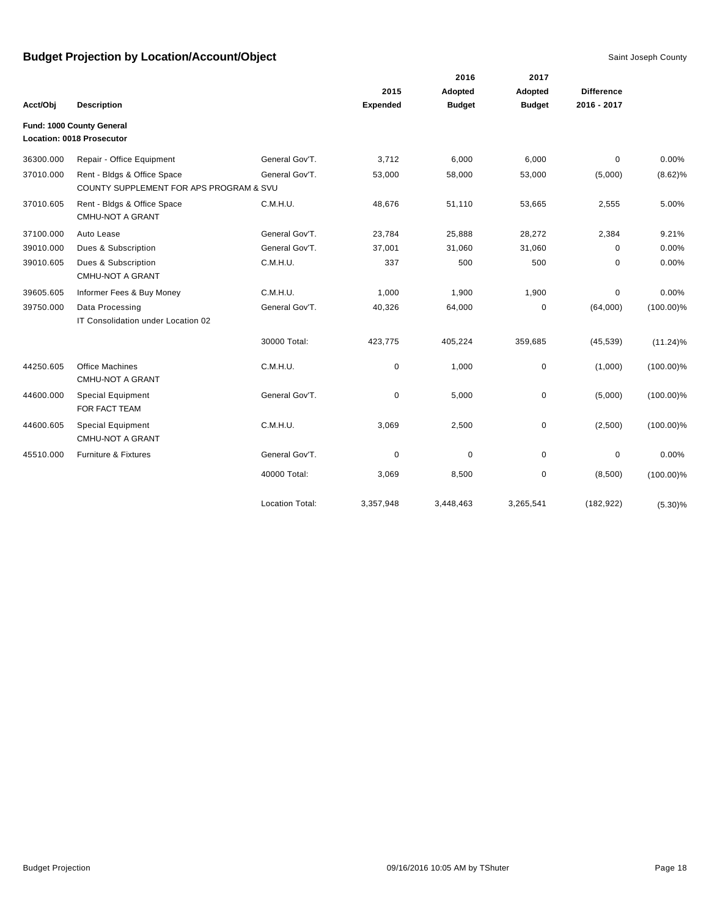# Budget Projection by Location/Account/Object

Saint Joseph County

| Acct/Obj | Description | | 2015 Expended | 2016 Adopted Budget | 2017 Adopted Budget | Difference 2016 - 2017 | |
|---|---|---|---|---|---|---|---|
| **Fund: 1000 County General** | | | | | | | |
| **Location: 0018 Prosecutor** | | | | | | | |
| 36300.000 | Repair - Office Equipment | General Gov'T. | 3,712 | 6,000 | 6,000 | 0 | 0.00% |
| 37010.000 | Rent - Bldgs & Office Space<br>COUNTY SUPPLEMENT FOR APS PROGRAM & SVU | General Gov'T. | 53,000 | 58,000 | 53,000 | (5,000) | (8.62)% |
| 37010.605 | Rent - Bldgs & Office Space<br>CMHU-NOT A GRANT | C.M.H.U. | 48,676 | 51,110 | 53,665 | 2,555 | 5.00% |
| 37100.000 | Auto Lease | General Gov'T. | 23,784 | 25,888 | 28,272 | 2,384 | 9.21% |
| 39010.000 | Dues & Subscription | General Gov'T. | 37,001 | 31,060 | 31,060 | 0 | 0.00% |
| 39010.605 | Dues & Subscription<br>CMHU-NOT A GRANT | C.M.H.U. | 337 | 500 | 500 | 0 | 0.00% |
| 39605.605 | Informer Fees & Buy Money | C.M.H.U. | 1,000 | 1,900 | 1,900 | 0 | 0.00% |
| 39750.000 | Data Processing<br>IT Consolidation under Location 02 | General Gov'T. | 40,326 | 64,000 | 0 | (64,000) | (100.00)% |
| | | 30000 Total: | 423,775 | 405,224 | 359,685 | (45,539) | (11.24)% |
| 44250.605 | Office Machines<br>CMHU-NOT A GRANT | C.M.H.U. | 0 | 1,000 | 0 | (1,000) | (100.00)% |
| 44600.000 | Special Equipment<br>FOR FACT TEAM | General Gov'T. | 0 | 5,000 | 0 | (5,000) | (100.00)% |
| 44600.605 | Special Equipment<br>CMHU-NOT A GRANT | C.M.H.U. | 3,069 | 2,500 | 0 | (2,500) | (100.00)% |
| 45510.000 | Furniture & Fixtures | General Gov'T. | 0 | 0 | 0 | 0 | 0.00% |
| | | 40000 Total: | 3,069 | 8,500 | 0 | (8,500) | (100.00)% |
| | | Location Total: | 3,357,948 | 3,448,463 | 3,265,541 | (182,922) | (5.30)% |

Budget Projection | 09/16/2016 10:05 AM by TShuter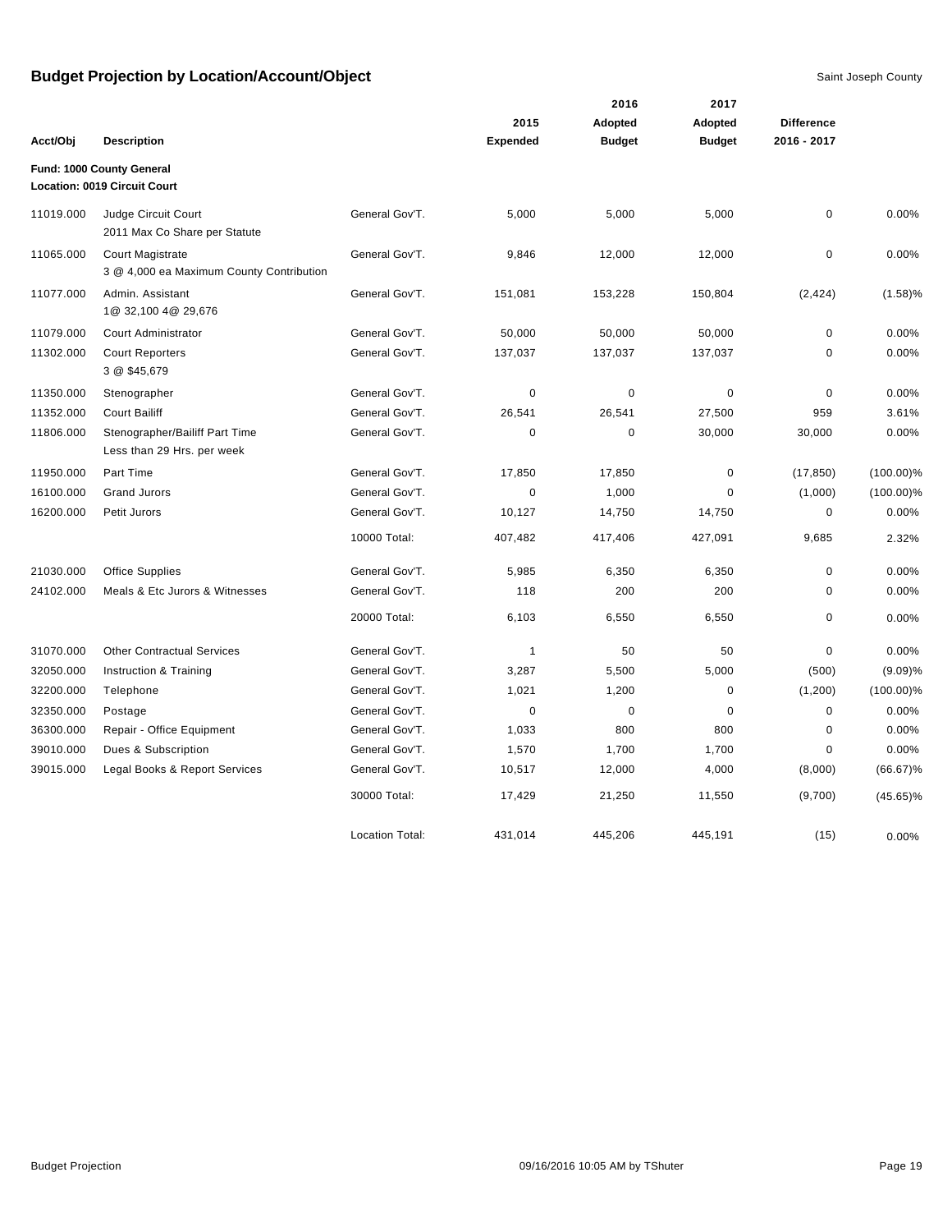## Budget Projection by Location/Account/Object

Saint Joseph County

| Acct/Obj | Description | | 2015 Expended | 2016 Adopted Budget | 2017 Adopted Budget | Difference 2016 - 2017 | |
|---|---|---|---|---|---|---|---|
| **Fund: 1000 County General** | | | | | | | |
| **Location: 0019 Circuit Court** | | | | | | | |
| 11019.000 | Judge Circuit Court<br>2011 Max Co Share per Statute | General Gov'T. | 5,000 | 5,000 | 5,000 | 0 | 0.00% |
| 11065.000 | Court Magistrate<br>3 @ 4,000 ea Maximum County Contribution | General Gov'T. | 9,846 | 12,000 | 12,000 | 0 | 0.00% |
| 11077.000 | Admin. Assistant<br>1@ 32,100 4@ 29,676 | General Gov'T. | 151,081 | 153,228 | 150,804 | (2,424) | (1.58)% |
| 11079.000 | Court Administrator | General Gov'T. | 50,000 | 50,000 | 50,000 | 0 | 0.00% |
| 11302.000 | Court Reporters<br>3 @ $45,679 | General Gov'T. | 137,037 | 137,037 | 137,037 | 0 | 0.00% |
| 11350.000 | Stenographer | General Gov'T. | 0 | 0 | 0 | 0 | 0.00% |
| 11352.000 | Court Bailiff | General Gov'T. | 26,541 | 26,541 | 27,500 | 959 | 3.61% |
| 11806.000 | Stenographer/Bailiff Part Time<br>Less than 29 Hrs. per week | General Gov'T. | 0 | 0 | 30,000 | 30,000 | 0.00% |
| 11950.000 | Part Time | General Gov'T. | 17,850 | 17,850 | 0 | (17,850) | (100.00)% |
| 16100.000 | Grand Jurors | General Gov'T. | 0 | 1,000 | 0 | (1,000) | (100.00)% |
| 16200.000 | Petit Jurors | General Gov'T. | 10,127 | 14,750 | 14,750 | 0 | 0.00% |
| | | 10000 Total: | 407,482 | 417,406 | 427,091 | 9,685 | 2.32% |
| 21030.000 | Office Supplies | General Gov'T. | 5,985 | 6,350 | 6,350 | 0 | 0.00% |
| 24102.000 | Meals & Etc Jurors & Witnesses | General Gov'T. | 118 | 200 | 200 | 0 | 0.00% |
| | | 20000 Total: | 6,103 | 6,550 | 6,550 | 0 | 0.00% |
| 31070.000 | Other Contractual Services | General Gov'T. | 1 | 50 | 50 | 0 | 0.00% |
| 32050.000 | Instruction & Training | General Gov'T. | 3,287 | 5,500 | 5,000 | (500) | (9.09)% |
| 32200.000 | Telephone | General Gov'T. | 1,021 | 1,200 | 0 | (1,200) | (100.00)% |
| 32350.000 | Postage | General Gov'T. | 0 | 0 | 0 | 0 | 0.00% |
| 36300.000 | Repair - Office Equipment | General Gov'T. | 1,033 | 800 | 800 | 0 | 0.00% |
| 39010.000 | Dues & Subscription | General Gov'T. | 1,570 | 1,700 | 1,700 | 0 | 0.00% |
| 39015.000 | Legal Books & Report Services | General Gov'T. | 10,517 | 12,000 | 4,000 | (8,000) | (66.67)% |
| | | 30000 Total: | 17,429 | 21,250 | 11,550 | (9,700) | (45.65)% |
| | | Location Total: | 431,014 | 445,206 | 445,191 | (15) | 0.00% |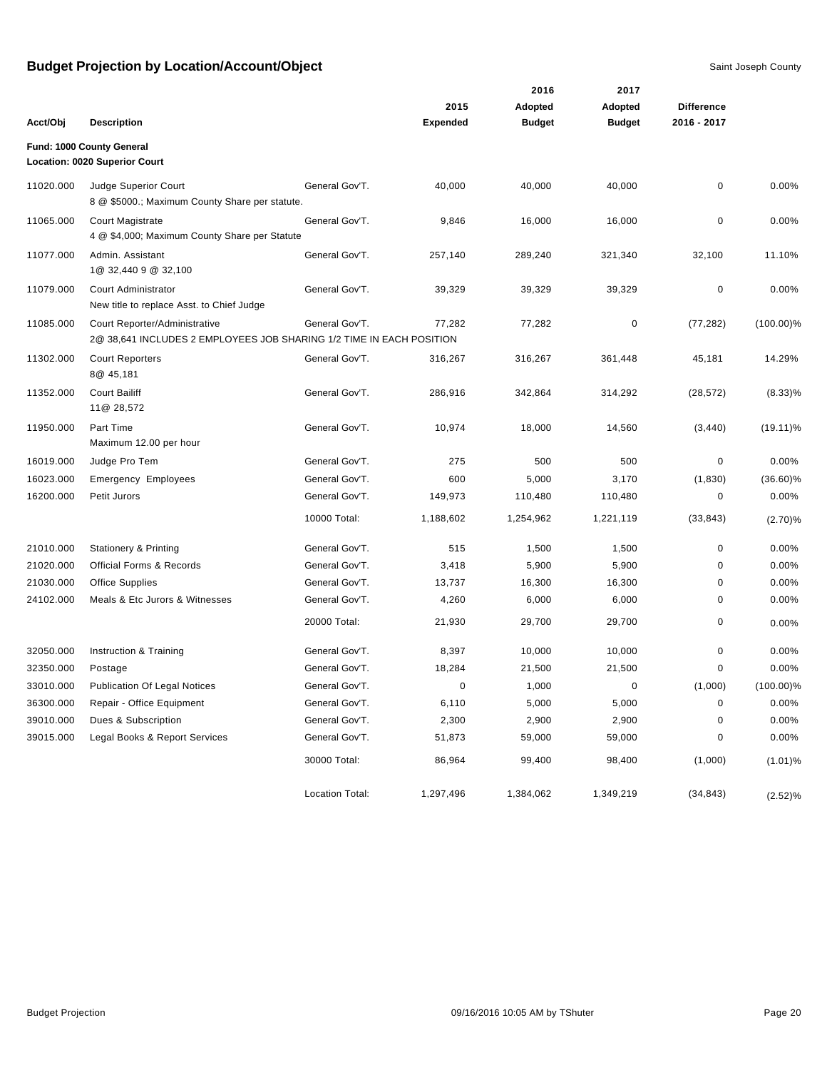# Budget Projection by Location/Account/Object

Saint Joseph County

| Acct/Obj | Description | | 2015 Expended | 2016 Adopted Budget | 2017 Adopted Budget | Difference 2016 - 2017 | |
|---|---|---|---|---|---|---|---|
| **Fund: 1000 County General** | | | | | | | |
| **Location: 0020 Superior Court** | | | | | | | |
| 11020.000 | Judge Superior Court<br>8 @ $5000.; Maximum County Share per statute. | General Gov'T. | 40,000 | 40,000 | 40,000 | 0 | 0.00% |
| 11065.000 | Court Magistrate<br>4 @ $4,000; Maximum County Share per Statute | General Gov'T. | 9,846 | 16,000 | 16,000 | 0 | 0.00% |
| 11077.000 | Admin. Assistant<br>1@ 32,440 9 @ 32,100 | General Gov'T. | 257,140 | 289,240 | 321,340 | 32,100 | 11.10% |
| 11079.000 | Court Administrator<br>New title to replace Asst. to Chief Judge | General Gov'T. | 39,329 | 39,329 | 39,329 | 0 | 0.00% |
| 11085.000 | Court Reporter/Administrative<br>2@ 38,641 INCLUDES 2 EMPLOYEES JOB SHARING 1/2 TIME IN EACH POSITION | General Gov'T. | 77,282 | 77,282 | 0 | (77,282) | (100.00)% |
| 11302.000 | Court Reporters<br>8@ 45,181 | General Gov'T. | 316,267 | 316,267 | 361,448 | 45,181 | 14.29% |
| 11352.000 | Court Bailiff<br>11@ 28,572 | General Gov'T. | 286,916 | 342,864 | 314,292 | (28,572) | (8.33)% |
| 11950.000 | Part Time<br>Maximum 12.00 per hour | General Gov'T. | 10,974 | 18,000 | 14,560 | (3,440) | (19.11)% |
| 16019.000 | Judge Pro Tem | General Gov'T. | 275 | 500 | 500 | 0 | 0.00% |
| 16023.000 | Emergency Employees | General Gov'T. | 600 | 5,000 | 3,170 | (1,830) | (36.60)% |
| 16200.000 | Petit Jurors | General Gov'T. | 149,973 | 110,480 | 110,480 | 0 | 0.00% |
| | | 10000 Total: | 1,188,602 | 1,254,962 | 1,221,119 | (33,843) | (2.70)% |
| 21010.000 | Stationery & Printing | General Gov'T. | 515 | 1,500 | 1,500 | 0 | 0.00% |
| 21020.000 | Official Forms & Records | General Gov'T. | 3,418 | 5,900 | 5,900 | 0 | 0.00% |
| 21030.000 | Office Supplies | General Gov'T. | 13,737 | 16,300 | 16,300 | 0 | 0.00% |
| 24102.000 | Meals & Etc Jurors & Witnesses | General Gov'T. | 4,260 | 6,000 | 6,000 | 0 | 0.00% |
| | | 20000 Total: | 21,930 | 29,700 | 29,700 | 0 | 0.00% |
| 32050.000 | Instruction & Training | General Gov'T. | 8,397 | 10,000 | 10,000 | 0 | 0.00% |
| 32350.000 | Postage | General Gov'T. | 18,284 | 21,500 | 21,500 | 0 | 0.00% |
| 33010.000 | Publication Of Legal Notices | General Gov'T. | 0 | 1,000 | 0 | (1,000) | (100.00)% |
| 36300.000 | Repair - Office Equipment | General Gov'T. | 6,110 | 5,000 | 5,000 | 0 | 0.00% |
| 39010.000 | Dues & Subscription | General Gov'T. | 2,300 | 2,900 | 2,900 | 0 | 0.00% |
| 39015.000 | Legal Books & Report Services | General Gov'T. | 51,873 | 59,000 | 59,000 | 0 | 0.00% |
| | | 30000 Total: | 86,964 | 99,400 | 98,400 | (1,000) | (1.01)% |
| | | Location Total: | 1,297,496 | 1,384,062 | 1,349,219 | (34,843) | (2.52)% |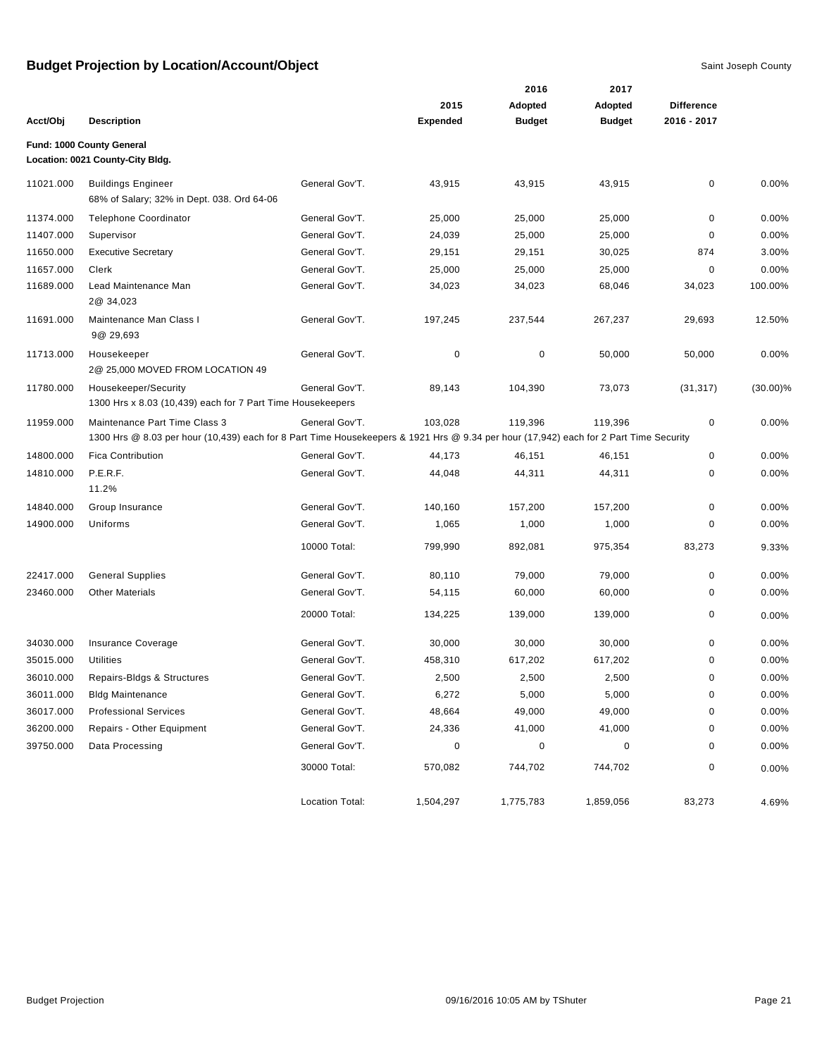# Budget Projection by Location/Account/Object

Saint Joseph County

| Acct/Obj | Description | | 2015 Expended | 2016 Adopted Budget | 2017 Adopted Budget | Difference 2016 - 2017 | |
|---|---|---|---|---|---|---|---|
| **Fund: 1000 County General** | | | | | | | |
| **Location: 0021 County-City Bldg.** | | | | | | | |
| 11021.000 | Buildings Engineer<br>68% of Salary; 32% in Dept. 038. Ord 64-06 | General Gov'T. | 43,915 | 43,915 | 43,915 | 0 | 0.00% |
| 11374.000 | Telephone Coordinator | General Gov'T. | 25,000 | 25,000 | 25,000 | 0 | 0.00% |
| 11407.000 | Supervisor | General Gov'T. | 24,039 | 25,000 | 25,000 | 0 | 0.00% |
| 11650.000 | Executive Secretary | General Gov'T. | 29,151 | 29,151 | 30,025 | 874 | 3.00% |
| 11657.000 | Clerk | General Gov'T. | 25,000 | 25,000 | 25,000 | 0 | 0.00% |
| 11689.000 | Lead Maintenance Man<br>2@ 34,023 | General Gov'T. | 34,023 | 34,023 | 68,046 | 34,023 | 100.00% |
| 11691.000 | Maintenance Man Class I<br>9@ 29,693 | General Gov'T. | 197,245 | 237,544 | 267,237 | 29,693 | 12.50% |
| 11713.000 | Housekeeper<br>2@ 25,000 MOVED FROM LOCATION 49 | General Gov'T. | 0 | 0 | 50,000 | 50,000 | 0.00% |
| 11780.000 | Housekeeper/Security<br>1300 Hrs x 8.03 (10,439) each for 7 Part Time Housekeepers | General Gov'T. | 89,143 | 104,390 | 73,073 | (31,317) | (30.00)% |
| 11959.000 | Maintenance Part Time Class 3<br>1300 Hrs @ 8.03 per hour (10,439) each for 8 Part Time Housekeepers & 1921 Hrs @ 9.34 per hour (17,942) each for 2 Part Time Security | General Gov'T. | 103,028 | 119,396 | 119,396 | 0 | 0.00% |
| 14800.000 | Fica Contribution | General Gov'T. | 44,173 | 46,151 | 46,151 | 0 | 0.00% |
| 14810.000 | P.E.R.F.<br>11.2% | General Gov'T. | 44,048 | 44,311 | 44,311 | 0 | 0.00% |
| 14840.000 | Group Insurance | General Gov'T. | 140,160 | 157,200 | 157,200 | 0 | 0.00% |
| 14900.000 | Uniforms | General Gov'T. | 1,065 | 1,000 | 1,000 | 0 | 0.00% |
| | | 10000 Total: | 799,990 | 892,081 | 975,354 | 83,273 | 9.33% |
| 22417.000 | General Supplies | General Gov'T. | 80,110 | 79,000 | 79,000 | 0 | 0.00% |
| 23460.000 | Other Materials | General Gov'T. | 54,115 | 60,000 | 60,000 | 0 | 0.00% |
| | | 20000 Total: | 134,225 | 139,000 | 139,000 | 0 | 0.00% |
| 34030.000 | Insurance Coverage | General Gov'T. | 30,000 | 30,000 | 30,000 | 0 | 0.00% |
| 35015.000 | Utilities | General Gov'T. | 458,310 | 617,202 | 617,202 | 0 | 0.00% |
| 36010.000 | Repairs-Bldgs & Structures | General Gov'T. | 2,500 | 2,500 | 2,500 | 0 | 0.00% |
| 36011.000 | Bldg Maintenance | General Gov'T. | 6,272 | 5,000 | 5,000 | 0 | 0.00% |
| 36017.000 | Professional Services | General Gov'T. | 48,664 | 49,000 | 49,000 | 0 | 0.00% |
| 36200.000 | Repairs - Other Equipment | General Gov'T. | 24,336 | 41,000 | 41,000 | 0 | 0.00% |
| 39750.000 | Data Processing | General Gov'T. | 0 | 0 | 0 | 0 | 0.00% |
| | | 30000 Total: | 570,082 | 744,702 | 744,702 | 0 | 0.00% |
| | | Location Total: | 1,504,297 | 1,775,783 | 1,859,056 | 83,273 | 4.69% |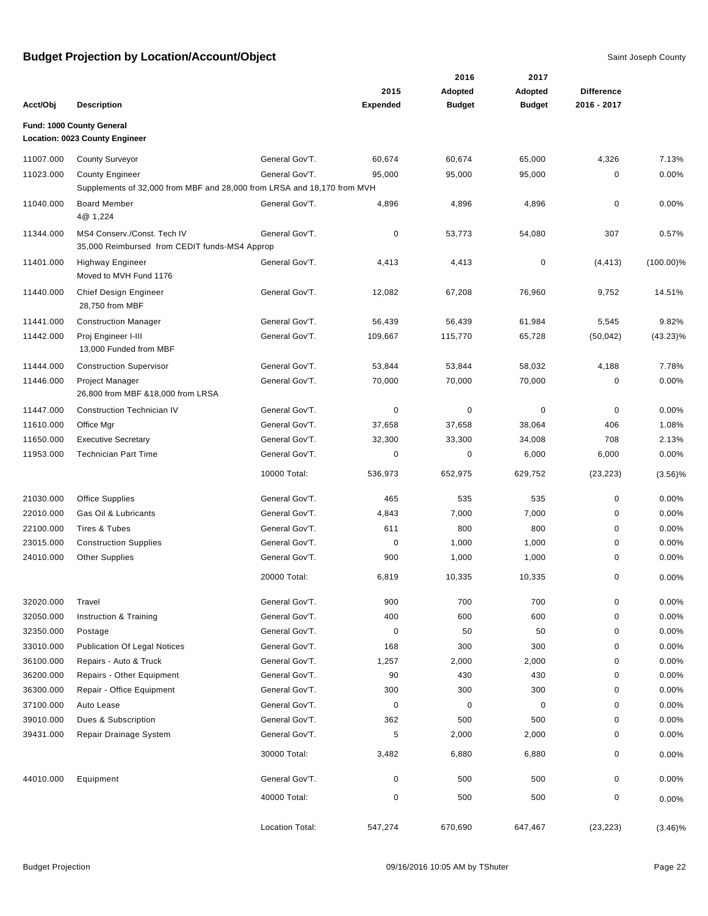# Budget Projection by Location/Account/Object

Saint Joseph County

| Acct/Obj | Description | | 2015 Expended | 2016 Adopted Budget | 2017 Adopted Budget | Difference 2016 - 2017 | |
|---|---|---|---|---|---|---|---|
| **Fund: 1000 County General** | | | | | | | |
| **Location: 0023 County Engineer** | | | | | | | |
| 11007.000 | County Surveyor | General Gov'T. | 60,674 | 60,674 | 65,000 | 4,326 | 7.13% |
| 11023.000 | County Engineer | General Gov'T. | 95,000 | 95,000 | 95,000 | 0 | 0.00% |
| | Supplements of 32,000 from MBF and 28,000 from LRSA and 18,170 from MVH | | | | | | |
| 11040.000 | Board Member<br>4@ 1,224 | General Gov'T. | 4,896 | 4,896 | 4,896 | 0 | 0.00% |
| 11344.000 | MS4 Conserv./Const. Tech IV<br>35,000 Reimbursed from CEDIT funds-MS4 Approp | General Gov'T. | 0 | 53,773 | 54,080 | 307 | 0.57% |
| 11401.000 | Highway Engineer<br>Moved to MVH Fund 1176 | General Gov'T. | 4,413 | 4,413 | 0 | (4,413) | (100.00)% |
| 11440.000 | Chief Design Engineer<br>28,750 from MBF | General Gov'T. | 12,082 | 67,208 | 76,960 | 9,752 | 14.51% |
| 11441.000 | Construction Manager | General Gov'T. | 56,439 | 56,439 | 61,984 | 5,545 | 9.82% |
| 11442.000 | Proj Engineer I-III<br>13,000 Funded from MBF | General Gov'T. | 109,667 | 115,770 | 65,728 | (50,042) | (43.23)% |
| 11444.000 | Construction Supervisor | General Gov'T. | 53,844 | 53,844 | 58,032 | 4,188 | 7.78% |
| 11446.000 | Project Manager<br>26,800 from MBF &18,000 from LRSA | General Gov'T. | 70,000 | 70,000 | 70,000 | 0 | 0.00% |
| 11447.000 | Construction Technician IV | General Gov'T. | 0 | 0 | 0 | 0 | 0.00% |
| 11610.000 | Office Mgr | General Gov'T. | 37,658 | 37,658 | 38,064 | 406 | 1.08% |
| 11650.000 | Executive Secretary | General Gov'T. | 32,300 | 33,300 | 34,008 | 708 | 2.13% |
| 11953.000 | Technician Part Time | General Gov'T. | 0 | 0 | 6,000 | 6,000 | 0.00% |
| | | 10000 Total: | 536,973 | 652,975 | 629,752 | (23,223) | (3.56)% |
| 21030.000 | Office Supplies | General Gov'T. | 465 | 535 | 535 | 0 | 0.00% |
| 22010.000 | Gas Oil & Lubricants | General Gov'T. | 4,843 | 7,000 | 7,000 | 0 | 0.00% |
| 22100.000 | Tires & Tubes | General Gov'T. | 611 | 800 | 800 | 0 | 0.00% |
| 23015.000 | Construction Supplies | General Gov'T. | 0 | 1,000 | 1,000 | 0 | 0.00% |
| 24010.000 | Other Supplies | General Gov'T. | 900 | 1,000 | 1,000 | 0 | 0.00% |
| | | 20000 Total: | 6,819 | 10,335 | 10,335 | 0 | 0.00% |
| 32020.000 | Travel | General Gov'T. | 900 | 700 | 700 | 0 | 0.00% |
| 32050.000 | Instruction & Training | General Gov'T. | 400 | 600 | 600 | 0 | 0.00% |
| 32350.000 | Postage | General Gov'T. | 0 | 50 | 50 | 0 | 0.00% |
| 33010.000 | Publication Of Legal Notices | General Gov'T. | 168 | 300 | 300 | 0 | 0.00% |
| 36100.000 | Repairs - Auto & Truck | General Gov'T. | 1,257 | 2,000 | 2,000 | 0 | 0.00% |
| 36200.000 | Repairs - Other Equipment | General Gov'T. | 90 | 430 | 430 | 0 | 0.00% |
| 36300.000 | Repair - Office Equipment | General Gov'T. | 300 | 300 | 300 | 0 | 0.00% |
| 37100.000 | Auto Lease | General Gov'T. | 0 | 0 | 0 | 0 | 0.00% |
| 39010.000 | Dues & Subscription | General Gov'T. | 362 | 500 | 500 | 0 | 0.00% |
| 39431.000 | Repair Drainage System | General Gov'T. | 5 | 2,000 | 2,000 | 0 | 0.00% |
| | | 30000 Total: | 3,482 | 6,880 | 6,880 | 0 | 0.00% |
| 44010.000 | Equipment | General Gov'T. | 0 | 500 | 500 | 0 | 0.00% |
| | | 40000 Total: | 0 | 500 | 500 | 0 | 0.00% |
| | | Location Total: | 547,274 | 670,690 | 647,467 | (23,223) | (3.46)% |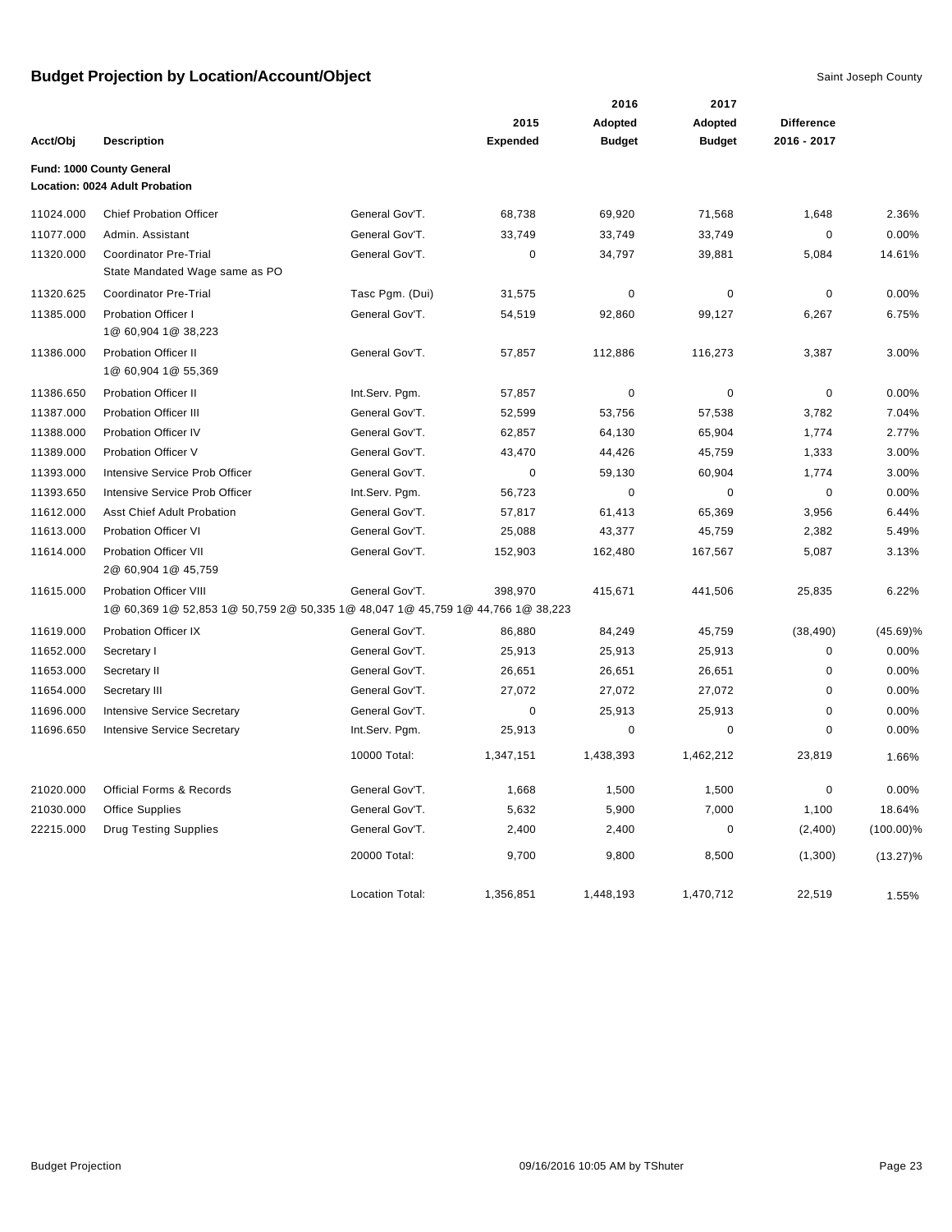# Budget Projection by Location/Account/Object

Saint Joseph County

| Acct/Obj | Description | | 2015 Expended | 2016 Adopted Budget | 2017 Adopted Budget | Difference 2016 - 2017 | |
|---|---|---|---|---|---|---|---|
| **Fund: 1000 County General** | | | | | | | |
| **Location: 0024 Adult Probation** | | | | | | | |
| 11024.000 | Chief Probation Officer | General Gov'T. | 68,738 | 69,920 | 71,568 | 1,648 | 2.36% |
| 11077.000 | Admin. Assistant | General Gov'T. | 33,749 | 33,749 | 33,749 | 0 | 0.00% |
| 11320.000 | Coordinator Pre-Trial<br>State Mandated Wage same as PO | General Gov'T. | 0 | 34,797 | 39,881 | 5,084 | 14.61% |
| 11320.625 | Coordinator Pre-Trial | Tasc Pgm. (Dui) | 31,575 | 0 | 0 | 0 | 0.00% |
| 11385.000 | Probation Officer I<br>1@ 60,904 1@ 38,223 | General Gov'T. | 54,519 | 92,860 | 99,127 | 6,267 | 6.75% |
| 11386.000 | Probation Officer II<br>1@ 60,904 1@ 55,369 | General Gov'T. | 57,857 | 112,886 | 116,273 | 3,387 | 3.00% |
| 11386.650 | Probation Officer II | Int.Serv. Pgm. | 57,857 | 0 | 0 | 0 | 0.00% |
| 11387.000 | Probation Officer III | General Gov'T. | 52,599 | 53,756 | 57,538 | 3,782 | 7.04% |
| 11388.000 | Probation Officer IV | General Gov'T. | 62,857 | 64,130 | 65,904 | 1,774 | 2.77% |
| 11389.000 | Probation Officer V | General Gov'T. | 43,470 | 44,426 | 45,759 | 1,333 | 3.00% |
| 11393.000 | Intensive Service Prob Officer | General Gov'T. | 0 | 59,130 | 60,904 | 1,774 | 3.00% |
| 11393.650 | Intensive Service Prob Officer | Int.Serv. Pgm. | 56,723 | 0 | 0 | 0 | 0.00% |
| 11612.000 | Asst Chief Adult Probation | General Gov'T. | 57,817 | 61,413 | 65,369 | 3,956 | 6.44% |
| 11613.000 | Probation Officer VI | General Gov'T. | 25,088 | 43,377 | 45,759 | 2,382 | 5.49% |
| 11614.000 | Probation Officer VII<br>2@ 60,904 1@ 45,759 | General Gov'T. | 152,903 | 162,480 | 167,567 | 5,087 | 3.13% |
| 11615.000 | Probation Officer VIII<br>1@ 60,369 1@ 52,853 1@ 50,759 2@ 50,335 1@ 48,047 1@ 45,759 1@ 44,766 1@ 38,223 | General Gov'T. | 398,970 | 415,671 | 441,506 | 25,835 | 6.22% |
| 11619.000 | Probation Officer IX | General Gov'T. | 86,880 | 84,249 | 45,759 | (38,490) | (45.69)% |
| 11652.000 | Secretary I | General Gov'T. | 25,913 | 25,913 | 25,913 | 0 | 0.00% |
| 11653.000 | Secretary II | General Gov'T. | 26,651 | 26,651 | 26,651 | 0 | 0.00% |
| 11654.000 | Secretary III | General Gov'T. | 27,072 | 27,072 | 27,072 | 0 | 0.00% |
| 11696.000 | Intensive Service Secretary | General Gov'T. | 0 | 25,913 | 25,913 | 0 | 0.00% |
| 11696.650 | Intensive Service Secretary | Int.Serv. Pgm. | 25,913 | 0 | 0 | 0 | 0.00% |
| | | 10000 Total: | 1,347,151 | 1,438,393 | 1,462,212 | 23,819 | 1.66% |
| 21020.000 | Official Forms & Records | General Gov'T. | 1,668 | 1,500 | 1,500 | 0 | 0.00% |
| 21030.000 | Office Supplies | General Gov'T. | 5,632 | 5,900 | 7,000 | 1,100 | 18.64% |
| 22215.000 | Drug Testing Supplies | General Gov'T. | 2,400 | 2,400 | 0 | (2,400) | (100.00)% |
| | | 20000 Total: | 9,700 | 9,800 | 8,500 | (1,300) | (13.27)% |
| | | Location Total: | 1,356,851 | 1,448,193 | 1,470,712 | 22,519 | 1.55% |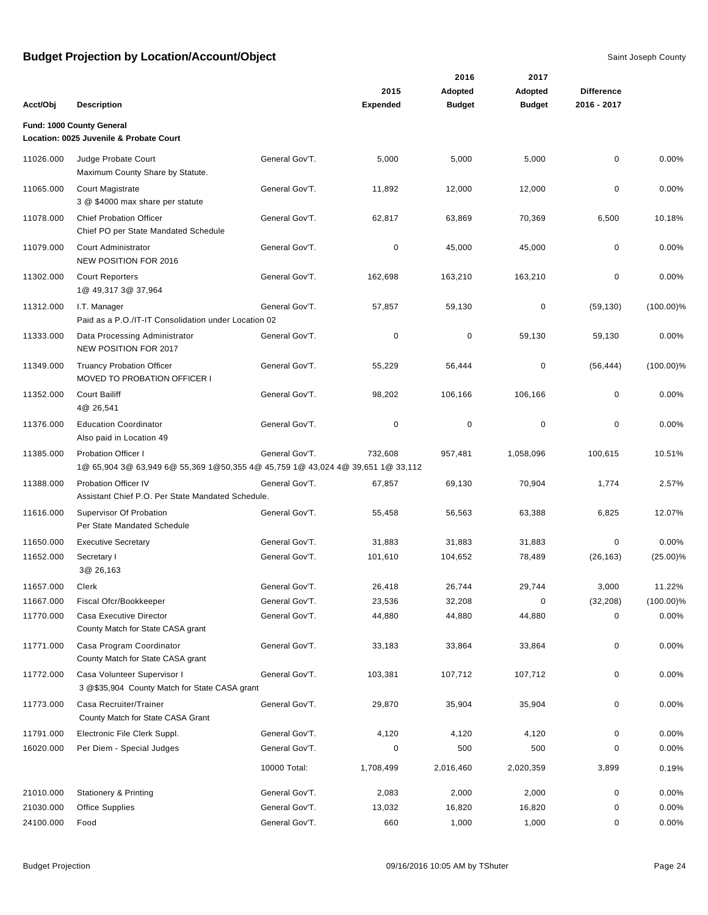# Budget Projection by Location/Account/Object

Saint Joseph County

| Acct/Obj | Description | | 2015 Expended | 2016 Adopted Budget | 2017 Adopted Budget | Difference 2016 - 2017 | |
|---|---|---|---|---|---|---|---|
| **Fund: 1000 County General** | | | | | | | |
| **Location: 0025 Juvenile & Probate Court** | | | | | | | |
| 11026.000 | Judge Probate Court<br>Maximum County Share by Statute. | General Gov'T. | 5,000 | 5,000 | 5,000 | 0 | 0.00% |
| 11065.000 | Court Magistrate<br>3 @ $4000 max share per statute | General Gov'T. | 11,892 | 12,000 | 12,000 | 0 | 0.00% |
| 11078.000 | Chief Probation Officer<br>Chief PO per State Mandated Schedule | General Gov'T. | 62,817 | 63,869 | 70,369 | 6,500 | 10.18% |
| 11079.000 | Court Administrator<br>NEW POSITION FOR 2016 | General Gov'T. | 0 | 45,000 | 45,000 | 0 | 0.00% |
| 11302.000 | Court Reporters<br>1@ 49,317 3@ 37,964 | General Gov'T. | 162,698 | 163,210 | 163,210 | 0 | 0.00% |
| 11312.000 | I.T. Manager<br>Paid as a P.O./IT-IT Consolidation under Location 02 | General Gov'T. | 57,857 | 59,130 | 0 | (59,130) | (100.00)% |
| 11333.000 | Data Processing Administrator<br>NEW POSITION FOR 2017 | General Gov'T. | 0 | 0 | 59,130 | 59,130 | 0.00% |
| 11349.000 | Truancy Probation Officer<br>MOVED TO PROBATION OFFICER I | General Gov'T. | 55,229 | 56,444 | 0 | (56,444) | (100.00)% |
| 11352.000 | Court Bailiff<br>4@ 26,541 | General Gov'T. | 98,202 | 106,166 | 106,166 | 0 | 0.00% |
| 11376.000 | Education Coordinator<br>Also paid in Location 49 | General Gov'T. | 0 | 0 | 0 | 0 | 0.00% |
| 11385.000 | Probation Officer I<br>1@ 65,904 3@ 63,949 6@ 55,369 1@50,355 4@ 45,759 1@ 43,024 4@ 39,651 1@ 33,112 | General Gov'T. | 732,608 | 957,481 | 1,058,096 | 100,615 | 10.51% |
| 11388.000 | Probation Officer IV<br>Assistant Chief P.O. Per State Mandated Schedule. | General Gov'T. | 67,857 | 69,130 | 70,904 | 1,774 | 2.57% |
| 11616.000 | Supervisor Of Probation<br>Per State Mandated Schedule | General Gov'T. | 55,458 | 56,563 | 63,388 | 6,825 | 12.07% |
| 11650.000 | Executive Secretary | General Gov'T. | 31,883 | 31,883 | 31,883 | 0 | 0.00% |
| 11652.000 | Secretary I<br>3@ 26,163 | General Gov'T. | 101,610 | 104,652 | 78,489 | (26,163) | (25.00)% |
| 11657.000 | Clerk | General Gov'T. | 26,418 | 26,744 | 29,744 | 3,000 | 11.22% |
| 11667.000 | Fiscal Ofcr/Bookkeeper | General Gov'T. | 23,536 | 32,208 | 0 | (32,208) | (100.00)% |
| 11770.000 | Casa Executive Director<br>County Match for State CASA grant | General Gov'T. | 44,880 | 44,880 | 44,880 | 0 | 0.00% |
| 11771.000 | Casa Program Coordinator<br>County Match for State CASA grant | General Gov'T. | 33,183 | 33,864 | 33,864 | 0 | 0.00% |
| 11772.000 | Casa Volunteer Supervisor I<br>3 @$35,904 County Match for State CASA grant | General Gov'T. | 103,381 | 107,712 | 107,712 | 0 | 0.00% |
| 11773.000 | Casa Recruiter/Trainer<br>County Match for State CASA Grant | General Gov'T. | 29,870 | 35,904 | 35,904 | 0 | 0.00% |
| 11791.000 | Electronic File Clerk Suppl. | General Gov'T. | 4,120 | 4,120 | 4,120 | 0 | 0.00% |
| 16020.000 | Per Diem - Special Judges | General Gov'T. | 0 | 500 | 500 | 0 | 0.00% |
| | | 10000 Total: | 1,708,499 | 2,016,460 | 2,020,359 | 3,899 | 0.19% |
| 21010.000 | Stationery & Printing | General Gov'T. | 2,083 | 2,000 | 2,000 | 0 | 0.00% |
| 21030.000 | Office Supplies | General Gov'T. | 13,032 | 16,820 | 16,820 | 0 | 0.00% |
| 24100.000 | Food | General Gov'T. | 660 | 1,000 | 1,000 | 0 | 0.00% |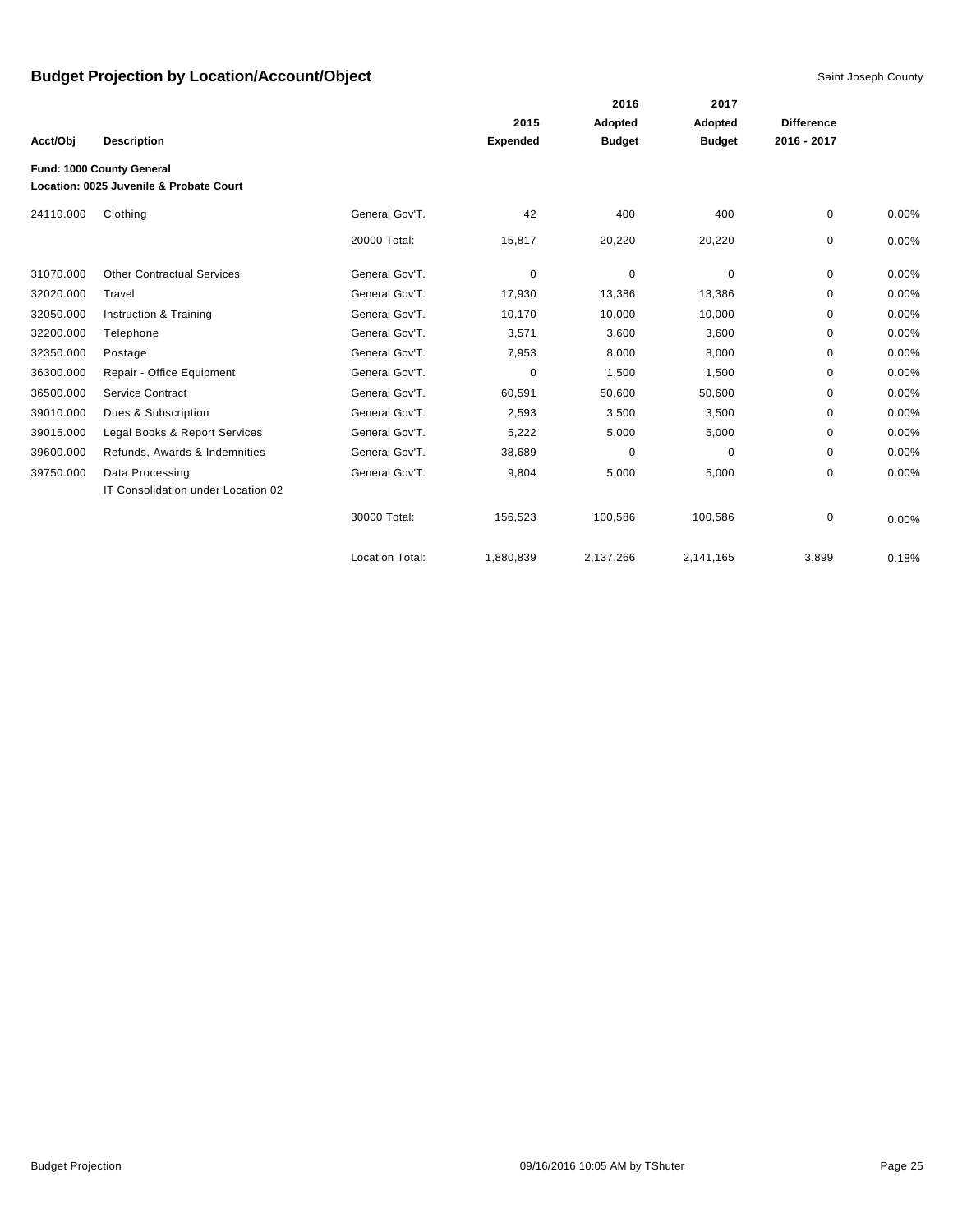## Budget Projection by Location/Account/Object

Saint Joseph County

| Acct/Obj | Description | | 2015 Expended | 2016 Adopted Budget | 2017 Adopted Budget | Difference 2016 - 2017 | |
|---|---|---|---|---|---|---|---|
| **Fund: 1000 County General** | | | | | | | |
| **Location: 0025 Juvenile & Probate Court** | | | | | | | |
| 24110.000 | Clothing | General Gov'T. | 42 | 400 | 400 | 0 | 0.00% |
| | | 20000 Total: | 15,817 | 20,220 | 20,220 | 0 | 0.00% |
| 31070.000 | Other Contractual Services | General Gov'T. | 0 | 0 | 0 | 0 | 0.00% |
| 32020.000 | Travel | General Gov'T. | 17,930 | 13,386 | 13,386 | 0 | 0.00% |
| 32050.000 | Instruction & Training | General Gov'T. | 10,170 | 10,000 | 10,000 | 0 | 0.00% |
| 32200.000 | Telephone | General Gov'T. | 3,571 | 3,600 | 3,600 | 0 | 0.00% |
| 32350.000 | Postage | General Gov'T. | 7,953 | 8,000 | 8,000 | 0 | 0.00% |
| 36300.000 | Repair - Office Equipment | General Gov'T. | 0 | 1,500 | 1,500 | 0 | 0.00% |
| 36500.000 | Service Contract | General Gov'T. | 60,591 | 50,600 | 50,600 | 0 | 0.00% |
| 39010.000 | Dues & Subscription | General Gov'T. | 2,593 | 3,500 | 3,500 | 0 | 0.00% |
| 39015.000 | Legal Books & Report Services | General Gov'T. | 5,222 | 5,000 | 5,000 | 0 | 0.00% |
| 39600.000 | Refunds, Awards & Indemnities | General Gov'T. | 38,689 | 0 | 0 | 0 | 0.00% |
| 39750.000 | Data Processing<br>IT Consolidation under Location 02 | General Gov'T. | 9,804 | 5,000 | 5,000 | 0 | 0.00% |
| | | 30000 Total: | 156,523 | 100,586 | 100,586 | 0 | 0.00% |
| | | Location Total: | 1,880,839 | 2,137,266 | 2,141,165 | 3,899 | 0.18% |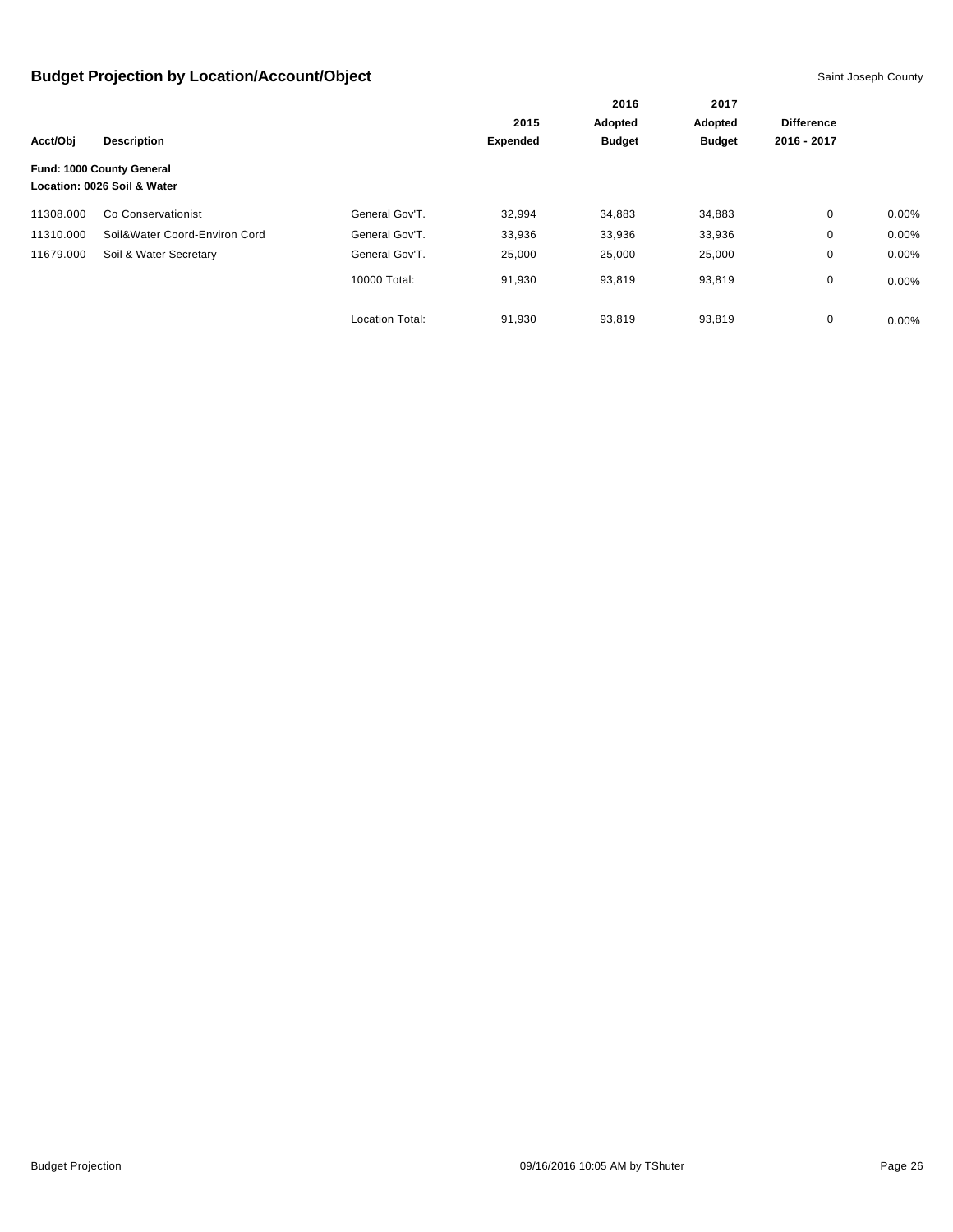# Budget Projection by Location/Account/Object

Saint Joseph County

| Acct/Obj | Description | | 2015 Expended | 2016 Adopted Budget | 2017 Adopted Budget | Difference 2016 - 2017 | |
|---|---|---|---|---|---|---|---|
| **Fund: 1000 County General** | | | | | | | |
| **Location: 0026 Soil & Water** | | | | | | | |
| 11308.000 | Co Conservationist | General Gov'T. | 32,994 | 34,883 | 34,883 | 0 | 0.00% |
| 11310.000 | Soil&Water Coord-Environ Cord | General Gov'T. | 33,936 | 33,936 | 33,936 | 0 | 0.00% |
| 11679.000 | Soil & Water Secretary | General Gov'T. | 25,000 | 25,000 | 25,000 | 0 | 0.00% |
| | | 10000 Total: | 91,930 | 93,819 | 93,819 | 0 | 0.00% |
| | | Location Total: | 91,930 | 93,819 | 93,819 | 0 | 0.00% |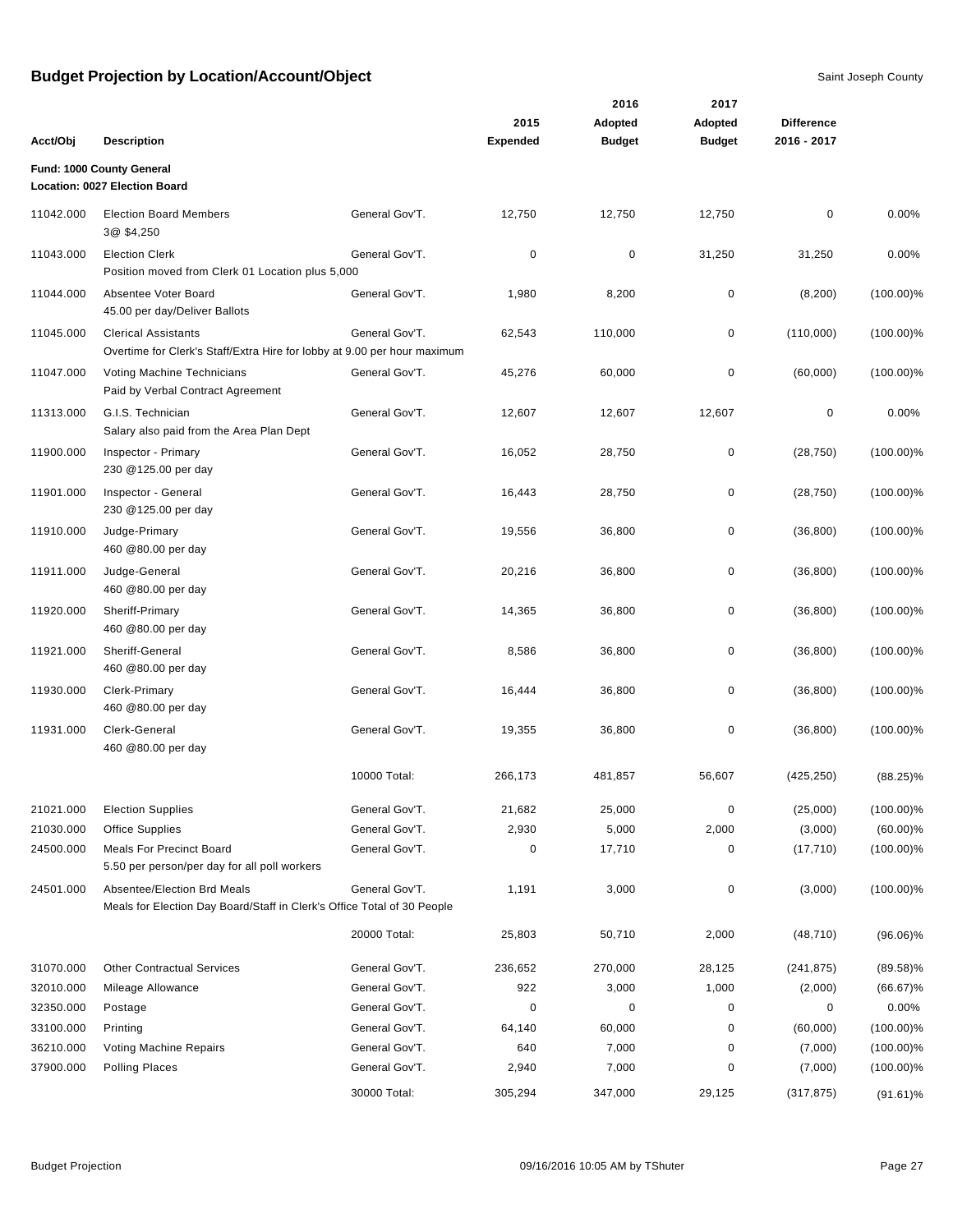## Budget Projection by Location/Account/Object

Saint Joseph County

| Acct/Obj | Description | | 2015 Expended | 2016 Adopted Budget | 2017 Adopted Budget | Difference 2016 - 2017 | |
|---|---|---|---|---|---|---|---|
| **Fund: 1000 County General** | | | | | | | |
| **Location: 0027 Election Board** | | | | | | | |
| 11042.000 | Election Board Members<br>3@ $4,250 | General Gov'T. | 12,750 | 12,750 | 12,750 | 0 | 0.00% |
| 11043.000 | Election Clerk<br>Position moved from Clerk 01 Location plus 5,000 | General Gov'T. | 0 | 0 | 31,250 | 31,250 | 0.00% |
| 11044.000 | Absentee Voter Board<br>45.00 per day/Deliver Ballots | General Gov'T. | 1,980 | 8,200 | 0 | (8,200) | (100.00)% |
| 11045.000 | Clerical Assistants<br>Overtime for Clerk's Staff/Extra Hire for lobby at 9.00 per hour maximum | General Gov'T. | 62,543 | 110,000 | 0 | (110,000) | (100.00)% |
| 11047.000 | Voting Machine Technicians<br>Paid by Verbal Contract Agreement | General Gov'T. | 45,276 | 60,000 | 0 | (60,000) | (100.00)% |
| 11313.000 | G.I.S. Technician<br>Salary also paid from the Area Plan Dept | General Gov'T. | 12,607 | 12,607 | 12,607 | 0 | 0.00% |
| 11900.000 | Inspector - Primary<br>230 @125.00 per day | General Gov'T. | 16,052 | 28,750 | 0 | (28,750) | (100.00)% |
| 11901.000 | Inspector - General<br>230 @125.00 per day | General Gov'T. | 16,443 | 28,750 | 0 | (28,750) | (100.00)% |
| 11910.000 | Judge-Primary<br>460 @80.00 per day | General Gov'T. | 19,556 | 36,800 | 0 | (36,800) | (100.00)% |
| 11911.000 | Judge-General<br>460 @80.00 per day | General Gov'T. | 20,216 | 36,800 | 0 | (36,800) | (100.00)% |
| 11920.000 | Sheriff-Primary<br>460 @80.00 per day | General Gov'T. | 14,365 | 36,800 | 0 | (36,800) | (100.00)% |
| 11921.000 | Sheriff-General<br>460 @80.00 per day | General Gov'T. | 8,586 | 36,800 | 0 | (36,800) | (100.00)% |
| 11930.000 | Clerk-Primary<br>460 @80.00 per day | General Gov'T. | 16,444 | 36,800 | 0 | (36,800) | (100.00)% |
| 11931.000 | Clerk-General<br>460 @80.00 per day | General Gov'T. | 19,355 | 36,800 | 0 | (36,800) | (100.00)% |
| | | 10000 Total: | 266,173 | 481,857 | 56,607 | (425,250) | (88.25)% |
| 21021.000 | Election Supplies | General Gov'T. | 21,682 | 25,000 | 0 | (25,000) | (100.00)% |
| 21030.000 | Office Supplies | General Gov'T. | 2,930 | 5,000 | 2,000 | (3,000) | (60.00)% |
| 24500.000 | Meals For Precinct Board<br>5.50 per person/per day for all poll workers | General Gov'T. | 0 | 17,710 | 0 | (17,710) | (100.00)% |
| 24501.000 | Absentee/Election Brd Meals<br>Meals for Election Day Board/Staff in Clerk's Office Total of 30 People | General Gov'T. | 1,191 | 3,000 | 0 | (3,000) | (100.00)% |
| | | 20000 Total: | 25,803 | 50,710 | 2,000 | (48,710) | (96.06)% |
| 31070.000 | Other Contractual Services | General Gov'T. | 236,652 | 270,000 | 28,125 | (241,875) | (89.58)% |
| 32010.000 | Mileage Allowance | General Gov'T. | 922 | 3,000 | 1,000 | (2,000) | (66.67)% |
| 32350.000 | Postage | General Gov'T. | 0 | 0 | 0 | 0 | 0.00% |
| 33100.000 | Printing | General Gov'T. | 64,140 | 60,000 | 0 | (60,000) | (100.00)% |
| 36210.000 | Voting Machine Repairs | General Gov'T. | 640 | 7,000 | 0 | (7,000) | (100.00)% |
| 37900.000 | Polling Places | General Gov'T. | 2,940 | 7,000 | 0 | (7,000) | (100.00)% |
| | | 30000 Total: | 305,294 | 347,000 | 29,125 | (317,875) | (91.61)% |

Budget Projection 09/16/2016 10:05 AM by TShuter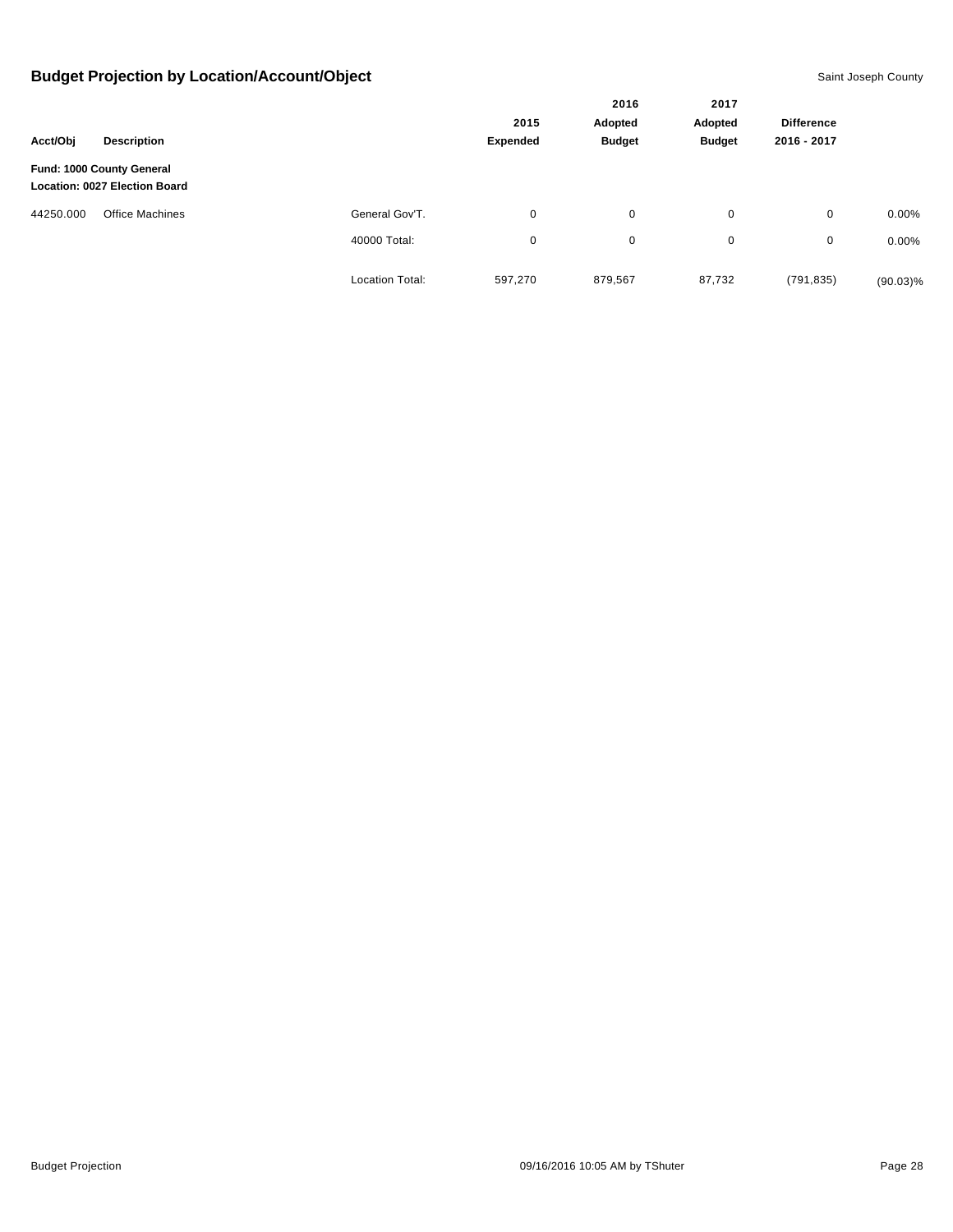## Budget Projection by Location/Account/Object

Saint Joseph County

| Acct/Obj | Description | | 2015 Expended | 2016 Adopted Budget | 2017 Adopted Budget | Difference 2016 - 2017 | |
|---|---|---|---|---|---|---|---|
| **Fund: 1000 County General** | | | | | | | |
| **Location: 0027 Election Board** | | | | | | | |
| 44250.000 | Office Machines | General Gov'T. | 0 | 0 | 0 | 0 | 0.00% |
| | | 40000 Total: | 0 | 0 | 0 | 0 | 0.00% |
| | | Location Total: | 597,270 | 879,567 | 87,732 | (791,835) | (90.03)% |

Budget Projection 09/16/2016 10:05 AM by TShuter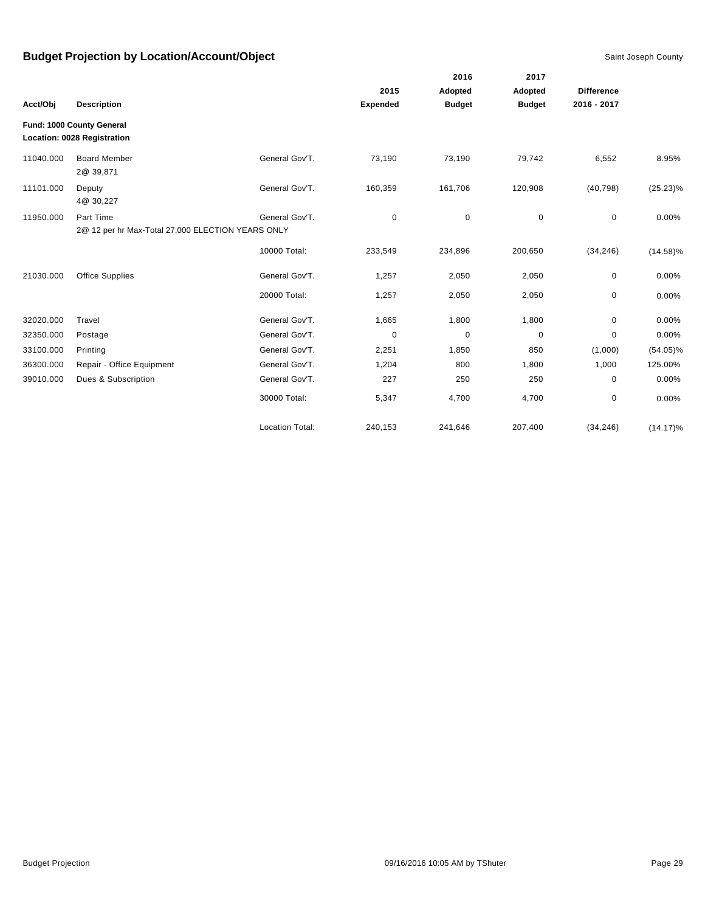# Budget Projection by Location/Account/Object

Saint Joseph County

| Acct/Obj | Description | | 2015 Expended | 2016 Adopted Budget | 2017 Adopted Budget | Difference 2016 - 2017 | |
|---|---|---|---|---|---|---|---|
| **Fund: 1000 County General** | | | | | | | |
| **Location: 0028 Registration** | | | | | | | |
| 11040.000 | Board Member<br>2@ 39,871 | General Gov'T. | 73,190 | 73,190 | 79,742 | 6,552 | 8.95% |
| 11101.000 | Deputy<br>4@ 30,227 | General Gov'T. | 160,359 | 161,706 | 120,908 | (40,798) | (25.23)% |
| 11950.000 | Part Time<br>2@ 12 per hr Max-Total 27,000 ELECTION YEARS ONLY | General Gov'T. | 0 | 0 | 0 | 0 | 0.00% |
| | | 10000 Total: | 233,549 | 234,896 | 200,650 | (34,246) | (14.58)% |
| 21030.000 | Office Supplies | General Gov'T. | 1,257 | 2,050 | 2,050 | 0 | 0.00% |
| | | 20000 Total: | 1,257 | 2,050 | 2,050 | 0 | 0.00% |
| 32020.000 | Travel | General Gov'T. | 1,665 | 1,800 | 1,800 | 0 | 0.00% |
| 32350.000 | Postage | General Gov'T. | 0 | 0 | 0 | 0 | 0.00% |
| 33100.000 | Printing | General Gov'T. | 2,251 | 1,850 | 850 | (1,000) | (54.05)% |
| 36300.000 | Repair - Office Equipment | General Gov'T. | 1,204 | 800 | 1,800 | 1,000 | 125.00% |
| 39010.000 | Dues & Subscription | General Gov'T. | 227 | 250 | 250 | 0 | 0.00% |
| | | 30000 Total: | 5,347 | 4,700 | 4,700 | 0 | 0.00% |
| | | Location Total: | 240,153 | 241,646 | 207,400 | (34,246) | (14.17)% |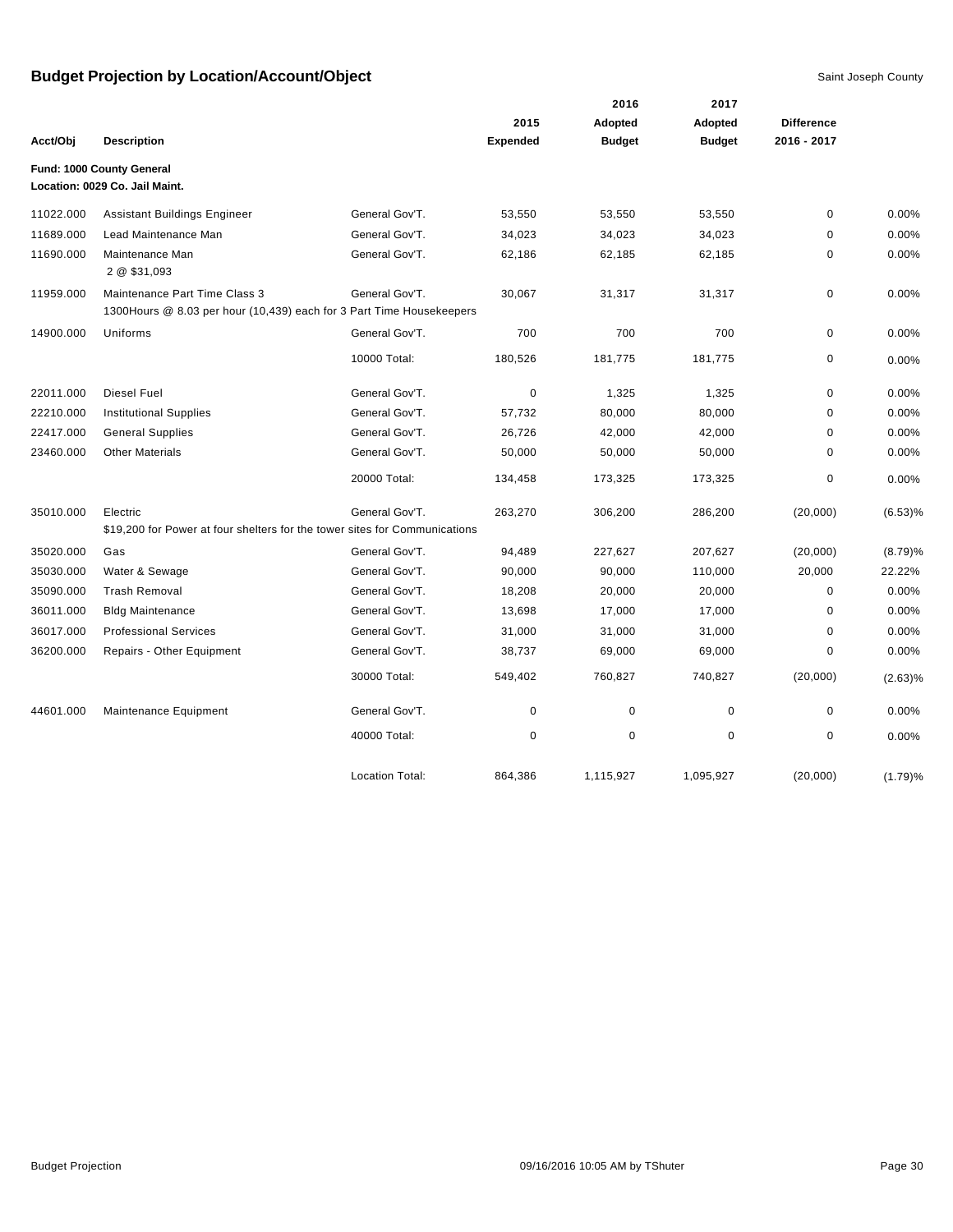# Budget Projection by Location/Account/Object

Saint Joseph County

| Acct/Obj | Description | | 2015 Expended | 2016 Adopted Budget | 2017 Adopted Budget | Difference 2016 - 2017 | |
|---|---|---|---|---|---|---|---|
| **Fund: 1000 County General** | | | | | | | |
| **Location: 0029 Co. Jail Maint.** | | | | | | | |
| 11022.000 | Assistant Buildings Engineer | General Gov'T. | 53,550 | 53,550 | 53,550 | 0 | 0.00% |
| 11689.000 | Lead Maintenance Man | General Gov'T. | 34,023 | 34,023 | 34,023 | 0 | 0.00% |
| 11690.000 | Maintenance Man<br>2 @ $31,093 | General Gov'T. | 62,186 | 62,185 | 62,185 | 0 | 0.00% |
| 11959.000 | Maintenance Part Time Class 3<br>1300Hours @ 8.03 per hour (10,439) each for 3 Part Time Housekeepers | General Gov'T. | 30,067 | 31,317 | 31,317 | 0 | 0.00% |
| 14900.000 | Uniforms | General Gov'T. | 700 | 700 | 700 | 0 | 0.00% |
| | | 10000 Total: | 180,526 | 181,775 | 181,775 | 0 | 0.00% |
| 22011.000 | Diesel Fuel | General Gov'T. | 0 | 1,325 | 1,325 | 0 | 0.00% |
| 22210.000 | Institutional Supplies | General Gov'T. | 57,732 | 80,000 | 80,000 | 0 | 0.00% |
| 22417.000 | General Supplies | General Gov'T. | 26,726 | 42,000 | 42,000 | 0 | 0.00% |
| 23460.000 | Other Materials | General Gov'T. | 50,000 | 50,000 | 50,000 | 0 | 0.00% |
| | | 20000 Total: | 134,458 | 173,325 | 173,325 | 0 | 0.00% |
| 35010.000 | Electric<br>$19,200 for Power at four shelters for the tower sites for Communications | General Gov'T. | 263,270 | 306,200 | 286,200 | (20,000) | (6.53)% |
| 35020.000 | Gas | General Gov'T. | 94,489 | 227,627 | 207,627 | (20,000) | (8.79)% |
| 35030.000 | Water & Sewage | General Gov'T. | 90,000 | 90,000 | 110,000 | 20,000 | 22.22% |
| 35090.000 | Trash Removal | General Gov'T. | 18,208 | 20,000 | 20,000 | 0 | 0.00% |
| 36011.000 | Bldg Maintenance | General Gov'T. | 13,698 | 17,000 | 17,000 | 0 | 0.00% |
| 36017.000 | Professional Services | General Gov'T. | 31,000 | 31,000 | 31,000 | 0 | 0.00% |
| 36200.000 | Repairs - Other Equipment | General Gov'T. | 38,737 | 69,000 | 69,000 | 0 | 0.00% |
| | | 30000 Total: | 549,402 | 760,827 | 740,827 | (20,000) | (2.63)% |
| 44601.000 | Maintenance Equipment | General Gov'T. | 0 | 0 | 0 | 0 | 0.00% |
| | | 40000 Total: | 0 | 0 | 0 | 0 | 0.00% |
| | | Location Total: | 864,386 | 1,115,927 | 1,095,927 | (20,000) | (1.79)% |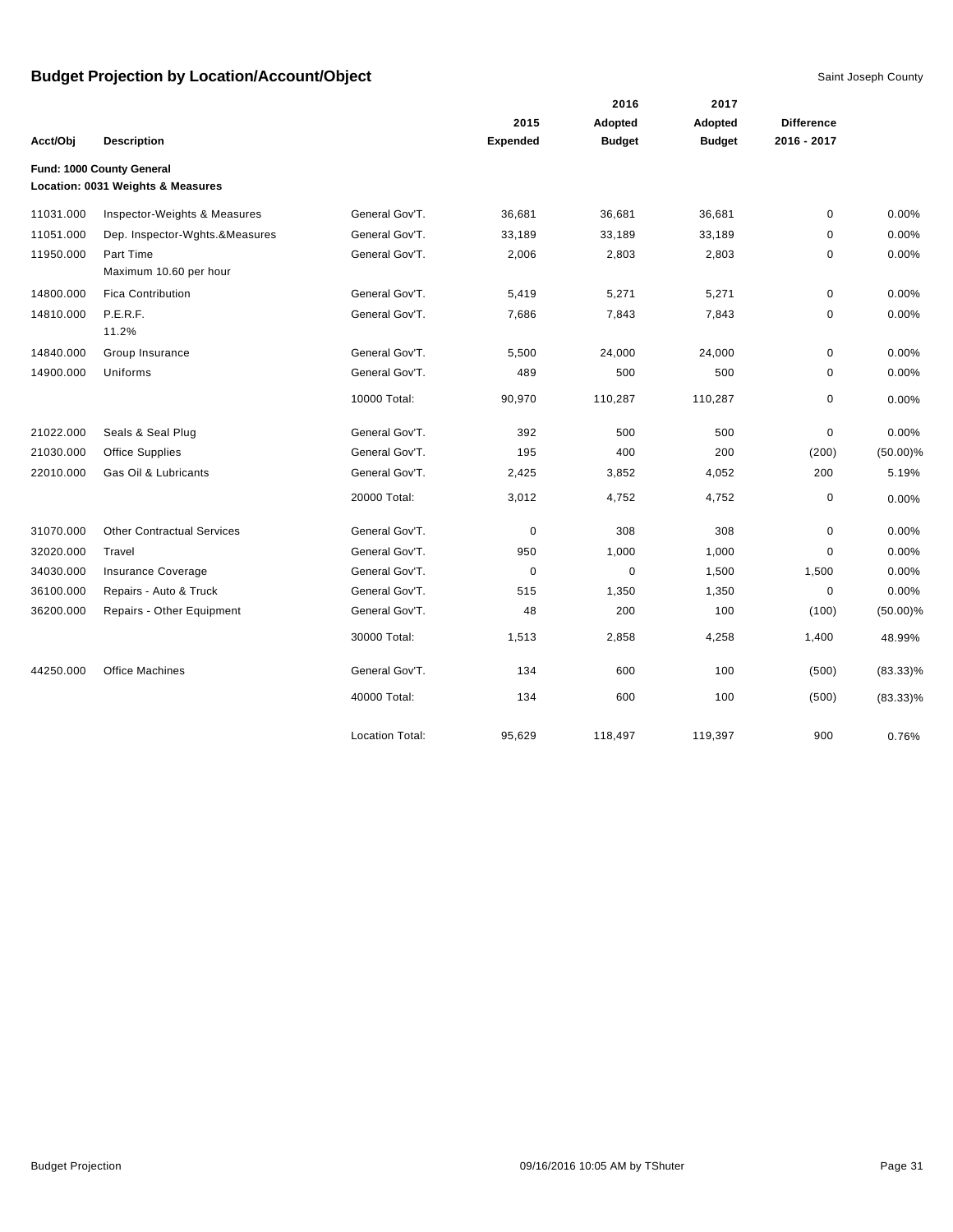# Budget Projection by Location/Account/Object

Saint Joseph County

| Acct/Obj | Description | | 2015 Expended | 2016 Adopted Budget | 2017 Adopted Budget | Difference 2016 - 2017 | |
|---|---|---|---|---|---|---|---|
| **Fund: 1000 County General** | | | | | | | |
| **Location: 0031 Weights & Measures** | | | | | | | |
| 11031.000 | Inspector-Weights & Measures | General Gov'T. | 36,681 | 36,681 | 36,681 | 0 | 0.00% |
| 11051.000 | Dep. Inspector-Wghts.&Measures | General Gov'T. | 33,189 | 33,189 | 33,189 | 0 | 0.00% |
| 11950.000 | Part Time<br>Maximum 10.60 per hour | General Gov'T. | 2,006 | 2,803 | 2,803 | 0 | 0.00% |
| 14800.000 | Fica Contribution | General Gov'T. | 5,419 | 5,271 | 5,271 | 0 | 0.00% |
| 14810.000 | P.E.R.F.<br>11.2% | General Gov'T. | 7,686 | 7,843 | 7,843 | 0 | 0.00% |
| 14840.000 | Group Insurance | General Gov'T. | 5,500 | 24,000 | 24,000 | 0 | 0.00% |
| 14900.000 | Uniforms | General Gov'T. | 489 | 500 | 500 | 0 | 0.00% |
| | | 10000 Total: | 90,970 | 110,287 | 110,287 | 0 | 0.00% |
| 21022.000 | Seals & Seal Plug | General Gov'T. | 392 | 500 | 500 | 0 | 0.00% |
| 21030.000 | Office Supplies | General Gov'T. | 195 | 400 | 200 | (200) | (50.00)% |
| 22010.000 | Gas Oil & Lubricants | General Gov'T. | 2,425 | 3,852 | 4,052 | 200 | 5.19% |
| | | 20000 Total: | 3,012 | 4,752 | 4,752 | 0 | 0.00% |
| 31070.000 | Other Contractual Services | General Gov'T. | 0 | 308 | 308 | 0 | 0.00% |
| 32020.000 | Travel | General Gov'T. | 950 | 1,000 | 1,000 | 0 | 0.00% |
| 34030.000 | Insurance Coverage | General Gov'T. | 0 | 0 | 1,500 | 1,500 | 0.00% |
| 36100.000 | Repairs - Auto & Truck | General Gov'T. | 515 | 1,350 | 1,350 | 0 | 0.00% |
| 36200.000 | Repairs - Other Equipment | General Gov'T. | 48 | 200 | 100 | (100) | (50.00)% |
| | | 30000 Total: | 1,513 | 2,858 | 4,258 | 1,400 | 48.99% |
| 44250.000 | Office Machines | General Gov'T. | 134 | 600 | 100 | (500) | (83.33)% |
| | | 40000 Total: | 134 | 600 | 100 | (500) | (83.33)% |
| | | Location Total: | 95,629 | 118,497 | 119,397 | 900 | 0.76% |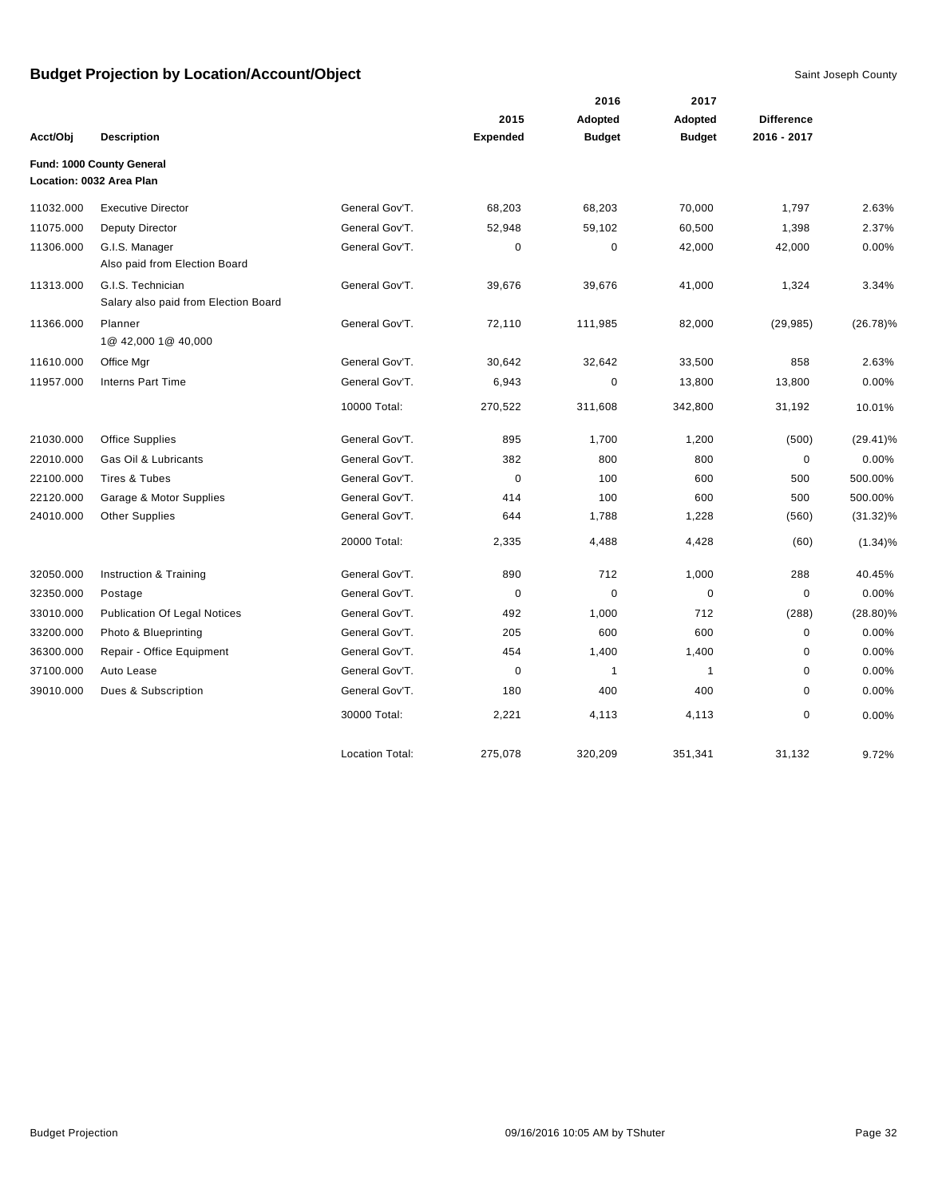# Budget Projection by Location/Account/Object

Saint Joseph County

| Acct/Obj | Description | | 2015 Expended | 2016 Adopted Budget | 2017 Adopted Budget | Difference 2016 - 2017 | |
|---|---|---|---|---|---|---|---|
| **Fund: 1000 County General** | | | | | | | |
| **Location: 0032 Area Plan** | | | | | | | |
| 11032.000 | Executive Director | General Gov'T. | 68,203 | 68,203 | 70,000 | 1,797 | 2.63% |
| 11075.000 | Deputy Director | General Gov'T. | 52,948 | 59,102 | 60,500 | 1,398 | 2.37% |
| 11306.000 | G.I.S. Manager<br>Also paid from Election Board | General Gov'T. | 0 | 0 | 42,000 | 42,000 | 0.00% |
| 11313.000 | G.I.S. Technician<br>Salary also paid from Election Board | General Gov'T. | 39,676 | 39,676 | 41,000 | 1,324 | 3.34% |
| 11366.000 | Planner<br>1@ 42,000 1@ 40,000 | General Gov'T. | 72,110 | 111,985 | 82,000 | (29,985) | (26.78)% |
| 11610.000 | Office Mgr | General Gov'T. | 30,642 | 32,642 | 33,500 | 858 | 2.63% |
| 11957.000 | Interns Part Time | General Gov'T. | 6,943 | 0 | 13,800 | 13,800 | 0.00% |
| | | 10000 Total: | 270,522 | 311,608 | 342,800 | 31,192 | 10.01% |
| 21030.000 | Office Supplies | General Gov'T. | 895 | 1,700 | 1,200 | (500) | (29.41)% |
| 22010.000 | Gas Oil & Lubricants | General Gov'T. | 382 | 800 | 800 | 0 | 0.00% |
| 22100.000 | Tires & Tubes | General Gov'T. | 0 | 100 | 600 | 500 | 500.00% |
| 22120.000 | Garage & Motor Supplies | General Gov'T. | 414 | 100 | 600 | 500 | 500.00% |
| 24010.000 | Other Supplies | General Gov'T. | 644 | 1,788 | 1,228 | (560) | (31.32)% |
| | | 20000 Total: | 2,335 | 4,488 | 4,428 | (60) | (1.34)% |
| 32050.000 | Instruction & Training | General Gov'T. | 890 | 712 | 1,000 | 288 | 40.45% |
| 32350.000 | Postage | General Gov'T. | 0 | 0 | 0 | 0 | 0.00% |
| 33010.000 | Publication Of Legal Notices | General Gov'T. | 492 | 1,000 | 712 | (288) | (28.80)% |
| 33200.000 | Photo & Blueprinting | General Gov'T. | 205 | 600 | 600 | 0 | 0.00% |
| 36300.000 | Repair - Office Equipment | General Gov'T. | 454 | 1,400 | 1,400 | 0 | 0.00% |
| 37100.000 | Auto Lease | General Gov'T. | 0 | 1 | 1 | 0 | 0.00% |
| 39010.000 | Dues & Subscription | General Gov'T. | 180 | 400 | 400 | 0 | 0.00% |
| | | 30000 Total: | 2,221 | 4,113 | 4,113 | 0 | 0.00% |
| | | Location Total: | 275,078 | 320,209 | 351,341 | 31,132 | 9.72% |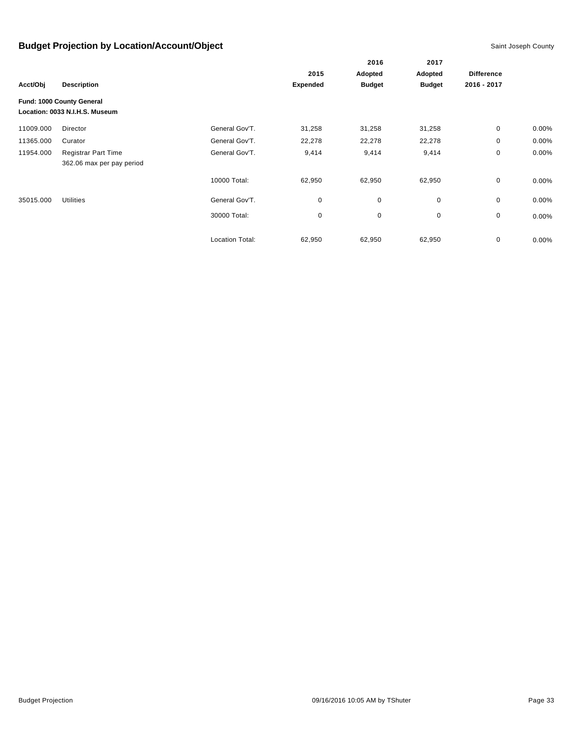# Budget Projection by Location/Account/Object

Saint Joseph County

| Acct/Obj | Description | | 2015 Expended | 2016 Adopted Budget | 2017 Adopted Budget | Difference 2016 - 2017 | |
|---|---|---|---|---|---|---|---|
| **Fund: 1000 County General** | | | | | | | |
| **Location: 0033 N.I.H.S. Museum** | | | | | | | |
| 11009.000 | Director | General Gov'T. | 31,258 | 31,258 | 31,258 | 0 | 0.00% |
| 11365.000 | Curator | General Gov'T. | 22,278 | 22,278 | 22,278 | 0 | 0.00% |
| 11954.000 | Registrar Part Time<br>362.06 max per pay period | General Gov'T. | 9,414 | 9,414 | 9,414 | 0 | 0.00% |
| | | 10000 Total: | 62,950 | 62,950 | 62,950 | 0 | 0.00% |
| 35015.000 | Utilities | General Gov'T. | 0 | 0 | 0 | 0 | 0.00% |
| | | 30000 Total: | 0 | 0 | 0 | 0 | 0.00% |
| | | Location Total: | 62,950 | 62,950 | 62,950 | 0 | 0.00% |

Budget Projection

09/16/2016 10:05 AM by TShuter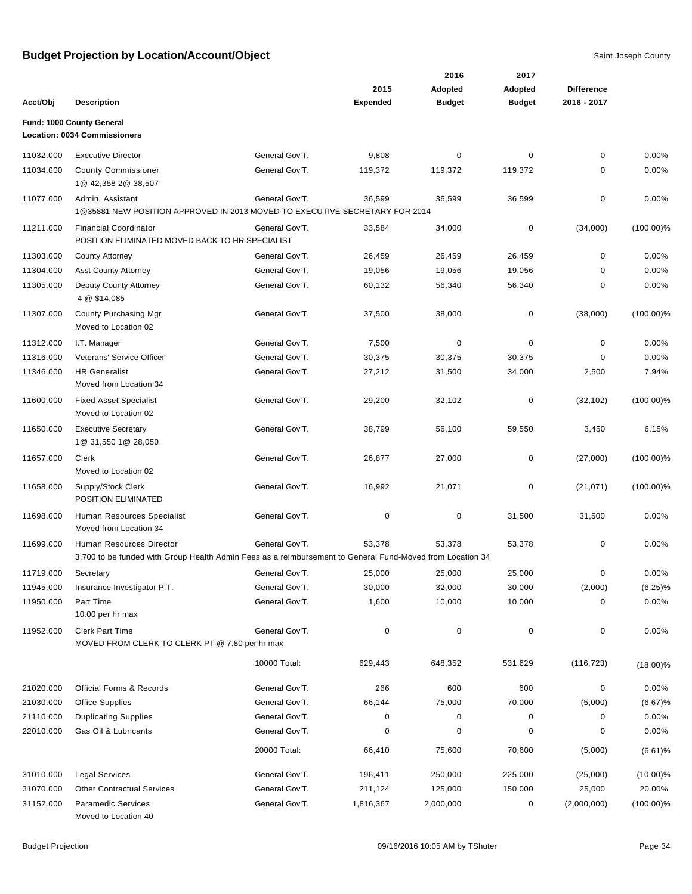# Budget Projection by Location/Account/Object

Saint Joseph County

| Acct/Obj | Description | | 2015 Expended | 2016 Adopted Budget | 2017 Adopted Budget | Difference 2016 - 2017 | |
|---|---|---|---|---|---|---|---|
| **Fund: 1000 County General** | | | | | | | |
| **Location: 0034 Commissioners** | | | | | | | |
| 11032.000 | Executive Director | General Gov'T. | 9,808 | 0 | 0 | 0 | 0.00% |
| 11034.000 | County Commissioner<br>1@ 42,358 2@ 38,507 | General Gov'T. | 119,372 | 119,372 | 119,372 | 0 | 0.00% |
| 11077.000 | Admin. Assistant<br>1@35881 NEW POSITION APPROVED IN 2013 MOVED TO EXECUTIVE SECRETARY FOR 2014 | General Gov'T. | 36,599 | 36,599 | 36,599 | 0 | 0.00% |
| 11211.000 | Financial Coordinator<br>POSITION ELIMINATED MOVED BACK TO HR SPECIALIST | General Gov'T. | 33,584 | 34,000 | 0 | (34,000) | (100.00)% |
| 11303.000 | County Attorney | General Gov'T. | 26,459 | 26,459 | 26,459 | 0 | 0.00% |
| 11304.000 | Asst County Attorney | General Gov'T. | 19,056 | 19,056 | 19,056 | 0 | 0.00% |
| 11305.000 | Deputy County Attorney<br>4 @ $14,085 | General Gov'T. | 60,132 | 56,340 | 56,340 | 0 | 0.00% |
| 11307.000 | County Purchasing Mgr<br>Moved to Location 02 | General Gov'T. | 37,500 | 38,000 | 0 | (38,000) | (100.00)% |
| 11312.000 | I.T. Manager | General Gov'T. | 7,500 | 0 | 0 | 0 | 0.00% |
| 11316.000 | Veterans' Service Officer | General Gov'T. | 30,375 | 30,375 | 30,375 | 0 | 0.00% |
| 11346.000 | HR Generalist<br>Moved from Location 34 | General Gov'T. | 27,212 | 31,500 | 34,000 | 2,500 | 7.94% |
| 11600.000 | Fixed Asset Specialist<br>Moved to Location 02 | General Gov'T. | 29,200 | 32,102 | 0 | (32,102) | (100.00)% |
| 11650.000 | Executive Secretary<br>1@ 31,550 1@ 28,050 | General Gov'T. | 38,799 | 56,100 | 59,550 | 3,450 | 6.15% |
| 11657.000 | Clerk<br>Moved to Location 02 | General Gov'T. | 26,877 | 27,000 | 0 | (27,000) | (100.00)% |
| 11658.000 | Supply/Stock Clerk<br>POSITION ELIMINATED | General Gov'T. | 16,992 | 21,071 | 0 | (21,071) | (100.00)% |
| 11698.000 | Human Resources Specialist<br>Moved from Location 34 | General Gov'T. | 0 | 0 | 31,500 | 31,500 | 0.00% |
| 11699.000 | Human Resources Director<br>3,700 to be funded with Group Health Admin Fees as a reimbursement to General Fund-Moved from Location 34 | General Gov'T. | 53,378 | 53,378 | 53,378 | 0 | 0.00% |
| 11719.000 | Secretary | General Gov'T. | 25,000 | 25,000 | 25,000 | 0 | 0.00% |
| 11945.000 | Insurance Investigator P.T. | General Gov'T. | 30,000 | 32,000 | 30,000 | (2,000) | (6.25)% |
| 11950.000 | Part Time<br>10.00 per hr max | General Gov'T. | 1,600 | 10,000 | 10,000 | 0 | 0.00% |
| 11952.000 | Clerk Part Time<br>MOVED FROM CLERK TO CLERK PT @ 7.80 per hr max | General Gov'T. | 0 | 0 | 0 | 0 | 0.00% |
| | | 10000 Total: | 629,443 | 648,352 | 531,629 | (116,723) | (18.00)% |
| 21020.000 | Official Forms & Records | General Gov'T. | 266 | 600 | 600 | 0 | 0.00% |
| 21030.000 | Office Supplies | General Gov'T. | 66,144 | 75,000 | 70,000 | (5,000) | (6.67)% |
| 21110.000 | Duplicating Supplies | General Gov'T. | 0 | 0 | 0 | 0 | 0.00% |
| 22010.000 | Gas Oil & Lubricants | General Gov'T. | 0 | 0 | 0 | 0 | 0.00% |
| | | 20000 Total: | 66,410 | 75,600 | 70,600 | (5,000) | (6.61)% |
| 31010.000 | Legal Services | General Gov'T. | 196,411 | 250,000 | 225,000 | (25,000) | (10.00)% |
| 31070.000 | Other Contractual Services | General Gov'T. | 211,124 | 125,000 | 150,000 | 25,000 | 20.00% |
| 31152.000 | Paramedic Services<br>Moved to Location 40 | General Gov'T. | 1,816,367 | 2,000,000 | 0 | (2,000,000) | (100.00)% |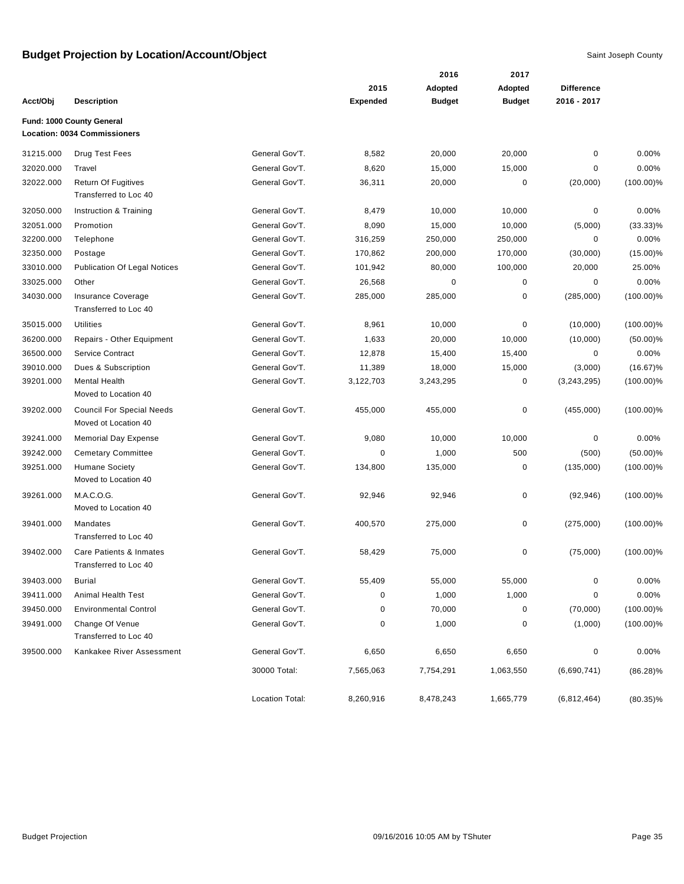# Budget Projection by Location/Account/Object

Saint Joseph County

| Acct/Obj | Description | | 2015 Expended | 2016 Adopted Budget | 2017 Adopted Budget | Difference 2016 - 2017 | |
|---|---|---|---|---|---|---|---|
| **Fund: 1000 County General** | | | | | | | |
| **Location: 0034 Commissioners** | | | | | | | |
| 31215.000 | Drug Test Fees | General Gov'T. | 8,582 | 20,000 | 20,000 | 0 | 0.00% |
| 32020.000 | Travel | General Gov'T. | 8,620 | 15,000 | 15,000 | 0 | 0.00% |
| 32022.000 | Return Of Fugitives<br>Transferred to Loc 40 | General Gov'T. | 36,311 | 20,000 | 0 | (20,000) | (100.00)% |
| 32050.000 | Instruction & Training | General Gov'T. | 8,479 | 10,000 | 10,000 | 0 | 0.00% |
| 32051.000 | Promotion | General Gov'T. | 8,090 | 15,000 | 10,000 | (5,000) | (33.33)% |
| 32200.000 | Telephone | General Gov'T. | 316,259 | 250,000 | 250,000 | 0 | 0.00% |
| 32350.000 | Postage | General Gov'T. | 170,862 | 200,000 | 170,000 | (30,000) | (15.00)% |
| 33010.000 | Publication Of Legal Notices | General Gov'T. | 101,942 | 80,000 | 100,000 | 20,000 | 25.00% |
| 33025.000 | Other | General Gov'T. | 26,568 | 0 | 0 | 0 | 0.00% |
| 34030.000 | Insurance Coverage<br>Transferred to Loc 40 | General Gov'T. | 285,000 | 285,000 | 0 | (285,000) | (100.00)% |
| 35015.000 | Utilities | General Gov'T. | 8,961 | 10,000 | 0 | (10,000) | (100.00)% |
| 36200.000 | Repairs - Other Equipment | General Gov'T. | 1,633 | 20,000 | 10,000 | (10,000) | (50.00)% |
| 36500.000 | Service Contract | General Gov'T. | 12,878 | 15,400 | 15,400 | 0 | 0.00% |
| 39010.000 | Dues & Subscription | General Gov'T. | 11,389 | 18,000 | 15,000 | (3,000) | (16.67)% |
| 39201.000 | Mental Health<br>Moved to Location 40 | General Gov'T. | 3,122,703 | 3,243,295 | 0 | (3,243,295) | (100.00)% |
| 39202.000 | Council For Special Needs<br>Moved ot Location 40 | General Gov'T. | 455,000 | 455,000 | 0 | (455,000) | (100.00)% |
| 39241.000 | Memorial Day Expense | General Gov'T. | 9,080 | 10,000 | 10,000 | 0 | 0.00% |
| 39242.000 | Cemetary Committee | General Gov'T. | 0 | 1,000 | 500 | (500) | (50.00)% |
| 39251.000 | Humane Society<br>Moved to Location 40 | General Gov'T. | 134,800 | 135,000 | 0 | (135,000) | (100.00)% |
| 39261.000 | M.A.C.O.G.<br>Moved to Location 40 | General Gov'T. | 92,946 | 92,946 | 0 | (92,946) | (100.00)% |
| 39401.000 | Mandates<br>Transferred to Loc 40 | General Gov'T. | 400,570 | 275,000 | 0 | (275,000) | (100.00)% |
| 39402.000 | Care Patients & Inmates<br>Transferred to Loc 40 | General Gov'T. | 58,429 | 75,000 | 0 | (75,000) | (100.00)% |
| 39403.000 | Burial | General Gov'T. | 55,409 | 55,000 | 55,000 | 0 | 0.00% |
| 39411.000 | Animal Health Test | General Gov'T. | 0 | 1,000 | 1,000 | 0 | 0.00% |
| 39450.000 | Environmental Control | General Gov'T. | 0 | 70,000 | 0 | (70,000) | (100.00)% |
| 39491.000 | Change Of Venue<br>Transferred to Loc 40 | General Gov'T. | 0 | 1,000 | 0 | (1,000) | (100.00)% |
| 39500.000 | Kankakee River Assessment | General Gov'T. | 6,650 | 6,650 | 6,650 | 0 | 0.00% |
| | | 30000 Total: | 7,565,063 | 7,754,291 | 1,063,550 | (6,690,741) | (86.28)% |
| | | Location Total: | 8,260,916 | 8,478,243 | 1,665,779 | (6,812,464) | (80.35)% |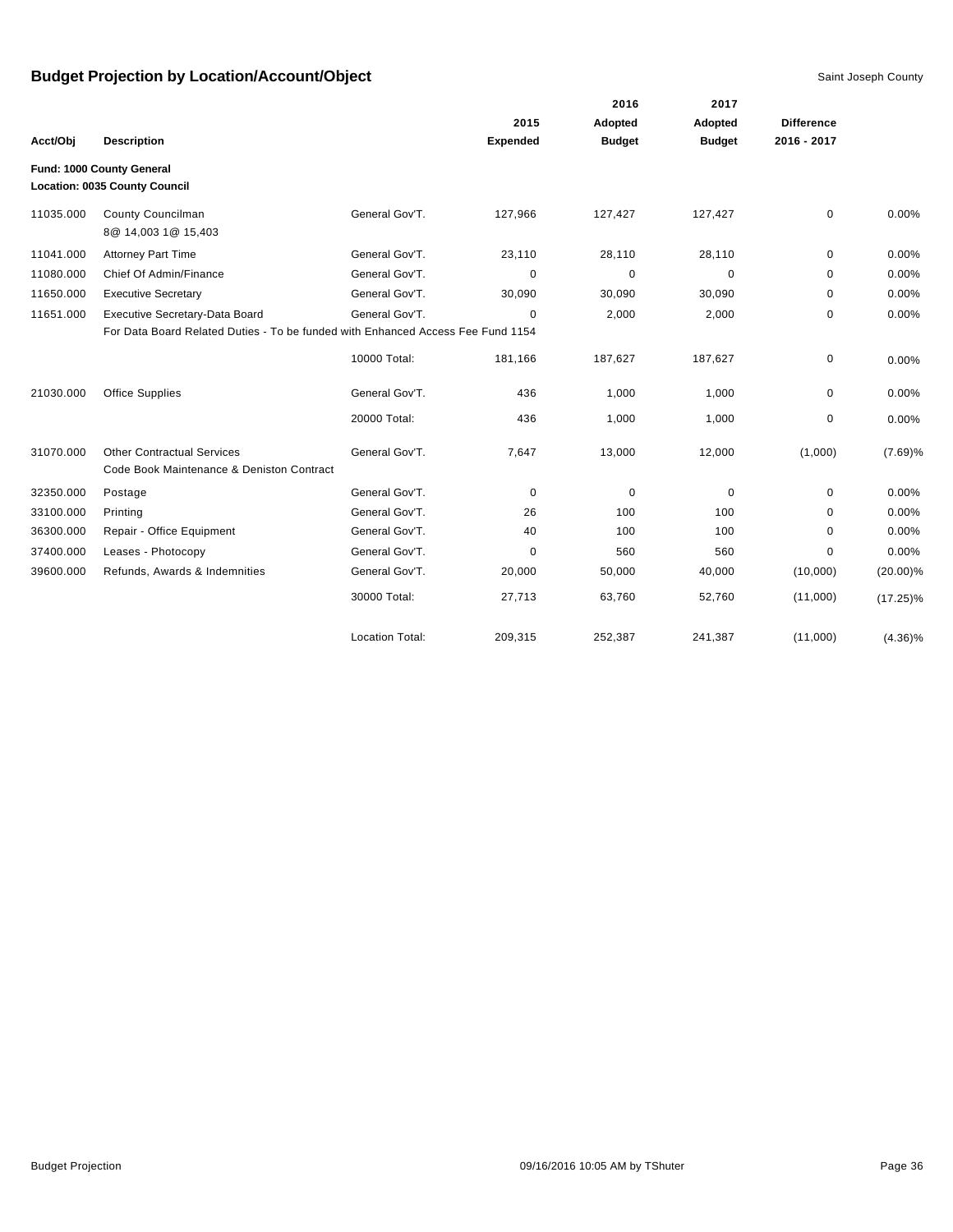# Budget Projection by Location/Account/Object

Saint Joseph County

| Acct/Obj | Description | | 2015 Expended | 2016 Adopted Budget | 2017 Adopted Budget | Difference 2016 - 2017 | |
|---|---|---|---|---|---|---|---|
| **Fund: 1000 County General** | | | | | | | |
| **Location: 0035 County Council** | | | | | | | |
| 11035.000 | County Councilman<br>8@ 14,003 1@ 15,403 | General Gov'T. | 127,966 | 127,427 | 127,427 | 0 | 0.00% |
| 11041.000 | Attorney Part Time | General Gov'T. | 23,110 | 28,110 | 28,110 | 0 | 0.00% |
| 11080.000 | Chief Of Admin/Finance | General Gov'T. | 0 | 0 | 0 | 0 | 0.00% |
| 11650.000 | Executive Secretary | General Gov'T. | 30,090 | 30,090 | 30,090 | 0 | 0.00% |
| 11651.000 | Executive Secretary-Data Board<br>For Data Board Related Duties - To be funded with Enhanced Access Fee Fund 1154 | General Gov'T. | 0 | 2,000 | 2,000 | 0 | 0.00% |
| | | 10000 Total: | 181,166 | 187,627 | 187,627 | 0 | 0.00% |
| 21030.000 | Office Supplies | General Gov'T. | 436 | 1,000 | 1,000 | 0 | 0.00% |
| | | 20000 Total: | 436 | 1,000 | 1,000 | 0 | 0.00% |
| 31070.000 | Other Contractual Services<br>Code Book Maintenance & Deniston Contract | General Gov'T. | 7,647 | 13,000 | 12,000 | (1,000) | (7.69)% |
| 32350.000 | Postage | General Gov'T. | 0 | 0 | 0 | 0 | 0.00% |
| 33100.000 | Printing | General Gov'T. | 26 | 100 | 100 | 0 | 0.00% |
| 36300.000 | Repair - Office Equipment | General Gov'T. | 40 | 100 | 100 | 0 | 0.00% |
| 37400.000 | Leases - Photocopy | General Gov'T. | 0 | 560 | 560 | 0 | 0.00% |
| 39600.000 | Refunds, Awards & Indemnities | General Gov'T. | 20,000 | 50,000 | 40,000 | (10,000) | (20.00)% |
| | | 30000 Total: | 27,713 | 63,760 | 52,760 | (11,000) | (17.25)% |
| | | Location Total: | 209,315 | 252,387 | 241,387 | (11,000) | (4.36)% |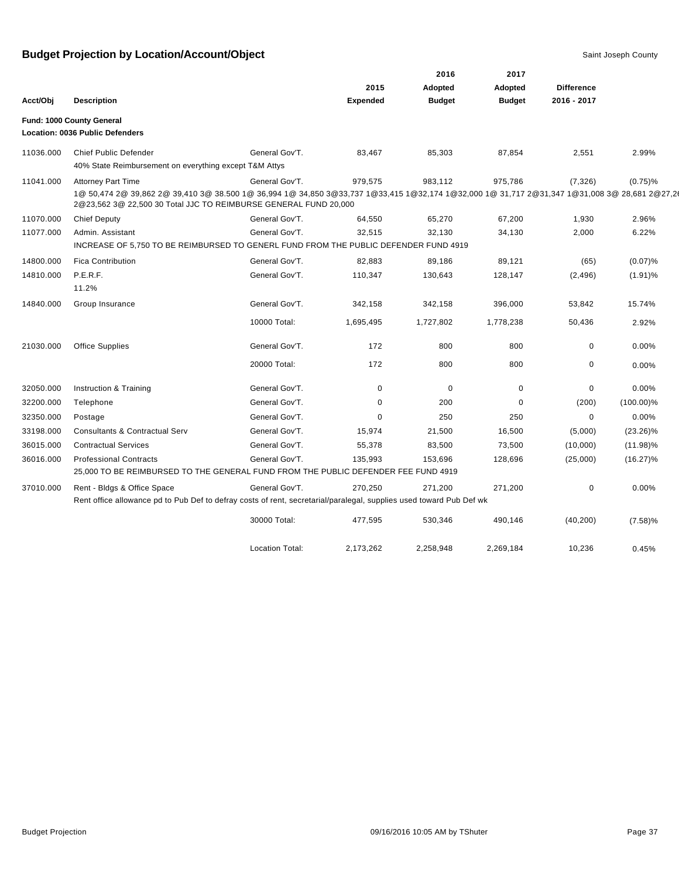## Budget Projection by Location/Account/Object

Saint Joseph County

| Acct/Obj | Description | | 2015 Expended | 2016 Adopted Budget | 2017 Adopted Budget | Difference 2016 - 2017 | |
|---|---|---|---|---|---|---|---|
| **Fund: 1000 County General** | | | | | | | |
| **Location: 0036 Public Defenders** | | | | | | | |
| 11036.000 | Chief Public Defender | General Gov'T. | 83,467 | 85,303 | 87,854 | 2,551 | 2.99% |
| | 40% State Reimbursement on everything except T&M Attys | | | | | | |
| 11041.000 | Attorney Part Time | General Gov'T. | 979,575 | 983,112 | 975,786 | (7,326) | (0.75)% |
| | 1@ 50,474 2@ 39,862 2@ 39,410 3@ 38.500 1@ 36,994 1@ 34,850 3@33,737 1@33,415 1@32,174 1@32,000 1@ 31,717 2@31,347 1@31,008 3@ 28,681 2@27,2 2@23,562 3@ 22,500 30 Total JJC TO REIMBURSE GENERAL FUND 20,000 | | | | | | |
| 11070.000 | Chief Deputy | General Gov'T. | 64,550 | 65,270 | 67,200 | 1,930 | 2.96% |
| 11077.000 | Admin. Assistant | General Gov'T. | 32,515 | 32,130 | 34,130 | 2,000 | 6.22% |
| | INCREASE OF 5,750 TO BE REIMBURSED TO GENERL FUND FROM THE PUBLIC DEFENDER FUND 4919 | | | | | | |
| 14800.000 | Fica Contribution | General Gov'T. | 82,883 | 89,186 | 89,121 | (65) | (0.07)% |
| 14810.000 | P.E.R.F. | General Gov'T. | 110,347 | 130,643 | 128,147 | (2,496) | (1.91)% |
| | 11.2% | | | | | | |
| 14840.000 | Group Insurance | General Gov'T. | 342,158 | 342,158 | 396,000 | 53,842 | 15.74% |
| | | 10000 Total: | 1,695,495 | 1,727,802 | 1,778,238 | 50,436 | 2.92% |
| 21030.000 | Office Supplies | General Gov'T. | 172 | 800 | 800 | 0 | 0.00% |
| | | 20000 Total: | 172 | 800 | 800 | 0 | 0.00% |
| 32050.000 | Instruction & Training | General Gov'T. | 0 | 0 | 0 | 0 | 0.00% |
| 32200.000 | Telephone | General Gov'T. | 0 | 200 | 0 | (200) | (100.00)% |
| 32350.000 | Postage | General Gov'T. | 0 | 250 | 250 | 0 | 0.00% |
| 33198.000 | Consultants & Contractual Serv | General Gov'T. | 15,974 | 21,500 | 16,500 | (5,000) | (23.26)% |
| 36015.000 | Contractual Services | General Gov'T. | 55,378 | 83,500 | 73,500 | (10,000) | (11.98)% |
| 36016.000 | Professional Contracts | General Gov'T. | 135,993 | 153,696 | 128,696 | (25,000) | (16.27)% |
| | 25,000 TO BE REIMBURSED TO THE GENERAL FUND FROM THE PUBLIC DEFENDER FEE FUND 4919 | | | | | | |
| 37010.000 | Rent - Bldgs & Office Space | General Gov'T. | 270,250 | 271,200 | 271,200 | 0 | 0.00% |
| | Rent office allowance pd to Pub Def to defray costs of rent, secretarial/paralegal, supplies used toward Pub Def wk | | | | | | |
| | | 30000 Total: | 477,595 | 530,346 | 490,146 | (40,200) | (7.58)% |
| | | Location Total: | 2,173,262 | 2,258,948 | 2,269,184 | 10,236 | 0.45% |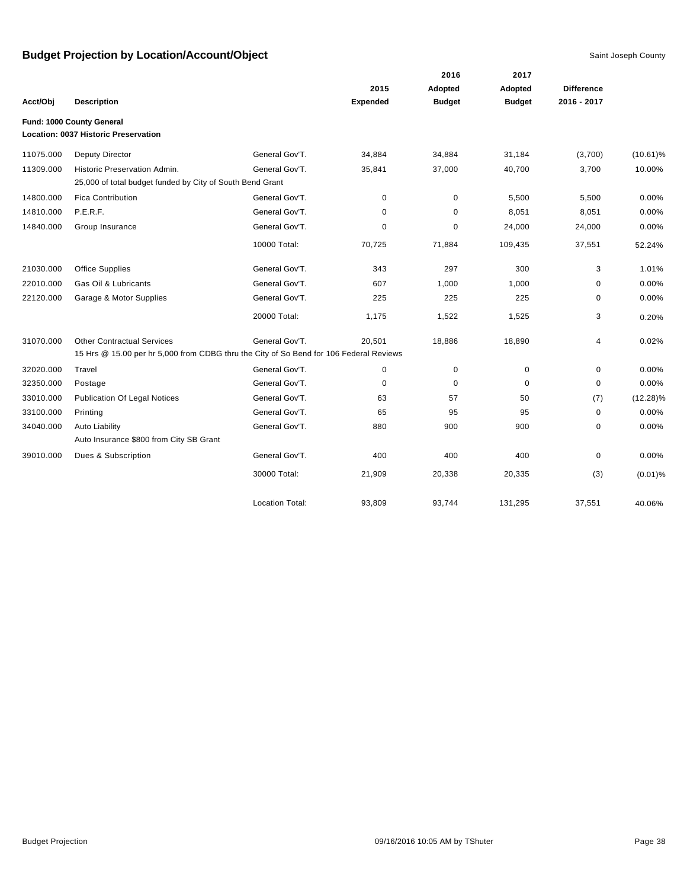## Budget Projection by Location/Account/Object

Saint Joseph County

| Acct/Obj | Description | | 2015 Expended | 2016 Adopted Budget | 2017 Adopted Budget | Difference 2016 - 2017 | |
|---|---|---|---|---|---|---|---|
| **Fund: 1000 County General** | | | | | | | |
| **Location: 0037 Historic Preservation** | | | | | | | |
| 11075.000 | Deputy Director | General Gov'T. | 34,884 | 34,884 | 31,184 | (3,700) | (10.61)% |
| 11309.000 | Historic Preservation Admin. | General Gov'T. | 35,841 | 37,000 | 40,700 | 3,700 | 10.00% |
| | 25,000 of total budget funded by City of South Bend Grant | | | | | | |
| 14800.000 | Fica Contribution | General Gov'T. | 0 | 0 | 5,500 | 5,500 | 0.00% |
| 14810.000 | P.E.R.F. | General Gov'T. | 0 | 0 | 8,051 | 8,051 | 0.00% |
| 14840.000 | Group Insurance | General Gov'T. | 0 | 0 | 24,000 | 24,000 | 0.00% |
| | | 10000 Total: | 70,725 | 71,884 | 109,435 | 37,551 | 52.24% |
| 21030.000 | Office Supplies | General Gov'T. | 343 | 297 | 300 | 3 | 1.01% |
| 22010.000 | Gas Oil & Lubricants | General Gov'T. | 607 | 1,000 | 1,000 | 0 | 0.00% |
| 22120.000 | Garage & Motor Supplies | General Gov'T. | 225 | 225 | 225 | 0 | 0.00% |
| | | 20000 Total: | 1,175 | 1,522 | 1,525 | 3 | 0.20% |
| 31070.000 | Other Contractual Services | General Gov'T. | 20,501 | 18,886 | 18,890 | 4 | 0.02% |
| | 15 Hrs @ 15.00 per hr 5,000 from CDBG thru the City of So Bend for 106 Federal Reviews | | | | | | |
| 32020.000 | Travel | General Gov'T. | 0 | 0 | 0 | 0 | 0.00% |
| 32350.000 | Postage | General Gov'T. | 0 | 0 | 0 | 0 | 0.00% |
| 33010.000 | Publication Of Legal Notices | General Gov'T. | 63 | 57 | 50 | (7) | (12.28)% |
| 33100.000 | Printing | General Gov'T. | 65 | 95 | 95 | 0 | 0.00% |
| 34040.000 | Auto Liability | General Gov'T. | 880 | 900 | 900 | 0 | 0.00% |
| | Auto Insurance $800 from City SB Grant | | | | | | |
| 39010.000 | Dues & Subscription | General Gov'T. | 400 | 400 | 400 | 0 | 0.00% |
| | | 30000 Total: | 21,909 | 20,338 | 20,335 | (3) | (0.01)% |
| | | Location Total: | 93,809 | 93,744 | 131,295 | 37,551 | 40.06% |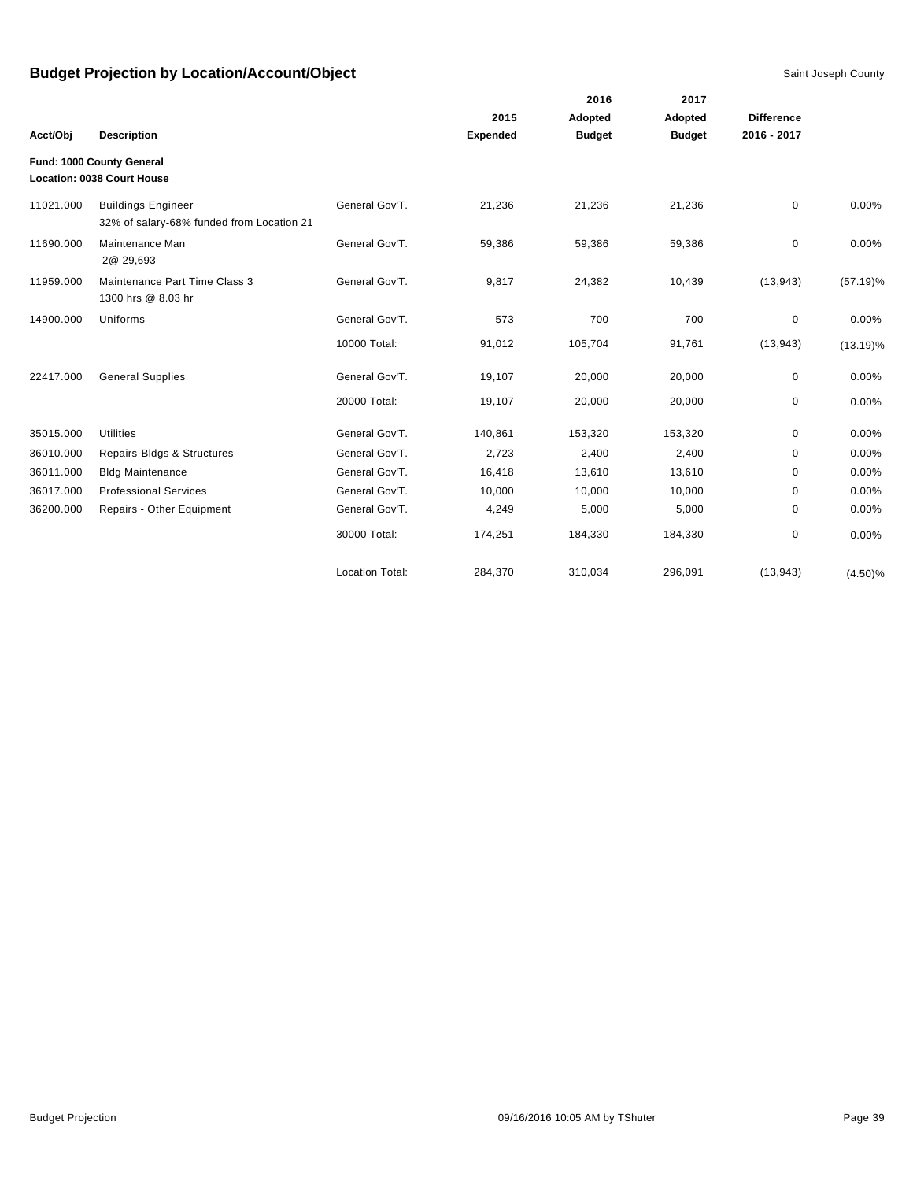## Budget Projection by Location/Account/Object

Saint Joseph County

| Acct/Obj | Description | | 2015 Expended | 2016 Adopted Budget | 2017 Adopted Budget | Difference 2016 - 2017 | |
|---|---|---|---|---|---|---|---|
| **Fund: 1000 County General** | | | | | | | |
| **Location: 0038 Court House** | | | | | | | |
| 11021.000 | Buildings Engineer<br>32% of salary-68% funded from Location 21 | General Gov'T. | 21,236 | 21,236 | 21,236 | 0 | 0.00% |
| 11690.000 | Maintenance Man<br>2@ 29,693 | General Gov'T. | 59,386 | 59,386 | 59,386 | 0 | 0.00% |
| 11959.000 | Maintenance Part Time Class 3<br>1300 hrs @ 8.03 hr | General Gov'T. | 9,817 | 24,382 | 10,439 | (13,943) | (57.19)% |
| 14900.000 | Uniforms | General Gov'T. | 573 | 700 | 700 | 0 | 0.00% |
| | | 10000 Total: | 91,012 | 105,704 | 91,761 | (13,943) | (13.19)% |
| 22417.000 | General Supplies | General Gov'T. | 19,107 | 20,000 | 20,000 | 0 | 0.00% |
| | | 20000 Total: | 19,107 | 20,000 | 20,000 | 0 | 0.00% |
| 35015.000 | Utilities | General Gov'T. | 140,861 | 153,320 | 153,320 | 0 | 0.00% |
| 36010.000 | Repairs-Bldgs & Structures | General Gov'T. | 2,723 | 2,400 | 2,400 | 0 | 0.00% |
| 36011.000 | Bldg Maintenance | General Gov'T. | 16,418 | 13,610 | 13,610 | 0 | 0.00% |
| 36017.000 | Professional Services | General Gov'T. | 10,000 | 10,000 | 10,000 | 0 | 0.00% |
| 36200.000 | Repairs - Other Equipment | General Gov'T. | 4,249 | 5,000 | 5,000 | 0 | 0.00% |
| | | 30000 Total: | 174,251 | 184,330 | 184,330 | 0 | 0.00% |
| | | Location Total: | 284,370 | 310,034 | 296,091 | (13,943) | (4.50)% |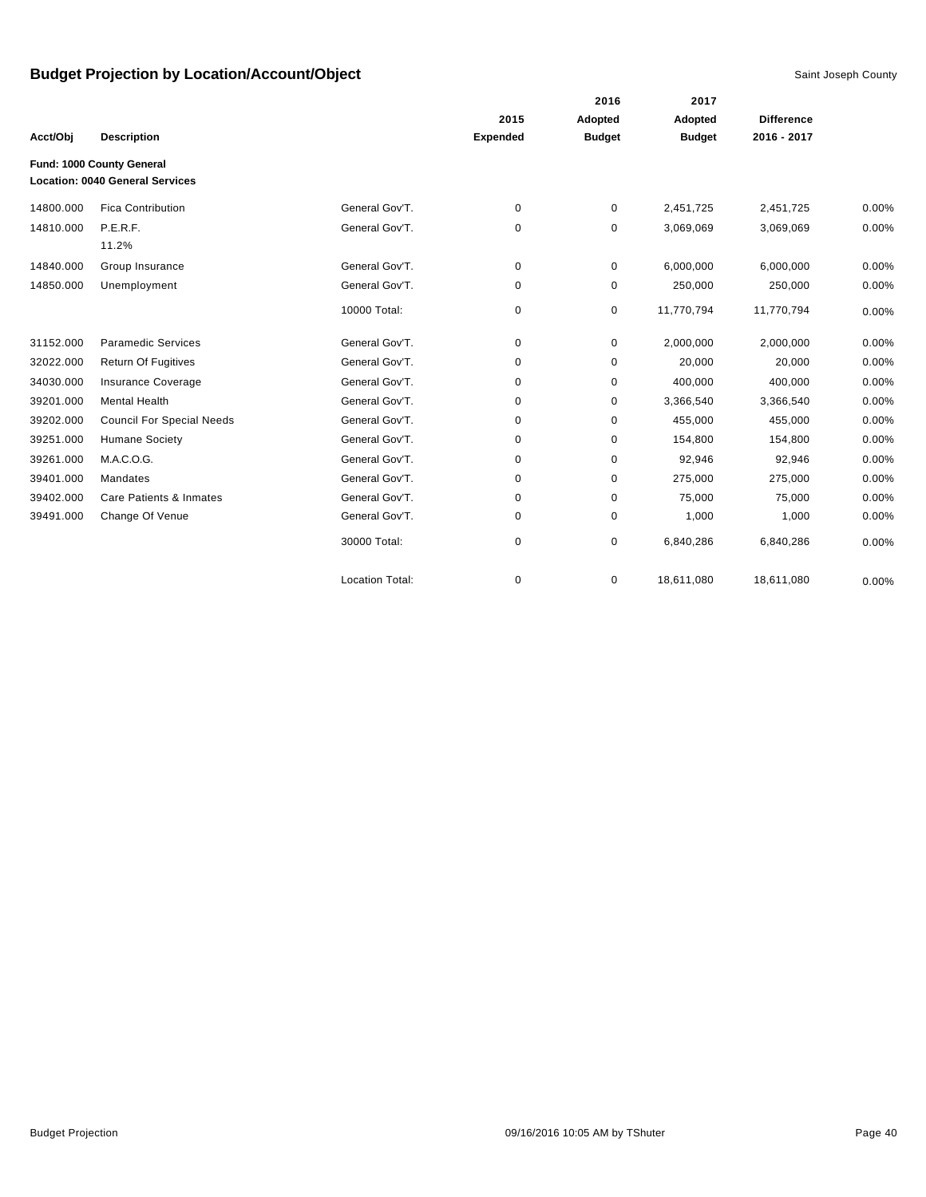# Budget Projection by Location/Account/Object

Saint Joseph County

| Acct/Obj | Description | | 2015 Expended | 2016 Adopted Budget | 2017 Adopted Budget | Difference 2016 - 2017 | |
|---|---|---|---|---|---|---|---|
| **Fund: 1000 County General** | | | | | | | |
| **Location: 0040 General Services** | | | | | | | |
| 14800.000 | Fica Contribution | General Gov'T. | 0 | 0 | 2,451,725 | 2,451,725 | 0.00% |
| 14810.000 | P.E.R.F. 11.2% | General Gov'T. | 0 | 0 | 3,069,069 | 3,069,069 | 0.00% |
| 14840.000 | Group Insurance | General Gov'T. | 0 | 0 | 6,000,000 | 6,000,000 | 0.00% |
| 14850.000 | Unemployment | General Gov'T. | 0 | 0 | 250,000 | 250,000 | 0.00% |
| | | 10000 Total: | 0 | 0 | 11,770,794 | 11,770,794 | 0.00% |
| 31152.000 | Paramedic Services | General Gov'T. | 0 | 0 | 2,000,000 | 2,000,000 | 0.00% |
| 32022.000 | Return Of Fugitives | General Gov'T. | 0 | 0 | 20,000 | 20,000 | 0.00% |
| 34030.000 | Insurance Coverage | General Gov'T. | 0 | 0 | 400,000 | 400,000 | 0.00% |
| 39201.000 | Mental Health | General Gov'T. | 0 | 0 | 3,366,540 | 3,366,540 | 0.00% |
| 39202.000 | Council For Special Needs | General Gov'T. | 0 | 0 | 455,000 | 455,000 | 0.00% |
| 39251.000 | Humane Society | General Gov'T. | 0 | 0 | 154,800 | 154,800 | 0.00% |
| 39261.000 | M.A.C.O.G. | General Gov'T. | 0 | 0 | 92,946 | 92,946 | 0.00% |
| 39401.000 | Mandates | General Gov'T. | 0 | 0 | 275,000 | 275,000 | 0.00% |
| 39402.000 | Care Patients & Inmates | General Gov'T. | 0 | 0 | 75,000 | 75,000 | 0.00% |
| 39491.000 | Change Of Venue | General Gov'T. | 0 | 0 | 1,000 | 1,000 | 0.00% |
| | | 30000 Total: | 0 | 0 | 6,840,286 | 6,840,286 | 0.00% |
| | | Location Total: | 0 | 0 | 18,611,080 | 18,611,080 | 0.00% |

Budget Projection 09/16/2016 10:05 AM by TShuter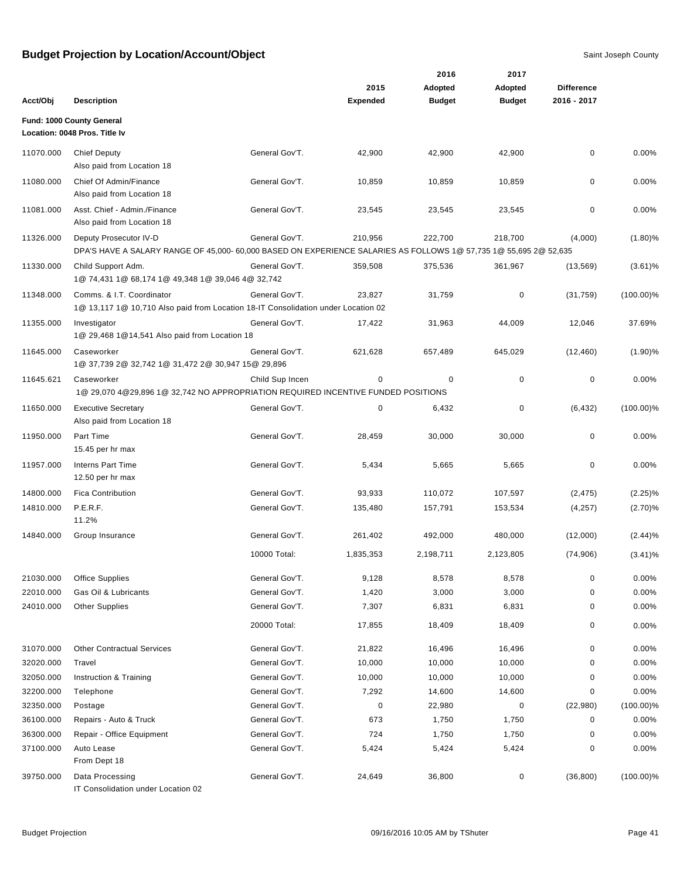# Budget Projection by Location/Account/Object

Saint Joseph County

**Fund: 1000 County General**
**Location: 0048 Pros. Title Iv**

| Acct/Obj | Description | | 2015 Expended | 2016 Adopted Budget | 2017 Adopted Budget | Difference 2016 - 2017 | |
|---|---|---|---|---|---|---|---|
| 11070.000 | Chief Deputy<br>Also paid from Location 18 | General Gov'T. | 42,900 | 42,900 | 42,900 | 0 | 0.00% |
| 11080.000 | Chief Of Admin/Finance<br>Also paid from Location 18 | General Gov'T. | 10,859 | 10,859 | 10,859 | 0 | 0.00% |
| 11081.000 | Asst. Chief - Admin./Finance<br>Also paid from Location 18 | General Gov'T. | 23,545 | 23,545 | 23,545 | 0 | 0.00% |
| 11326.000 | Deputy Prosecutor IV-D<br>DPA'S HAVE A SALARY RANGE OF 45,000- 60,000 BASED ON EXPERIENCE SALARIES AS FOLLOWS 1@ 57,735 1@ 55,695 2@ 52,635 | General Gov'T. | 210,956 | 222,700 | 218,700 | (4,000) | (1.80)% |
| 11330.000 | Child Support Adm.<br>1@ 74,431 1@ 68,174 1@ 49,348 1@ 39,046 4@ 32,742 | General Gov'T. | 359,508 | 375,536 | 361,967 | (13,569) | (3.61)% |
| 11348.000 | Comms. & I.T. Coordinator<br>1@ 13,117 1@ 10,710 Also paid from Location 18-IT Consolidation under Location 02 | General Gov'T. | 23,827 | 31,759 | 0 | (31,759) | (100.00)% |
| 11355.000 | Investigator<br>1@ 29,468 1@14,541 Also paid from Location 18 | General Gov'T. | 17,422 | 31,963 | 44,009 | 12,046 | 37.69% |
| 11645.000 | Caseworker<br>1@ 37,739 2@ 32,742 1@ 31,472 2@ 30,947 15@ 29,896 | General Gov'T. | 621,628 | 657,489 | 645,029 | (12,460) | (1.90)% |
| 11645.621 | Caseworker<br>1@ 29,070 4@29,896 1@ 32,742 NO APPROPRIATION REQUIRED INCENTIVE FUNDED POSITIONS | Child Sup Incen | 0 | 0 | 0 | 0 | 0.00% |
| 11650.000 | Executive Secretary<br>Also paid from Location 18 | General Gov'T. | 0 | 6,432 | 0 | (6,432) | (100.00)% |
| 11950.000 | Part Time<br>15.45 per hr max | General Gov'T. | 28,459 | 30,000 | 30,000 | 0 | 0.00% |
| 11957.000 | Interns Part Time<br>12.50 per hr max | General Gov'T. | 5,434 | 5,665 | 5,665 | 0 | 0.00% |
| 14800.000 | Fica Contribution | General Gov'T. | 93,933 | 110,072 | 107,597 | (2,475) | (2.25)% |
| 14810.000 | P.E.R.F.<br>11.2% | General Gov'T. | 135,480 | 157,791 | 153,534 | (4,257) | (2.70)% |
| 14840.000 | Group Insurance | General Gov'T. | 261,402 | 492,000 | 480,000 | (12,000) | (2.44)% |
| | | 10000 Total: | 1,835,353 | 2,198,711 | 2,123,805 | (74,906) | (3.41)% |
| 21030.000 | Office Supplies | General Gov'T. | 9,128 | 8,578 | 8,578 | 0 | 0.00% |
| 22010.000 | Gas Oil & Lubricants | General Gov'T. | 1,420 | 3,000 | 3,000 | 0 | 0.00% |
| 24010.000 | Other Supplies | General Gov'T. | 7,307 | 6,831 | 6,831 | 0 | 0.00% |
| | | 20000 Total: | 17,855 | 18,409 | 18,409 | 0 | 0.00% |
| 31070.000 | Other Contractual Services | General Gov'T. | 21,822 | 16,496 | 16,496 | 0 | 0.00% |
| 32020.000 | Travel | General Gov'T. | 10,000 | 10,000 | 10,000 | 0 | 0.00% |
| 32050.000 | Instruction & Training | General Gov'T. | 10,000 | 10,000 | 10,000 | 0 | 0.00% |
| 32200.000 | Telephone | General Gov'T. | 7,292 | 14,600 | 14,600 | 0 | 0.00% |
| 32350.000 | Postage | General Gov'T. | 0 | 22,980 | 0 | (22,980) | (100.00)% |
| 36100.000 | Repairs - Auto & Truck | General Gov'T. | 673 | 1,750 | 1,750 | 0 | 0.00% |
| 36300.000 | Repair - Office Equipment | General Gov'T. | 724 | 1,750 | 1,750 | 0 | 0.00% |
| 37100.000 | Auto Lease<br>From Dept 18 | General Gov'T. | 5,424 | 5,424 | 5,424 | 0 | 0.00% |
| 39750.000 | Data Processing<br>IT Consolidation under Location 02 | General Gov'T. | 24,649 | 36,800 | 0 | (36,800) | (100.00)% |

Budget Projection 09/16/2016 10:05 AM by TShuter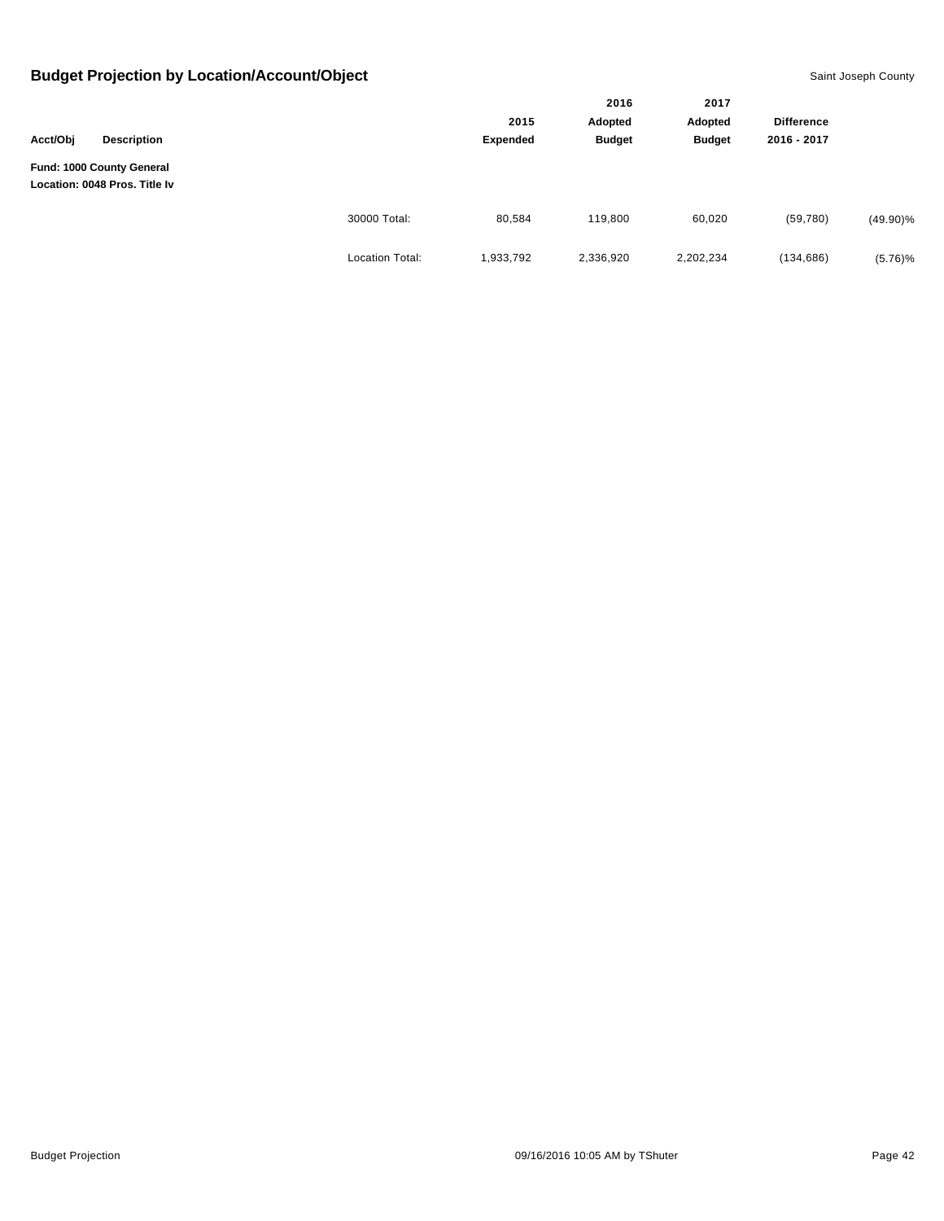## Budget Projection by Location/Account/Object

Saint Joseph County

| Acct/Obj | Description | | 2015 Expended | 2016 Adopted Budget | 2017 Adopted Budget | Difference 2016 - 2017 | |
|---|---|---|---|---|---|---|---|
| **Fund: 1000 County General** | | | | | | | |
| **Location: 0048 Pros. Title Iv** | | | | | | | |
| | | 30000 Total: | 80,584 | 119,800 | 60,020 | (59,780) | (49.90)% |
| | | Location Total: | 1,933,792 | 2,336,920 | 2,202,234 | (134,686) | (5.76)% |

Budget Projection 09/16/2016 10:05 AM by TShuter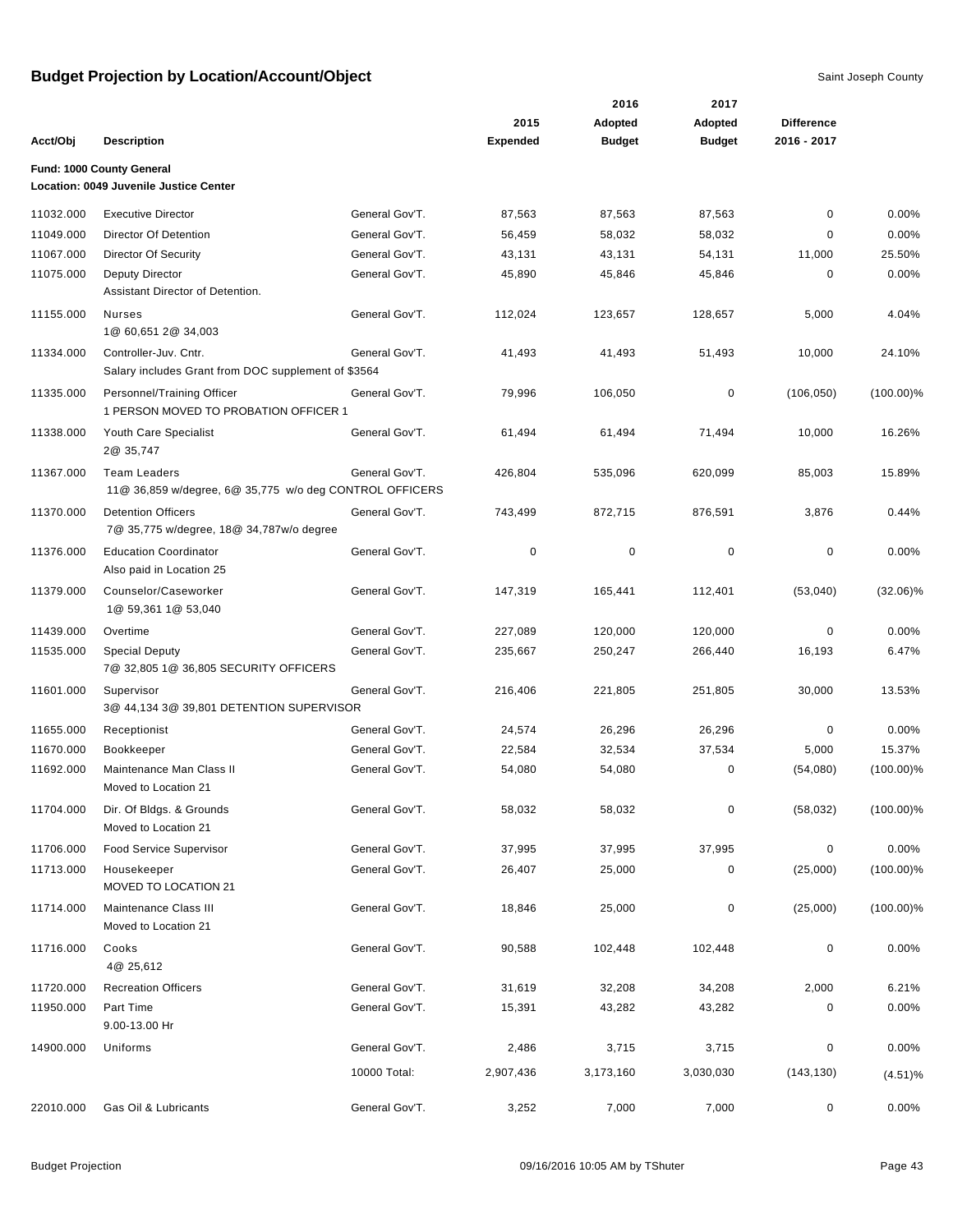# Budget Projection by Location/Account/Object

Saint Joseph County

| Acct/Obj | Description | | 2015 Expended | 2016 Adopted Budget | 2017 Adopted Budget | Difference 2016 - 2017 | |
|---|---|---|---|---|---|---|---|
| **Fund: 1000 County General** | | | | | | | |
| **Location: 0049 Juvenile Justice Center** | | | | | | | |
| 11032.000 | Executive Director | General Gov'T. | 87,563 | 87,563 | 87,563 | 0 | 0.00% |
| 11049.000 | Director Of Detention | General Gov'T. | 56,459 | 58,032 | 58,032 | 0 | 0.00% |
| 11067.000 | Director Of Security | General Gov'T. | 43,131 | 43,131 | 54,131 | 11,000 | 25.50% |
| 11075.000 | Deputy Director<br>Assistant Director of Detention. | General Gov'T. | 45,890 | 45,846 | 45,846 | 0 | 0.00% |
| 11155.000 | Nurses<br>1@ 60,651 2@ 34,003 | General Gov'T. | 112,024 | 123,657 | 128,657 | 5,000 | 4.04% |
| 11334.000 | Controller-Juv. Cntr.<br>Salary includes Grant from DOC supplement of $3564 | General Gov'T. | 41,493 | 41,493 | 51,493 | 10,000 | 24.10% |
| 11335.000 | Personnel/Training Officer<br>1 PERSON MOVED TO PROBATION OFFICER 1 | General Gov'T. | 79,996 | 106,050 | 0 | (106,050) | (100.00)% |
| 11338.000 | Youth Care Specialist<br>2@ 35,747 | General Gov'T. | 61,494 | 61,494 | 71,494 | 10,000 | 16.26% |
| 11367.000 | Team Leaders<br>11@ 36,859 w/degree, 6@ 35,775 w/o deg CONTROL OFFICERS | General Gov'T. | 426,804 | 535,096 | 620,099 | 85,003 | 15.89% |
| 11370.000 | Detention Officers<br>7@ 35,775 w/degree, 18@ 34,787w/o degree | General Gov'T. | 743,499 | 872,715 | 876,591 | 3,876 | 0.44% |
| 11376.000 | Education Coordinator<br>Also paid in Location 25 | General Gov'T. | 0 | 0 | 0 | 0 | 0.00% |
| 11379.000 | Counselor/Caseworker<br>1@ 59,361 1@ 53,040 | General Gov'T. | 147,319 | 165,441 | 112,401 | (53,040) | (32.06)% |
| 11439.000 | Overtime | General Gov'T. | 227,089 | 120,000 | 120,000 | 0 | 0.00% |
| 11535.000 | Special Deputy<br>7@ 32,805 1@ 36,805 SECURITY OFFICERS | General Gov'T. | 235,667 | 250,247 | 266,440 | 16,193 | 6.47% |
| 11601.000 | Supervisor<br>3@ 44,134 3@ 39,801 DETENTION SUPERVISOR | General Gov'T. | 216,406 | 221,805 | 251,805 | 30,000 | 13.53% |
| 11655.000 | Receptionist | General Gov'T. | 24,574 | 26,296 | 26,296 | 0 | 0.00% |
| 11670.000 | Bookkeeper | General Gov'T. | 22,584 | 32,534 | 37,534 | 5,000 | 15.37% |
| 11692.000 | Maintenance Man Class II<br>Moved to Location 21 | General Gov'T. | 54,080 | 54,080 | 0 | (54,080) | (100.00)% |
| 11704.000 | Dir. Of Bldgs. & Grounds<br>Moved to Location 21 | General Gov'T. | 58,032 | 58,032 | 0 | (58,032) | (100.00)% |
| 11706.000 | Food Service Supervisor | General Gov'T. | 37,995 | 37,995 | 37,995 | 0 | 0.00% |
| 11713.000 | Housekeeper<br>MOVED TO LOCATION 21 | General Gov'T. | 26,407 | 25,000 | 0 | (25,000) | (100.00)% |
| 11714.000 | Maintenance Class III<br>Moved to Location 21 | General Gov'T. | 18,846 | 25,000 | 0 | (25,000) | (100.00)% |
| 11716.000 | Cooks<br>4@ 25,612 | General Gov'T. | 90,588 | 102,448 | 102,448 | 0 | 0.00% |
| 11720.000 | Recreation Officers | General Gov'T. | 31,619 | 32,208 | 34,208 | 2,000 | 6.21% |
| 11950.000 | Part Time<br>9.00-13.00 Hr | General Gov'T. | 15,391 | 43,282 | 43,282 | 0 | 0.00% |
| 14900.000 | Uniforms | General Gov'T. | 2,486 | 3,715 | 3,715 | 0 | 0.00% |
| | | 10000 Total: | 2,907,436 | 3,173,160 | 3,030,030 | (143,130) | (4.51)% |
| 22010.000 | Gas Oil & Lubricants | General Gov'T. | 3,252 | 7,000 | 7,000 | 0 | 0.00% |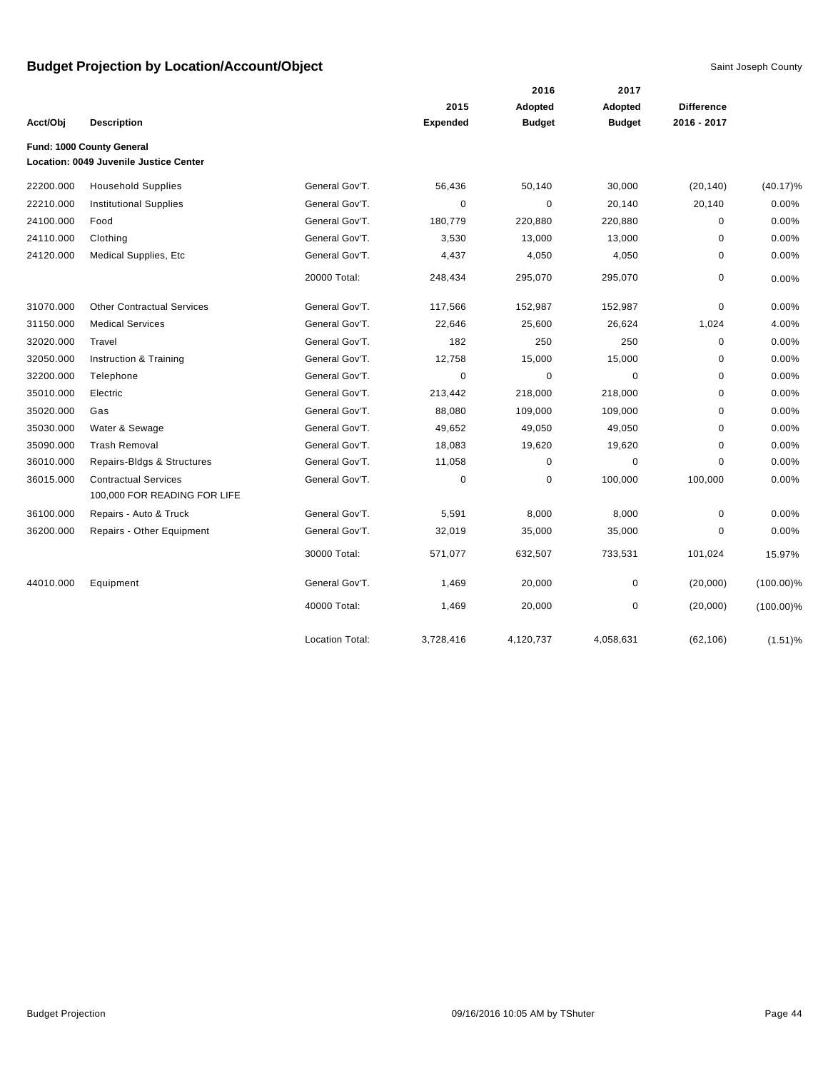# Budget Projection by Location/Account/Object

Saint Joseph County

| Acct/Obj | Description | | 2015 Expended | 2016 Adopted Budget | 2017 Adopted Budget | Difference 2016 - 2017 | |
|---|---|---|---|---|---|---|---|
| **Fund: 1000 County General** | | | | | | | |
| **Location: 0049 Juvenile Justice Center** | | | | | | | |
| 22200.000 | Household Supplies | General Gov'T. | 56,436 | 50,140 | 30,000 | (20,140) | (40.17)% |
| 22210.000 | Institutional Supplies | General Gov'T. | 0 | 0 | 20,140 | 20,140 | 0.00% |
| 24100.000 | Food | General Gov'T. | 180,779 | 220,880 | 220,880 | 0 | 0.00% |
| 24110.000 | Clothing | General Gov'T. | 3,530 | 13,000 | 13,000 | 0 | 0.00% |
| 24120.000 | Medical Supplies, Etc | General Gov'T. | 4,437 | 4,050 | 4,050 | 0 | 0.00% |
| | | 20000 Total: | 248,434 | 295,070 | 295,070 | 0 | 0.00% |
| 31070.000 | Other Contractual Services | General Gov'T. | 117,566 | 152,987 | 152,987 | 0 | 0.00% |
| 31150.000 | Medical Services | General Gov'T. | 22,646 | 25,600 | 26,624 | 1,024 | 4.00% |
| 32020.000 | Travel | General Gov'T. | 182 | 250 | 250 | 0 | 0.00% |
| 32050.000 | Instruction & Training | General Gov'T. | 12,758 | 15,000 | 15,000 | 0 | 0.00% |
| 32200.000 | Telephone | General Gov'T. | 0 | 0 | 0 | 0 | 0.00% |
| 35010.000 | Electric | General Gov'T. | 213,442 | 218,000 | 218,000 | 0 | 0.00% |
| 35020.000 | Gas | General Gov'T. | 88,080 | 109,000 | 109,000 | 0 | 0.00% |
| 35030.000 | Water & Sewage | General Gov'T. | 49,652 | 49,050 | 49,050 | 0 | 0.00% |
| 35090.000 | Trash Removal | General Gov'T. | 18,083 | 19,620 | 19,620 | 0 | 0.00% |
| 36010.000 | Repairs-Bldgs & Structures | General Gov'T. | 11,058 | 0 | 0 | 0 | 0.00% |
| 36015.000 | Contractual Services<br>100,000 FOR READING FOR LIFE | General Gov'T. | 0 | 0 | 100,000 | 100,000 | 0.00% |
| 36100.000 | Repairs - Auto & Truck | General Gov'T. | 5,591 | 8,000 | 8,000 | 0 | 0.00% |
| 36200.000 | Repairs - Other Equipment | General Gov'T. | 32,019 | 35,000 | 35,000 | 0 | 0.00% |
| | | 30000 Total: | 571,077 | 632,507 | 733,531 | 101,024 | 15.97% |
| 44010.000 | Equipment | General Gov'T. | 1,469 | 20,000 | 0 | (20,000) | (100.00)% |
| | | 40000 Total: | 1,469 | 20,000 | 0 | (20,000) | (100.00)% |
| | | Location Total: | 3,728,416 | 4,120,737 | 4,058,631 | (62,106) | (1.51)% |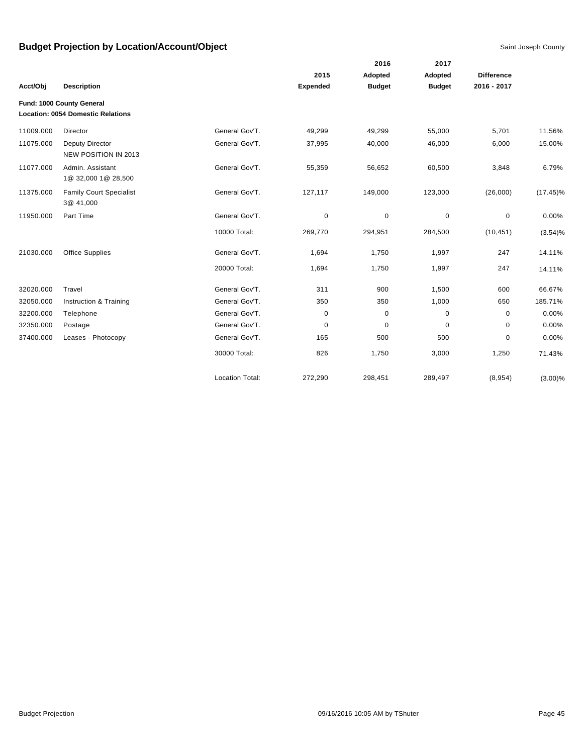# Budget Projection by Location/Account/Object

Saint Joseph County

| Acct/Obj | Description | | 2015 Expended | 2016 Adopted Budget | 2017 Adopted Budget | Difference 2016 - 2017 | |
|---|---|---|---|---|---|---|---|
| **Fund: 1000 County General** | | | | | | | |
| **Location: 0054 Domestic Relations** | | | | | | | |
| 11009.000 | Director | General Gov'T. | 49,299 | 49,299 | 55,000 | 5,701 | 11.56% |
| 11075.000 | Deputy Director NEW POSITION IN 2013 | General Gov'T. | 37,995 | 40,000 | 46,000 | 6,000 | 15.00% |
| 11077.000 | Admin. Assistant 1@ 32,000 1@ 28,500 | General Gov'T. | 55,359 | 56,652 | 60,500 | 3,848 | 6.79% |
| 11375.000 | Family Court Specialist 3@ 41,000 | General Gov'T. | 127,117 | 149,000 | 123,000 | (26,000) | (17.45)% |
| 11950.000 | Part Time | General Gov'T. | 0 | 0 | 0 | 0 | 0.00% |
| | | 10000 Total: | 269,770 | 294,951 | 284,500 | (10,451) | (3.54)% |
| 21030.000 | Office Supplies | General Gov'T. | 1,694 | 1,750 | 1,997 | 247 | 14.11% |
| | | 20000 Total: | 1,694 | 1,750 | 1,997 | 247 | 14.11% |
| 32020.000 | Travel | General Gov'T. | 311 | 900 | 1,500 | 600 | 66.67% |
| 32050.000 | Instruction & Training | General Gov'T. | 350 | 350 | 1,000 | 650 | 185.71% |
| 32200.000 | Telephone | General Gov'T. | 0 | 0 | 0 | 0 | 0.00% |
| 32350.000 | Postage | General Gov'T. | 0 | 0 | 0 | 0 | 0.00% |
| 37400.000 | Leases - Photocopy | General Gov'T. | 165 | 500 | 500 | 0 | 0.00% |
| | | 30000 Total: | 826 | 1,750 | 3,000 | 1,250 | 71.43% |
| | | Location Total: | 272,290 | 298,451 | 289,497 | (8,954) | (3.00)% |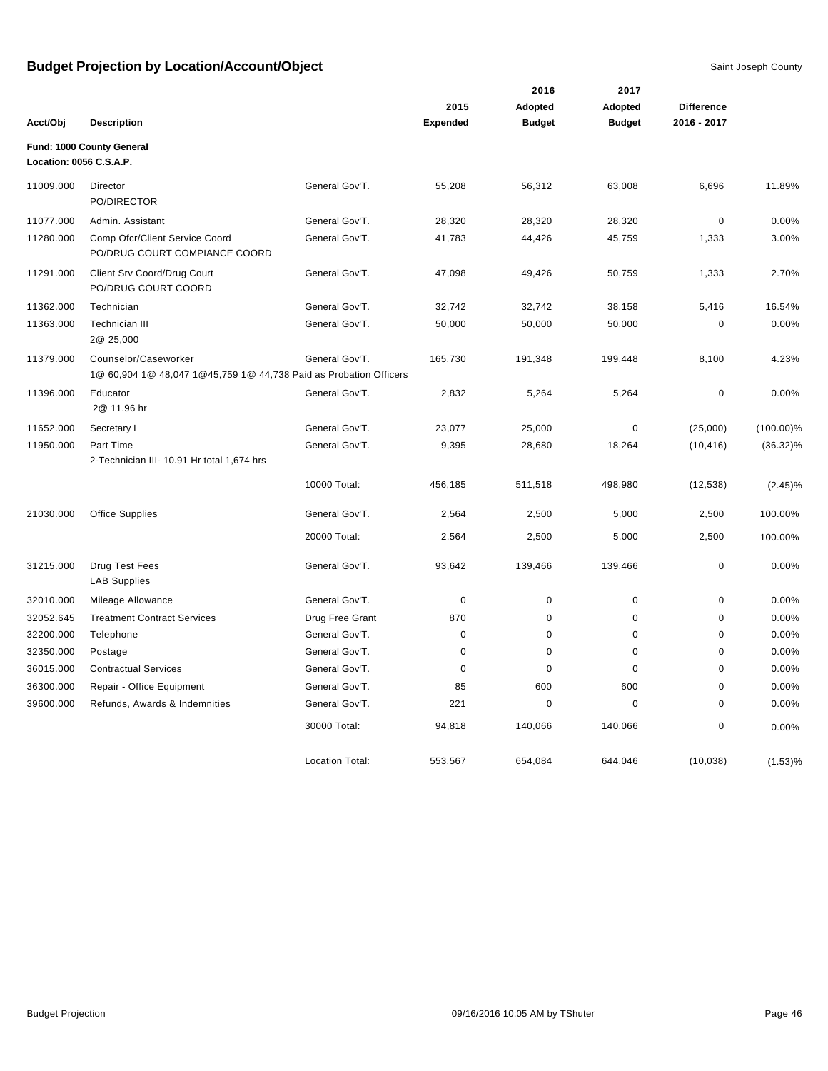# Budget Projection by Location/Account/Object

Saint Joseph County

**Fund: 1000 County General**
**Location: 0056 C.S.A.P.**

| Acct/Obj | Description | | 2015 Expended | 2016 Adopted Budget | 2017 Adopted Budget | Difference 2016 - 2017 | |
|---|---|---|---|---|---|---|---|
| 11009.000 | Director<br>PO/DIRECTOR | General Gov'T. | 55,208 | 56,312 | 63,008 | 6,696 | 11.89% |
| 11077.000 | Admin. Assistant | General Gov'T. | 28,320 | 28,320 | 28,320 | 0 | 0.00% |
| 11280.000 | Comp Ofcr/Client Service Coord<br>PO/DRUG COURT COMPIANCE COORD | General Gov'T. | 41,783 | 44,426 | 45,759 | 1,333 | 3.00% |
| 11291.000 | Client Srv Coord/Drug Court<br>PO/DRUG COURT COORD | General Gov'T. | 47,098 | 49,426 | 50,759 | 1,333 | 2.70% |
| 11362.000 | Technician | General Gov'T. | 32,742 | 32,742 | 38,158 | 5,416 | 16.54% |
| 11363.000 | Technician III<br>2@ 25,000 | General Gov'T. | 50,000 | 50,000 | 50,000 | 0 | 0.00% |
| 11379.000 | Counselor/Caseworker<br>1@ 60,904 1@ 48,047 1@45,759 1@ 44,738 Paid as Probation Officers | General Gov'T. | 165,730 | 191,348 | 199,448 | 8,100 | 4.23% |
| 11396.000 | Educator<br>2@ 11.96 hr | General Gov'T. | 2,832 | 5,264 | 5,264 | 0 | 0.00% |
| 11652.000 | Secretary I | General Gov'T. | 23,077 | 25,000 | 0 | (25,000) | (100.00)% |
| 11950.000 | Part Time<br>2-Technician III- 10.91 Hr total 1,674 hrs | General Gov'T. | 9,395 | 28,680 | 18,264 | (10,416) | (36.32)% |
| | | 10000 Total: | 456,185 | 511,518 | 498,980 | (12,538) | (2.45)% |
| 21030.000 | Office Supplies | General Gov'T. | 2,564 | 2,500 | 5,000 | 2,500 | 100.00% |
| | | 20000 Total: | 2,564 | 2,500 | 5,000 | 2,500 | 100.00% |
| 31215.000 | Drug Test Fees<br>LAB Supplies | General Gov'T. | 93,642 | 139,466 | 139,466 | 0 | 0.00% |
| 32010.000 | Mileage Allowance | General Gov'T. | 0 | 0 | 0 | 0 | 0.00% |
| 32052.645 | Treatment Contract Services | Drug Free Grant | 870 | 0 | 0 | 0 | 0.00% |
| 32200.000 | Telephone | General Gov'T. | 0 | 0 | 0 | 0 | 0.00% |
| 32350.000 | Postage | General Gov'T. | 0 | 0 | 0 | 0 | 0.00% |
| 36015.000 | Contractual Services | General Gov'T. | 0 | 0 | 0 | 0 | 0.00% |
| 36300.000 | Repair - Office Equipment | General Gov'T. | 85 | 600 | 600 | 0 | 0.00% |
| 39600.000 | Refunds, Awards & Indemnities | General Gov'T. | 221 | 0 | 0 | 0 | 0.00% |
| | | 30000 Total: | 94,818 | 140,066 | 140,066 | 0 | 0.00% |
| | | Location Total: | 553,567 | 654,084 | 644,046 | (10,038) | (1.53)% |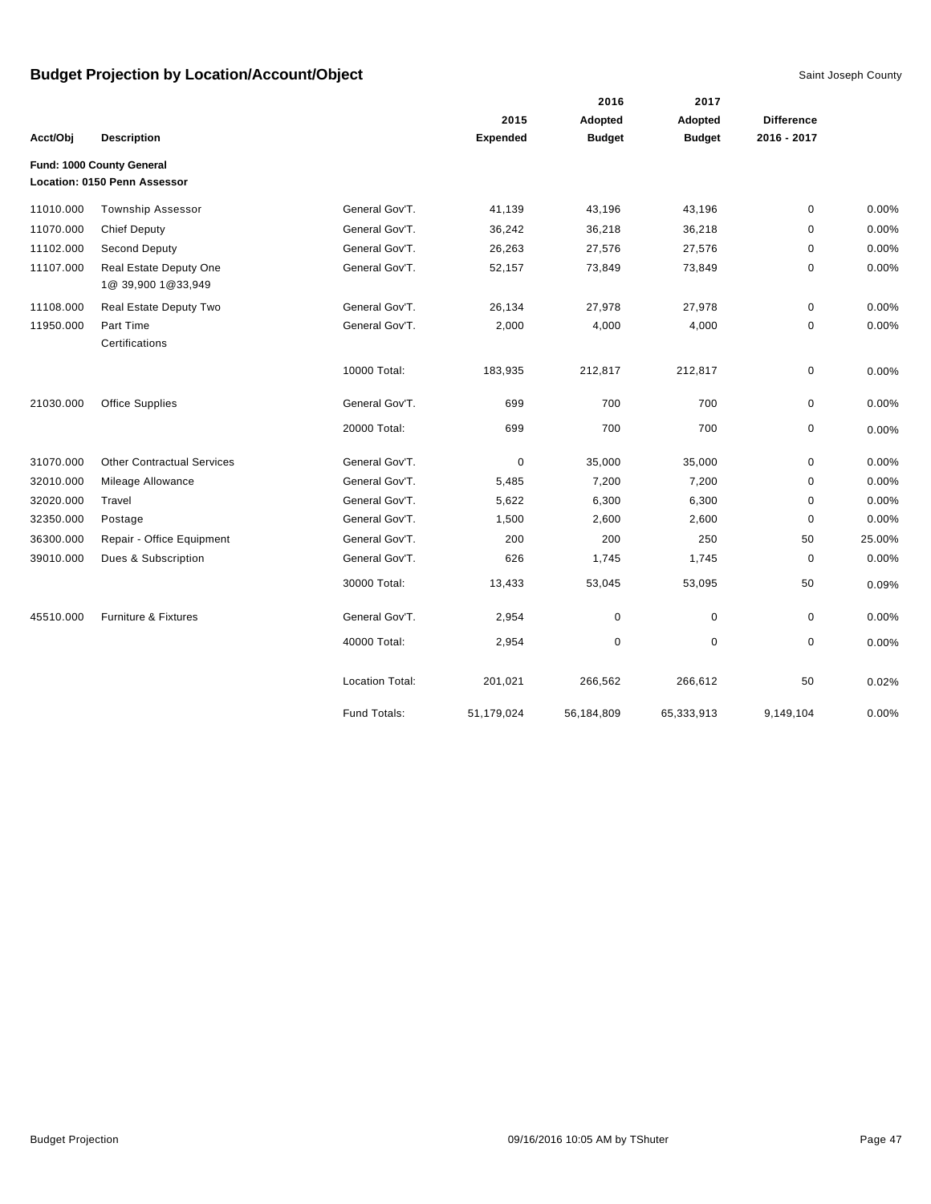# Budget Projection by Location/Account/Object

Saint Joseph County

| Acct/Obj | Description | | 2015 Expended | 2016 Adopted Budget | 2017 Adopted Budget | Difference 2016 - 2017 | |
|---|---|---|---|---|---|---|---|
| **Fund: 1000 County General** | | | | | | | |
| **Location: 0150 Penn Assessor** | | | | | | | |
| 11010.000 | Township Assessor | General Gov'T. | 41,139 | 43,196 | 43,196 | 0 | 0.00% |
| 11070.000 | Chief Deputy | General Gov'T. | 36,242 | 36,218 | 36,218 | 0 | 0.00% |
| 11102.000 | Second Deputy | General Gov'T. | 26,263 | 27,576 | 27,576 | 0 | 0.00% |
| 11107.000 | Real Estate Deputy One 1@ 39,900 1@33,949 | General Gov'T. | 52,157 | 73,849 | 73,849 | 0 | 0.00% |
| 11108.000 | Real Estate Deputy Two | General Gov'T. | 26,134 | 27,978 | 27,978 | 0 | 0.00% |
| 11950.000 | Part Time Certifications | General Gov'T. | 2,000 | 4,000 | 4,000 | 0 | 0.00% |
| | | 10000 Total: | 183,935 | 212,817 | 212,817 | 0 | 0.00% |
| 21030.000 | Office Supplies | General Gov'T. | 699 | 700 | 700 | 0 | 0.00% |
| | | 20000 Total: | 699 | 700 | 700 | 0 | 0.00% |
| 31070.000 | Other Contractual Services | General Gov'T. | 0 | 35,000 | 35,000 | 0 | 0.00% |
| 32010.000 | Mileage Allowance | General Gov'T. | 5,485 | 7,200 | 7,200 | 0 | 0.00% |
| 32020.000 | Travel | General Gov'T. | 5,622 | 6,300 | 6,300 | 0 | 0.00% |
| 32350.000 | Postage | General Gov'T. | 1,500 | 2,600 | 2,600 | 0 | 0.00% |
| 36300.000 | Repair - Office Equipment | General Gov'T. | 200 | 200 | 250 | 50 | 25.00% |
| 39010.000 | Dues & Subscription | General Gov'T. | 626 | 1,745 | 1,745 | 0 | 0.00% |
| | | 30000 Total: | 13,433 | 53,045 | 53,095 | 50 | 0.09% |
| 45510.000 | Furniture & Fixtures | General Gov'T. | 2,954 | 0 | 0 | 0 | 0.00% |
| | | 40000 Total: | 2,954 | 0 | 0 | 0 | 0.00% |
| | | Location Total: | 201,021 | 266,562 | 266,612 | 50 | 0.02% |
| | | Fund Totals: | 51,179,024 | 56,184,809 | 65,333,913 | 9,149,104 | 0.00% |

Budget Projection 09/16/2016 10:05 AM by TShuter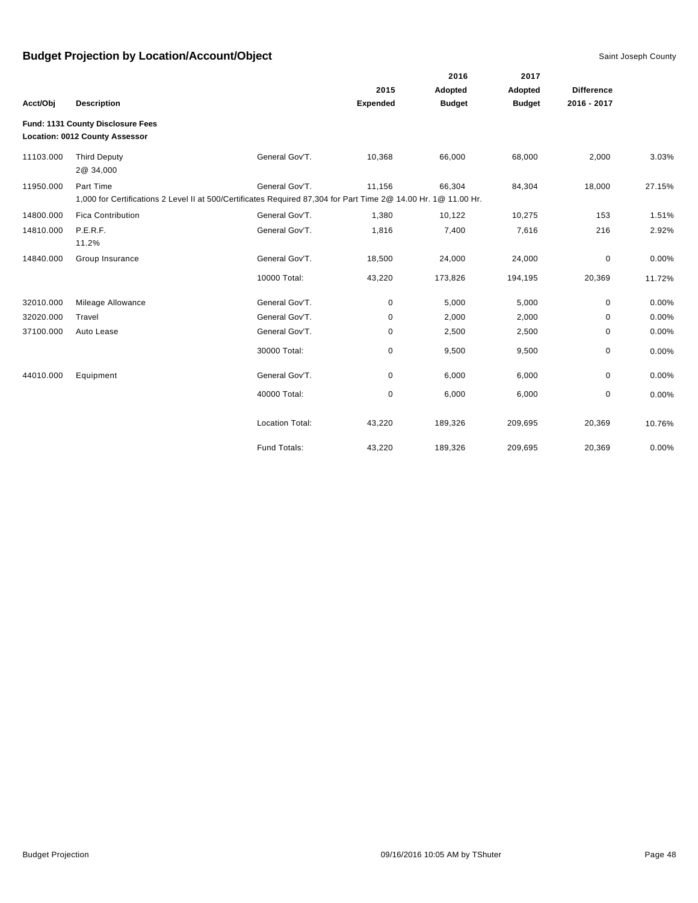## Budget Projection by Location/Account/Object

Saint Joseph County

**Fund: 1131 County Disclosure Fees**
**Location: 0012 County Assessor**

| Acct/Obj | Description | | 2015 Expended | 2016 Adopted Budget | 2017 Adopted Budget | Difference 2016 - 2017 | |
|---|---|---|---|---|---|---|---|
| 11103.000 | Third Deputy<br>2@ 34,000 | General Gov'T. | 10,368 | 66,000 | 68,000 | 2,000 | 3.03% |
| 11950.000 | Part Time<br>1,000 for Certifications 2 Level II at 500/Certificates Required 87,304 for Part Time 2@ 14.00 Hr. 1@ 11.00 Hr. | General Gov'T. | 11,156 | 66,304 | 84,304 | 18,000 | 27.15% |
| 14800.000 | Fica Contribution | General Gov'T. | 1,380 | 10,122 | 10,275 | 153 | 1.51% |
| 14810.000 | P.E.R.F.<br>11.2% | General Gov'T. | 1,816 | 7,400 | 7,616 | 216 | 2.92% |
| 14840.000 | Group Insurance | General Gov'T. | 18,500 | 24,000 | 24,000 | 0 | 0.00% |
| | | 10000 Total: | 43,220 | 173,826 | 194,195 | 20,369 | 11.72% |
| 32010.000 | Mileage Allowance | General Gov'T. | 0 | 5,000 | 5,000 | 0 | 0.00% |
| 32020.000 | Travel | General Gov'T. | 0 | 2,000 | 2,000 | 0 | 0.00% |
| 37100.000 | Auto Lease | General Gov'T. | 0 | 2,500 | 2,500 | 0 | 0.00% |
| | | 30000 Total: | 0 | 9,500 | 9,500 | 0 | 0.00% |
| 44010.000 | Equipment | General Gov'T. | 0 | 6,000 | 6,000 | 0 | 0.00% |
| | | 40000 Total: | 0 | 6,000 | 6,000 | 0 | 0.00% |
| | | Location Total: | 43,220 | 189,326 | 209,695 | 20,369 | 10.76% |
| | | Fund Totals: | 43,220 | 189,326 | 209,695 | 20,369 | 0.00% |

Budget Projection — 09/16/2016 10:05 AM by TShuter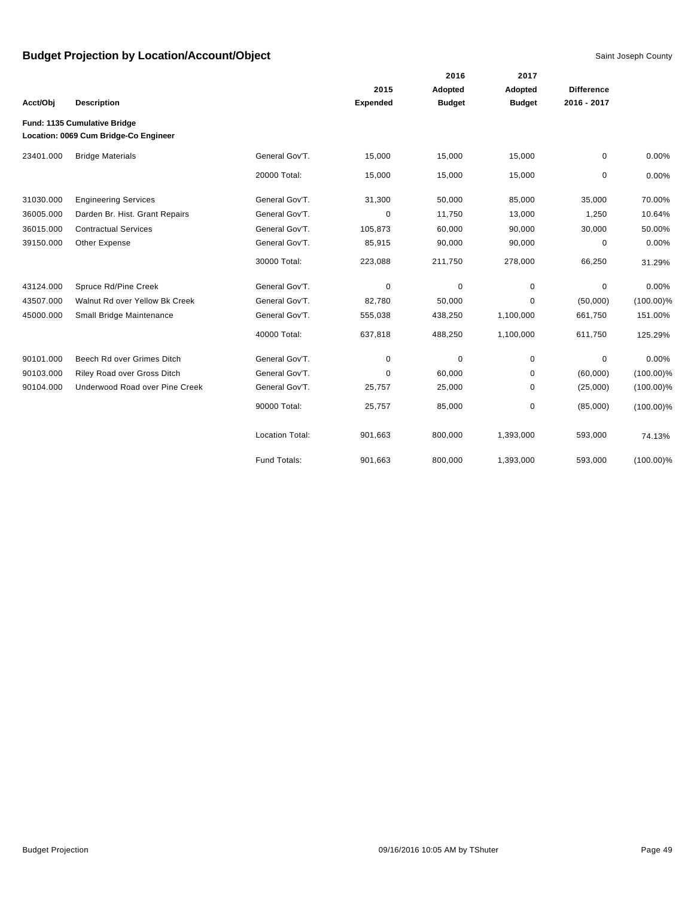# Budget Projection by Location/Account/Object

Saint Joseph County

| Acct/Obj | Description | | 2015 Expended | 2016 Adopted Budget | 2017 Adopted Budget | Difference 2016 - 2017 | |
|---|---|---|---|---|---|---|---|
| **Fund: 1135 Cumulative Bridge** | | | | | | | |
| **Location: 0069 Cum Bridge-Co Engineer** | | | | | | | |
| 23401.000 | Bridge Materials | General Gov'T. | 15,000 | 15,000 | 15,000 | 0 | 0.00% |
| | | 20000 Total: | 15,000 | 15,000 | 15,000 | 0 | 0.00% |
| 31030.000 | Engineering Services | General Gov'T. | 31,300 | 50,000 | 85,000 | 35,000 | 70.00% |
| 36005.000 | Darden Br. Hist. Grant Repairs | General Gov'T. | 0 | 11,750 | 13,000 | 1,250 | 10.64% |
| 36015.000 | Contractual Services | General Gov'T. | 105,873 | 60,000 | 90,000 | 30,000 | 50.00% |
| 39150.000 | Other Expense | General Gov'T. | 85,915 | 90,000 | 90,000 | 0 | 0.00% |
| | | 30000 Total: | 223,088 | 211,750 | 278,000 | 66,250 | 31.29% |
| 43124.000 | Spruce Rd/Pine Creek | General Gov'T. | 0 | 0 | 0 | 0 | 0.00% |
| 43507.000 | Walnut Rd over Yellow Bk Creek | General Gov'T. | 82,780 | 50,000 | 0 | (50,000) | (100.00)% |
| 45000.000 | Small Bridge Maintenance | General Gov'T. | 555,038 | 438,250 | 1,100,000 | 661,750 | 151.00% |
| | | 40000 Total: | 637,818 | 488,250 | 1,100,000 | 611,750 | 125.29% |
| 90101.000 | Beech Rd over Grimes Ditch | General Gov'T. | 0 | 0 | 0 | 0 | 0.00% |
| 90103.000 | Riley Road over Gross Ditch | General Gov'T. | 0 | 60,000 | 0 | (60,000) | (100.00)% |
| 90104.000 | Underwood Road over Pine Creek | General Gov'T. | 25,757 | 25,000 | 0 | (25,000) | (100.00)% |
| | | 90000 Total: | 25,757 | 85,000 | 0 | (85,000) | (100.00)% |
| | | Location Total: | 901,663 | 800,000 | 1,393,000 | 593,000 | 74.13% |
| | | Fund Totals: | 901,663 | 800,000 | 1,393,000 | 593,000 | (100.00)% |

Budget Projection 09/16/2016 10:05 AM by TShuter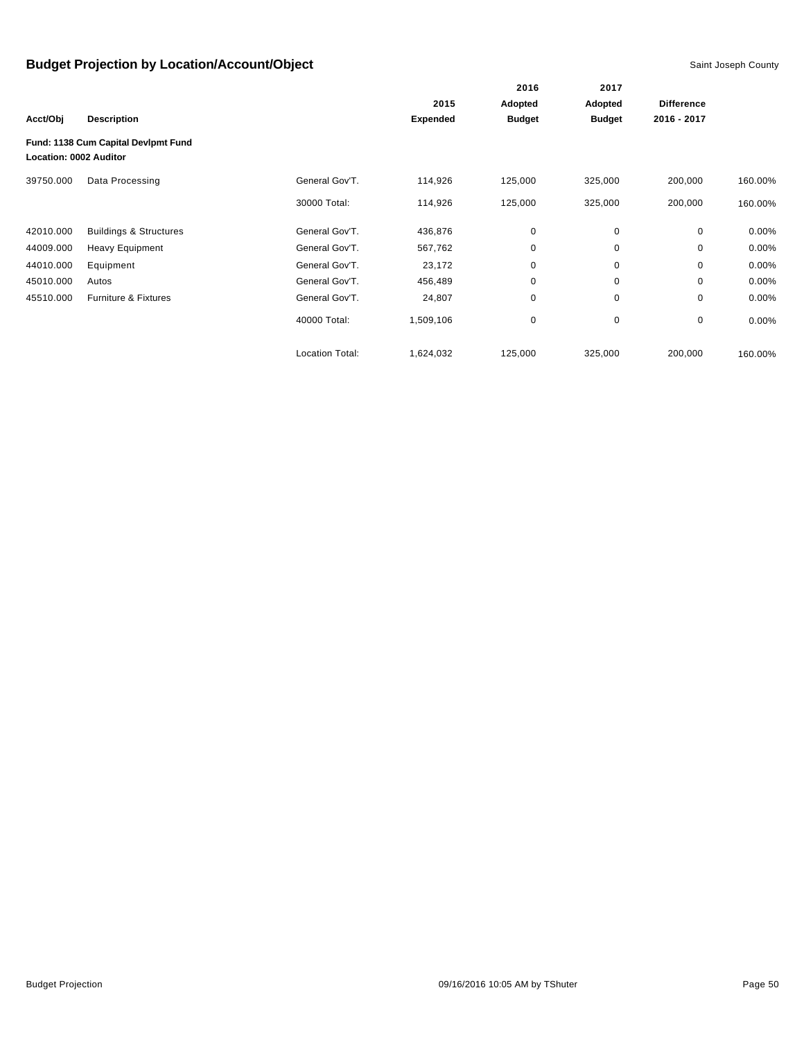# Budget Projection by Location/Account/Object

Saint Joseph County

| Acct/Obj | Description | | 2015 Expended | 2016 Adopted Budget | 2017 Adopted Budget | Difference 2016 - 2017 | |
|---|---|---|---|---|---|---|---|
| **Fund: 1138 Cum Capital Devlpmt Fund** | | | | | | | |
| **Location: 0002 Auditor** | | | | | | | |
| 39750.000 | Data Processing | General Gov'T. | 114,926 | 125,000 | 325,000 | 200,000 | 160.00% |
| | | 30000 Total: | 114,926 | 125,000 | 325,000 | 200,000 | 160.00% |
| 42010.000 | Buildings & Structures | General Gov'T. | 436,876 | 0 | 0 | 0 | 0.00% |
| 44009.000 | Heavy Equipment | General Gov'T. | 567,762 | 0 | 0 | 0 | 0.00% |
| 44010.000 | Equipment | General Gov'T. | 23,172 | 0 | 0 | 0 | 0.00% |
| 45010.000 | Autos | General Gov'T. | 456,489 | 0 | 0 | 0 | 0.00% |
| 45510.000 | Furniture & Fixtures | General Gov'T. | 24,807 | 0 | 0 | 0 | 0.00% |
| | | 40000 Total: | 1,509,106 | 0 | 0 | 0 | 0.00% |
| | | Location Total: | 1,624,032 | 125,000 | 325,000 | 200,000 | 160.00% |

Budget Projection    09/16/2016 10:05 AM by TShuter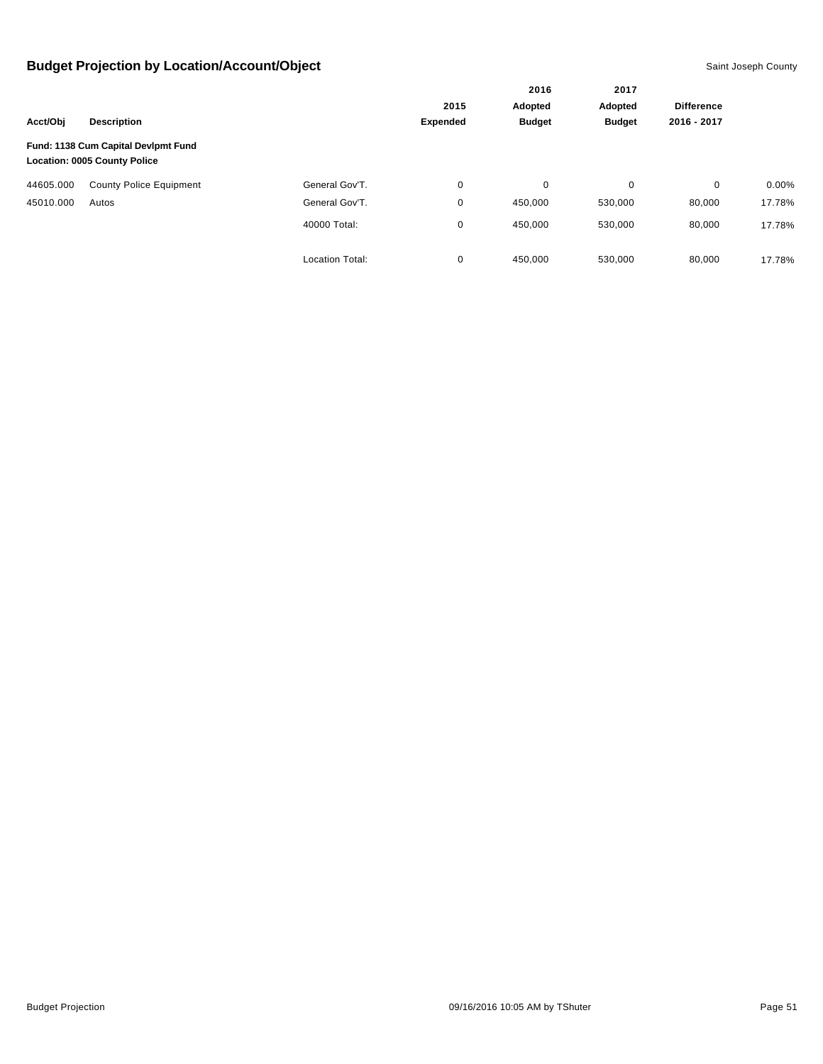## Budget Projection by Location/Account/Object

Saint Joseph County

| Acct/Obj | Description | | 2015 Expended | 2016 Adopted Budget | 2017 Adopted Budget | Difference 2016 - 2017 | |
|---|---|---|---|---|---|---|---|
| **Fund: 1138 Cum Capital Devlpmt Fund** | | | | | | | |
| **Location: 0005 County Police** | | | | | | | |
| 44605.000 | County Police Equipment | General Gov'T. | 0 | 0 | 0 | 0 | 0.00% |
| 45010.000 | Autos | General Gov'T. | 0 | 450,000 | 530,000 | 80,000 | 17.78% |
| | | 40000 Total: | 0 | 450,000 | 530,000 | 80,000 | 17.78% |
| | | Location Total: | 0 | 450,000 | 530,000 | 80,000 | 17.78% |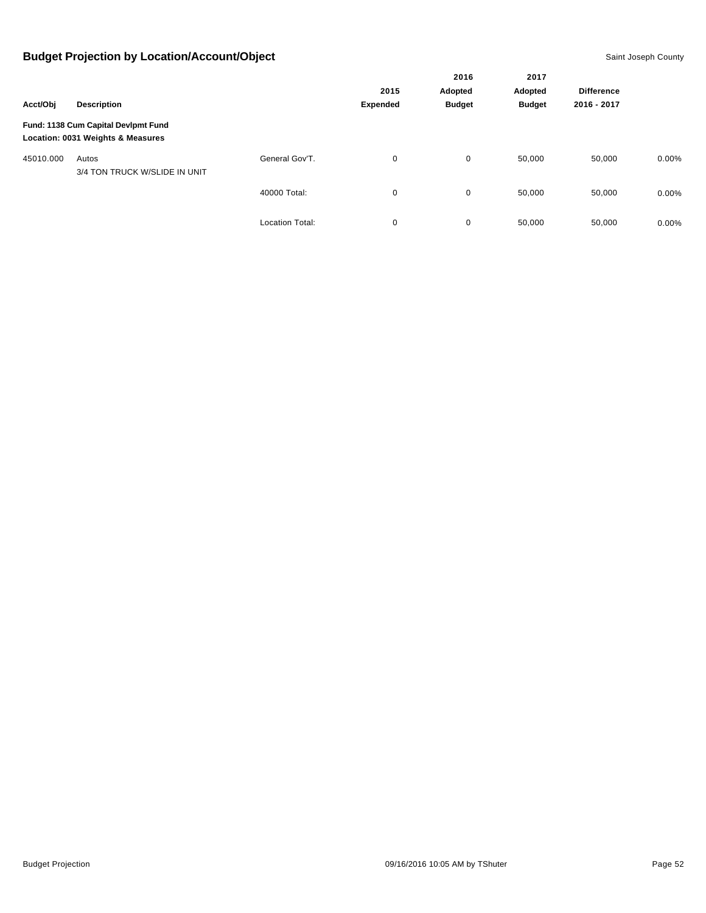## Budget Projection by Location/Account/Object

Saint Joseph County

| Acct/Obj | Description | | 2015 Expended | 2016 Adopted Budget | 2017 Adopted Budget | Difference 2016 - 2017 | |
|---|---|---|---|---|---|---|---|
| **Fund: 1138 Cum Capital Devlpmt Fund** | | | | | | | |
| **Location: 0031 Weights & Measures** | | | | | | | |
| 45010.000 | Autos<br>3/4 TON TRUCK W/SLIDE IN UNIT | General Gov'T. | 0 | 0 | 50,000 | 50,000 | 0.00% |
| | | 40000 Total: | 0 | 0 | 50,000 | 50,000 | 0.00% |
| | | Location Total: | 0 | 0 | 50,000 | 50,000 | 0.00% |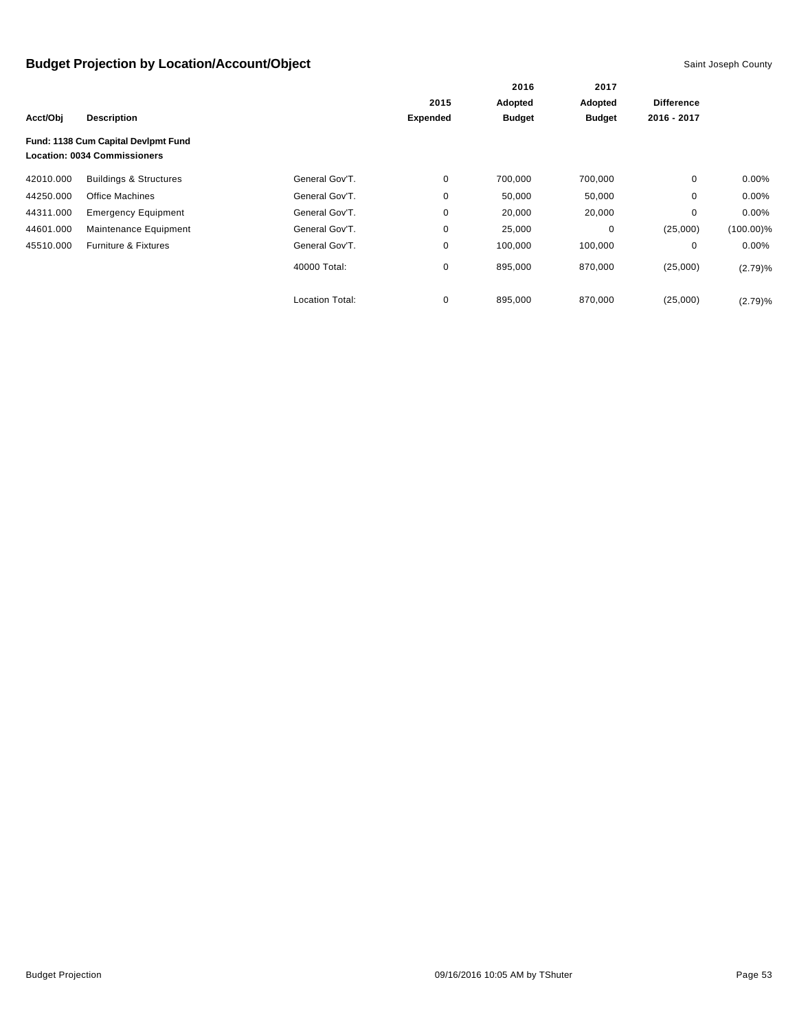# Budget Projection by Location/Account/Object

Saint Joseph County

| Acct/Obj | Description | | 2015 Expended | 2016 Adopted Budget | 2017 Adopted Budget | Difference 2016 - 2017 | |
|---|---|---|---|---|---|---|---|
| **Fund: 1138 Cum Capital Devlpmt Fund** | | | | | | | |
| **Location: 0034 Commissioners** | | | | | | | |
| 42010.000 | Buildings & Structures | General Gov'T. | 0 | 700,000 | 700,000 | 0 | 0.00% |
| 44250.000 | Office Machines | General Gov'T. | 0 | 50,000 | 50,000 | 0 | 0.00% |
| 44311.000 | Emergency Equipment | General Gov'T. | 0 | 20,000 | 20,000 | 0 | 0.00% |
| 44601.000 | Maintenance Equipment | General Gov'T. | 0 | 25,000 | 0 | (25,000) | (100.00)% |
| 45510.000 | Furniture & Fixtures | General Gov'T. | 0 | 100,000 | 100,000 | 0 | 0.00% |
| | | 40000 Total: | 0 | 895,000 | 870,000 | (25,000) | (2.79)% |
| | | Location Total: | 0 | 895,000 | 870,000 | (25,000) | (2.79)% |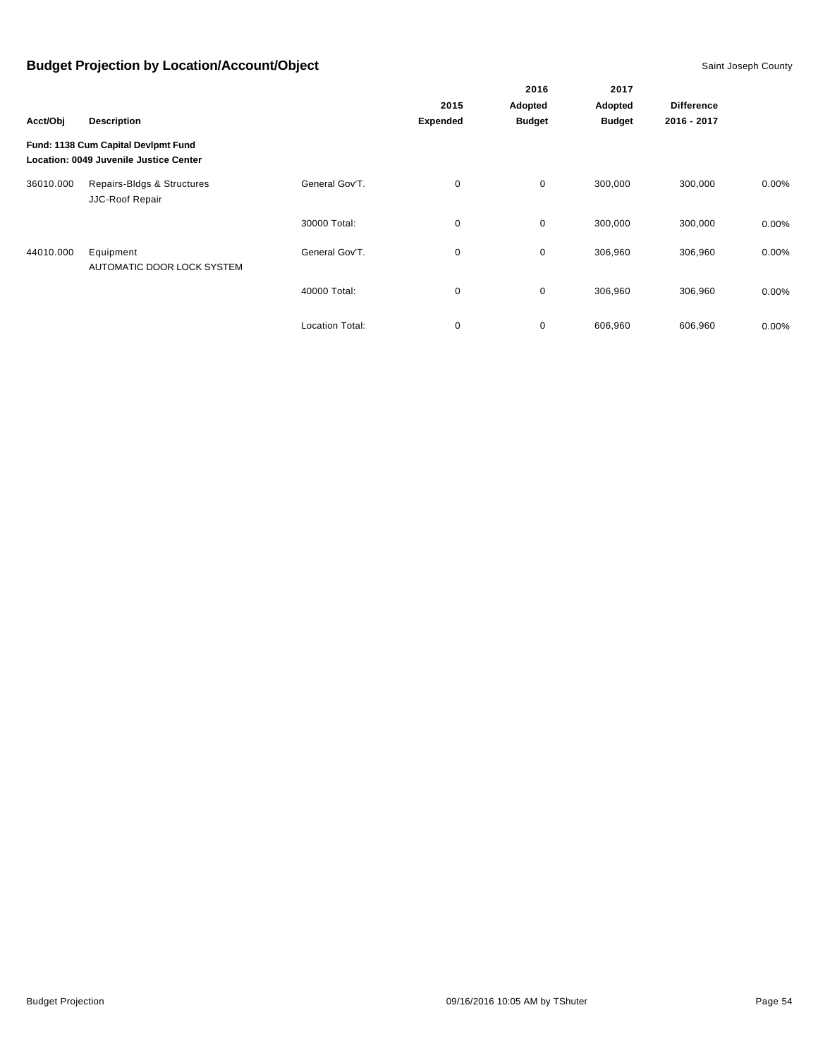## Budget Projection by Location/Account/Object

Saint Joseph County

| Acct/Obj | Description | | 2015 Expended | 2016 Adopted Budget | 2017 Adopted Budget | Difference 2016 - 2017 | |
|---|---|---|---|---|---|---|---|
| **Fund: 1138 Cum Capital Devlpmt Fund** | | | | | | | |
| **Location: 0049 Juvenile Justice Center** | | | | | | | |
| 36010.000 | Repairs-Bldgs & Structures JJC-Roof Repair | General Gov'T. | 0 | 0 | 300,000 | 300,000 | 0.00% |
| | | 30000 Total: | 0 | 0 | 300,000 | 300,000 | 0.00% |
| 44010.000 | Equipment AUTOMATIC DOOR LOCK SYSTEM | General Gov'T. | 0 | 0 | 306,960 | 306,960 | 0.00% |
| | | 40000 Total: | 0 | 0 | 306,960 | 306,960 | 0.00% |
| | | Location Total: | 0 | 0 | 606,960 | 606,960 | 0.00% |

Budget Projection 09/16/2016 10:05 AM by TShuter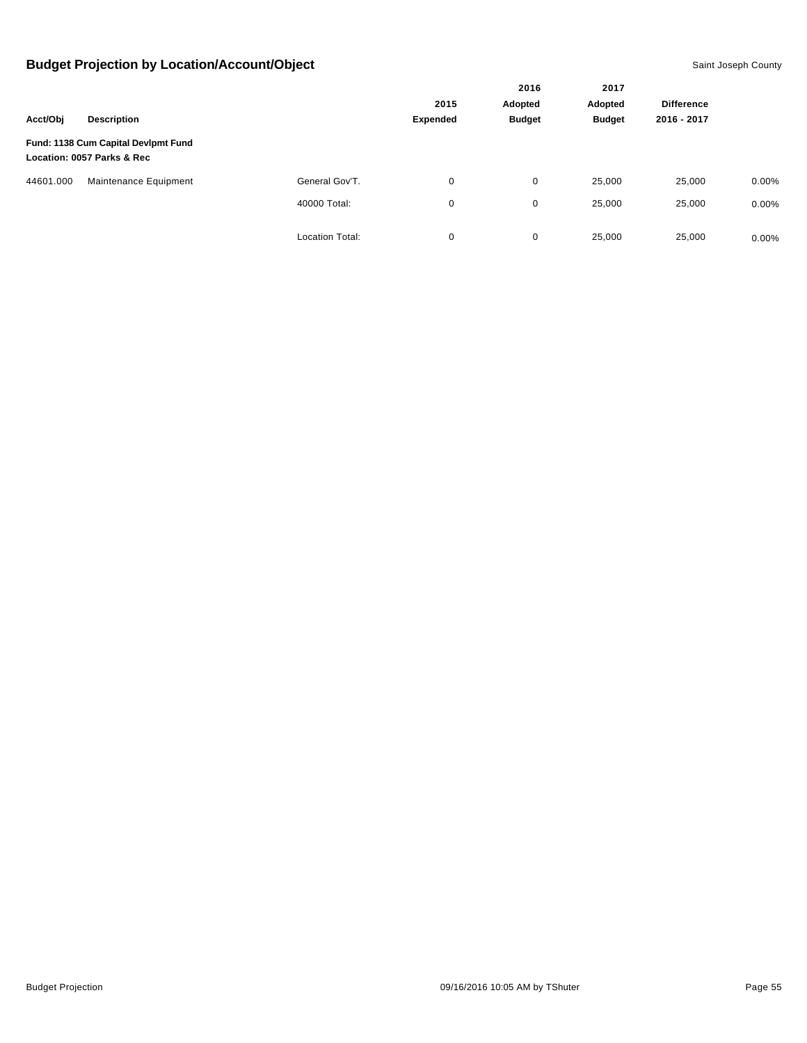## Budget Projection by Location/Account/Object

Saint Joseph County

| Acct/Obj | Description | | 2015 Expended | 2016 Adopted Budget | 2017 Adopted Budget | Difference 2016 - 2017 | |
|---|---|---|---|---|---|---|---|
| **Fund: 1138 Cum Capital Devlpmt Fund** | | | | | | | |
| **Location: 0057 Parks & Rec** | | | | | | | |
| 44601.000 | Maintenance Equipment | General Gov'T. | 0 | 0 | 25,000 | 25,000 | 0.00% |
| | | 40000 Total: | 0 | 0 | 25,000 | 25,000 | 0.00% |
| | | Location Total: | 0 | 0 | 25,000 | 25,000 | 0.00% |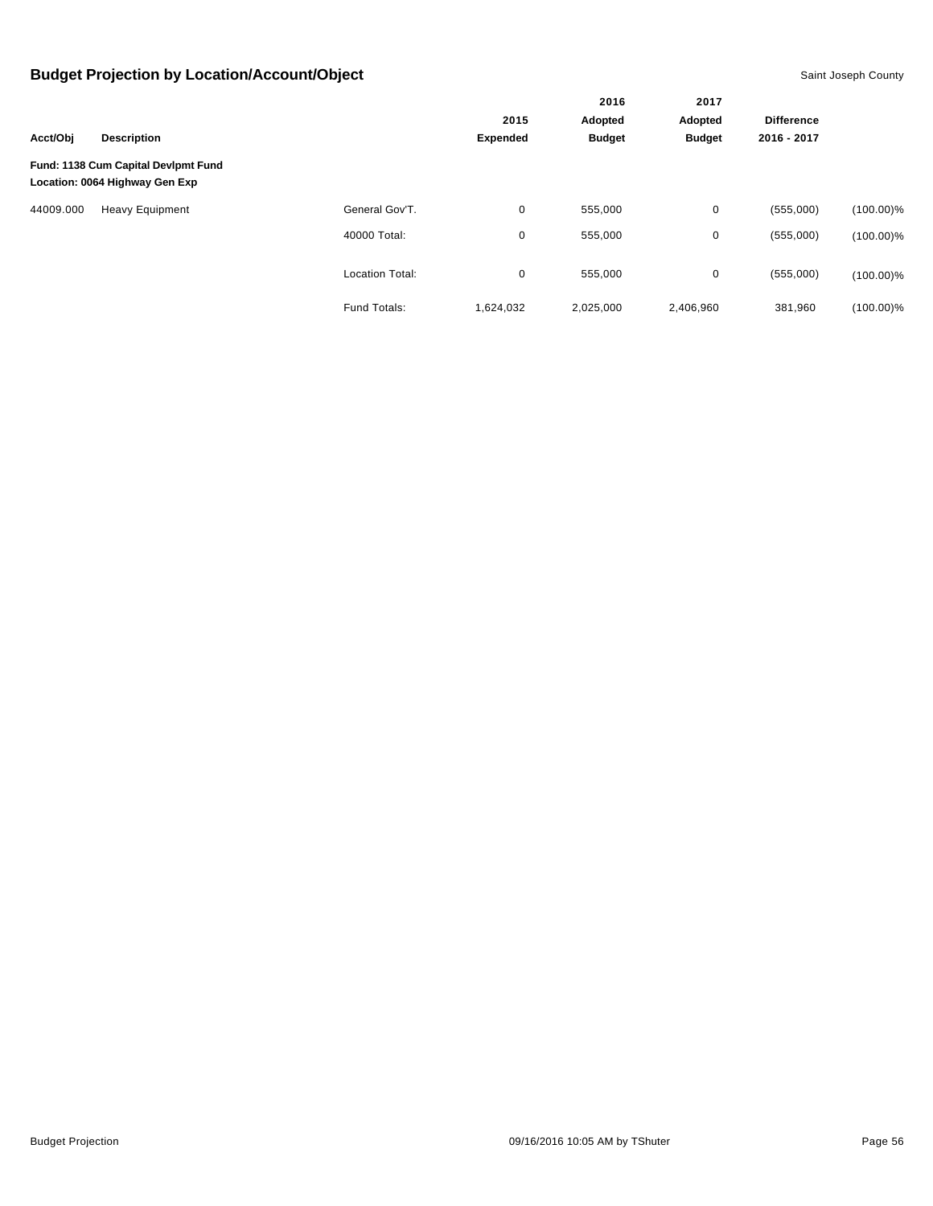## Budget Projection by Location/Account/Object

Saint Joseph County

| Acct/Obj | Description | | 2015 Expended | 2016 Adopted Budget | 2017 Adopted Budget | Difference 2016 - 2017 | |
|---|---|---|---|---|---|---|---|
| **Fund: 1138 Cum Capital Devlpmt Fund** | | | | | | | |
| **Location: 0064 Highway Gen Exp** | | | | | | | |
| 44009.000 | Heavy Equipment | General Gov'T. | 0 | 555,000 | 0 | (555,000) | (100.00)% |
| | | 40000 Total: | 0 | 555,000 | 0 | (555,000) | (100.00)% |
| | | Location Total: | 0 | 555,000 | 0 | (555,000) | (100.00)% |
| | | Fund Totals: | 1,624,032 | 2,025,000 | 2,406,960 | 381,960 | (100.00)% |

Budget Projection 09/16/2016 10:05 AM by TShuter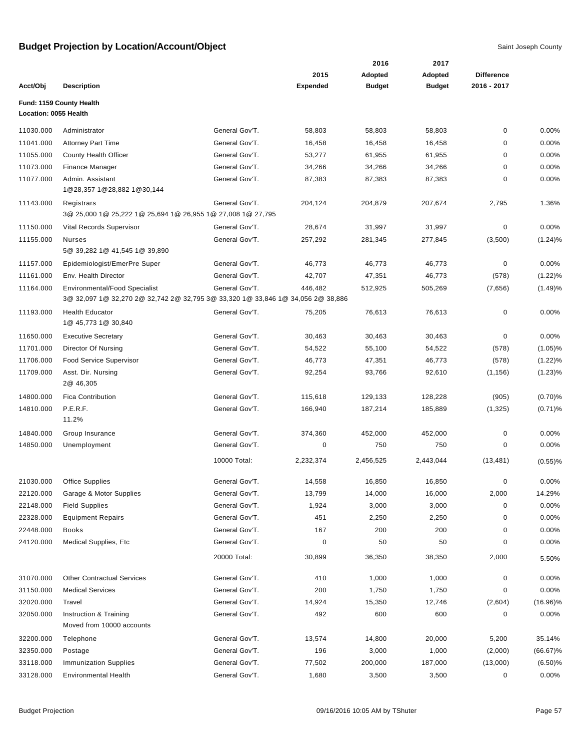# Budget Projection by Location/Account/Object

Saint Joseph County

| Acct/Obj | Description | | 2015 Expended | 2016 Adopted Budget | 2017 Adopted Budget | Difference 2016 - 2017 | |
|---|---|---|---|---|---|---|---|
| **Fund: 1159 County Health** | | | | | | | |
| **Location: 0055 Health** | | | | | | | |
| 11030.000 | Administrator | General Gov'T. | 58,803 | 58,803 | 58,803 | 0 | 0.00% |
| 11041.000 | Attorney Part Time | General Gov'T. | 16,458 | 16,458 | 16,458 | 0 | 0.00% |
| 11055.000 | County Health Officer | General Gov'T. | 53,277 | 61,955 | 61,955 | 0 | 0.00% |
| 11073.000 | Finance Manager | General Gov'T. | 34,266 | 34,266 | 34,266 | 0 | 0.00% |
| 11077.000 | Admin. Assistant<br>1@28,357 1@28,882 1@30,144 | General Gov'T. | 87,383 | 87,383 | 87,383 | 0 | 0.00% |
| 11143.000 | Registrars<br>3@ 25,000 1@ 25,222 1@ 25,694 1@ 26,955 1@ 27,008 1@ 27,795 | General Gov'T. | 204,124 | 204,879 | 207,674 | 2,795 | 1.36% |
| 11150.000 | Vital Records Supervisor | General Gov'T. | 28,674 | 31,997 | 31,997 | 0 | 0.00% |
| 11155.000 | Nurses<br>5@ 39,282 1@ 41,545 1@ 39,890 | General Gov'T. | 257,292 | 281,345 | 277,845 | (3,500) | (1.24)% |
| 11157.000 | Epidemiologist/EmerPre Super | General Gov'T. | 46,773 | 46,773 | 46,773 | 0 | 0.00% |
| 11161.000 | Env. Health Director | General Gov'T. | 42,707 | 47,351 | 46,773 | (578) | (1.22)% |
| 11164.000 | Environmental/Food Specialist<br>3@ 32,097 1@ 32,270 2@ 32,742 2@ 32,795 3@ 33,320 1@ 33,846 1@ 34,056 2@ 38,886 | General Gov'T. | 446,482 | 512,925 | 505,269 | (7,656) | (1.49)% |
| 11193.000 | Health Educator<br>1@ 45,773 1@ 30,840 | General Gov'T. | 75,205 | 76,613 | 76,613 | 0 | 0.00% |
| 11650.000 | Executive Secretary | General Gov'T. | 30,463 | 30,463 | 30,463 | 0 | 0.00% |
| 11701.000 | Director Of Nursing | General Gov'T. | 54,522 | 55,100 | 54,522 | (578) | (1.05)% |
| 11706.000 | Food Service Supervisor | General Gov'T. | 46,773 | 47,351 | 46,773 | (578) | (1.22)% |
| 11709.000 | Asst. Dir. Nursing<br>2@ 46,305 | General Gov'T. | 92,254 | 93,766 | 92,610 | (1,156) | (1.23)% |
| 14800.000 | Fica Contribution | General Gov'T. | 115,618 | 129,133 | 128,228 | (905) | (0.70)% |
| 14810.000 | P.E.R.F.<br>11.2% | General Gov'T. | 166,940 | 187,214 | 185,889 | (1,325) | (0.71)% |
| 14840.000 | Group Insurance | General Gov'T. | 374,360 | 452,000 | 452,000 | 0 | 0.00% |
| 14850.000 | Unemployment | General Gov'T. | 0 | 750 | 750 | 0 | 0.00% |
| | | 10000 Total: | 2,232,374 | 2,456,525 | 2,443,044 | (13,481) | (0.55)% |
| 21030.000 | Office Supplies | General Gov'T. | 14,558 | 16,850 | 16,850 | 0 | 0.00% |
| 22120.000 | Garage & Motor Supplies | General Gov'T. | 13,799 | 14,000 | 16,000 | 2,000 | 14.29% |
| 22148.000 | Field Supplies | General Gov'T. | 1,924 | 3,000 | 3,000 | 0 | 0.00% |
| 22328.000 | Equipment Repairs | General Gov'T. | 451 | 2,250 | 2,250 | 0 | 0.00% |
| 22448.000 | Books | General Gov'T. | 167 | 200 | 200 | 0 | 0.00% |
| 24120.000 | Medical Supplies, Etc | General Gov'T. | 0 | 50 | 50 | 0 | 0.00% |
| | | 20000 Total: | 30,899 | 36,350 | 38,350 | 2,000 | 5.50% |
| 31070.000 | Other Contractual Services | General Gov'T. | 410 | 1,000 | 1,000 | 0 | 0.00% |
| 31150.000 | Medical Services | General Gov'T. | 200 | 1,750 | 1,750 | 0 | 0.00% |
| 32020.000 | Travel | General Gov'T. | 14,924 | 15,350 | 12,746 | (2,604) | (16.96)% |
| 32050.000 | Instruction & Training<br>Moved from 10000 accounts | General Gov'T. | 492 | 600 | 600 | 0 | 0.00% |
| 32200.000 | Telephone | General Gov'T. | 13,574 | 14,800 | 20,000 | 5,200 | 35.14% |
| 32350.000 | Postage | General Gov'T. | 196 | 3,000 | 1,000 | (2,000) | (66.67)% |
| 33118.000 | Immunization Supplies | General Gov'T. | 77,502 | 200,000 | 187,000 | (13,000) | (6.50)% |
| 33128.000 | Environmental Health | General Gov'T. | 1,680 | 3,500 | 3,500 | 0 | 0.00% |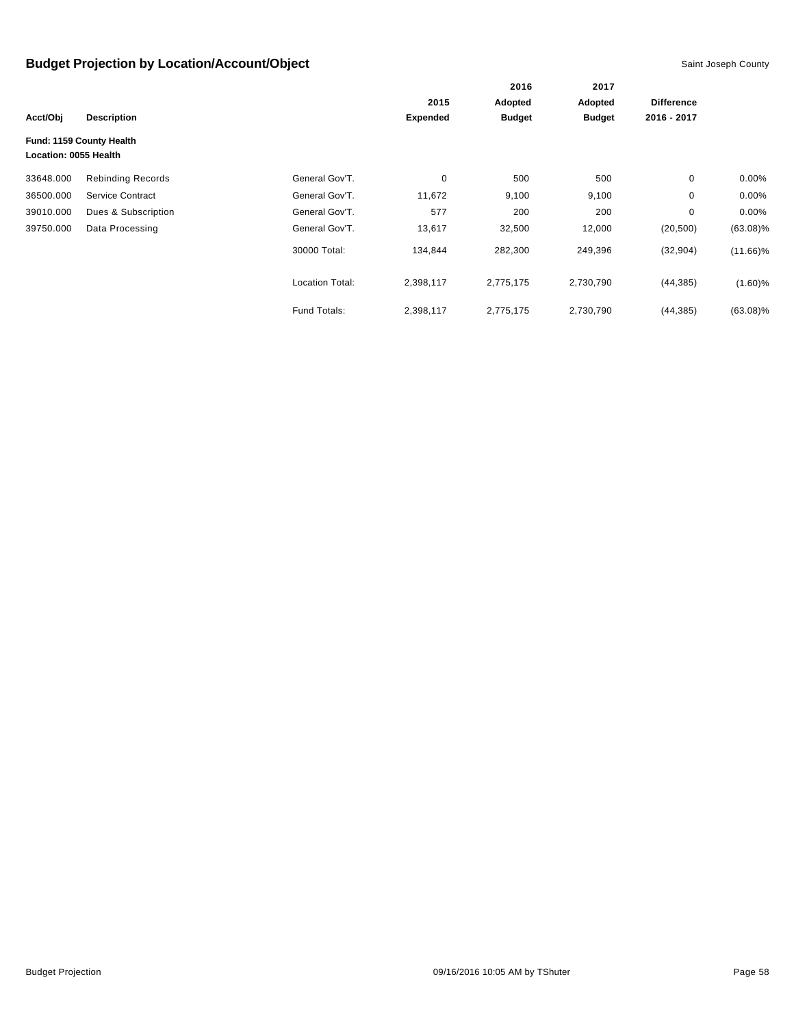## Budget Projection by Location/Account/Object

Saint Joseph County

| Acct/Obj | Description | | 2015 Expended | 2016 Adopted Budget | 2017 Adopted Budget | Difference 2016 - 2017 | |
|---|---|---|---|---|---|---|---|
| **Fund: 1159 County Health** | | | | | | | |
| **Location: 0055 Health** | | | | | | | |
| 33648.000 | Rebinding Records | General Gov'T. | 0 | 500 | 500 | 0 | 0.00% |
| 36500.000 | Service Contract | General Gov'T. | 11,672 | 9,100 | 9,100 | 0 | 0.00% |
| 39010.000 | Dues & Subscription | General Gov'T. | 577 | 200 | 200 | 0 | 0.00% |
| 39750.000 | Data Processing | General Gov'T. | 13,617 | 32,500 | 12,000 | (20,500) | (63.08)% |
| | | 30000 Total: | 134,844 | 282,300 | 249,396 | (32,904) | (11.66)% |
| | | Location Total: | 2,398,117 | 2,775,175 | 2,730,790 | (44,385) | (1.60)% |
| | | Fund Totals: | 2,398,117 | 2,775,175 | 2,730,790 | (44,385) | (63.08)% |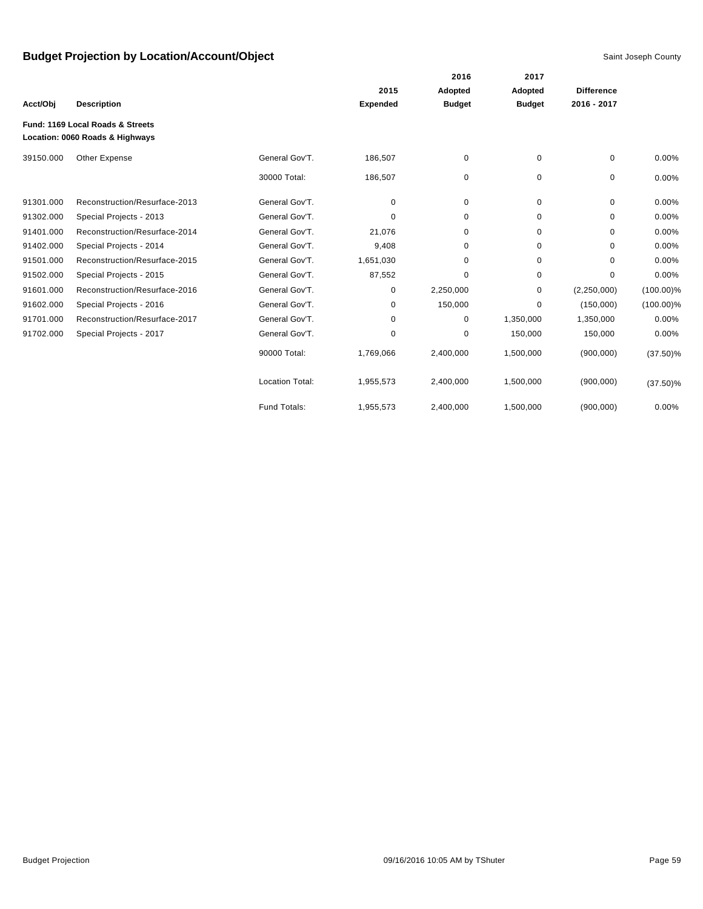# Budget Projection by Location/Account/Object

Saint Joseph County

| Acct/Obj | Description | | 2015 Expended | 2016 Adopted Budget | 2017 Adopted Budget | Difference 2016 - 2017 | |
|---|---|---|---|---|---|---|---|
| **Fund: 1169 Local Roads & Streets** | | | | | | | |
| **Location: 0060 Roads & Highways** | | | | | | | |
| 39150.000 | Other Expense | General Gov'T. | 186,507 | 0 | 0 | 0 | 0.00% |
| | | 30000 Total: | 186,507 | 0 | 0 | 0 | 0.00% |
| 91301.000 | Reconstruction/Resurface-2013 | General Gov'T. | 0 | 0 | 0 | 0 | 0.00% |
| 91302.000 | Special Projects - 2013 | General Gov'T. | 0 | 0 | 0 | 0 | 0.00% |
| 91401.000 | Reconstruction/Resurface-2014 | General Gov'T. | 21,076 | 0 | 0 | 0 | 0.00% |
| 91402.000 | Special Projects - 2014 | General Gov'T. | 9,408 | 0 | 0 | 0 | 0.00% |
| 91501.000 | Reconstruction/Resurface-2015 | General Gov'T. | 1,651,030 | 0 | 0 | 0 | 0.00% |
| 91502.000 | Special Projects - 2015 | General Gov'T. | 87,552 | 0 | 0 | 0 | 0.00% |
| 91601.000 | Reconstruction/Resurface-2016 | General Gov'T. | 0 | 2,250,000 | 0 | (2,250,000) | (100.00)% |
| 91602.000 | Special Projects - 2016 | General Gov'T. | 0 | 150,000 | 0 | (150,000) | (100.00)% |
| 91701.000 | Reconstruction/Resurface-2017 | General Gov'T. | 0 | 0 | 1,350,000 | 1,350,000 | 0.00% |
| 91702.000 | Special Projects - 2017 | General Gov'T. | 0 | 0 | 150,000 | 150,000 | 0.00% |
| | | 90000 Total: | 1,769,066 | 2,400,000 | 1,500,000 | (900,000) | (37.50)% |
| | | Location Total: | 1,955,573 | 2,400,000 | 1,500,000 | (900,000) | (37.50)% |
| | | Fund Totals: | 1,955,573 | 2,400,000 | 1,500,000 | (900,000) | 0.00% |

Budget Projection 09/16/2016 10:05 AM by TShuter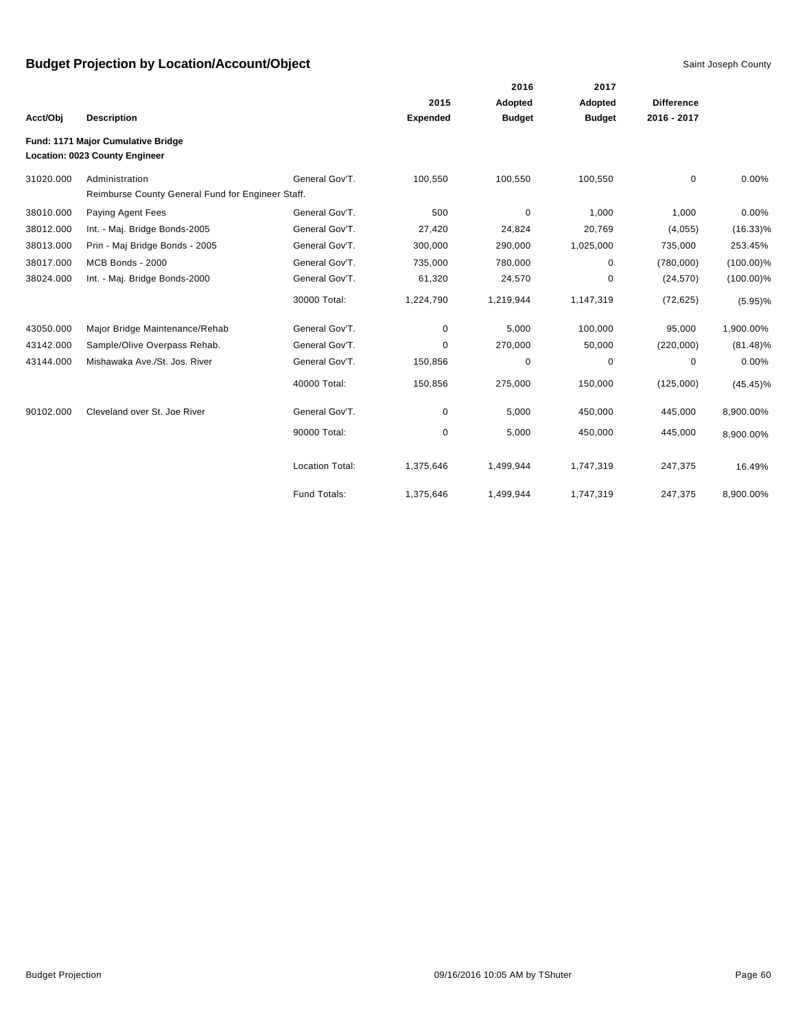# Budget Projection by Location/Account/Object

Saint Joseph County

| Acct/Obj | Description | | 2015 Expended | 2016 Adopted Budget | 2017 Adopted Budget | Difference 2016 - 2017 | |
|---|---|---|---|---|---|---|---|
| **Fund: 1171 Major Cumulative Bridge** | | | | | | | |
| **Location: 0023 County Engineer** | | | | | | | |
| 31020.000 | Administration<br>Reimburse County General Fund for Engineer Staff. | General Gov'T. | 100,550 | 100,550 | 100,550 | 0 | 0.00% |
| 38010.000 | Paying Agent Fees | General Gov'T. | 500 | 0 | 1,000 | 1,000 | 0.00% |
| 38012.000 | Int. - Maj. Bridge Bonds-2005 | General Gov'T. | 27,420 | 24,824 | 20,769 | (4,055) | (16.33)% |
| 38013.000 | Prin - Maj Bridge Bonds - 2005 | General Gov'T. | 300,000 | 290,000 | 1,025,000 | 735,000 | 253.45% |
| 38017.000 | MCB Bonds - 2000 | General Gov'T. | 735,000 | 780,000 | 0 | (780,000) | (100.00)% |
| 38024.000 | Int. - Maj. Bridge Bonds-2000 | General Gov'T. | 61,320 | 24,570 | 0 | (24,570) | (100.00)% |
| | | 30000 Total: | 1,224,790 | 1,219,944 | 1,147,319 | (72,625) | (5.95)% |
| 43050.000 | Major Bridge Maintenance/Rehab | General Gov'T. | 0 | 5,000 | 100,000 | 95,000 | 1,900.00% |
| 43142.000 | Sample/Olive Overpass Rehab. | General Gov'T. | 0 | 270,000 | 50,000 | (220,000) | (81.48)% |
| 43144.000 | Mishawaka Ave./St. Jos. River | General Gov'T. | 150,856 | 0 | 0 | 0 | 0.00% |
| | | 40000 Total: | 150,856 | 275,000 | 150,000 | (125,000) | (45.45)% |
| 90102.000 | Cleveland over St. Joe River | General Gov'T. | 0 | 5,000 | 450,000 | 445,000 | 8,900.00% |
| | | 90000 Total: | 0 | 5,000 | 450,000 | 445,000 | 8,900.00% |
| | | Location Total: | 1,375,646 | 1,499,944 | 1,747,319 | 247,375 | 16.49% |
| | | Fund Totals: | 1,375,646 | 1,499,944 | 1,747,319 | 247,375 | 8,900.00% |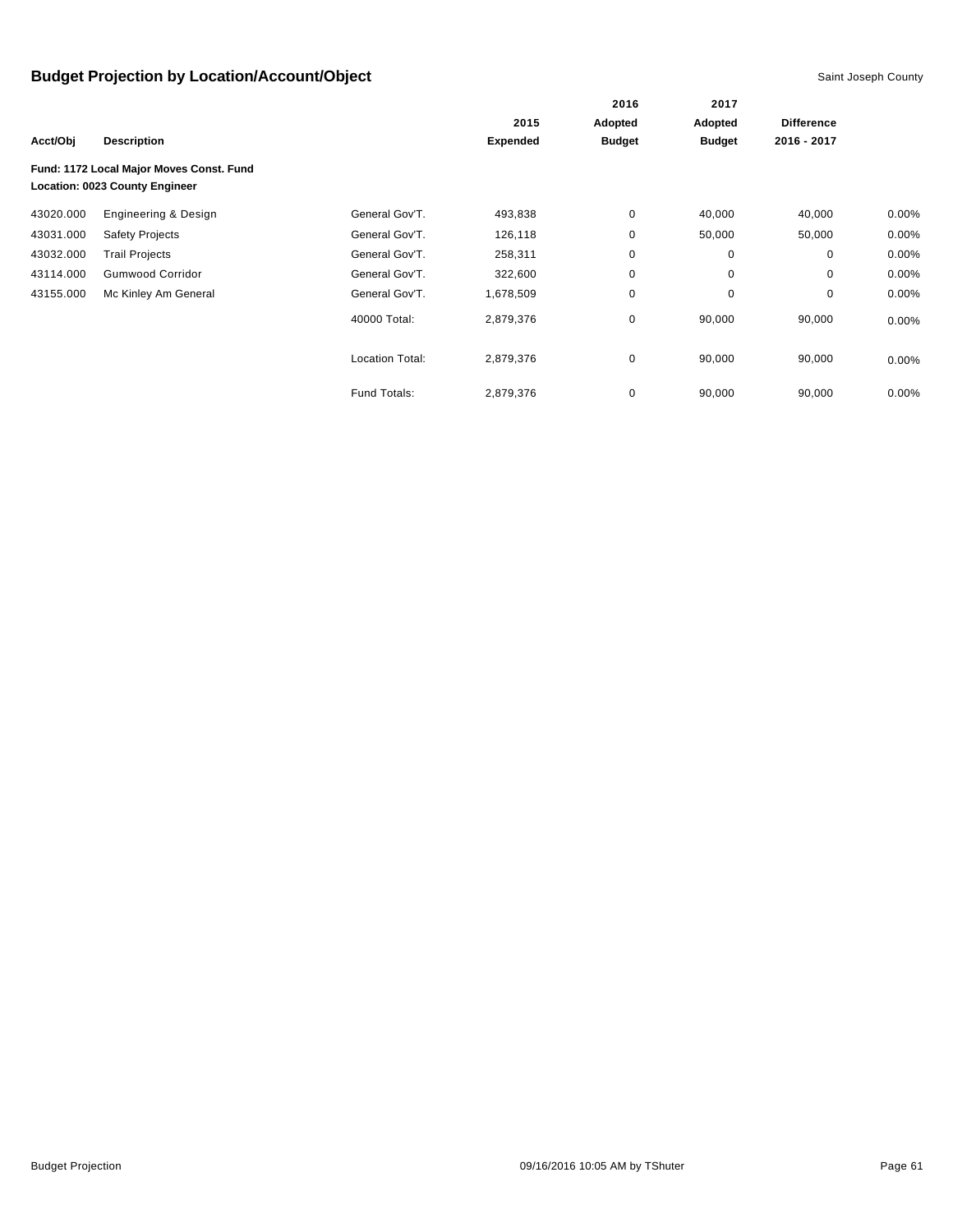# Budget Projection by Location/Account/Object

Saint Joseph County

| Acct/Obj | Description | | 2015 Expended | 2016 Adopted Budget | 2017 Adopted Budget | Difference 2016 - 2017 | |
|---|---|---|---|---|---|---|---|
| **Fund: 1172 Local Major Moves Const. Fund** | | | | | | | |
| **Location: 0023 County Engineer** | | | | | | | |
| 43020.000 | Engineering & Design | General Gov'T. | 493,838 | 0 | 40,000 | 40,000 | 0.00% |
| 43031.000 | Safety Projects | General Gov'T. | 126,118 | 0 | 50,000 | 50,000 | 0.00% |
| 43032.000 | Trail Projects | General Gov'T. | 258,311 | 0 | 0 | 0 | 0.00% |
| 43114.000 | Gumwood Corridor | General Gov'T. | 322,600 | 0 | 0 | 0 | 0.00% |
| 43155.000 | Mc Kinley Am General | General Gov'T. | 1,678,509 | 0 | 0 | 0 | 0.00% |
| | | 40000 Total: | 2,879,376 | 0 | 90,000 | 90,000 | 0.00% |
| | | Location Total: | 2,879,376 | 0 | 90,000 | 90,000 | 0.00% |
| | | Fund Totals: | 2,879,376 | 0 | 90,000 | 90,000 | 0.00% |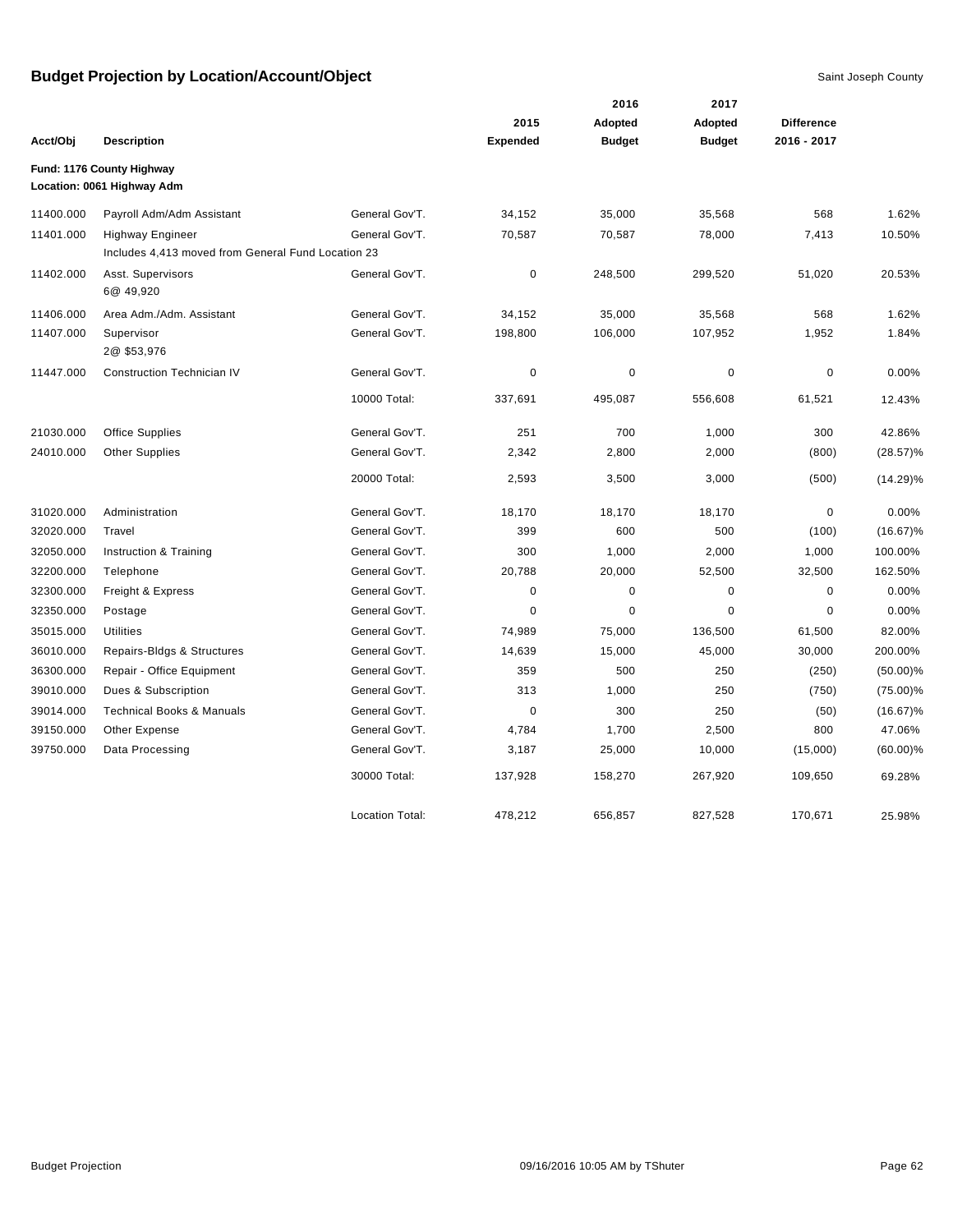# Budget Projection by Location/Account/Object

Saint Joseph County

| Acct/Obj | Description | | 2015 Expended | 2016 Adopted Budget | 2017 Adopted Budget | Difference 2016 - 2017 | |
|---|---|---|---|---|---|---|---|
| **Fund: 1176 County Highway** | | | | | | | |
| **Location: 0061 Highway Adm** | | | | | | | |
| 11400.000 | Payroll Adm/Adm Assistant | General Gov'T. | 34,152 | 35,000 | 35,568 | 568 | 1.62% |
| 11401.000 | Highway Engineer<br>Includes 4,413 moved from General Fund Location 23 | General Gov'T. | 70,587 | 70,587 | 78,000 | 7,413 | 10.50% |
| 11402.000 | Asst. Supervisors<br>6@ 49,920 | General Gov'T. | 0 | 248,500 | 299,520 | 51,020 | 20.53% |
| 11406.000 | Area Adm./Adm. Assistant | General Gov'T. | 34,152 | 35,000 | 35,568 | 568 | 1.62% |
| 11407.000 | Supervisor<br>2@ $53,976 | General Gov'T. | 198,800 | 106,000 | 107,952 | 1,952 | 1.84% |
| 11447.000 | Construction Technician IV | General Gov'T. | 0 | 0 | 0 | 0 | 0.00% |
| | | 10000 Total: | 337,691 | 495,087 | 556,608 | 61,521 | 12.43% |
| 21030.000 | Office Supplies | General Gov'T. | 251 | 700 | 1,000 | 300 | 42.86% |
| 24010.000 | Other Supplies | General Gov'T. | 2,342 | 2,800 | 2,000 | (800) | (28.57)% |
| | | 20000 Total: | 2,593 | 3,500 | 3,000 | (500) | (14.29)% |
| 31020.000 | Administration | General Gov'T. | 18,170 | 18,170 | 18,170 | 0 | 0.00% |
| 32020.000 | Travel | General Gov'T. | 399 | 600 | 500 | (100) | (16.67)% |
| 32050.000 | Instruction & Training | General Gov'T. | 300 | 1,000 | 2,000 | 1,000 | 100.00% |
| 32200.000 | Telephone | General Gov'T. | 20,788 | 20,000 | 52,500 | 32,500 | 162.50% |
| 32300.000 | Freight & Express | General Gov'T. | 0 | 0 | 0 | 0 | 0.00% |
| 32350.000 | Postage | General Gov'T. | 0 | 0 | 0 | 0 | 0.00% |
| 35015.000 | Utilities | General Gov'T. | 74,989 | 75,000 | 136,500 | 61,500 | 82.00% |
| 36010.000 | Repairs-Bldgs & Structures | General Gov'T. | 14,639 | 15,000 | 45,000 | 30,000 | 200.00% |
| 36300.000 | Repair - Office Equipment | General Gov'T. | 359 | 500 | 250 | (250) | (50.00)% |
| 39010.000 | Dues & Subscription | General Gov'T. | 313 | 1,000 | 250 | (750) | (75.00)% |
| 39014.000 | Technical Books & Manuals | General Gov'T. | 0 | 300 | 250 | (50) | (16.67)% |
| 39150.000 | Other Expense | General Gov'T. | 4,784 | 1,700 | 2,500 | 800 | 47.06% |
| 39750.000 | Data Processing | General Gov'T. | 3,187 | 25,000 | 10,000 | (15,000) | (60.00)% |
| | | 30000 Total: | 137,928 | 158,270 | 267,920 | 109,650 | 69.28% |
| | | Location Total: | 478,212 | 656,857 | 827,528 | 170,671 | 25.98% |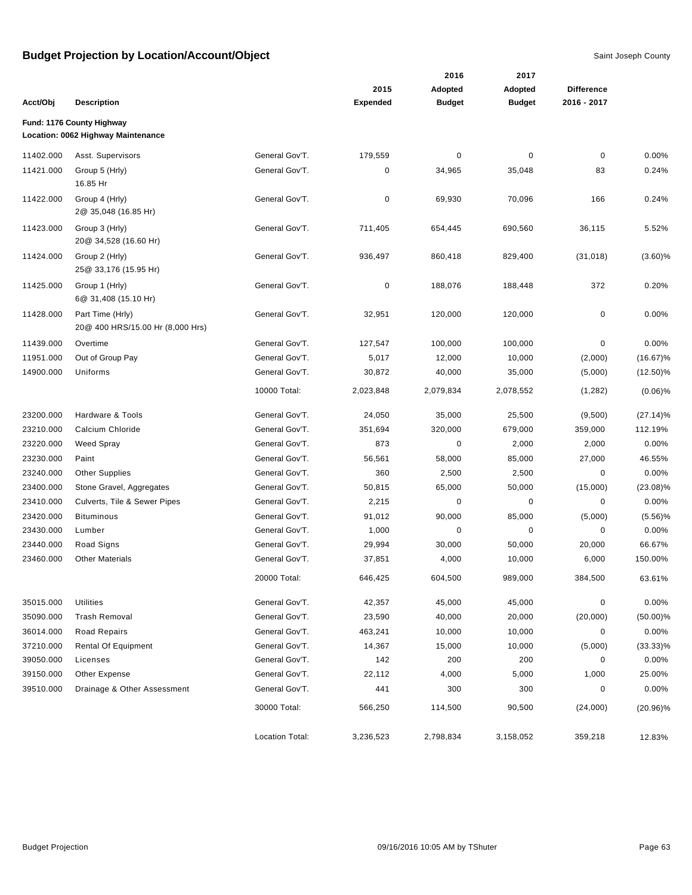# Budget Projection by Location/Account/Object

Saint Joseph County

| Acct/Obj | Description | | 2015 Expended | 2016 Adopted Budget | 2017 Adopted Budget | Difference 2016 - 2017 | |
|---|---|---|---|---|---|---|---|
| **Fund: 1176 County Highway** | | | | | | | |
| **Location: 0062 Highway Maintenance** | | | | | | | |
| 11402.000 | Asst. Supervisors | General Gov'T. | 179,559 | 0 | 0 | 0 | 0.00% |
| 11421.000 | Group 5 (Hrly) 16.85 Hr | General Gov'T. | 0 | 34,965 | 35,048 | 83 | 0.24% |
| 11422.000 | Group 4 (Hrly) 2@ 35,048 (16.85 Hr) | General Gov'T. | 0 | 69,930 | 70,096 | 166 | 0.24% |
| 11423.000 | Group 3 (Hrly) 20@ 34,528 (16.60 Hr) | General Gov'T. | 711,405 | 654,445 | 690,560 | 36,115 | 5.52% |
| 11424.000 | Group 2 (Hrly) 25@ 33,176 (15.95 Hr) | General Gov'T. | 936,497 | 860,418 | 829,400 | (31,018) | (3.60)% |
| 11425.000 | Group 1 (Hrly) 6@ 31,408 (15.10 Hr) | General Gov'T. | 0 | 188,076 | 188,448 | 372 | 0.20% |
| 11428.000 | Part Time (Hrly) 20@ 400 HRS/15.00 Hr (8,000 Hrs) | General Gov'T. | 32,951 | 120,000 | 120,000 | 0 | 0.00% |
| 11439.000 | Overtime | General Gov'T. | 127,547 | 100,000 | 100,000 | 0 | 0.00% |
| 11951.000 | Out of Group Pay | General Gov'T. | 5,017 | 12,000 | 10,000 | (2,000) | (16.67)% |
| 14900.000 | Uniforms | General Gov'T. | 30,872 | 40,000 | 35,000 | (5,000) | (12.50)% |
| | | 10000 Total: | 2,023,848 | 2,079,834 | 2,078,552 | (1,282) | (0.06)% |
| 23200.000 | Hardware & Tools | General Gov'T. | 24,050 | 35,000 | 25,500 | (9,500) | (27.14)% |
| 23210.000 | Calcium Chloride | General Gov'T. | 351,694 | 320,000 | 679,000 | 359,000 | 112.19% |
| 23220.000 | Weed Spray | General Gov'T. | 873 | 0 | 2,000 | 2,000 | 0.00% |
| 23230.000 | Paint | General Gov'T. | 56,561 | 58,000 | 85,000 | 27,000 | 46.55% |
| 23240.000 | Other Supplies | General Gov'T. | 360 | 2,500 | 2,500 | 0 | 0.00% |
| 23400.000 | Stone Gravel, Aggregates | General Gov'T. | 50,815 | 65,000 | 50,000 | (15,000) | (23.08)% |
| 23410.000 | Culverts, Tile & Sewer Pipes | General Gov'T. | 2,215 | 0 | 0 | 0 | 0.00% |
| 23420.000 | Bituminous | General Gov'T. | 91,012 | 90,000 | 85,000 | (5,000) | (5.56)% |
| 23430.000 | Lumber | General Gov'T. | 1,000 | 0 | 0 | 0 | 0.00% |
| 23440.000 | Road Signs | General Gov'T. | 29,994 | 30,000 | 50,000 | 20,000 | 66.67% |
| 23460.000 | Other Materials | General Gov'T. | 37,851 | 4,000 | 10,000 | 6,000 | 150.00% |
| | | 20000 Total: | 646,425 | 604,500 | 989,000 | 384,500 | 63.61% |
| 35015.000 | Utilities | General Gov'T. | 42,357 | 45,000 | 45,000 | 0 | 0.00% |
| 35090.000 | Trash Removal | General Gov'T. | 23,590 | 40,000 | 20,000 | (20,000) | (50.00)% |
| 36014.000 | Road Repairs | General Gov'T. | 463,241 | 10,000 | 10,000 | 0 | 0.00% |
| 37210.000 | Rental Of Equipment | General Gov'T. | 14,367 | 15,000 | 10,000 | (5,000) | (33.33)% |
| 39050.000 | Licenses | General Gov'T. | 142 | 200 | 200 | 0 | 0.00% |
| 39150.000 | Other Expense | General Gov'T. | 22,112 | 4,000 | 5,000 | 1,000 | 25.00% |
| 39510.000 | Drainage & Other Assessment | General Gov'T. | 441 | 300 | 300 | 0 | 0.00% |
| | | 30000 Total: | 566,250 | 114,500 | 90,500 | (24,000) | (20.96)% |
| | | Location Total: | 3,236,523 | 2,798,834 | 3,158,052 | 359,218 | 12.83% |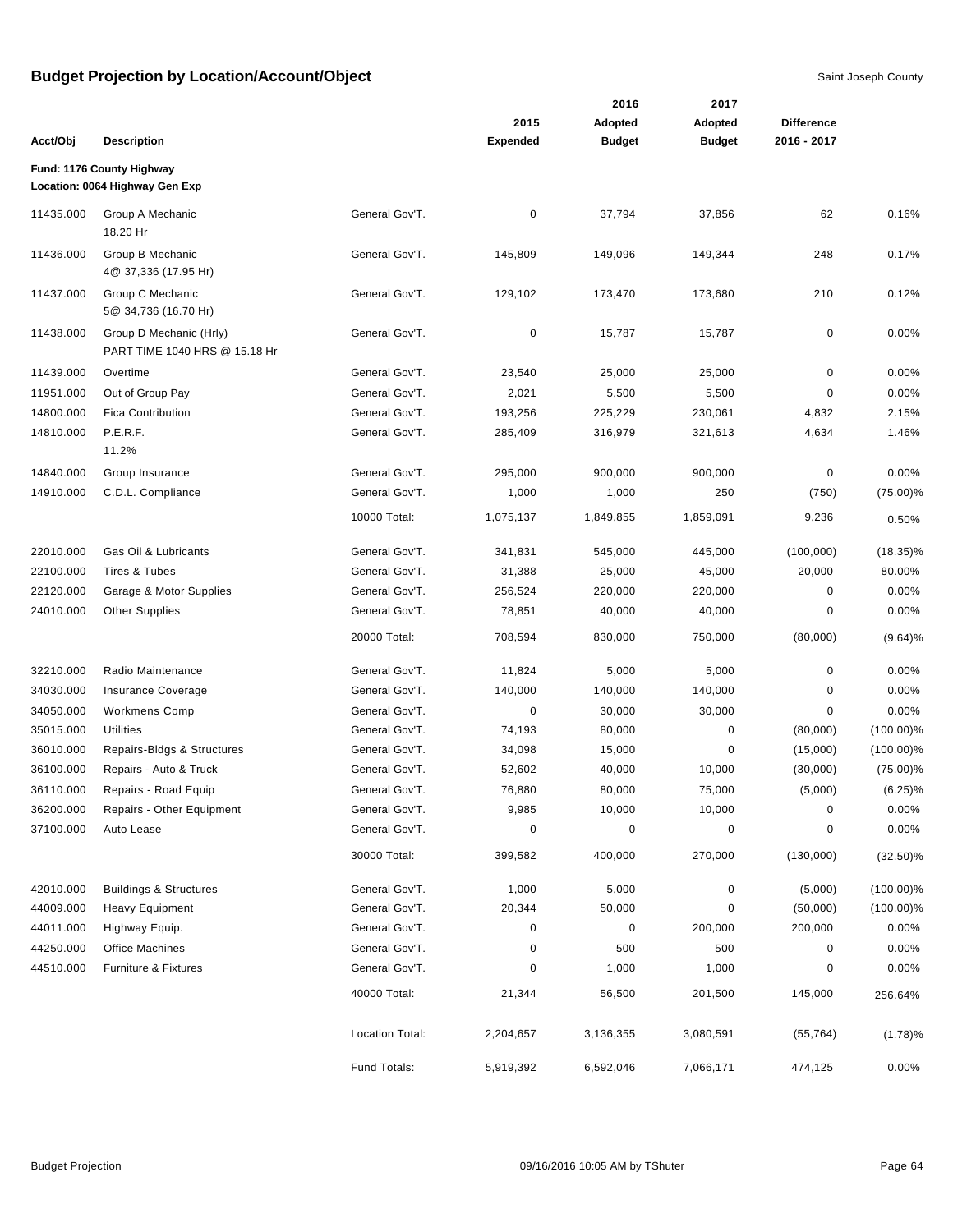# Budget Projection by Location/Account/Object

Saint Joseph County

| Acct/Obj | Description | | 2015 Expended | 2016 Adopted Budget | 2017 Adopted Budget | Difference 2016 - 2017 | |
|---|---|---|---|---|---|---|---|
| **Fund: 1176 County Highway** | | | | | | | |
| **Location: 0064 Highway Gen Exp** | | | | | | | |
| 11435.000 | Group A Mechanic 18.20 Hr | General Gov'T. | 0 | 37,794 | 37,856 | 62 | 0.16% |
| 11436.000 | Group B Mechanic 4@ 37,336 (17.95 Hr) | General Gov'T. | 145,809 | 149,096 | 149,344 | 248 | 0.17% |
| 11437.000 | Group C Mechanic 5@ 34,736 (16.70 Hr) | General Gov'T. | 129,102 | 173,470 | 173,680 | 210 | 0.12% |
| 11438.000 | Group D Mechanic (Hrly) PART TIME 1040 HRS @ 15.18 Hr | General Gov'T. | 0 | 15,787 | 15,787 | 0 | 0.00% |
| 11439.000 | Overtime | General Gov'T. | 23,540 | 25,000 | 25,000 | 0 | 0.00% |
| 11951.000 | Out of Group Pay | General Gov'T. | 2,021 | 5,500 | 5,500 | 0 | 0.00% |
| 14800.000 | Fica Contribution | General Gov'T. | 193,256 | 225,229 | 230,061 | 4,832 | 2.15% |
| 14810.000 | P.E.R.F. 11.2% | General Gov'T. | 285,409 | 316,979 | 321,613 | 4,634 | 1.46% |
| 14840.000 | Group Insurance | General Gov'T. | 295,000 | 900,000 | 900,000 | 0 | 0.00% |
| 14910.000 | C.D.L. Compliance | General Gov'T. | 1,000 | 1,000 | 250 | (750) | (75.00)% |
| | | 10000 Total: | 1,075,137 | 1,849,855 | 1,859,091 | 9,236 | 0.50% |
| 22010.000 | Gas Oil & Lubricants | General Gov'T. | 341,831 | 545,000 | 445,000 | (100,000) | (18.35)% |
| 22100.000 | Tires & Tubes | General Gov'T. | 31,388 | 25,000 | 45,000 | 20,000 | 80.00% |
| 22120.000 | Garage & Motor Supplies | General Gov'T. | 256,524 | 220,000 | 220,000 | 0 | 0.00% |
| 24010.000 | Other Supplies | General Gov'T. | 78,851 | 40,000 | 40,000 | 0 | 0.00% |
| | | 20000 Total: | 708,594 | 830,000 | 750,000 | (80,000) | (9.64)% |
| 32210.000 | Radio Maintenance | General Gov'T. | 11,824 | 5,000 | 5,000 | 0 | 0.00% |
| 34030.000 | Insurance Coverage | General Gov'T. | 140,000 | 140,000 | 140,000 | 0 | 0.00% |
| 34050.000 | Workmens Comp | General Gov'T. | 0 | 30,000 | 30,000 | 0 | 0.00% |
| 35015.000 | Utilities | General Gov'T. | 74,193 | 80,000 | 0 | (80,000) | (100.00)% |
| 36010.000 | Repairs-Bldgs & Structures | General Gov'T. | 34,098 | 15,000 | 0 | (15,000) | (100.00)% |
| 36100.000 | Repairs - Auto & Truck | General Gov'T. | 52,602 | 40,000 | 10,000 | (30,000) | (75.00)% |
| 36110.000 | Repairs - Road Equip | General Gov'T. | 76,880 | 80,000 | 75,000 | (5,000) | (6.25)% |
| 36200.000 | Repairs - Other Equipment | General Gov'T. | 9,985 | 10,000 | 10,000 | 0 | 0.00% |
| 37100.000 | Auto Lease | General Gov'T. | 0 | 0 | 0 | 0 | 0.00% |
| | | 30000 Total: | 399,582 | 400,000 | 270,000 | (130,000) | (32.50)% |
| 42010.000 | Buildings & Structures | General Gov'T. | 1,000 | 5,000 | 0 | (5,000) | (100.00)% |
| 44009.000 | Heavy Equipment | General Gov'T. | 20,344 | 50,000 | 0 | (50,000) | (100.00)% |
| 44011.000 | Highway Equip. | General Gov'T. | 0 | 0 | 200,000 | 200,000 | 0.00% |
| 44250.000 | Office Machines | General Gov'T. | 0 | 500 | 500 | 0 | 0.00% |
| 44510.000 | Furniture & Fixtures | General Gov'T. | 0 | 1,000 | 1,000 | 0 | 0.00% |
| | | 40000 Total: | 21,344 | 56,500 | 201,500 | 145,000 | 256.64% |
| | | Location Total: | 2,204,657 | 3,136,355 | 3,080,591 | (55,764) | (1.78)% |
| | | Fund Totals: | 5,919,392 | 6,592,046 | 7,066,171 | 474,125 | 0.00% |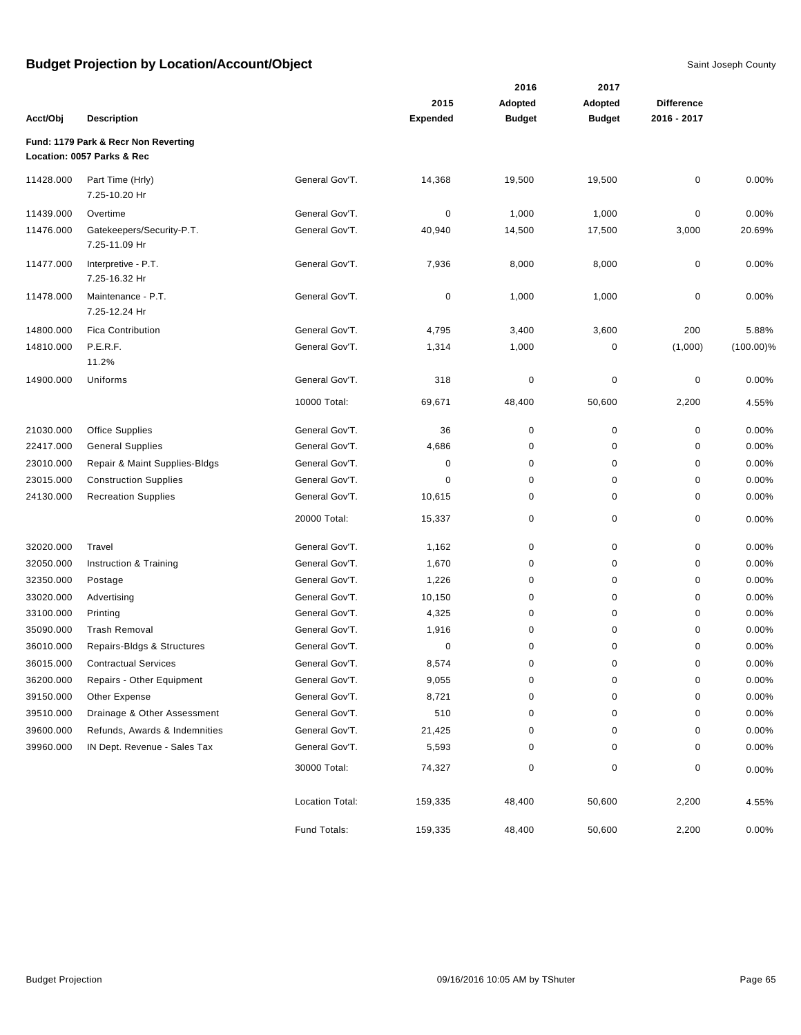# Budget Projection by Location/Account/Object

Saint Joseph County

| Acct/Obj | Description | | 2015 Expended | 2016 Adopted Budget | 2017 Adopted Budget | Difference 2016 - 2017 | |
|---|---|---|---|---|---|---|---|
| **Fund: 1179 Park & Recr Non Reverting** | | | | | | | |
| **Location: 0057 Parks & Rec** | | | | | | | |
| 11428.000 | Part Time (Hrly) 7.25-10.20 Hr | General Gov'T. | 14,368 | 19,500 | 19,500 | 0 | 0.00% |
| 11439.000 | Overtime | General Gov'T. | 0 | 1,000 | 1,000 | 0 | 0.00% |
| 11476.000 | Gatekeepers/Security-P.T. 7.25-11.09 Hr | General Gov'T. | 40,940 | 14,500 | 17,500 | 3,000 | 20.69% |
| 11477.000 | Interpretive - P.T. 7.25-16.32 Hr | General Gov'T. | 7,936 | 8,000 | 8,000 | 0 | 0.00% |
| 11478.000 | Maintenance - P.T. 7.25-12.24 Hr | General Gov'T. | 0 | 1,000 | 1,000 | 0 | 0.00% |
| 14800.000 | Fica Contribution | General Gov'T. | 4,795 | 3,400 | 3,600 | 200 | 5.88% |
| 14810.000 | P.E.R.F. 11.2% | General Gov'T. | 1,314 | 1,000 | 0 | (1,000) | (100.00)% |
| 14900.000 | Uniforms | General Gov'T. | 318 | 0 | 0 | 0 | 0.00% |
| | | 10000 Total: | 69,671 | 48,400 | 50,600 | 2,200 | 4.55% |
| 21030.000 | Office Supplies | General Gov'T. | 36 | 0 | 0 | 0 | 0.00% |
| 22417.000 | General Supplies | General Gov'T. | 4,686 | 0 | 0 | 0 | 0.00% |
| 23010.000 | Repair & Maint Supplies-Bldgs | General Gov'T. | 0 | 0 | 0 | 0 | 0.00% |
| 23015.000 | Construction Supplies | General Gov'T. | 0 | 0 | 0 | 0 | 0.00% |
| 24130.000 | Recreation Supplies | General Gov'T. | 10,615 | 0 | 0 | 0 | 0.00% |
| | | 20000 Total: | 15,337 | 0 | 0 | 0 | 0.00% |
| 32020.000 | Travel | General Gov'T. | 1,162 | 0 | 0 | 0 | 0.00% |
| 32050.000 | Instruction & Training | General Gov'T. | 1,670 | 0 | 0 | 0 | 0.00% |
| 32350.000 | Postage | General Gov'T. | 1,226 | 0 | 0 | 0 | 0.00% |
| 33020.000 | Advertising | General Gov'T. | 10,150 | 0 | 0 | 0 | 0.00% |
| 33100.000 | Printing | General Gov'T. | 4,325 | 0 | 0 | 0 | 0.00% |
| 35090.000 | Trash Removal | General Gov'T. | 1,916 | 0 | 0 | 0 | 0.00% |
| 36010.000 | Repairs-Bldgs & Structures | General Gov'T. | 0 | 0 | 0 | 0 | 0.00% |
| 36015.000 | Contractual Services | General Gov'T. | 8,574 | 0 | 0 | 0 | 0.00% |
| 36200.000 | Repairs - Other Equipment | General Gov'T. | 9,055 | 0 | 0 | 0 | 0.00% |
| 39150.000 | Other Expense | General Gov'T. | 8,721 | 0 | 0 | 0 | 0.00% |
| 39510.000 | Drainage & Other Assessment | General Gov'T. | 510 | 0 | 0 | 0 | 0.00% |
| 39600.000 | Refunds, Awards & Indemnities | General Gov'T. | 21,425 | 0 | 0 | 0 | 0.00% |
| 39960.000 | IN Dept. Revenue - Sales Tax | General Gov'T. | 5,593 | 0 | 0 | 0 | 0.00% |
| | | 30000 Total: | 74,327 | 0 | 0 | 0 | 0.00% |
| | | Location Total: | 159,335 | 48,400 | 50,600 | 2,200 | 4.55% |
| | | Fund Totals: | 159,335 | 48,400 | 50,600 | 2,200 | 0.00% |

Budget Projection 09/16/2016 10:05 AM by TShuter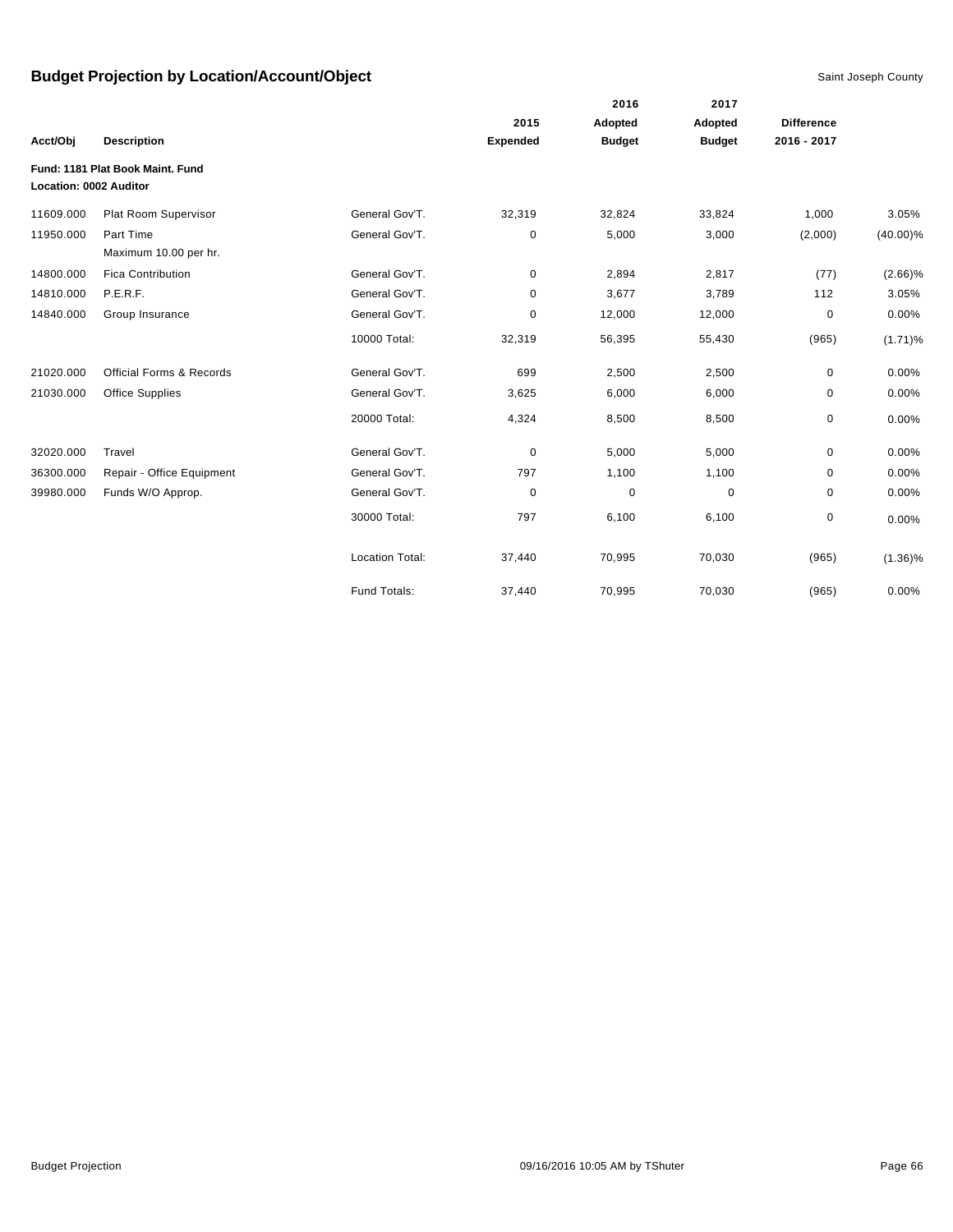## Budget Projection by Location/Account/Object

Saint Joseph County

| Acct/Obj | Description | | 2015 Expended | 2016 Adopted Budget | 2017 Adopted Budget | Difference 2016 - 2017 | |
|---|---|---|---|---|---|---|---|
| **Fund: 1181 Plat Book Maint. Fund** | | | | | | | |
| **Location: 0002 Auditor** | | | | | | | |
| 11609.000 | Plat Room Supervisor | General Gov'T. | 32,319 | 32,824 | 33,824 | 1,000 | 3.05% |
| 11950.000 | Part Time<br>Maximum 10.00 per hr. | General Gov'T. | 0 | 5,000 | 3,000 | (2,000) | (40.00)% |
| 14800.000 | Fica Contribution | General Gov'T. | 0 | 2,894 | 2,817 | (77) | (2.66)% |
| 14810.000 | P.E.R.F. | General Gov'T. | 0 | 3,677 | 3,789 | 112 | 3.05% |
| 14840.000 | Group Insurance | General Gov'T. | 0 | 12,000 | 12,000 | 0 | 0.00% |
| | | 10000 Total: | 32,319 | 56,395 | 55,430 | (965) | (1.71)% |
| 21020.000 | Official Forms & Records | General Gov'T. | 699 | 2,500 | 2,500 | 0 | 0.00% |
| 21030.000 | Office Supplies | General Gov'T. | 3,625 | 6,000 | 6,000 | 0 | 0.00% |
| | | 20000 Total: | 4,324 | 8,500 | 8,500 | 0 | 0.00% |
| 32020.000 | Travel | General Gov'T. | 0 | 5,000 | 5,000 | 0 | 0.00% |
| 36300.000 | Repair - Office Equipment | General Gov'T. | 797 | 1,100 | 1,100 | 0 | 0.00% |
| 39980.000 | Funds W/O Approp. | General Gov'T. | 0 | 0 | 0 | 0 | 0.00% |
| | | 30000 Total: | 797 | 6,100 | 6,100 | 0 | 0.00% |
| | | Location Total: | 37,440 | 70,995 | 70,030 | (965) | (1.36)% |
| | | Fund Totals: | 37,440 | 70,995 | 70,030 | (965) | 0.00% |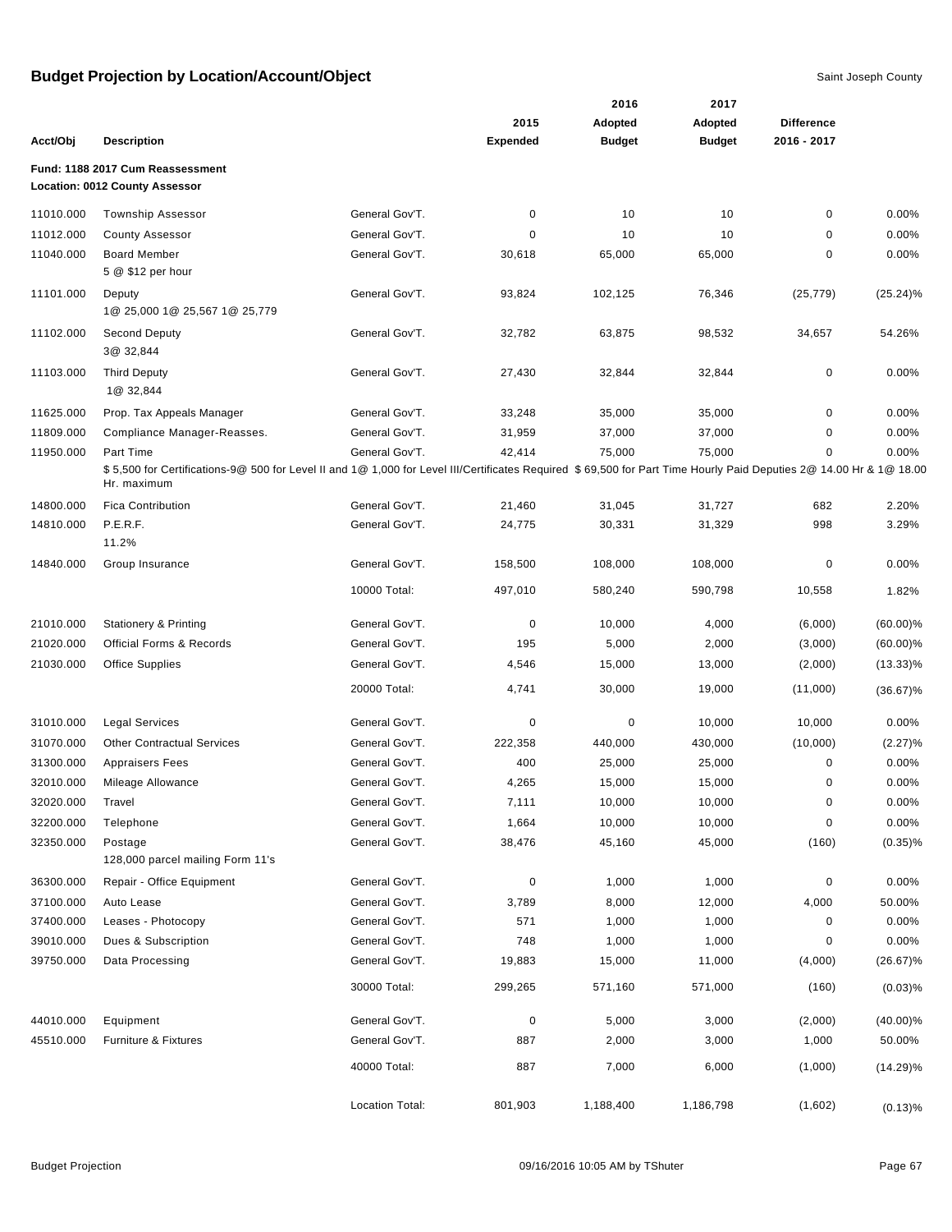## Budget Projection by Location/Account/Object

Saint Joseph County

**Fund: 1188 2017 Cum Reassessment**
**Location: 0012 County Assessor**

| Acct/Obj | Description | | 2015 Expended | 2016 Adopted Budget | 2017 Adopted Budget | Difference 2016 - 2017 | |
|---|---|---|---|---|---|---|---|
| 11010.000 | Township Assessor | General Gov'T. | 0 | 10 | 10 | 0 | 0.00% |
| 11012.000 | County Assessor | General Gov'T. | 0 | 10 | 10 | 0 | 0.00% |
| 11040.000 | Board Member<br>5 @ $12 per hour | General Gov'T. | 30,618 | 65,000 | 65,000 | 0 | 0.00% |
| 11101.000 | Deputy<br>1@ 25,000 1@ 25,567 1@ 25,779 | General Gov'T. | 93,824 | 102,125 | 76,346 | (25,779) | (25.24)% |
| 11102.000 | Second Deputy<br>3@ 32,844 | General Gov'T. | 32,782 | 63,875 | 98,532 | 34,657 | 54.26% |
| 11103.000 | Third Deputy<br>1@ 32,844 | General Gov'T. | 27,430 | 32,844 | 32,844 | 0 | 0.00% |
| 11625.000 | Prop. Tax Appeals Manager | General Gov'T. | 33,248 | 35,000 | 35,000 | 0 | 0.00% |
| 11809.000 | Compliance Manager-Reasses. | General Gov'T. | 31,959 | 37,000 | 37,000 | 0 | 0.00% |
| 11950.000 | Part Time<br>$ 5,500 for Certifications-9@ 500 for Level II and 1@ 1,000 for Level III/Certificates Required $ 69,500 for Part Time Hourly Paid Deputies 2@ 14.00 Hr & 1@ 18.00 Hr. maximum | General Gov'T. | 42,414 | 75,000 | 75,000 | 0 | 0.00% |
| 14800.000 | Fica Contribution | General Gov'T. | 21,460 | 31,045 | 31,727 | 682 | 2.20% |
| 14810.000 | P.E.R.F.<br>11.2% | General Gov'T. | 24,775 | 30,331 | 31,329 | 998 | 3.29% |
| 14840.000 | Group Insurance | General Gov'T. | 158,500 | 108,000 | 108,000 | 0 | 0.00% |
| | | 10000 Total: | 497,010 | 580,240 | 590,798 | 10,558 | 1.82% |
| 21010.000 | Stationery & Printing | General Gov'T. | 0 | 10,000 | 4,000 | (6,000) | (60.00)% |
| 21020.000 | Official Forms & Records | General Gov'T. | 195 | 5,000 | 2,000 | (3,000) | (60.00)% |
| 21030.000 | Office Supplies | General Gov'T. | 4,546 | 15,000 | 13,000 | (2,000) | (13.33)% |
| | | 20000 Total: | 4,741 | 30,000 | 19,000 | (11,000) | (36.67)% |
| 31010.000 | Legal Services | General Gov'T. | 0 | 0 | 10,000 | 10,000 | 0.00% |
| 31070.000 | Other Contractual Services | General Gov'T. | 222,358 | 440,000 | 430,000 | (10,000) | (2.27)% |
| 31300.000 | Appraisers Fees | General Gov'T. | 400 | 25,000 | 25,000 | 0 | 0.00% |
| 32010.000 | Mileage Allowance | General Gov'T. | 4,265 | 15,000 | 15,000 | 0 | 0.00% |
| 32020.000 | Travel | General Gov'T. | 7,111 | 10,000 | 10,000 | 0 | 0.00% |
| 32200.000 | Telephone | General Gov'T. | 1,664 | 10,000 | 10,000 | 0 | 0.00% |
| 32350.000 | Postage<br>128,000 parcel mailing Form 11's | General Gov'T. | 38,476 | 45,160 | 45,000 | (160) | (0.35)% |
| 36300.000 | Repair - Office Equipment | General Gov'T. | 0 | 1,000 | 1,000 | 0 | 0.00% |
| 37100.000 | Auto Lease | General Gov'T. | 3,789 | 8,000 | 12,000 | 4,000 | 50.00% |
| 37400.000 | Leases - Photocopy | General Gov'T. | 571 | 1,000 | 1,000 | 0 | 0.00% |
| 39010.000 | Dues & Subscription | General Gov'T. | 748 | 1,000 | 1,000 | 0 | 0.00% |
| 39750.000 | Data Processing | General Gov'T. | 19,883 | 15,000 | 11,000 | (4,000) | (26.67)% |
| | | 30000 Total: | 299,265 | 571,160 | 571,000 | (160) | (0.03)% |
| 44010.000 | Equipment | General Gov'T. | 0 | 5,000 | 3,000 | (2,000) | (40.00)% |
| 45510.000 | Furniture & Fixtures | General Gov'T. | 887 | 2,000 | 3,000 | 1,000 | 50.00% |
| | | 40000 Total: | 887 | 7,000 | 6,000 | (1,000) | (14.29)% |
| | | Location Total: | 801,903 | 1,188,400 | 1,186,798 | (1,602) | (0.13)% |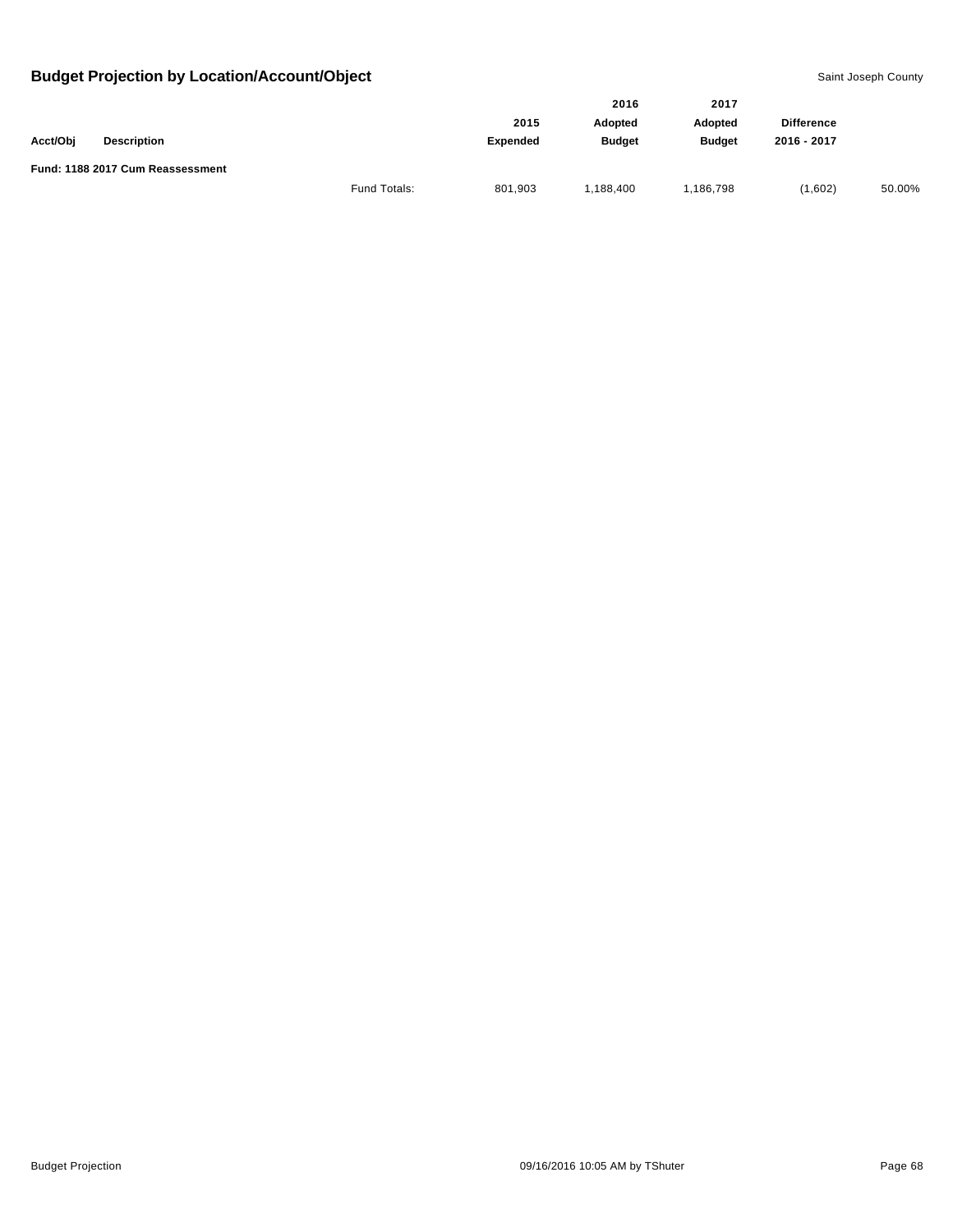## Budget Projection by Location/Account/Object

Saint Joseph County

| Acct/Obj | Description | | 2015 Expended | 2016 Adopted Budget | 2017 Adopted Budget | Difference 2016 - 2017 | |
|---|---|---|---|---|---|---|---|
| **Fund: 1188 2017 Cum Reassessment** | | | | | | | |
| | | Fund Totals: | 801,903 | 1,188,400 | 1,186,798 | (1,602) | 50.00% |

Budget Projection

09/16/2016 10:05 AM by TShuter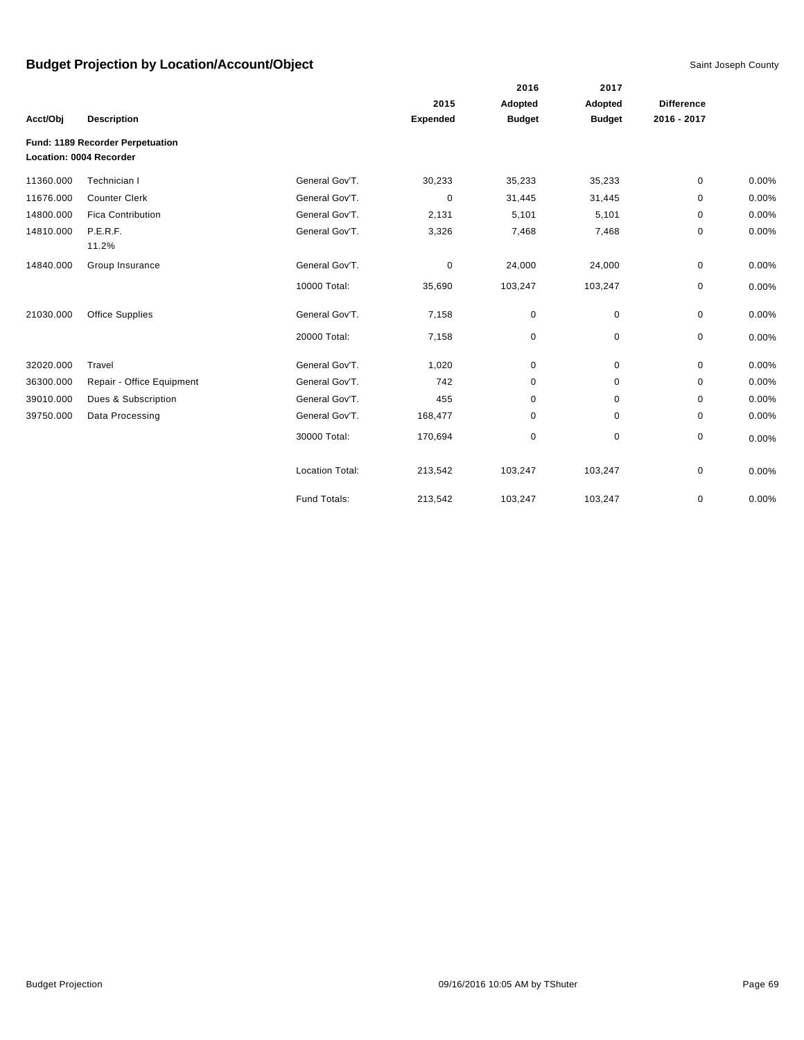# Budget Projection by Location/Account/Object

Saint Joseph County

| Acct/Obj | Description | | 2015 Expended | 2016 Adopted Budget | 2017 Adopted Budget | Difference 2016 - 2017 | |
|---|---|---|---|---|---|---|---|
| **Fund: 1189 Recorder Perpetuation** | | | | | | | |
| **Location: 0004 Recorder** | | | | | | | |
| 11360.000 | Technician I | General Gov'T. | 30,233 | 35,233 | 35,233 | 0 | 0.00% |
| 11676.000 | Counter Clerk | General Gov'T. | 0 | 31,445 | 31,445 | 0 | 0.00% |
| 14800.000 | Fica Contribution | General Gov'T. | 2,131 | 5,101 | 5,101 | 0 | 0.00% |
| 14810.000 | P.E.R.F. 11.2% | General Gov'T. | 3,326 | 7,468 | 7,468 | 0 | 0.00% |
| 14840.000 | Group Insurance | General Gov'T. | 0 | 24,000 | 24,000 | 0 | 0.00% |
| | | 10000 Total: | 35,690 | 103,247 | 103,247 | 0 | 0.00% |
| 21030.000 | Office Supplies | General Gov'T. | 7,158 | 0 | 0 | 0 | 0.00% |
| | | 20000 Total: | 7,158 | 0 | 0 | 0 | 0.00% |
| 32020.000 | Travel | General Gov'T. | 1,020 | 0 | 0 | 0 | 0.00% |
| 36300.000 | Repair - Office Equipment | General Gov'T. | 742 | 0 | 0 | 0 | 0.00% |
| 39010.000 | Dues & Subscription | General Gov'T. | 455 | 0 | 0 | 0 | 0.00% |
| 39750.000 | Data Processing | General Gov'T. | 168,477 | 0 | 0 | 0 | 0.00% |
| | | 30000 Total: | 170,694 | 0 | 0 | 0 | 0.00% |
| | | Location Total: | 213,542 | 103,247 | 103,247 | 0 | 0.00% |
| | | Fund Totals: | 213,542 | 103,247 | 103,247 | 0 | 0.00% |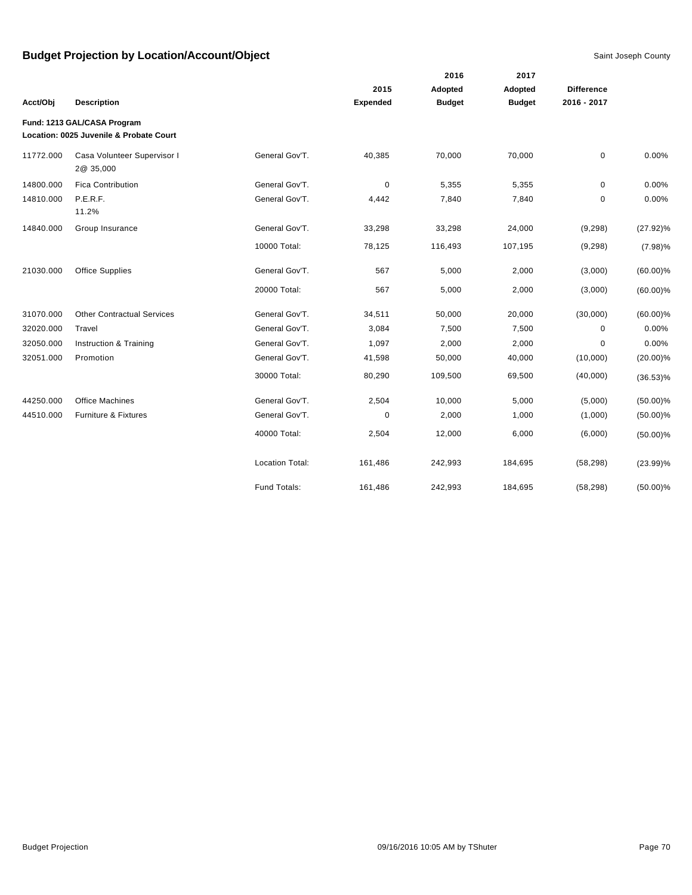# Budget Projection by Location/Account/Object

Saint Joseph County

| Acct/Obj | Description | | 2015 Expended | 2016 Adopted Budget | 2017 Adopted Budget | Difference 2016 - 2017 | |
|---|---|---|---|---|---|---|---|
| **Fund: 1213 GAL/CASA Program** | | | | | | | |
| **Location: 0025 Juvenile & Probate Court** | | | | | | | |
| 11772.000 | Casa Volunteer Supervisor I 2@ 35,000 | General Gov'T. | 40,385 | 70,000 | 70,000 | 0 | 0.00% |
| 14800.000 | Fica Contribution | General Gov'T. | 0 | 5,355 | 5,355 | 0 | 0.00% |
| 14810.000 | P.E.R.F. 11.2% | General Gov'T. | 4,442 | 7,840 | 7,840 | 0 | 0.00% |
| 14840.000 | Group Insurance | General Gov'T. | 33,298 | 33,298 | 24,000 | (9,298) | (27.92)% |
| | | 10000 Total: | 78,125 | 116,493 | 107,195 | (9,298) | (7.98)% |
| 21030.000 | Office Supplies | General Gov'T. | 567 | 5,000 | 2,000 | (3,000) | (60.00)% |
| | | 20000 Total: | 567 | 5,000 | 2,000 | (3,000) | (60.00)% |
| 31070.000 | Other Contractual Services | General Gov'T. | 34,511 | 50,000 | 20,000 | (30,000) | (60.00)% |
| 32020.000 | Travel | General Gov'T. | 3,084 | 7,500 | 7,500 | 0 | 0.00% |
| 32050.000 | Instruction & Training | General Gov'T. | 1,097 | 2,000 | 2,000 | 0 | 0.00% |
| 32051.000 | Promotion | General Gov'T. | 41,598 | 50,000 | 40,000 | (10,000) | (20.00)% |
| | | 30000 Total: | 80,290 | 109,500 | 69,500 | (40,000) | (36.53)% |
| 44250.000 | Office Machines | General Gov'T. | 2,504 | 10,000 | 5,000 | (5,000) | (50.00)% |
| 44510.000 | Furniture & Fixtures | General Gov'T. | 0 | 2,000 | 1,000 | (1,000) | (50.00)% |
| | | 40000 Total: | 2,504 | 12,000 | 6,000 | (6,000) | (50.00)% |
| | | Location Total: | 161,486 | 242,993 | 184,695 | (58,298) | (23.99)% |
| | | Fund Totals: | 161,486 | 242,993 | 184,695 | (58,298) | (50.00)% |

Budget Projection 09/16/2016 10:05 AM by TShuter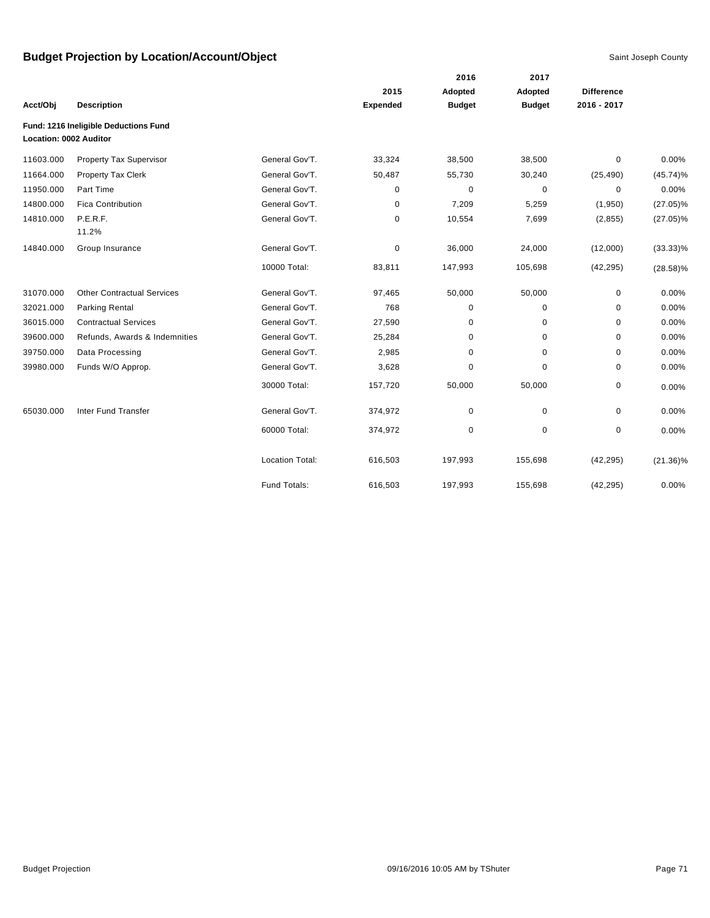## Budget Projection by Location/Account/Object

Saint Joseph County

| Acct/Obj | Description | | 2015 Expended | 2016 Adopted Budget | 2017 Adopted Budget | Difference 2016 - 2017 | |
|---|---|---|---|---|---|---|---|
| **Fund: 1216 Ineligible Deductions Fund** | | | | | | | |
| **Location: 0002 Auditor** | | | | | | | |
| 11603.000 | Property Tax Supervisor | General Gov'T. | 33,324 | 38,500 | 38,500 | 0 | 0.00% |
| 11664.000 | Property Tax Clerk | General Gov'T. | 50,487 | 55,730 | 30,240 | (25,490) | (45.74)% |
| 11950.000 | Part Time | General Gov'T. | 0 | 0 | 0 | 0 | 0.00% |
| 14800.000 | Fica Contribution | General Gov'T. | 0 | 7,209 | 5,259 | (1,950) | (27.05)% |
| 14810.000 | P.E.R.F. 11.2% | General Gov'T. | 0 | 10,554 | 7,699 | (2,855) | (27.05)% |
| 14840.000 | Group Insurance | General Gov'T. | 0 | 36,000 | 24,000 | (12,000) | (33.33)% |
| | | 10000 Total: | 83,811 | 147,993 | 105,698 | (42,295) | (28.58)% |
| 31070.000 | Other Contractual Services | General Gov'T. | 97,465 | 50,000 | 50,000 | 0 | 0.00% |
| 32021.000 | Parking Rental | General Gov'T. | 768 | 0 | 0 | 0 | 0.00% |
| 36015.000 | Contractual Services | General Gov'T. | 27,590 | 0 | 0 | 0 | 0.00% |
| 39600.000 | Refunds, Awards & Indemnities | General Gov'T. | 25,284 | 0 | 0 | 0 | 0.00% |
| 39750.000 | Data Processing | General Gov'T. | 2,985 | 0 | 0 | 0 | 0.00% |
| 39980.000 | Funds W/O Approp. | General Gov'T. | 3,628 | 0 | 0 | 0 | 0.00% |
| | | 30000 Total: | 157,720 | 50,000 | 50,000 | 0 | 0.00% |
| 65030.000 | Inter Fund Transfer | General Gov'T. | 374,972 | 0 | 0 | 0 | 0.00% |
| | | 60000 Total: | 374,972 | 0 | 0 | 0 | 0.00% |
| | | Location Total: | 616,503 | 197,993 | 155,698 | (42,295) | (21.36)% |
| | | Fund Totals: | 616,503 | 197,993 | 155,698 | (42,295) | 0.00% |

Budget Projection 09/16/2016 10:05 AM by TShuter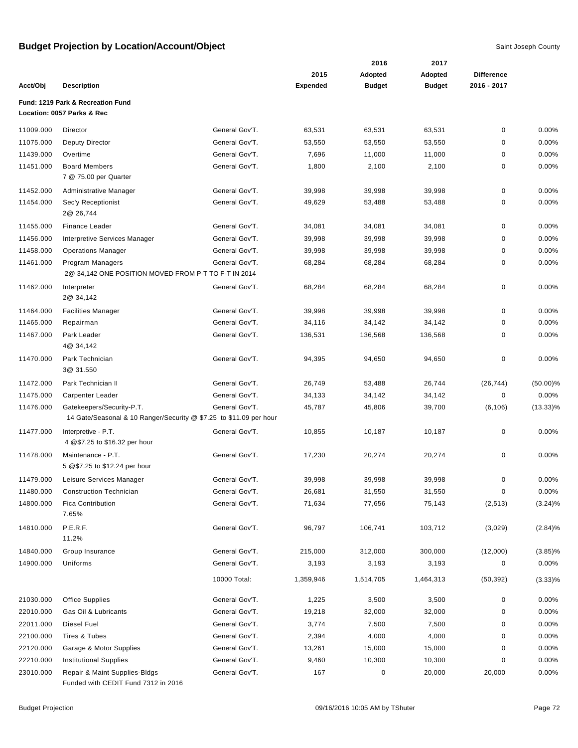## Budget Projection by Location/Account/Object

Saint Joseph County

| Acct/Obj | Description | | 2015 Expended | 2016 Adopted Budget | 2017 Adopted Budget | Difference 2016 - 2017 | |
|---|---|---|---|---|---|---|---|
| **Fund: 1219 Park & Recreation Fund** | | | | | | | |
| **Location: 0057 Parks & Rec** | | | | | | | |
| 11009.000 | Director | General Gov'T. | 63,531 | 63,531 | 63,531 | 0 | 0.00% |
| 11075.000 | Deputy Director | General Gov'T. | 53,550 | 53,550 | 53,550 | 0 | 0.00% |
| 11439.000 | Overtime | General Gov'T. | 7,696 | 11,000 | 11,000 | 0 | 0.00% |
| 11451.000 | Board Members<br>7 @ 75.00 per Quarter | General Gov'T. | 1,800 | 2,100 | 2,100 | 0 | 0.00% |
| 11452.000 | Administrative Manager | General Gov'T. | 39,998 | 39,998 | 39,998 | 0 | 0.00% |
| 11454.000 | Sec'y Receptionist<br>2@ 26,744 | General Gov'T. | 49,629 | 53,488 | 53,488 | 0 | 0.00% |
| 11455.000 | Finance Leader | General Gov'T. | 34,081 | 34,081 | 34,081 | 0 | 0.00% |
| 11456.000 | Interpretive Services Manager | General Gov'T. | 39,998 | 39,998 | 39,998 | 0 | 0.00% |
| 11458.000 | Operations Manager | General Gov'T. | 39,998 | 39,998 | 39,998 | 0 | 0.00% |
| 11461.000 | Program Managers<br>2@ 34,142 ONE POSITION MOVED FROM P-T TO F-T IN 2014 | General Gov'T. | 68,284 | 68,284 | 68,284 | 0 | 0.00% |
| 11462.000 | Interpreter<br>2@ 34,142 | General Gov'T. | 68,284 | 68,284 | 68,284 | 0 | 0.00% |
| 11464.000 | Facilities Manager | General Gov'T. | 39,998 | 39,998 | 39,998 | 0 | 0.00% |
| 11465.000 | Repairman | General Gov'T. | 34,116 | 34,142 | 34,142 | 0 | 0.00% |
| 11467.000 | Park Leader<br>4@ 34,142 | General Gov'T. | 136,531 | 136,568 | 136,568 | 0 | 0.00% |
| 11470.000 | Park Technician<br>3@ 31.550 | General Gov'T. | 94,395 | 94,650 | 94,650 | 0 | 0.00% |
| 11472.000 | Park Technician II | General Gov'T. | 26,749 | 53,488 | 26,744 | (26,744) | (50.00)% |
| 11475.000 | Carpenter Leader | General Gov'T. | 34,133 | 34,142 | 34,142 | 0 | 0.00% |
| 11476.000 | Gatekeepers/Security-P.T.<br>14 Gate/Seasonal & 10 Ranger/Security @ $7.25 to $11.09 per hour | General Gov'T. | 45,787 | 45,806 | 39,700 | (6,106) | (13.33)% |
| 11477.000 | Interpretive - P.T.<br>4 @$7.25 to $16.32 per hour | General Gov'T. | 10,855 | 10,187 | 10,187 | 0 | 0.00% |
| 11478.000 | Maintenance - P.T.<br>5 @$7.25 to $12.24 per hour | General Gov'T. | 17,230 | 20,274 | 20,274 | 0 | 0.00% |
| 11479.000 | Leisure Services Manager | General Gov'T. | 39,998 | 39,998 | 39,998 | 0 | 0.00% |
| 11480.000 | Construction Technician | General Gov'T. | 26,681 | 31,550 | 31,550 | 0 | 0.00% |
| 14800.000 | Fica Contribution<br>7.65% | General Gov'T. | 71,634 | 77,656 | 75,143 | (2,513) | (3.24)% |
| 14810.000 | P.E.R.F.<br>11.2% | General Gov'T. | 96,797 | 106,741 | 103,712 | (3,029) | (2.84)% |
| 14840.000 | Group Insurance | General Gov'T. | 215,000 | 312,000 | 300,000 | (12,000) | (3.85)% |
| 14900.000 | Uniforms | General Gov'T. | 3,193 | 3,193 | 3,193 | 0 | 0.00% |
| | | 10000 Total: | 1,359,946 | 1,514,705 | 1,464,313 | (50,392) | (3.33)% |
| 21030.000 | Office Supplies | General Gov'T. | 1,225 | 3,500 | 3,500 | 0 | 0.00% |
| 22010.000 | Gas Oil & Lubricants | General Gov'T. | 19,218 | 32,000 | 32,000 | 0 | 0.00% |
| 22011.000 | Diesel Fuel | General Gov'T. | 3,774 | 7,500 | 7,500 | 0 | 0.00% |
| 22100.000 | Tires & Tubes | General Gov'T. | 2,394 | 4,000 | 4,000 | 0 | 0.00% |
| 22120.000 | Garage & Motor Supplies | General Gov'T. | 13,261 | 15,000 | 15,000 | 0 | 0.00% |
| 22210.000 | Institutional Supplies | General Gov'T. | 9,460 | 10,300 | 10,300 | 0 | 0.00% |
| 23010.000 | Repair & Maint Supplies-Bldgs<br>Funded with CEDIT Fund 7312 in 2016 | General Gov'T. | 167 | 0 | 20,000 | 20,000 | 0.00% |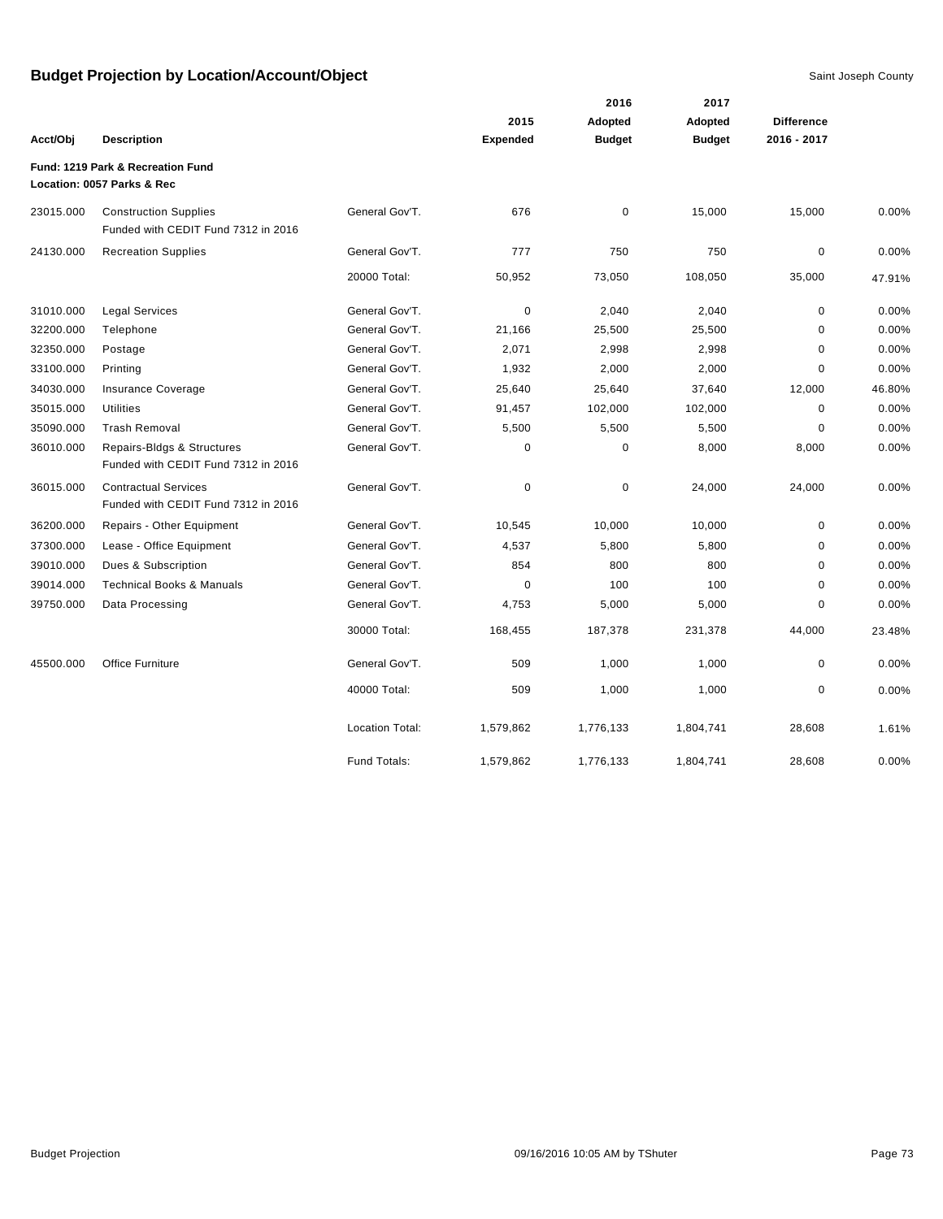# Budget Projection by Location/Account/Object

Saint Joseph County

| Acct/Obj | Description | | 2015 Expended | 2016 Adopted Budget | 2017 Adopted Budget | Difference 2016 - 2017 | |
|---|---|---|---|---|---|---|---|
| **Fund: 1219 Park & Recreation Fund** | | | | | | | |
| **Location: 0057 Parks & Rec** | | | | | | | |
| 23015.000 | Construction Supplies<br>Funded with CEDIT Fund 7312 in 2016 | General Gov'T. | 676 | 0 | 15,000 | 15,000 | 0.00% |
| 24130.000 | Recreation Supplies | General Gov'T. | 777 | 750 | 750 | 0 | 0.00% |
| | | 20000 Total: | 50,952 | 73,050 | 108,050 | 35,000 | 47.91% |
| 31010.000 | Legal Services | General Gov'T. | 0 | 2,040 | 2,040 | 0 | 0.00% |
| 32200.000 | Telephone | General Gov'T. | 21,166 | 25,500 | 25,500 | 0 | 0.00% |
| 32350.000 | Postage | General Gov'T. | 2,071 | 2,998 | 2,998 | 0 | 0.00% |
| 33100.000 | Printing | General Gov'T. | 1,932 | 2,000 | 2,000 | 0 | 0.00% |
| 34030.000 | Insurance Coverage | General Gov'T. | 25,640 | 25,640 | 37,640 | 12,000 | 46.80% |
| 35015.000 | Utilities | General Gov'T. | 91,457 | 102,000 | 102,000 | 0 | 0.00% |
| 35090.000 | Trash Removal | General Gov'T. | 5,500 | 5,500 | 5,500 | 0 | 0.00% |
| 36010.000 | Repairs-Bldgs & Structures<br>Funded with CEDIT Fund 7312 in 2016 | General Gov'T. | 0 | 0 | 8,000 | 8,000 | 0.00% |
| 36015.000 | Contractual Services<br>Funded with CEDIT Fund 7312 in 2016 | General Gov'T. | 0 | 0 | 24,000 | 24,000 | 0.00% |
| 36200.000 | Repairs - Other Equipment | General Gov'T. | 10,545 | 10,000 | 10,000 | 0 | 0.00% |
| 37300.000 | Lease - Office Equipment | General Gov'T. | 4,537 | 5,800 | 5,800 | 0 | 0.00% |
| 39010.000 | Dues & Subscription | General Gov'T. | 854 | 800 | 800 | 0 | 0.00% |
| 39014.000 | Technical Books & Manuals | General Gov'T. | 0 | 100 | 100 | 0 | 0.00% |
| 39750.000 | Data Processing | General Gov'T. | 4,753 | 5,000 | 5,000 | 0 | 0.00% |
| | | 30000 Total: | 168,455 | 187,378 | 231,378 | 44,000 | 23.48% |
| 45500.000 | Office Furniture | General Gov'T. | 509 | 1,000 | 1,000 | 0 | 0.00% |
| | | 40000 Total: | 509 | 1,000 | 1,000 | 0 | 0.00% |
| | | Location Total: | 1,579,862 | 1,776,133 | 1,804,741 | 28,608 | 1.61% |
| | | Fund Totals: | 1,579,862 | 1,776,133 | 1,804,741 | 28,608 | 0.00% |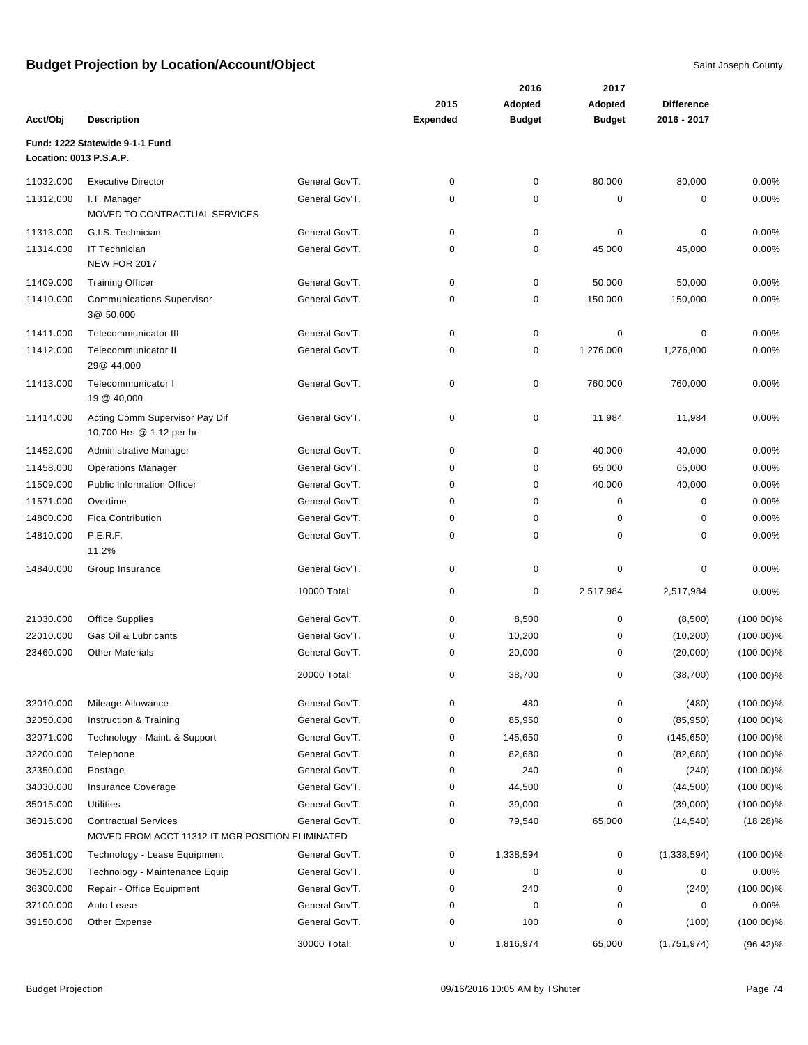# Budget Projection by Location/Account/Object

Saint Joseph County

| Acct/Obj | Description | | 2015 Expended | 2016 Adopted Budget | 2017 Adopted Budget | Difference 2016 - 2017 | |
|---|---|---|---|---|---|---|---|
| **Fund: 1222 Statewide 9-1-1 Fund** | | | | | | | |
| **Location: 0013 P.S.A.P.** | | | | | | | |
| 11032.000 | Executive Director | General Gov'T. | 0 | 0 | 80,000 | 80,000 | 0.00% |
| 11312.000 | I.T. Manager<br>MOVED TO CONTRACTUAL SERVICES | General Gov'T. | 0 | 0 | 0 | 0 | 0.00% |
| 11313.000 | G.I.S. Technician | General Gov'T. | 0 | 0 | 0 | 0 | 0.00% |
| 11314.000 | IT Technician<br>NEW FOR 2017 | General Gov'T. | 0 | 0 | 45,000 | 45,000 | 0.00% |
| 11409.000 | Training Officer | General Gov'T. | 0 | 0 | 50,000 | 50,000 | 0.00% |
| 11410.000 | Communications Supervisor<br>3@ 50,000 | General Gov'T. | 0 | 0 | 150,000 | 150,000 | 0.00% |
| 11411.000 | Telecommunicator III | General Gov'T. | 0 | 0 | 0 | 0 | 0.00% |
| 11412.000 | Telecommunicator II<br>29@ 44,000 | General Gov'T. | 0 | 0 | 1,276,000 | 1,276,000 | 0.00% |
| 11413.000 | Telecommunicator I<br>19 @ 40,000 | General Gov'T. | 0 | 0 | 760,000 | 760,000 | 0.00% |
| 11414.000 | Acting Comm Supervisor Pay Dif<br>10,700 Hrs @ 1.12 per hr | General Gov'T. | 0 | 0 | 11,984 | 11,984 | 0.00% |
| 11452.000 | Administrative Manager | General Gov'T. | 0 | 0 | 40,000 | 40,000 | 0.00% |
| 11458.000 | Operations Manager | General Gov'T. | 0 | 0 | 65,000 | 65,000 | 0.00% |
| 11509.000 | Public Information Officer | General Gov'T. | 0 | 0 | 40,000 | 40,000 | 0.00% |
| 11571.000 | Overtime | General Gov'T. | 0 | 0 | 0 | 0 | 0.00% |
| 14800.000 | Fica Contribution | General Gov'T. | 0 | 0 | 0 | 0 | 0.00% |
| 14810.000 | P.E.R.F.<br>11.2% | General Gov'T. | 0 | 0 | 0 | 0 | 0.00% |
| 14840.000 | Group Insurance | General Gov'T. | 0 | 0 | 0 | 0 | 0.00% |
| | | 10000 Total: | 0 | 0 | 2,517,984 | 2,517,984 | 0.00% |
| 21030.000 | Office Supplies | General Gov'T. | 0 | 8,500 | 0 | (8,500) | (100.00)% |
| 22010.000 | Gas Oil & Lubricants | General Gov'T. | 0 | 10,200 | 0 | (10,200) | (100.00)% |
| 23460.000 | Other Materials | General Gov'T. | 0 | 20,000 | 0 | (20,000) | (100.00)% |
| | | 20000 Total: | 0 | 38,700 | 0 | (38,700) | (100.00)% |
| 32010.000 | Mileage Allowance | General Gov'T. | 0 | 480 | 0 | (480) | (100.00)% |
| 32050.000 | Instruction & Training | General Gov'T. | 0 | 85,950 | 0 | (85,950) | (100.00)% |
| 32071.000 | Technology - Maint. & Support | General Gov'T. | 0 | 145,650 | 0 | (145,650) | (100.00)% |
| 32200.000 | Telephone | General Gov'T. | 0 | 82,680 | 0 | (82,680) | (100.00)% |
| 32350.000 | Postage | General Gov'T. | 0 | 240 | 0 | (240) | (100.00)% |
| 34030.000 | Insurance Coverage | General Gov'T. | 0 | 44,500 | 0 | (44,500) | (100.00)% |
| 35015.000 | Utilities | General Gov'T. | 0 | 39,000 | 0 | (39,000) | (100.00)% |
| 36015.000 | Contractual Services<br>MOVED FROM ACCT 11312-IT MGR POSITION ELIMINATED | General Gov'T. | 0 | 79,540 | 65,000 | (14,540) | (18.28)% |
| 36051.000 | Technology - Lease Equipment | General Gov'T. | 0 | 1,338,594 | 0 | (1,338,594) | (100.00)% |
| 36052.000 | Technology - Maintenance Equip | General Gov'T. | 0 | 0 | 0 | 0 | 0.00% |
| 36300.000 | Repair - Office Equipment | General Gov'T. | 0 | 240 | 0 | (240) | (100.00)% |
| 37100.000 | Auto Lease | General Gov'T. | 0 | 0 | 0 | 0 | 0.00% |
| 39150.000 | Other Expense | General Gov'T. | 0 | 100 | 0 | (100) | (100.00)% |
| | | 30000 Total: | 0 | 1,816,974 | 65,000 | (1,751,974) | (96.42)% |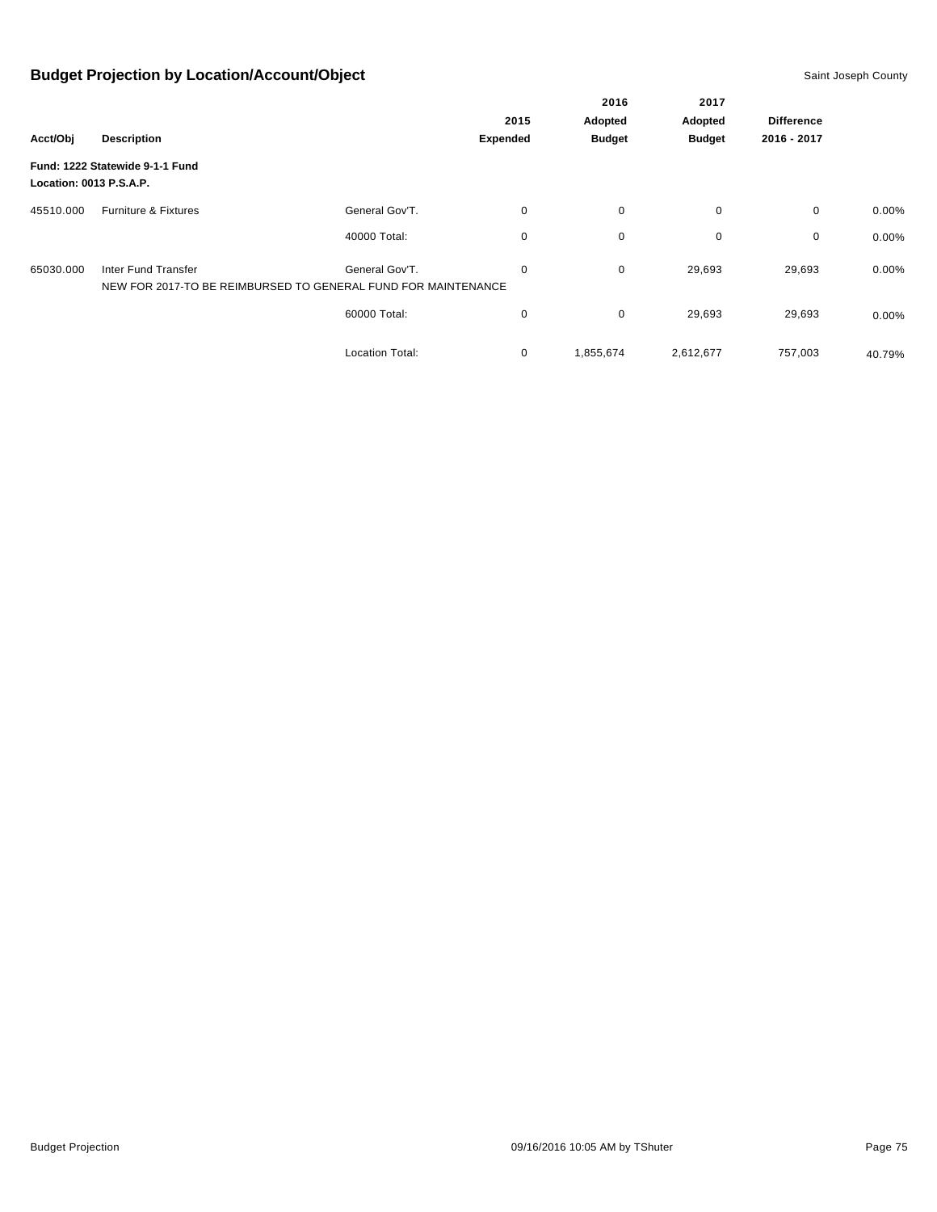## Budget Projection by Location/Account/Object

Saint Joseph County

| Acct/Obj | Description | | 2015 Expended | 2016 Adopted Budget | 2017 Adopted Budget | Difference 2016 - 2017 | |
|---|---|---|---|---|---|---|---|
| **Fund: 1222 Statewide 9-1-1 Fund** | | | | | | | |
| **Location: 0013 P.S.A.P.** | | | | | | | |
| 45510.000 | Furniture & Fixtures | General Gov'T. | 0 | 0 | 0 | 0 | 0.00% |
| | | 40000 Total: | 0 | 0 | 0 | 0 | 0.00% |
| 65030.000 | Inter Fund Transfer | General Gov'T. | 0 | 0 | 29,693 | 29,693 | 0.00% |
| | NEW FOR 2017-TO BE REIMBURSED TO GENERAL FUND FOR MAINTENANCE | | | | | | |
| | | 60000 Total: | 0 | 0 | 29,693 | 29,693 | 0.00% |
| | | Location Total: | 0 | 1,855,674 | 2,612,677 | 757,003 | 40.79% |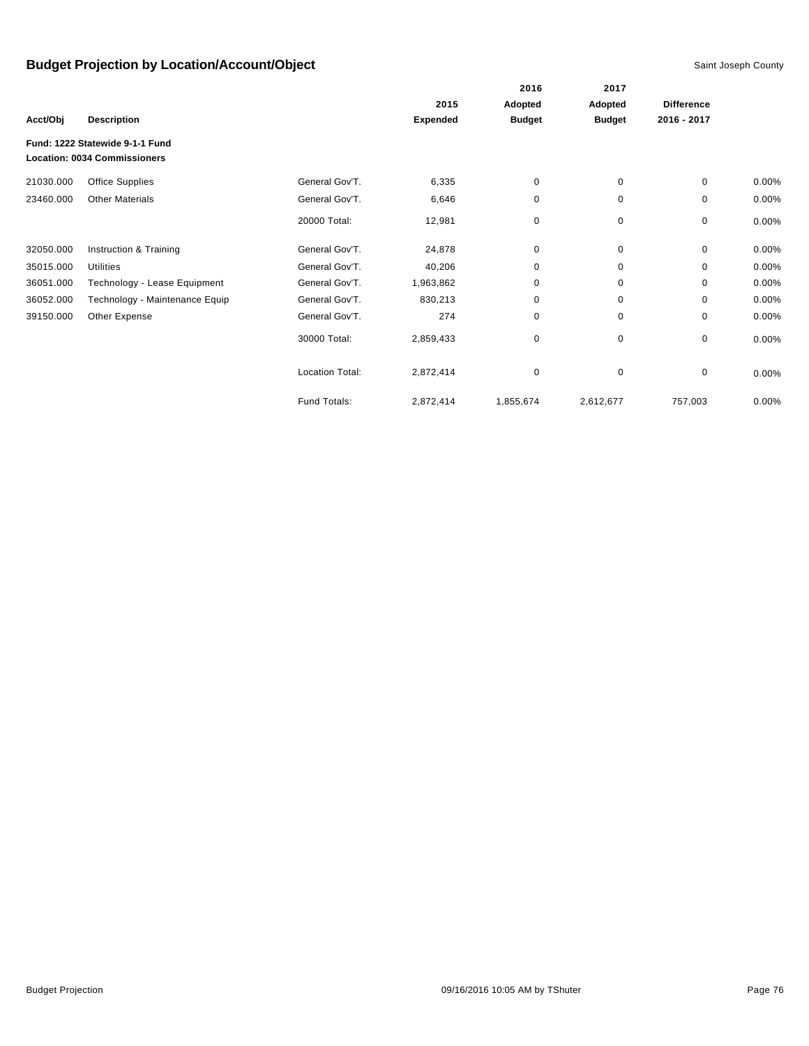# Budget Projection by Location/Account/Object

Saint Joseph County

| Acct/Obj | Description | | 2015 Expended | 2016 Adopted Budget | 2017 Adopted Budget | Difference 2016 - 2017 | |
|---|---|---|---|---|---|---|---|
| **Fund: 1222 Statewide 9-1-1 Fund** | | | | | | | |
| **Location: 0034 Commissioners** | | | | | | | |
| 21030.000 | Office Supplies | General Gov'T. | 6,335 | 0 | 0 | 0 | 0.00% |
| 23460.000 | Other Materials | General Gov'T. | 6,646 | 0 | 0 | 0 | 0.00% |
| | | 20000 Total: | 12,981 | 0 | 0 | 0 | 0.00% |
| 32050.000 | Instruction & Training | General Gov'T. | 24,878 | 0 | 0 | 0 | 0.00% |
| 35015.000 | Utilities | General Gov'T. | 40,206 | 0 | 0 | 0 | 0.00% |
| 36051.000 | Technology - Lease Equipment | General Gov'T. | 1,963,862 | 0 | 0 | 0 | 0.00% |
| 36052.000 | Technology - Maintenance Equip | General Gov'T. | 830,213 | 0 | 0 | 0 | 0.00% |
| 39150.000 | Other Expense | General Gov'T. | 274 | 0 | 0 | 0 | 0.00% |
| | | 30000 Total: | 2,859,433 | 0 | 0 | 0 | 0.00% |
| | | Location Total: | 2,872,414 | 0 | 0 | 0 | 0.00% |
| | | Fund Totals: | 2,872,414 | 1,855,674 | 2,612,677 | 757,003 | 0.00% |

Budget Projection 09/16/2016 10:05 AM by TShuter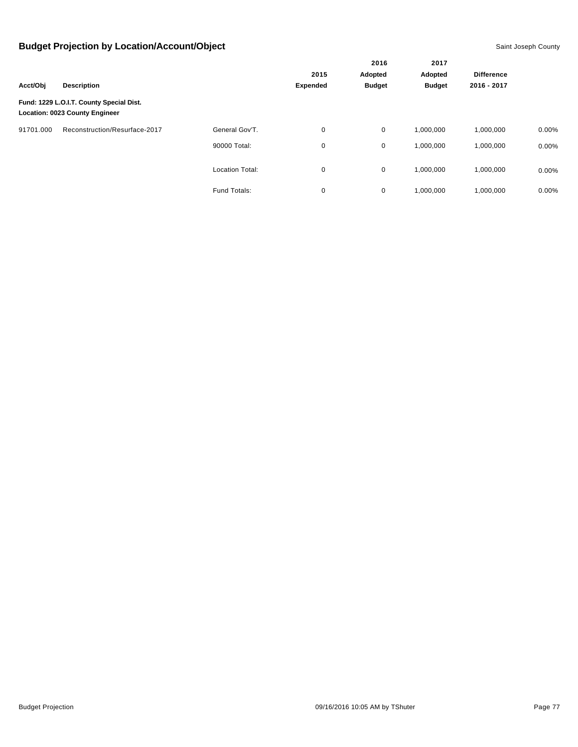## Budget Projection by Location/Account/Object

Saint Joseph County

| Acct/Obj | Description | | 2015 Expended | 2016 Adopted Budget | 2017 Adopted Budget | Difference 2016 - 2017 | |
|---|---|---|---|---|---|---|---|
| **Fund: 1229 L.O.I.T. County Special Dist.** | | | | | | | |
| **Location: 0023 County Engineer** | | | | | | | |
| 91701.000 | Reconstruction/Resurface-2017 | General Gov'T. | 0 | 0 | 1,000,000 | 1,000,000 | 0.00% |
| | | 90000 Total: | 0 | 0 | 1,000,000 | 1,000,000 | 0.00% |
| | | Location Total: | 0 | 0 | 1,000,000 | 1,000,000 | 0.00% |
| | | Fund Totals: | 0 | 0 | 1,000,000 | 1,000,000 | 0.00% |

Budget Projection 09/16/2016 10:05 AM by TShuter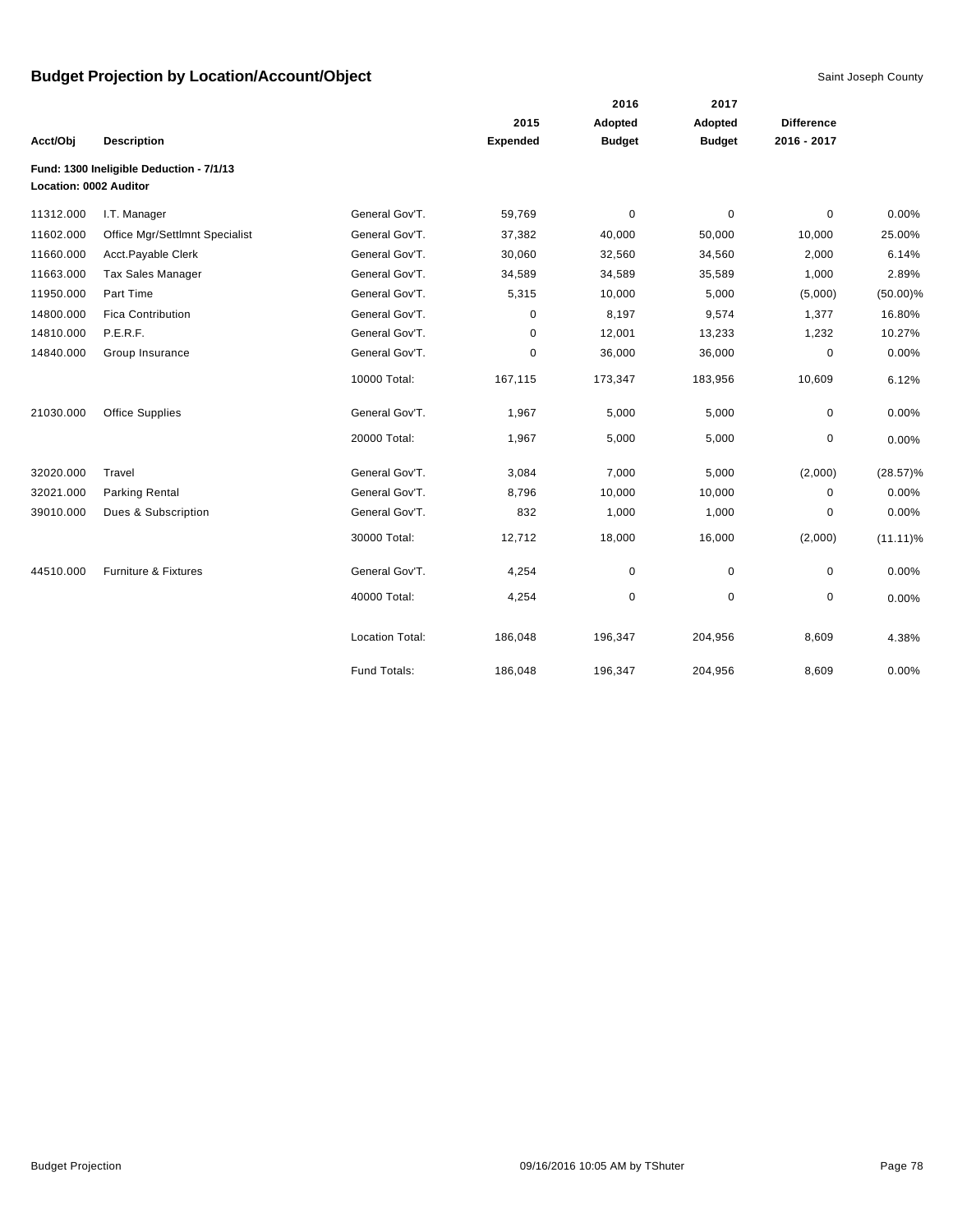# Budget Projection by Location/Account/Object

Saint Joseph County

**Fund: 1300 Ineligible Deduction - 7/1/13**
**Location: 0002 Auditor**

| Acct/Obj | Description | | 2015 Expended | 2016 Adopted Budget | 2017 Adopted Budget | Difference 2016 - 2017 | |
|---|---|---|---|---|---|---|---|
| 11312.000 | I.T. Manager | General Gov'T. | 59,769 | 0 | 0 | 0 | 0.00% |
| 11602.000 | Office Mgr/Settlmnt Specialist | General Gov'T. | 37,382 | 40,000 | 50,000 | 10,000 | 25.00% |
| 11660.000 | Acct.Payable Clerk | General Gov'T. | 30,060 | 32,560 | 34,560 | 2,000 | 6.14% |
| 11663.000 | Tax Sales Manager | General Gov'T. | 34,589 | 34,589 | 35,589 | 1,000 | 2.89% |
| 11950.000 | Part Time | General Gov'T. | 5,315 | 10,000 | 5,000 | (5,000) | (50.00)% |
| 14800.000 | Fica Contribution | General Gov'T. | 0 | 8,197 | 9,574 | 1,377 | 16.80% |
| 14810.000 | P.E.R.F. | General Gov'T. | 0 | 12,001 | 13,233 | 1,232 | 10.27% |
| 14840.000 | Group Insurance | General Gov'T. | 0 | 36,000 | 36,000 | 0 | 0.00% |
| | | 10000 Total: | 167,115 | 173,347 | 183,956 | 10,609 | 6.12% |
| 21030.000 | Office Supplies | General Gov'T. | 1,967 | 5,000 | 5,000 | 0 | 0.00% |
| | | 20000 Total: | 1,967 | 5,000 | 5,000 | 0 | 0.00% |
| 32020.000 | Travel | General Gov'T. | 3,084 | 7,000 | 5,000 | (2,000) | (28.57)% |
| 32021.000 | Parking Rental | General Gov'T. | 8,796 | 10,000 | 10,000 | 0 | 0.00% |
| 39010.000 | Dues & Subscription | General Gov'T. | 832 | 1,000 | 1,000 | 0 | 0.00% |
| | | 30000 Total: | 12,712 | 18,000 | 16,000 | (2,000) | (11.11)% |
| 44510.000 | Furniture & Fixtures | General Gov'T. | 4,254 | 0 | 0 | 0 | 0.00% |
| | | 40000 Total: | 4,254 | 0 | 0 | 0 | 0.00% |
| | | Location Total: | 186,048 | 196,347 | 204,956 | 8,609 | 4.38% |
| | | Fund Totals: | 186,048 | 196,347 | 204,956 | 8,609 | 0.00% |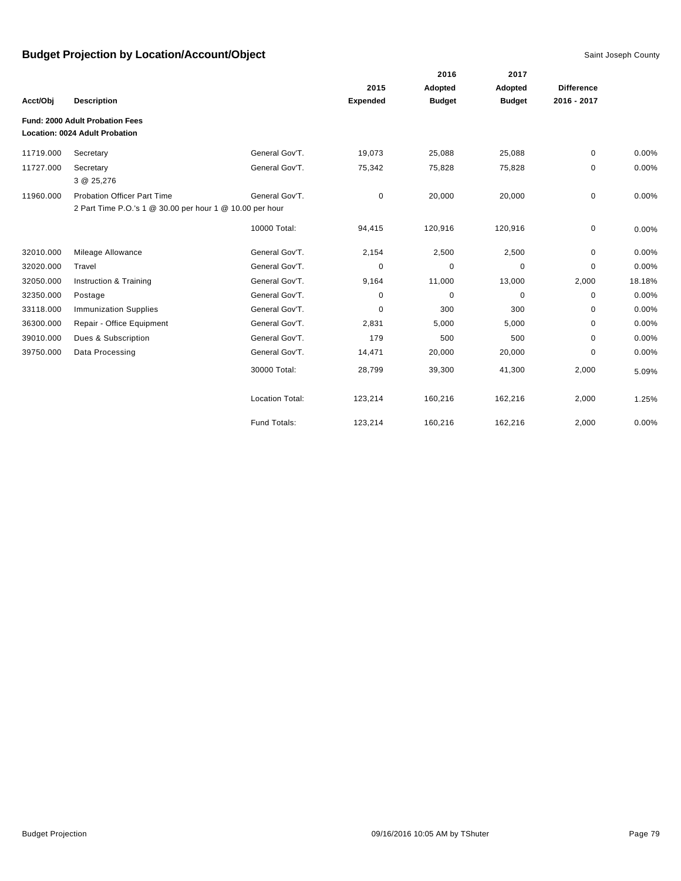# Budget Projection by Location/Account/Object

Saint Joseph County

| Acct/Obj | Description | | 2015 Expended | 2016 Adopted Budget | 2017 Adopted Budget | Difference 2016 - 2017 | |
|---|---|---|---|---|---|---|---|
| **Fund: 2000 Adult Probation Fees** | | | | | | | |
| **Location: 0024 Adult Probation** | | | | | | | |
| 11719.000 | Secretary | General Gov'T. | 19,073 | 25,088 | 25,088 | 0 | 0.00% |
| 11727.000 | Secretary<br>3 @ 25,276 | General Gov'T. | 75,342 | 75,828 | 75,828 | 0 | 0.00% |
| 11960.000 | Probation Officer Part Time<br>2 Part Time P.O.'s 1 @ 30.00 per hour 1 @ 10.00 per hour | General Gov'T. | 0 | 20,000 | 20,000 | 0 | 0.00% |
| | | 10000 Total: | 94,415 | 120,916 | 120,916 | 0 | 0.00% |
| 32010.000 | Mileage Allowance | General Gov'T. | 2,154 | 2,500 | 2,500 | 0 | 0.00% |
| 32020.000 | Travel | General Gov'T. | 0 | 0 | 0 | 0 | 0.00% |
| 32050.000 | Instruction & Training | General Gov'T. | 9,164 | 11,000 | 13,000 | 2,000 | 18.18% |
| 32350.000 | Postage | General Gov'T. | 0 | 0 | 0 | 0 | 0.00% |
| 33118.000 | Immunization Supplies | General Gov'T. | 0 | 300 | 300 | 0 | 0.00% |
| 36300.000 | Repair - Office Equipment | General Gov'T. | 2,831 | 5,000 | 5,000 | 0 | 0.00% |
| 39010.000 | Dues & Subscription | General Gov'T. | 179 | 500 | 500 | 0 | 0.00% |
| 39750.000 | Data Processing | General Gov'T. | 14,471 | 20,000 | 20,000 | 0 | 0.00% |
| | | 30000 Total: | 28,799 | 39,300 | 41,300 | 2,000 | 5.09% |
| | | Location Total: | 123,214 | 160,216 | 162,216 | 2,000 | 1.25% |
| | | Fund Totals: | 123,214 | 160,216 | 162,216 | 2,000 | 0.00% |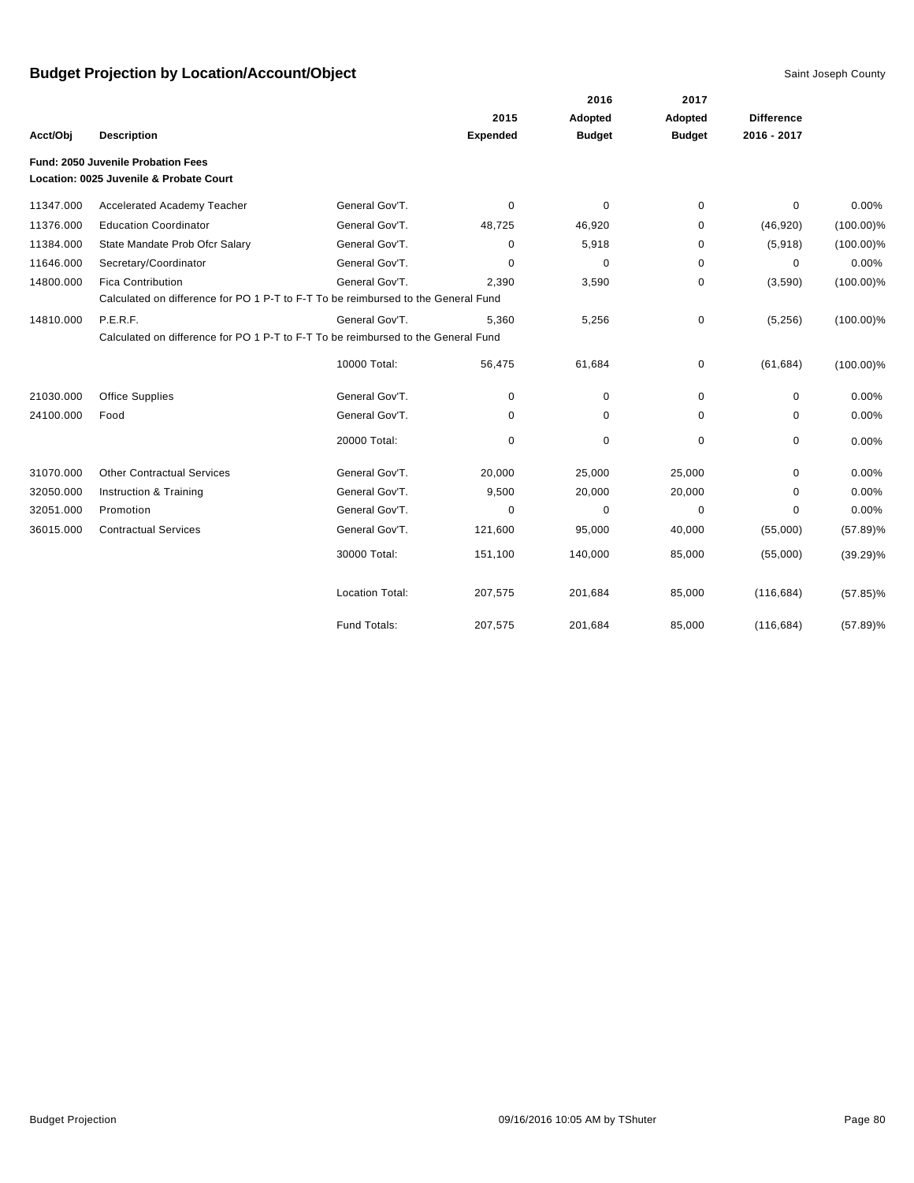# Budget Projection by Location/Account/Object

Saint Joseph County

| Acct/Obj | Description | | 2015 Expended | 2016 Adopted Budget | 2017 Adopted Budget | Difference 2016 - 2017 | |
|---|---|---|---|---|---|---|---|
| **Fund: 2050 Juvenile Probation Fees** | | | | | | | |
| **Location: 0025 Juvenile & Probate Court** | | | | | | | |
| 11347.000 | Accelerated Academy Teacher | General Gov'T. | 0 | 0 | 0 | 0 | 0.00% |
| 11376.000 | Education Coordinator | General Gov'T. | 48,725 | 46,920 | 0 | (46,920) | (100.00)% |
| 11384.000 | State Mandate Prob Ofcr Salary | General Gov'T. | 0 | 5,918 | 0 | (5,918) | (100.00)% |
| 11646.000 | Secretary/Coordinator | General Gov'T. | 0 | 0 | 0 | 0 | 0.00% |
| 14800.000 | Fica Contribution | General Gov'T. | 2,390 | 3,590 | 0 | (3,590) | (100.00)% |
| | Calculated on difference for PO 1 P-T to F-T To be reimbursed to the General Fund | | | | | | |
| 14810.000 | P.E.R.F. | General Gov'T. | 5,360 | 5,256 | 0 | (5,256) | (100.00)% |
| | Calculated on difference for PO 1 P-T to F-T To be reimbursed to the General Fund | | | | | | |
| | | 10000 Total: | 56,475 | 61,684 | 0 | (61,684) | (100.00)% |
| 21030.000 | Office Supplies | General Gov'T. | 0 | 0 | 0 | 0 | 0.00% |
| 24100.000 | Food | General Gov'T. | 0 | 0 | 0 | 0 | 0.00% |
| | | 20000 Total: | 0 | 0 | 0 | 0 | 0.00% |
| 31070.000 | Other Contractual Services | General Gov'T. | 20,000 | 25,000 | 25,000 | 0 | 0.00% |
| 32050.000 | Instruction & Training | General Gov'T. | 9,500 | 20,000 | 20,000 | 0 | 0.00% |
| 32051.000 | Promotion | General Gov'T. | 0 | 0 | 0 | 0 | 0.00% |
| 36015.000 | Contractual Services | General Gov'T. | 121,600 | 95,000 | 40,000 | (55,000) | (57.89)% |
| | | 30000 Total: | 151,100 | 140,000 | 85,000 | (55,000) | (39.29)% |
| | | Location Total: | 207,575 | 201,684 | 85,000 | (116,684) | (57.85)% |
| | | Fund Totals: | 207,575 | 201,684 | 85,000 | (116,684) | (57.89)% |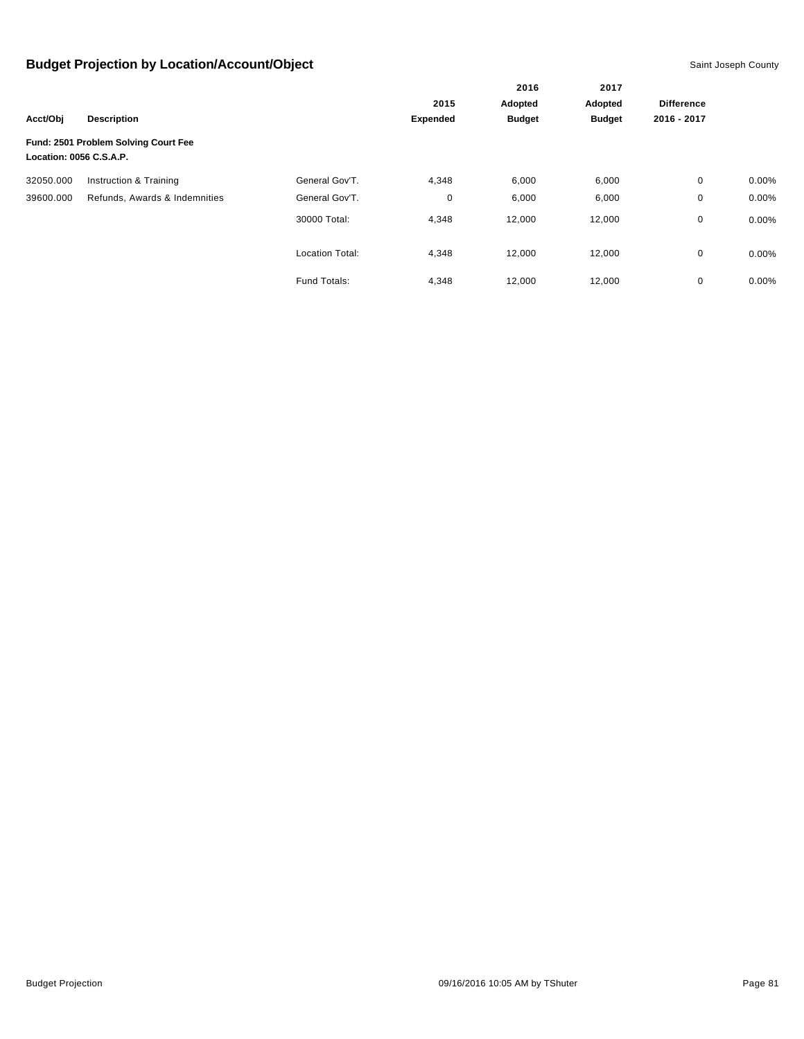# Budget Projection by Location/Account/Object

Saint Joseph County

| Acct/Obj | Description | | 2015 Expended | 2016 Adopted Budget | 2017 Adopted Budget | Difference 2016 - 2017 | |
|---|---|---|---|---|---|---|---|
| **Fund: 2501 Problem Solving Court Fee** | | | | | | | |
| **Location: 0056 C.S.A.P.** | | | | | | | |
| 32050.000 | Instruction & Training | General Gov'T. | 4,348 | 6,000 | 6,000 | 0 | 0.00% |
| 39600.000 | Refunds, Awards & Indemnities | General Gov'T. | 0 | 6,000 | 6,000 | 0 | 0.00% |
| | | 30000 Total: | 4,348 | 12,000 | 12,000 | 0 | 0.00% |
| | | Location Total: | 4,348 | 12,000 | 12,000 | 0 | 0.00% |
| | | Fund Totals: | 4,348 | 12,000 | 12,000 | 0 | 0.00% |

Budget Projection 09/16/2016 10:05 AM by TShuter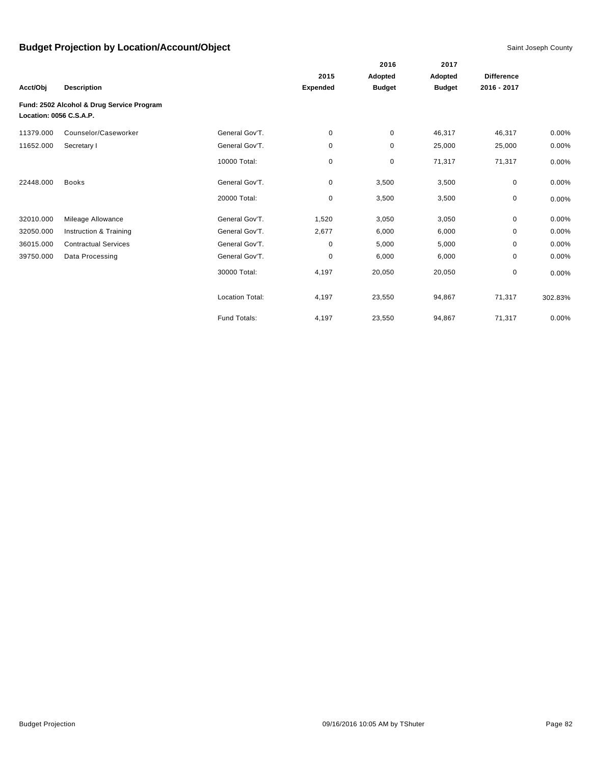## Budget Projection by Location/Account/Object

Saint Joseph County

| Acct/Obj | Description | | 2015 Expended | 2016 Adopted Budget | 2017 Adopted Budget | Difference 2016 - 2017 | |
|---|---|---|---|---|---|---|---|
| **Fund: 2502 Alcohol & Drug Service Program** | | | | | | | |
| **Location: 0056 C.S.A.P.** | | | | | | | |
| 11379.000 | Counselor/Caseworker | General Gov'T. | 0 | 0 | 46,317 | 46,317 | 0.00% |
| 11652.000 | Secretary I | General Gov'T. | 0 | 0 | 25,000 | 25,000 | 0.00% |
| | | 10000 Total: | 0 | 0 | 71,317 | 71,317 | 0.00% |
| 22448.000 | Books | General Gov'T. | 0 | 3,500 | 3,500 | 0 | 0.00% |
| | | 20000 Total: | 0 | 3,500 | 3,500 | 0 | 0.00% |
| 32010.000 | Mileage Allowance | General Gov'T. | 1,520 | 3,050 | 3,050 | 0 | 0.00% |
| 32050.000 | Instruction & Training | General Gov'T. | 2,677 | 6,000 | 6,000 | 0 | 0.00% |
| 36015.000 | Contractual Services | General Gov'T. | 0 | 5,000 | 5,000 | 0 | 0.00% |
| 39750.000 | Data Processing | General Gov'T. | 0 | 6,000 | 6,000 | 0 | 0.00% |
| | | 30000 Total: | 4,197 | 20,050 | 20,050 | 0 | 0.00% |
| | | Location Total: | 4,197 | 23,550 | 94,867 | 71,317 | 302.83% |
| | | Fund Totals: | 4,197 | 23,550 | 94,867 | 71,317 | 0.00% |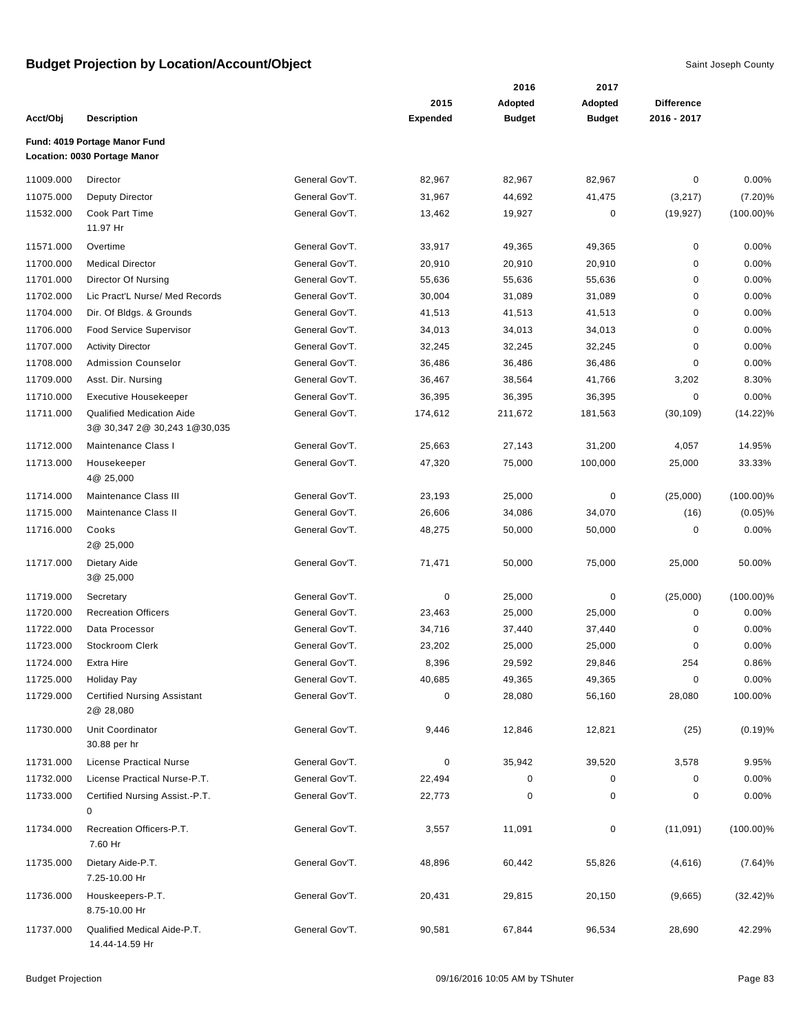# Budget Projection by Location/Account/Object

Saint Joseph County

| Acct/Obj | Description | | 2015 Expended | 2016 Adopted Budget | 2017 Adopted Budget | Difference 2016 - 2017 | |
|---|---|---|---|---|---|---|---|
| **Fund: 4019 Portage Manor Fund** | | | | | | | |
| **Location: 0030 Portage Manor** | | | | | | | |
| 11009.000 | Director | General Gov'T. | 82,967 | 82,967 | 82,967 | 0 | 0.00% |
| 11075.000 | Deputy Director | General Gov'T. | 31,967 | 44,692 | 41,475 | (3,217) | (7.20)% |
| 11532.000 | Cook Part Time 11.97 Hr | General Gov'T. | 13,462 | 19,927 | 0 | (19,927) | (100.00)% |
| 11571.000 | Overtime | General Gov'T. | 33,917 | 49,365 | 49,365 | 0 | 0.00% |
| 11700.000 | Medical Director | General Gov'T. | 20,910 | 20,910 | 20,910 | 0 | 0.00% |
| 11701.000 | Director Of Nursing | General Gov'T. | 55,636 | 55,636 | 55,636 | 0 | 0.00% |
| 11702.000 | Lic Pract'L Nurse/ Med Records | General Gov'T. | 30,004 | 31,089 | 31,089 | 0 | 0.00% |
| 11704.000 | Dir. Of Bldgs. & Grounds | General Gov'T. | 41,513 | 41,513 | 41,513 | 0 | 0.00% |
| 11706.000 | Food Service Supervisor | General Gov'T. | 34,013 | 34,013 | 34,013 | 0 | 0.00% |
| 11707.000 | Activity Director | General Gov'T. | 32,245 | 32,245 | 32,245 | 0 | 0.00% |
| 11708.000 | Admission Counselor | General Gov'T. | 36,486 | 36,486 | 36,486 | 0 | 0.00% |
| 11709.000 | Asst. Dir. Nursing | General Gov'T. | 36,467 | 38,564 | 41,766 | 3,202 | 8.30% |
| 11710.000 | Executive Housekeeper | General Gov'T. | 36,395 | 36,395 | 36,395 | 0 | 0.00% |
| 11711.000 | Qualified Medication Aide 3@ 30,347 2@ 30,243 1@30,035 | General Gov'T. | 174,612 | 211,672 | 181,563 | (30,109) | (14.22)% |
| 11712.000 | Maintenance Class I | General Gov'T. | 25,663 | 27,143 | 31,200 | 4,057 | 14.95% |
| 11713.000 | Housekeeper 4@ 25,000 | General Gov'T. | 47,320 | 75,000 | 100,000 | 25,000 | 33.33% |
| 11714.000 | Maintenance Class III | General Gov'T. | 23,193 | 25,000 | 0 | (25,000) | (100.00)% |
| 11715.000 | Maintenance Class II | General Gov'T. | 26,606 | 34,086 | 34,070 | (16) | (0.05)% |
| 11716.000 | Cooks 2@ 25,000 | General Gov'T. | 48,275 | 50,000 | 50,000 | 0 | 0.00% |
| 11717.000 | Dietary Aide 3@ 25,000 | General Gov'T. | 71,471 | 50,000 | 75,000 | 25,000 | 50.00% |
| 11719.000 | Secretary | General Gov'T. | 0 | 25,000 | 0 | (25,000) | (100.00)% |
| 11720.000 | Recreation Officers | General Gov'T. | 23,463 | 25,000 | 25,000 | 0 | 0.00% |
| 11722.000 | Data Processor | General Gov'T. | 34,716 | 37,440 | 37,440 | 0 | 0.00% |
| 11723.000 | Stockroom Clerk | General Gov'T. | 23,202 | 25,000 | 25,000 | 0 | 0.00% |
| 11724.000 | Extra Hire | General Gov'T. | 8,396 | 29,592 | 29,846 | 254 | 0.86% |
| 11725.000 | Holiday Pay | General Gov'T. | 40,685 | 49,365 | 49,365 | 0 | 0.00% |
| 11729.000 | Certified Nursing Assistant 2@ 28,080 | General Gov'T. | 0 | 28,080 | 56,160 | 28,080 | 100.00% |
| 11730.000 | Unit Coordinator 30.88 per hr | General Gov'T. | 9,446 | 12,846 | 12,821 | (25) | (0.19)% |
| 11731.000 | License Practical Nurse | General Gov'T. | 0 | 35,942 | 39,520 | 3,578 | 9.95% |
| 11732.000 | License Practical Nurse-P.T. | General Gov'T. | 22,494 | 0 | 0 | 0 | 0.00% |
| 11733.000 | Certified Nursing Assist.-P.T. 0 | General Gov'T. | 22,773 | 0 | 0 | 0 | 0.00% |
| 11734.000 | Recreation Officers-P.T. 7.60 Hr | General Gov'T. | 3,557 | 11,091 | 0 | (11,091) | (100.00)% |
| 11735.000 | Dietary Aide-P.T. 7.25-10.00 Hr | General Gov'T. | 48,896 | 60,442 | 55,826 | (4,616) | (7.64)% |
| 11736.000 | Houskeepers-P.T. 8.75-10.00 Hr | General Gov'T. | 20,431 | 29,815 | 20,150 | (9,665) | (32.42)% |
| 11737.000 | Qualified Medical Aide-P.T. 14.44-14.59 Hr | General Gov'T. | 90,581 | 67,844 | 96,534 | 28,690 | 42.29% |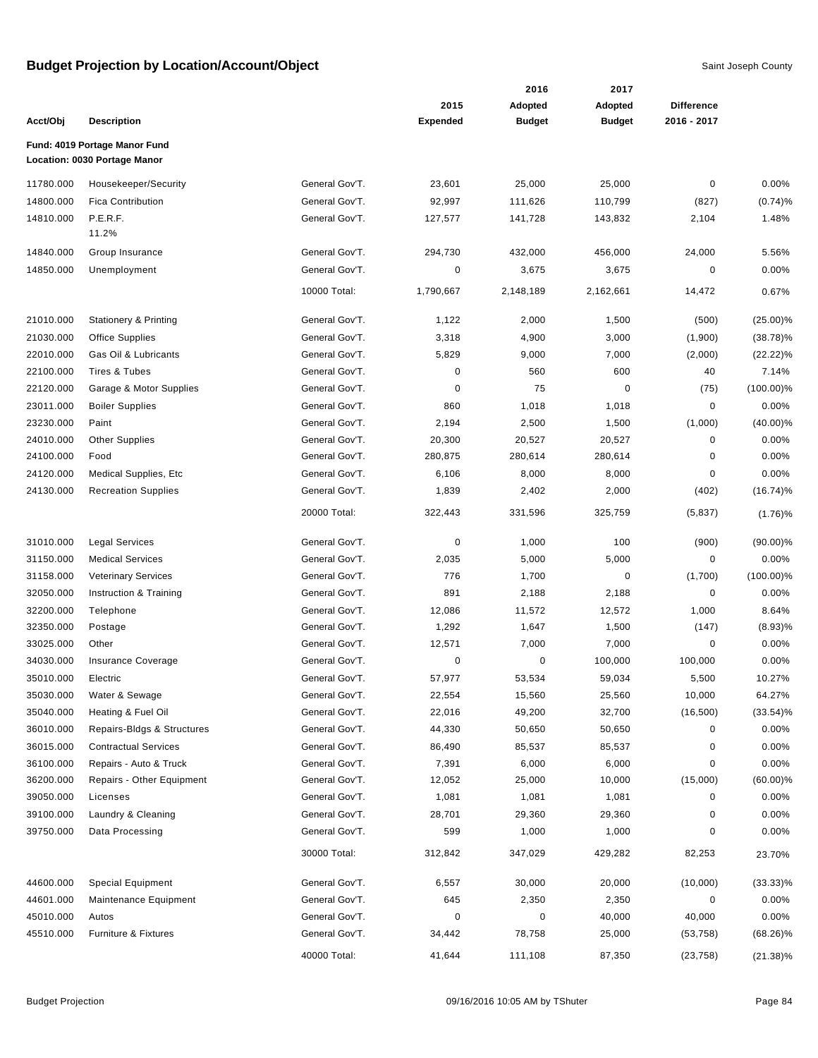## Budget Projection by Location/Account/Object

Saint Joseph County

| Acct/Obj | Description | | 2015 Expended | 2016 Adopted Budget | 2017 Adopted Budget | Difference 2016 - 2017 | |
|---|---|---|---|---|---|---|---|
| **Fund: 4019 Portage Manor Fund** | | | | | | | |
| **Location: 0030 Portage Manor** | | | | | | | |
| 11780.000 | Housekeeper/Security | General Gov'T. | 23,601 | 25,000 | 25,000 | 0 | 0.00% |
| 14800.000 | Fica Contribution | General Gov'T. | 92,997 | 111,626 | 110,799 | (827) | (0.74)% |
| 14810.000 | P.E.R.F. 11.2% | General Gov'T. | 127,577 | 141,728 | 143,832 | 2,104 | 1.48% |
| 14840.000 | Group Insurance | General Gov'T. | 294,730 | 432,000 | 456,000 | 24,000 | 5.56% |
| 14850.000 | Unemployment | General Gov'T. | 0 | 3,675 | 3,675 | 0 | 0.00% |
| | | 10000 Total: | 1,790,667 | 2,148,189 | 2,162,661 | 14,472 | 0.67% |
| 21010.000 | Stationery & Printing | General Gov'T. | 1,122 | 2,000 | 1,500 | (500) | (25.00)% |
| 21030.000 | Office Supplies | General Gov'T. | 3,318 | 4,900 | 3,000 | (1,900) | (38.78)% |
| 22010.000 | Gas Oil & Lubricants | General Gov'T. | 5,829 | 9,000 | 7,000 | (2,000) | (22.22)% |
| 22100.000 | Tires & Tubes | General Gov'T. | 0 | 560 | 600 | 40 | 7.14% |
| 22120.000 | Garage & Motor Supplies | General Gov'T. | 0 | 75 | 0 | (75) | (100.00)% |
| 23011.000 | Boiler Supplies | General Gov'T. | 860 | 1,018 | 1,018 | 0 | 0.00% |
| 23230.000 | Paint | General Gov'T. | 2,194 | 2,500 | 1,500 | (1,000) | (40.00)% |
| 24010.000 | Other Supplies | General Gov'T. | 20,300 | 20,527 | 20,527 | 0 | 0.00% |
| 24100.000 | Food | General Gov'T. | 280,875 | 280,614 | 280,614 | 0 | 0.00% |
| 24120.000 | Medical Supplies, Etc | General Gov'T. | 6,106 | 8,000 | 8,000 | 0 | 0.00% |
| 24130.000 | Recreation Supplies | General Gov'T. | 1,839 | 2,402 | 2,000 | (402) | (16.74)% |
| | | 20000 Total: | 322,443 | 331,596 | 325,759 | (5,837) | (1.76)% |
| 31010.000 | Legal Services | General Gov'T. | 0 | 1,000 | 100 | (900) | (90.00)% |
| 31150.000 | Medical Services | General Gov'T. | 2,035 | 5,000 | 5,000 | 0 | 0.00% |
| 31158.000 | Veterinary Services | General Gov'T. | 776 | 1,700 | 0 | (1,700) | (100.00)% |
| 32050.000 | Instruction & Training | General Gov'T. | 891 | 2,188 | 2,188 | 0 | 0.00% |
| 32200.000 | Telephone | General Gov'T. | 12,086 | 11,572 | 12,572 | 1,000 | 8.64% |
| 32350.000 | Postage | General Gov'T. | 1,292 | 1,647 | 1,500 | (147) | (8.93)% |
| 33025.000 | Other | General Gov'T. | 12,571 | 7,000 | 7,000 | 0 | 0.00% |
| 34030.000 | Insurance Coverage | General Gov'T. | 0 | 0 | 100,000 | 100,000 | 0.00% |
| 35010.000 | Electric | General Gov'T. | 57,977 | 53,534 | 59,034 | 5,500 | 10.27% |
| 35030.000 | Water & Sewage | General Gov'T. | 22,554 | 15,560 | 25,560 | 10,000 | 64.27% |
| 35040.000 | Heating & Fuel Oil | General Gov'T. | 22,016 | 49,200 | 32,700 | (16,500) | (33.54)% |
| 36010.000 | Repairs-Bldgs & Structures | General Gov'T. | 44,330 | 50,650 | 50,650 | 0 | 0.00% |
| 36015.000 | Contractual Services | General Gov'T. | 86,490 | 85,537 | 85,537 | 0 | 0.00% |
| 36100.000 | Repairs - Auto & Truck | General Gov'T. | 7,391 | 6,000 | 6,000 | 0 | 0.00% |
| 36200.000 | Repairs - Other Equipment | General Gov'T. | 12,052 | 25,000 | 10,000 | (15,000) | (60.00)% |
| 39050.000 | Licenses | General Gov'T. | 1,081 | 1,081 | 1,081 | 0 | 0.00% |
| 39100.000 | Laundry & Cleaning | General Gov'T. | 28,701 | 29,360 | 29,360 | 0 | 0.00% |
| 39750.000 | Data Processing | General Gov'T. | 599 | 1,000 | 1,000 | 0 | 0.00% |
| | | 30000 Total: | 312,842 | 347,029 | 429,282 | 82,253 | 23.70% |
| 44600.000 | Special Equipment | General Gov'T. | 6,557 | 30,000 | 20,000 | (10,000) | (33.33)% |
| 44601.000 | Maintenance Equipment | General Gov'T. | 645 | 2,350 | 2,350 | 0 | 0.00% |
| 45010.000 | Autos | General Gov'T. | 0 | 0 | 40,000 | 40,000 | 0.00% |
| 45510.000 | Furniture & Fixtures | General Gov'T. | 34,442 | 78,758 | 25,000 | (53,758) | (68.26)% |
| | | 40000 Total: | 41,644 | 111,108 | 87,350 | (23,758) | (21.38)% |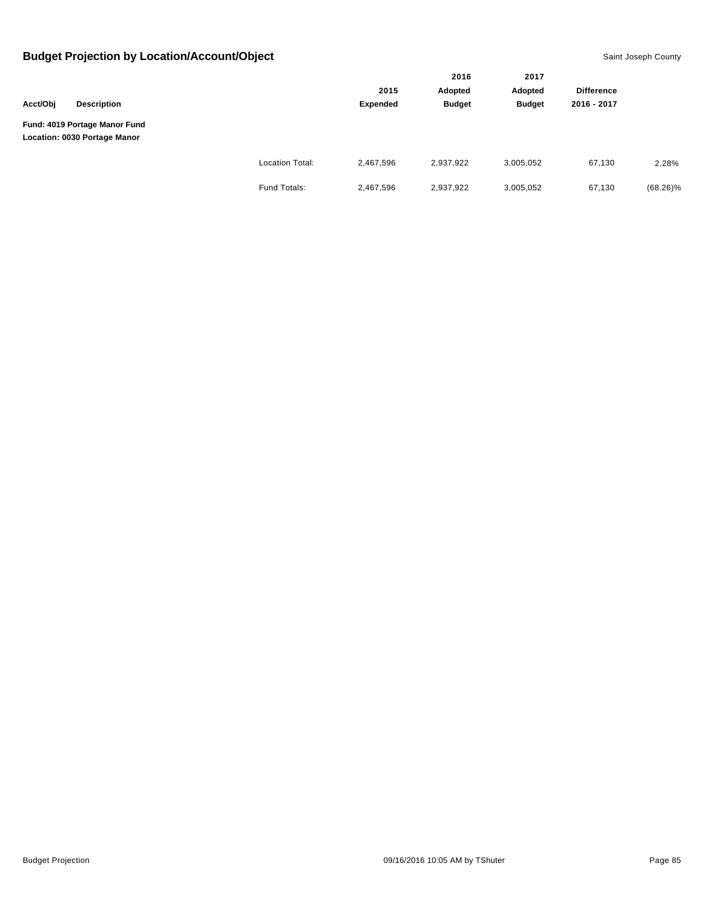## Budget Projection by Location/Account/Object

Saint Joseph County

| Acct/Obj | Description | | 2015 Expended | 2016 Adopted Budget | 2017 Adopted Budget | Difference 2016 - 2017 | |
|---|---|---|---|---|---|---|---|
| **Fund: 4019 Portage Manor Fund** | | | | | | | |
| **Location: 0030 Portage Manor** | | | | | | | |
| | | Location Total: | 2,467,596 | 2,937,922 | 3,005,052 | 67,130 | 2.28% |
| | | Fund Totals: | 2,467,596 | 2,937,922 | 3,005,052 | 67,130 | (68.26)% |

Budget Projection — 09/16/2016 10:05 AM by TShuter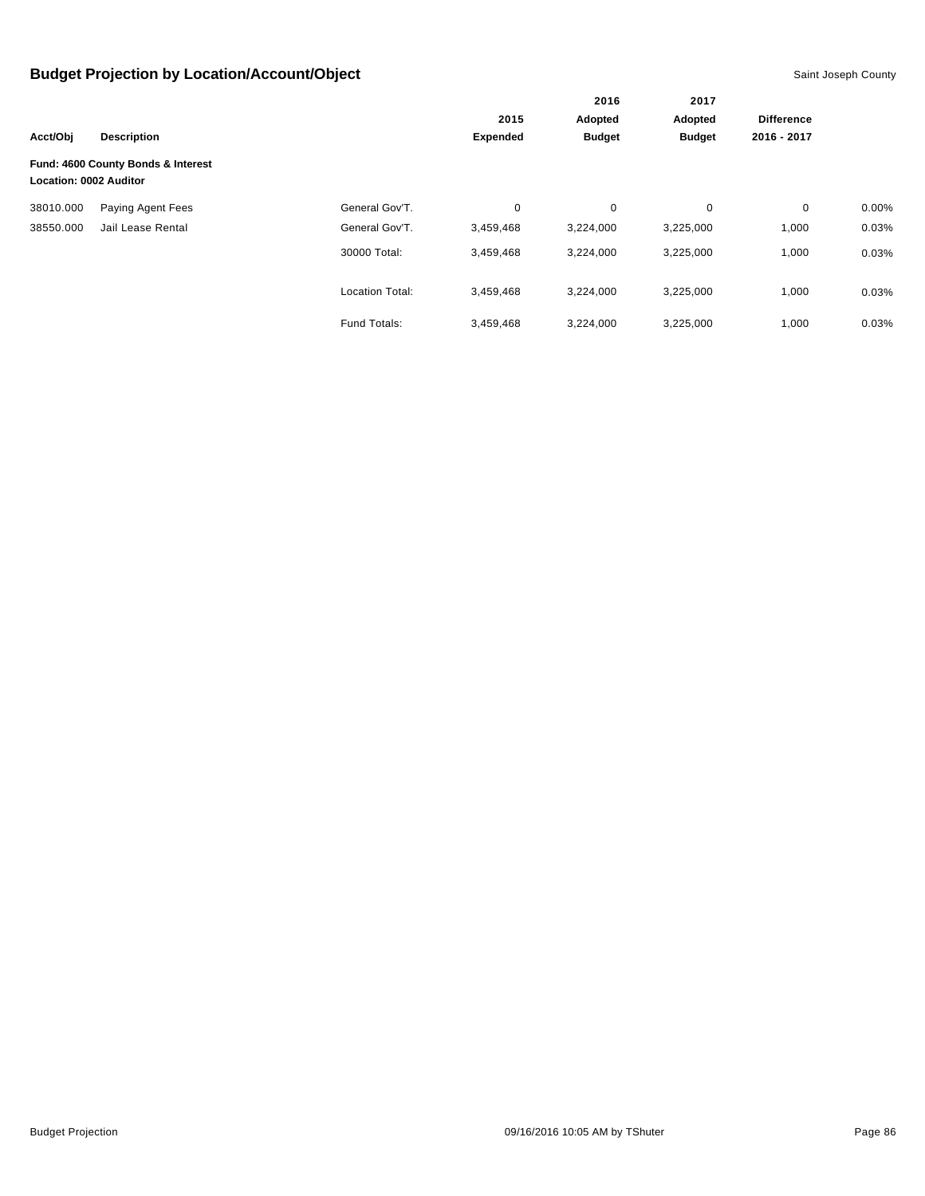## Budget Projection by Location/Account/Object

Saint Joseph County

| Acct/Obj | Description | | 2015 Expended | 2016 Adopted Budget | 2017 Adopted Budget | Difference 2016 - 2017 | |
|---|---|---|---|---|---|---|---|
| **Fund: 4600 County Bonds & Interest** | | | | | | | |
| **Location: 0002 Auditor** | | | | | | | |
| 38010.000 | Paying Agent Fees | General Gov'T. | 0 | 0 | 0 | 0 | 0.00% |
| 38550.000 | Jail Lease Rental | General Gov'T. | 3,459,468 | 3,224,000 | 3,225,000 | 1,000 | 0.03% |
| | | 30000 Total: | 3,459,468 | 3,224,000 | 3,225,000 | 1,000 | 0.03% |
| | | Location Total: | 3,459,468 | 3,224,000 | 3,225,000 | 1,000 | 0.03% |
| | | Fund Totals: | 3,459,468 | 3,224,000 | 3,225,000 | 1,000 | 0.03% |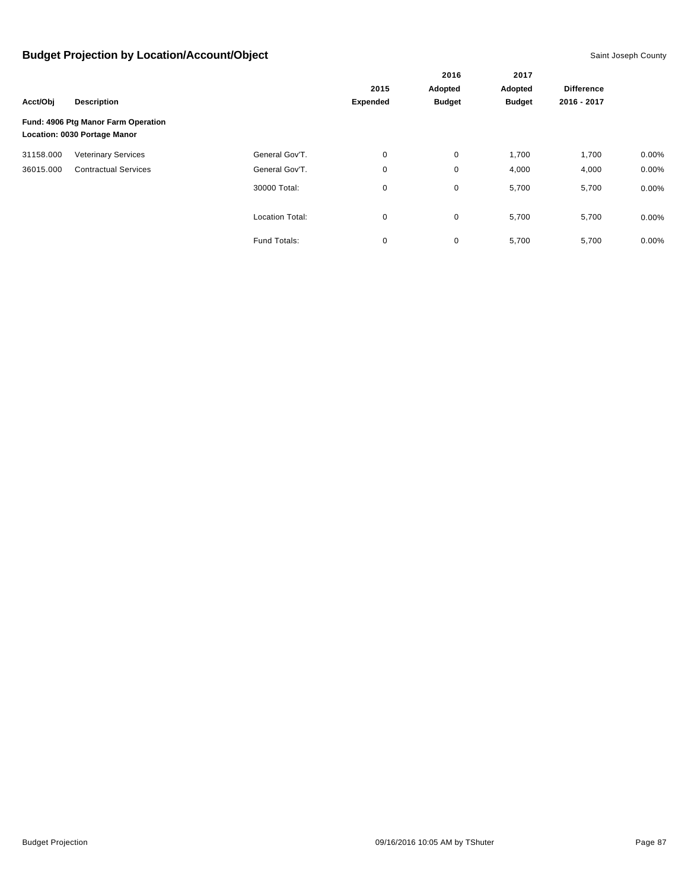## Budget Projection by Location/Account/Object

Saint Joseph County

| Acct/Obj | Description | | 2015 Expended | 2016 Adopted Budget | 2017 Adopted Budget | Difference 2016 - 2017 | |
|---|---|---|---|---|---|---|---|
| **Fund: 4906 Ptg Manor Farm Operation** | | | | | | | |
| **Location: 0030 Portage Manor** | | | | | | | |
| 31158.000 | Veterinary Services | General Gov'T. | 0 | 0 | 1,700 | 1,700 | 0.00% |
| 36015.000 | Contractual Services | General Gov'T. | 0 | 0 | 4,000 | 4,000 | 0.00% |
| | | 30000 Total: | 0 | 0 | 5,700 | 5,700 | 0.00% |
| | | Location Total: | 0 | 0 | 5,700 | 5,700 | 0.00% |
| | | Fund Totals: | 0 | 0 | 5,700 | 5,700 | 0.00% |

Budget Projection 09/16/2016 10:05 AM by TShuter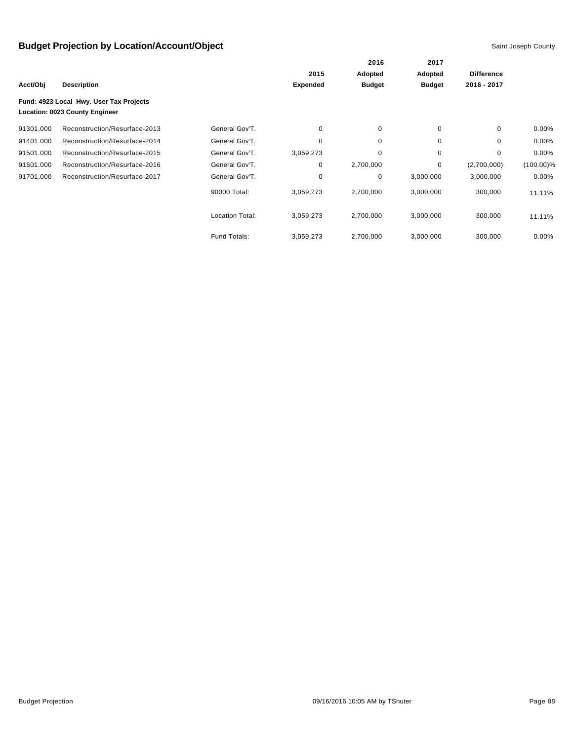# Budget Projection by Location/Account/Object

Saint Joseph County

| Acct/Obj | Description | | 2015 Expended | 2016 Adopted Budget | 2017 Adopted Budget | Difference 2016 - 2017 | |
|---|---|---|---|---|---|---|---|
| **Fund: 4923 Local Hwy. User Tax Projects** | | | | | | | |
| **Location: 0023 County Engineer** | | | | | | | |
| 91301.000 | Reconstruction/Resurface-2013 | General Gov'T. | 0 | 0 | 0 | 0 | 0.00% |
| 91401.000 | Reconstruction/Resurface-2014 | General Gov'T. | 0 | 0 | 0 | 0 | 0.00% |
| 91501.000 | Reconstruction/Resurface-2015 | General Gov'T. | 3,059,273 | 0 | 0 | 0 | 0.00% |
| 91601.000 | Reconstruction/Resurface-2016 | General Gov'T. | 0 | 2,700,000 | 0 | (2,700,000) | (100.00)% |
| 91701.000 | Reconstruction/Resurface-2017 | General Gov'T. | 0 | 0 | 3,000,000 | 3,000,000 | 0.00% |
| | | 90000 Total: | 3,059,273 | 2,700,000 | 3,000,000 | 300,000 | 11.11% |
| | | Location Total: | 3,059,273 | 2,700,000 | 3,000,000 | 300,000 | 11.11% |
| | | Fund Totals: | 3,059,273 | 2,700,000 | 3,000,000 | 300,000 | 0.00% |

Budget Projection

09/16/2016 10:05 AM by TShuter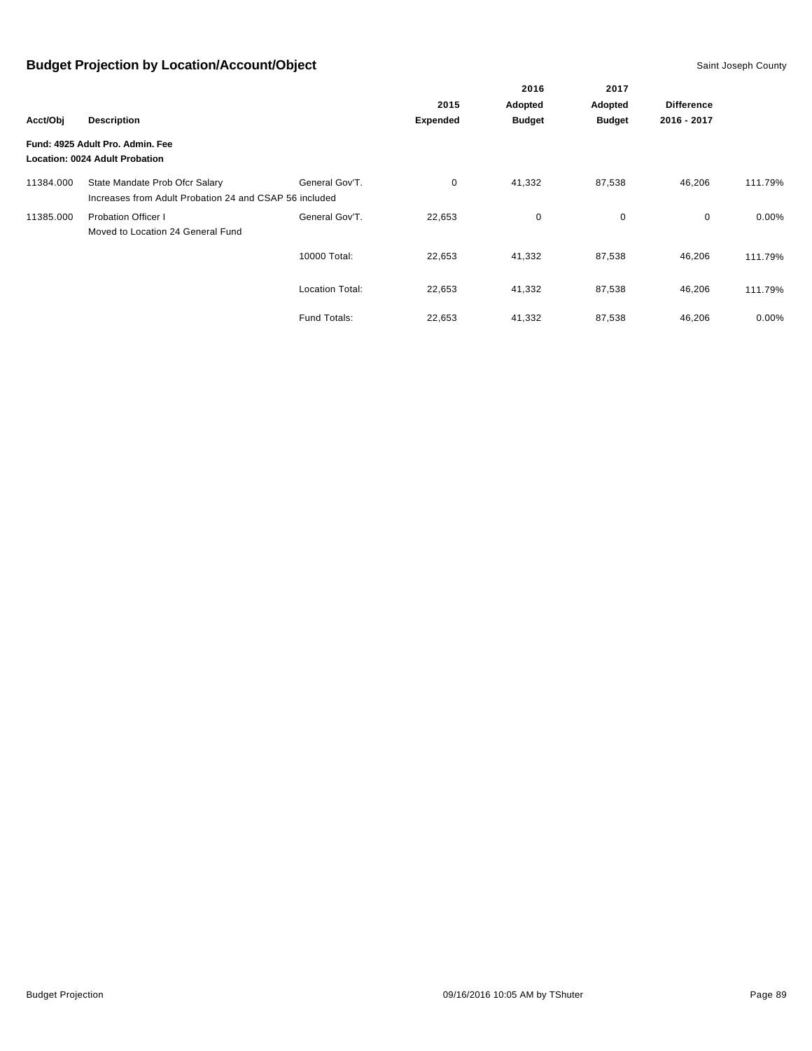## Budget Projection by Location/Account/Object

Saint Joseph County

| Acct/Obj | Description | | 2015 Expended | 2016 Adopted Budget | 2017 Adopted Budget | Difference 2016 - 2017 | |
|---|---|---|---|---|---|---|---|
| **Fund: 4925 Adult Pro. Admin. Fee** | | | | | | | |
| **Location: 0024 Adult Probation** | | | | | | | |
| 11384.000 | State Mandate Prob Ofcr Salary<br>Increases from Adult Probation 24 and CSAP 56 included | General Gov'T. | 0 | 41,332 | 87,538 | 46,206 | 111.79% |
| 11385.000 | Probation Officer I<br>Moved to Location 24 General Fund | General Gov'T. | 22,653 | 0 | 0 | 0 | 0.00% |
| | | 10000 Total: | 22,653 | 41,332 | 87,538 | 46,206 | 111.79% |
| | | Location Total: | 22,653 | 41,332 | 87,538 | 46,206 | 111.79% |
| | | Fund Totals: | 22,653 | 41,332 | 87,538 | 46,206 | 0.00% |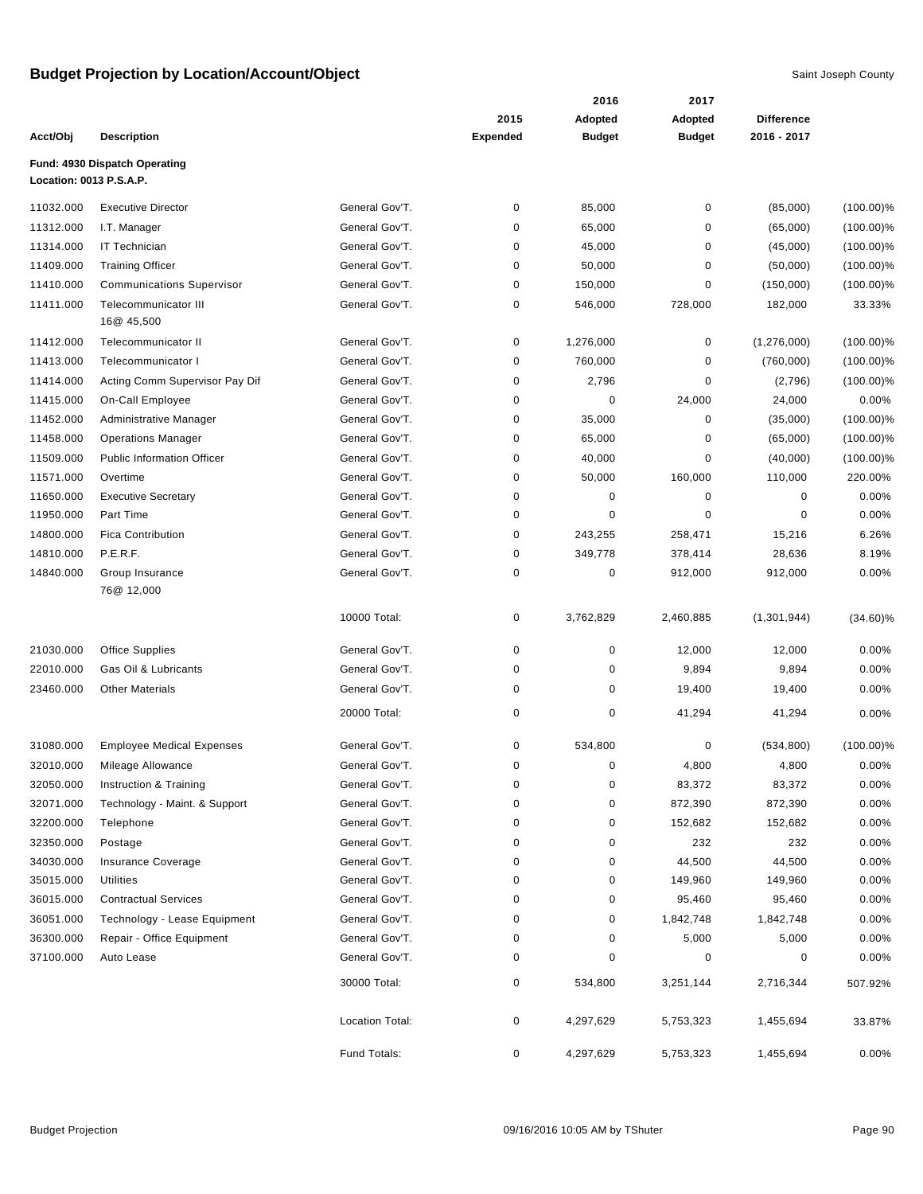# Budget Projection by Location/Account/Object

Saint Joseph County

| Acct/Obj | Description | | 2015 Expended | 2016 Adopted Budget | 2017 Adopted Budget | Difference 2016 - 2017 | |
|---|---|---|---|---|---|---|---|
| **Fund: 4930 Dispatch Operating** | | | | | | | |
| **Location: 0013 P.S.A.P.** | | | | | | | |
| 11032.000 | Executive Director | General Gov'T. | 0 | 85,000 | 0 | (85,000) | (100.00)% |
| 11312.000 | I.T. Manager | General Gov'T. | 0 | 65,000 | 0 | (65,000) | (100.00)% |
| 11314.000 | IT Technician | General Gov'T. | 0 | 45,000 | 0 | (45,000) | (100.00)% |
| 11409.000 | Training Officer | General Gov'T. | 0 | 50,000 | 0 | (50,000) | (100.00)% |
| 11410.000 | Communications Supervisor | General Gov'T. | 0 | 150,000 | 0 | (150,000) | (100.00)% |
| 11411.000 | Telecommunicator III 16@ 45,500 | General Gov'T. | 0 | 546,000 | 728,000 | 182,000 | 33.33% |
| 11412.000 | Telecommunicator II | General Gov'T. | 0 | 1,276,000 | 0 | (1,276,000) | (100.00)% |
| 11413.000 | Telecommunicator I | General Gov'T. | 0 | 760,000 | 0 | (760,000) | (100.00)% |
| 11414.000 | Acting Comm Supervisor Pay Dif | General Gov'T. | 0 | 2,796 | 0 | (2,796) | (100.00)% |
| 11415.000 | On-Call Employee | General Gov'T. | 0 | 0 | 24,000 | 24,000 | 0.00% |
| 11452.000 | Administrative Manager | General Gov'T. | 0 | 35,000 | 0 | (35,000) | (100.00)% |
| 11458.000 | Operations Manager | General Gov'T. | 0 | 65,000 | 0 | (65,000) | (100.00)% |
| 11509.000 | Public Information Officer | General Gov'T. | 0 | 40,000 | 0 | (40,000) | (100.00)% |
| 11571.000 | Overtime | General Gov'T. | 0 | 50,000 | 160,000 | 110,000 | 220.00% |
| 11650.000 | Executive Secretary | General Gov'T. | 0 | 0 | 0 | 0 | 0.00% |
| 11950.000 | Part Time | General Gov'T. | 0 | 0 | 0 | 0 | 0.00% |
| 14800.000 | Fica Contribution | General Gov'T. | 0 | 243,255 | 258,471 | 15,216 | 6.26% |
| 14810.000 | P.E.R.F. | General Gov'T. | 0 | 349,778 | 378,414 | 28,636 | 8.19% |
| 14840.000 | Group Insurance 76@ 12,000 | General Gov'T. | 0 | 0 | 912,000 | 912,000 | 0.00% |
| | | 10000 Total: | 0 | 3,762,829 | 2,460,885 | (1,301,944) | (34.60)% |
| 21030.000 | Office Supplies | General Gov'T. | 0 | 0 | 12,000 | 12,000 | 0.00% |
| 22010.000 | Gas Oil & Lubricants | General Gov'T. | 0 | 0 | 9,894 | 9,894 | 0.00% |
| 23460.000 | Other Materials | General Gov'T. | 0 | 0 | 19,400 | 19,400 | 0.00% |
| | | 20000 Total: | 0 | 0 | 41,294 | 41,294 | 0.00% |
| 31080.000 | Employee Medical Expenses | General Gov'T. | 0 | 534,800 | 0 | (534,800) | (100.00)% |
| 32010.000 | Mileage Allowance | General Gov'T. | 0 | 0 | 4,800 | 4,800 | 0.00% |
| 32050.000 | Instruction & Training | General Gov'T. | 0 | 0 | 83,372 | 83,372 | 0.00% |
| 32071.000 | Technology - Maint. & Support | General Gov'T. | 0 | 0 | 872,390 | 872,390 | 0.00% |
| 32200.000 | Telephone | General Gov'T. | 0 | 0 | 152,682 | 152,682 | 0.00% |
| 32350.000 | Postage | General Gov'T. | 0 | 0 | 232 | 232 | 0.00% |
| 34030.000 | Insurance Coverage | General Gov'T. | 0 | 0 | 44,500 | 44,500 | 0.00% |
| 35015.000 | Utilities | General Gov'T. | 0 | 0 | 149,960 | 149,960 | 0.00% |
| 36015.000 | Contractual Services | General Gov'T. | 0 | 0 | 95,460 | 95,460 | 0.00% |
| 36051.000 | Technology - Lease Equipment | General Gov'T. | 0 | 0 | 1,842,748 | 1,842,748 | 0.00% |
| 36300.000 | Repair - Office Equipment | General Gov'T. | 0 | 0 | 5,000 | 5,000 | 0.00% |
| 37100.000 | Auto Lease | General Gov'T. | 0 | 0 | 0 | 0 | 0.00% |
| | | 30000 Total: | 0 | 534,800 | 3,251,144 | 2,716,344 | 507.92% |
| | | Location Total: | 0 | 4,297,629 | 5,753,323 | 1,455,694 | 33.87% |
| | | Fund Totals: | 0 | 4,297,629 | 5,753,323 | 1,455,694 | 0.00% |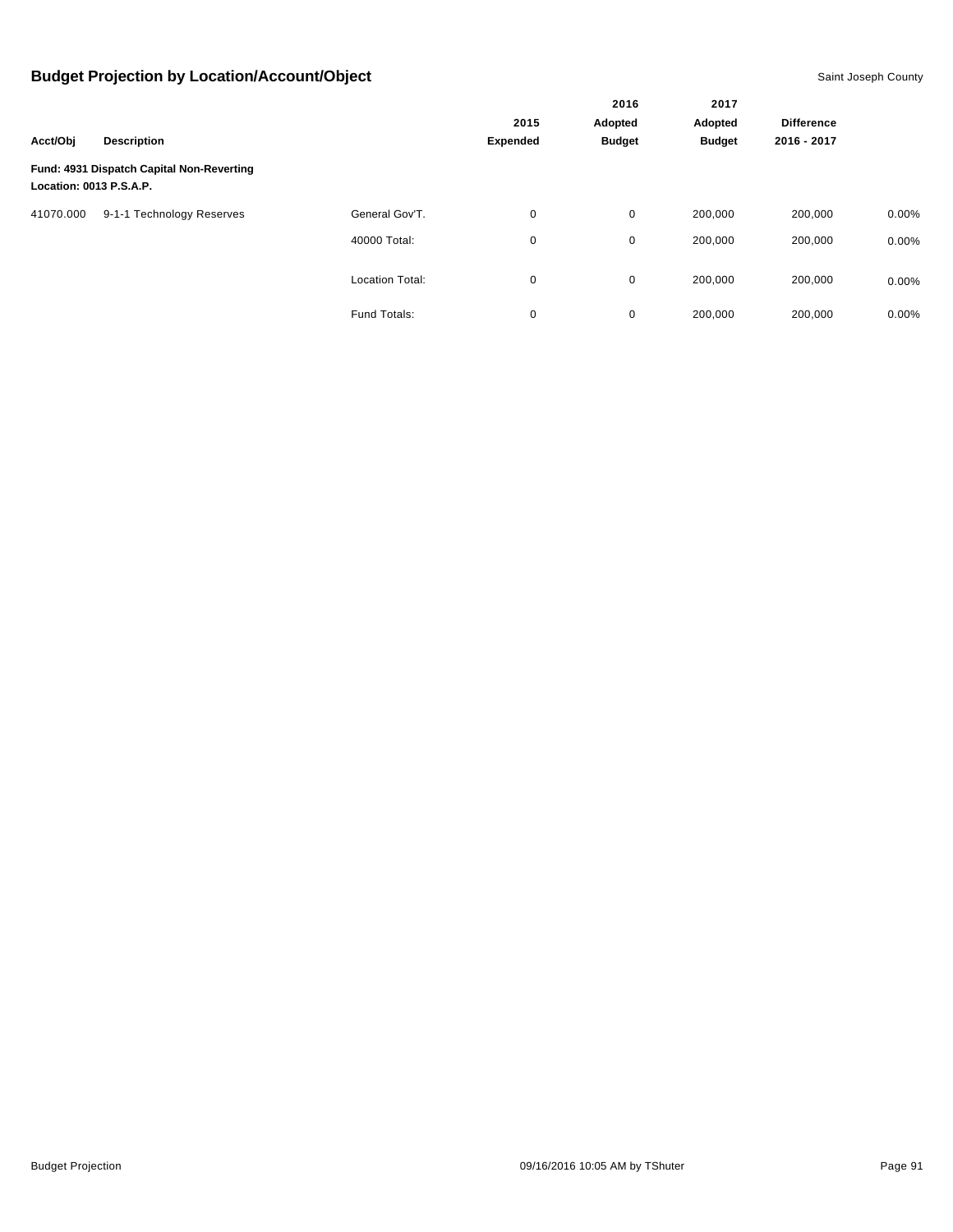## Budget Projection by Location/Account/Object

Saint Joseph County

| Acct/Obj | Description | | 2015 Expended | 2016 Adopted Budget | 2017 Adopted Budget | Difference 2016 - 2017 | |
|---|---|---|---|---|---|---|---|
| **Fund: 4931 Dispatch Capital Non-Reverting** | | | | | | | |
| **Location: 0013 P.S.A.P.** | | | | | | | |
| 41070.000 | 9-1-1 Technology Reserves | General Gov'T. | 0 | 0 | 200,000 | 200,000 | 0.00% |
| | | 40000 Total: | 0 | 0 | 200,000 | 200,000 | 0.00% |
| | | Location Total: | 0 | 0 | 200,000 | 200,000 | 0.00% |
| | | Fund Totals: | 0 | 0 | 200,000 | 200,000 | 0.00% |

Budget Projection 09/16/2016 10:05 AM by TShuter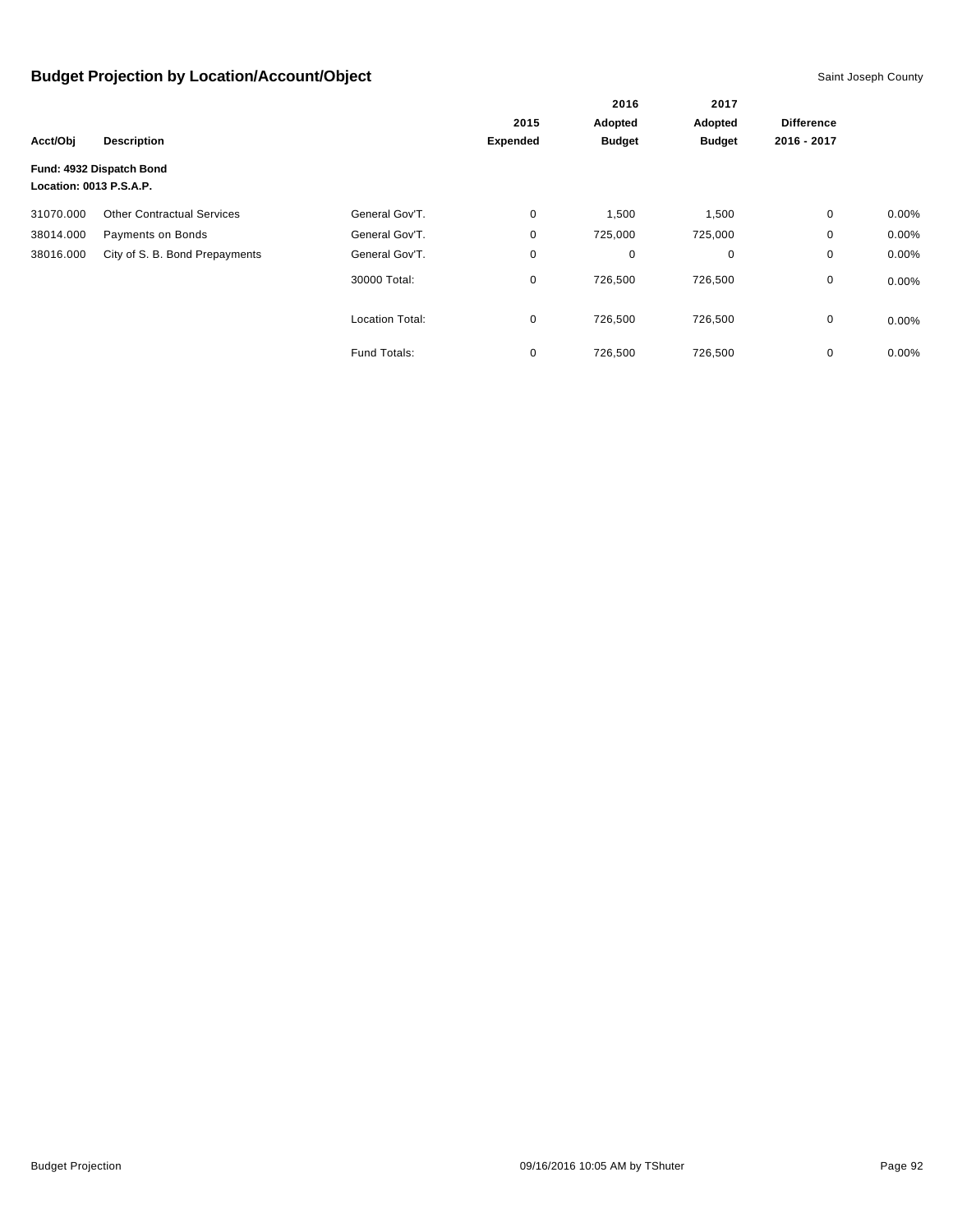## Budget Projection by Location/Account/Object

Saint Joseph County

| Acct/Obj | Description | | 2015 Expended | 2016 Adopted Budget | 2017 Adopted Budget | Difference 2016 - 2017 | |
|---|---|---|---|---|---|---|---|
| **Fund: 4932 Dispatch Bond** | | | | | | | |
| **Location: 0013 P.S.A.P.** | | | | | | | |
| 31070.000 | Other Contractual Services | General Gov'T. | 0 | 1,500 | 1,500 | 0 | 0.00% |
| 38014.000 | Payments on Bonds | General Gov'T. | 0 | 725,000 | 725,000 | 0 | 0.00% |
| 38016.000 | City of S. B. Bond Prepayments | General Gov'T. | 0 | 0 | 0 | 0 | 0.00% |
| | | 30000 Total: | 0 | 726,500 | 726,500 | 0 | 0.00% |
| | | Location Total: | 0 | 726,500 | 726,500 | 0 | 0.00% |
| | | Fund Totals: | 0 | 726,500 | 726,500 | 0 | 0.00% |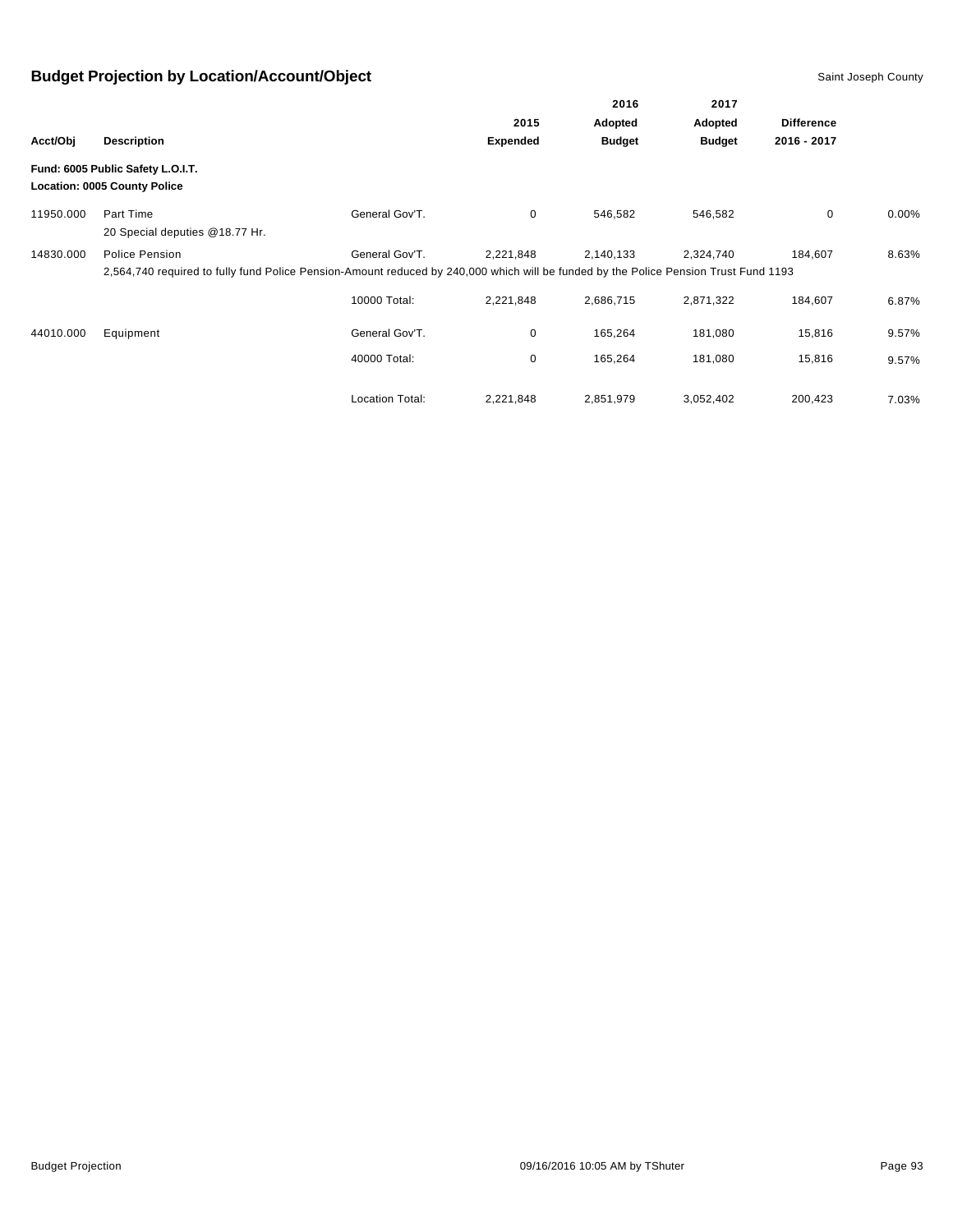## Budget Projection by Location/Account/Object

Saint Joseph County

| Acct/Obj | Description | | 2015 Expended | 2016 Adopted Budget | 2017 Adopted Budget | Difference 2016 - 2017 | |
|---|---|---|---|---|---|---|---|
| **Fund: 6005 Public Safety L.O.I.T.** | | | | | | | |
| **Location: 0005 County Police** | | | | | | | |
| 11950.000 | Part Time<br>20 Special deputies @18.77 Hr. | General Gov'T. | 0 | 546,582 | 546,582 | 0 | 0.00% |
| 14830.000 | Police Pension<br>2,564,740 required to fully fund Police Pension-Amount reduced by 240,000 which will be funded by the Police Pension Trust Fund 1193 | General Gov'T. | 2,221,848 | 2,140,133 | 2,324,740 | 184,607 | 8.63% |
| | | 10000 Total: | 2,221,848 | 2,686,715 | 2,871,322 | 184,607 | 6.87% |
| 44010.000 | Equipment | General Gov'T. | 0 | 165,264 | 181,080 | 15,816 | 9.57% |
| | | 40000 Total: | 0 | 165,264 | 181,080 | 15,816 | 9.57% |
| | | Location Total: | 2,221,848 | 2,851,979 | 3,052,402 | 200,423 | 7.03% |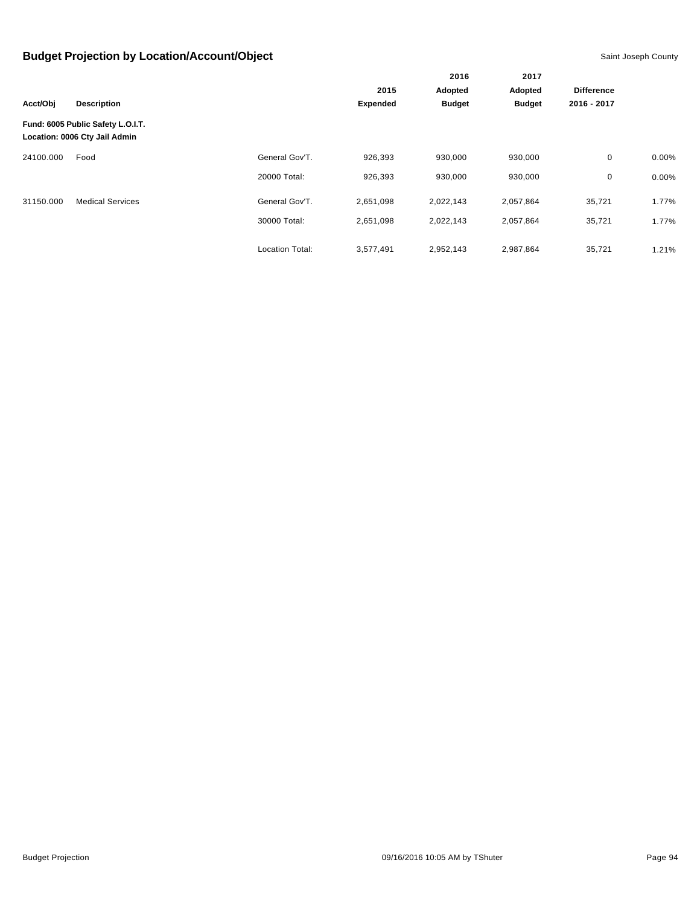## Budget Projection by Location/Account/Object

Saint Joseph County

| Acct/Obj | Description | | 2015 Expended | 2016 Adopted Budget | 2017 Adopted Budget | Difference 2016 - 2017 | |
|---|---|---|---|---|---|---|---|
| **Fund: 6005 Public Safety L.O.I.T.** | | | | | | | |
| **Location: 0006 Cty Jail Admin** | | | | | | | |
| 24100.000 | Food | General Gov'T. | 926,393 | 930,000 | 930,000 | 0 | 0.00% |
| | | 20000 Total: | 926,393 | 930,000 | 930,000 | 0 | 0.00% |
| 31150.000 | Medical Services | General Gov'T. | 2,651,098 | 2,022,143 | 2,057,864 | 35,721 | 1.77% |
| | | 30000 Total: | 2,651,098 | 2,022,143 | 2,057,864 | 35,721 | 1.77% |
| | | Location Total: | 3,577,491 | 2,952,143 | 2,987,864 | 35,721 | 1.21% |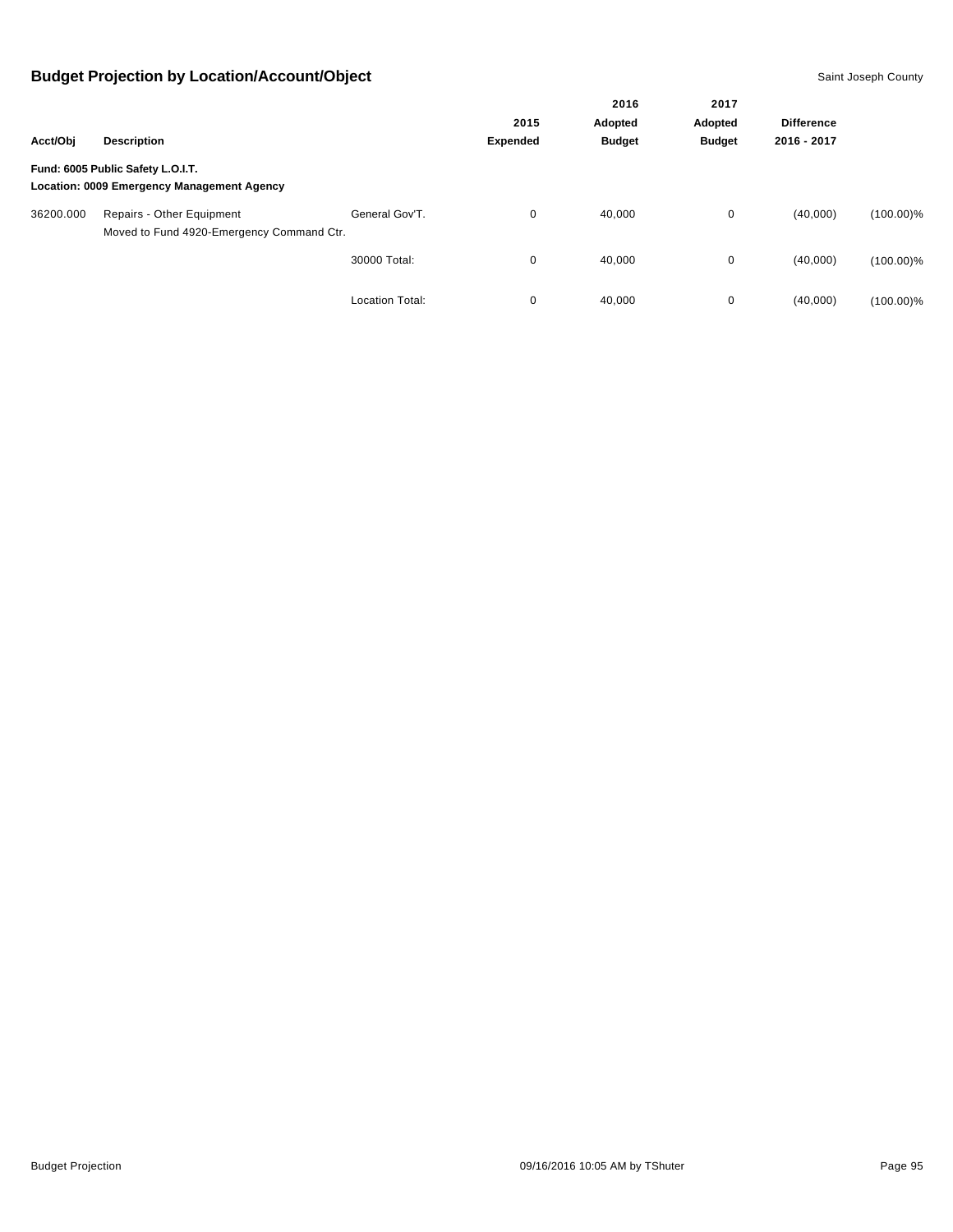## Budget Projection by Location/Account/Object

Saint Joseph County

| Acct/Obj | Description | | 2015 Expended | 2016 Adopted Budget | 2017 Adopted Budget | Difference 2016 - 2017 | |
|---|---|---|---|---|---|---|---|
| **Fund: 6005 Public Safety L.O.I.T.** | | | | | | | |
| **Location: 0009 Emergency Management Agency** | | | | | | | |
| 36200.000 | Repairs - Other Equipment<br>Moved to Fund 4920-Emergency Command Ctr. | General Gov'T. | 0 | 40,000 | 0 | (40,000) | (100.00)% |
| | | 30000 Total: | 0 | 40,000 | 0 | (40,000) | (100.00)% |
| | | Location Total: | 0 | 40,000 | 0 | (40,000) | (100.00)% |

Budget Projection 09/16/2016 10:05 AM by TShuter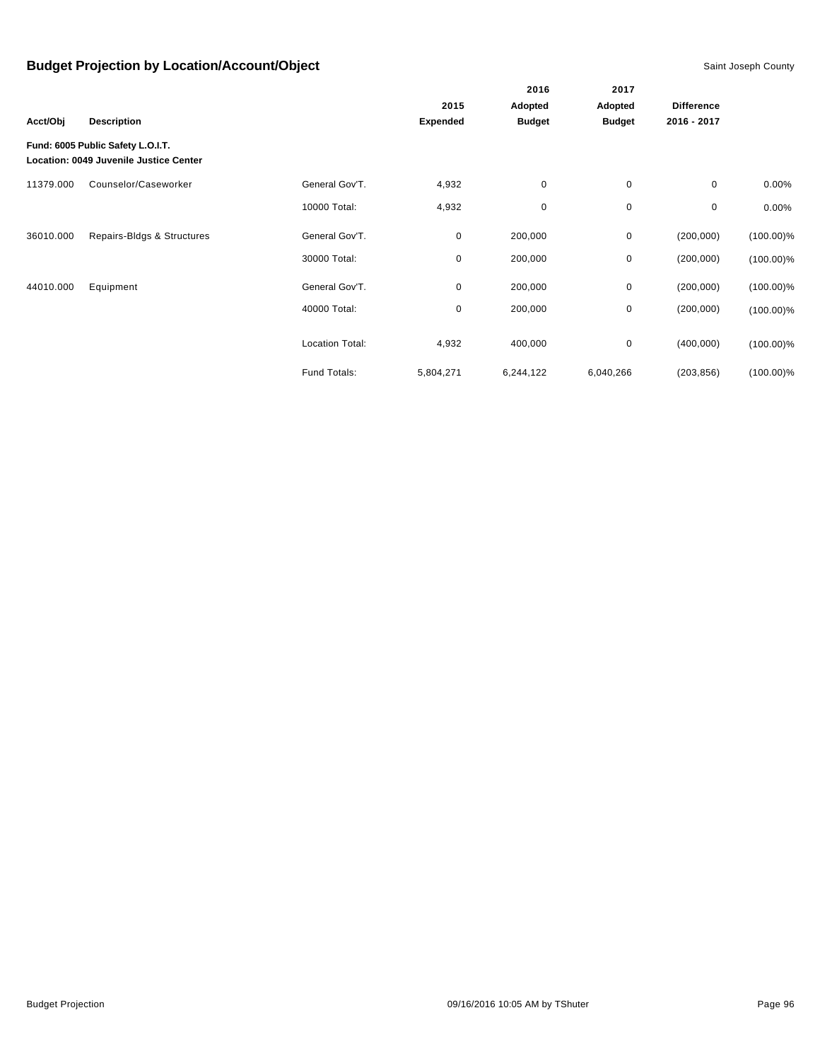## Budget Projection by Location/Account/Object

Saint Joseph County

| Acct/Obj | Description | | 2015 Expended | 2016 Adopted Budget | 2017 Adopted Budget | Difference 2016 - 2017 | |
|---|---|---|---|---|---|---|---|
| **Fund: 6005 Public Safety L.O.I.T.** | | | | | | | |
| **Location: 0049 Juvenile Justice Center** | | | | | | | |
| 11379.000 | Counselor/Caseworker | General Gov'T. | 4,932 | 0 | 0 | 0 | 0.00% |
| | | 10000 Total: | 4,932 | 0 | 0 | 0 | 0.00% |
| 36010.000 | Repairs-Bldgs & Structures | General Gov'T. | 0 | 200,000 | 0 | (200,000) | (100.00)% |
| | | 30000 Total: | 0 | 200,000 | 0 | (200,000) | (100.00)% |
| 44010.000 | Equipment | General Gov'T. | 0 | 200,000 | 0 | (200,000) | (100.00)% |
| | | 40000 Total: | 0 | 200,000 | 0 | (200,000) | (100.00)% |
| | | Location Total: | 4,932 | 400,000 | 0 | (400,000) | (100.00)% |
| | | Fund Totals: | 5,804,271 | 6,244,122 | 6,040,266 | (203,856) | (100.00)% |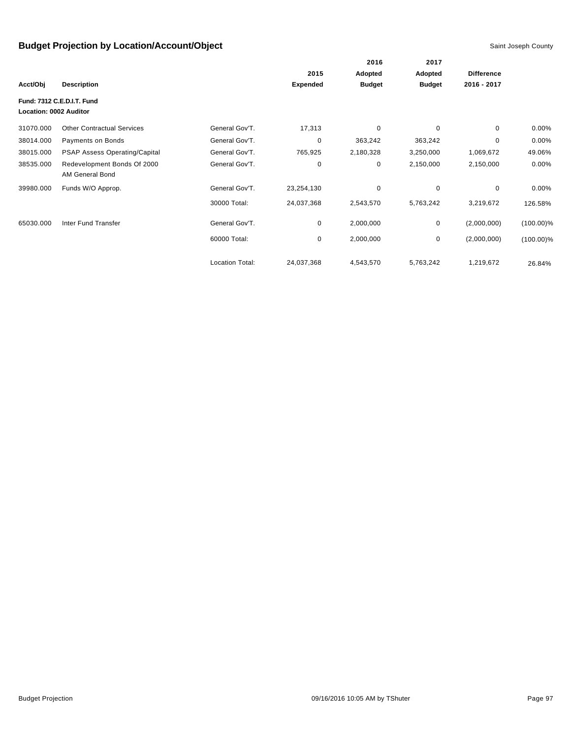# Budget Projection by Location/Account/Object

Saint Joseph County

| Acct/Obj | Description | | 2015 Expended | 2016 Adopted Budget | 2017 Adopted Budget | Difference 2016 - 2017 | |
|---|---|---|---|---|---|---|---|
| **Fund: 7312 C.E.D.I.T. Fund** | | | | | | | |
| **Location: 0002 Auditor** | | | | | | | |
| 31070.000 | Other Contractual Services | General Gov'T. | 17,313 | 0 | 0 | 0 | 0.00% |
| 38014.000 | Payments on Bonds | General Gov'T. | 0 | 363,242 | 363,242 | 0 | 0.00% |
| 38015.000 | PSAP Assess Operating/Capital | General Gov'T. | 765,925 | 2,180,328 | 3,250,000 | 1,069,672 | 49.06% |
| 38535.000 | Redevelopment Bonds Of 2000 AM General Bond | General Gov'T. | 0 | 0 | 2,150,000 | 2,150,000 | 0.00% |
| 39980.000 | Funds W/O Approp. | General Gov'T. | 23,254,130 | 0 | 0 | 0 | 0.00% |
| | | 30000 Total: | 24,037,368 | 2,543,570 | 5,763,242 | 3,219,672 | 126.58% |
| 65030.000 | Inter Fund Transfer | General Gov'T. | 0 | 2,000,000 | 0 | (2,000,000) | (100.00)% |
| | | 60000 Total: | 0 | 2,000,000 | 0 | (2,000,000) | (100.00)% |
| | | Location Total: | 24,037,368 | 4,543,570 | 5,763,242 | 1,219,672 | 26.84% |

Budget Projection 09/16/2016 10:05 AM by TShuter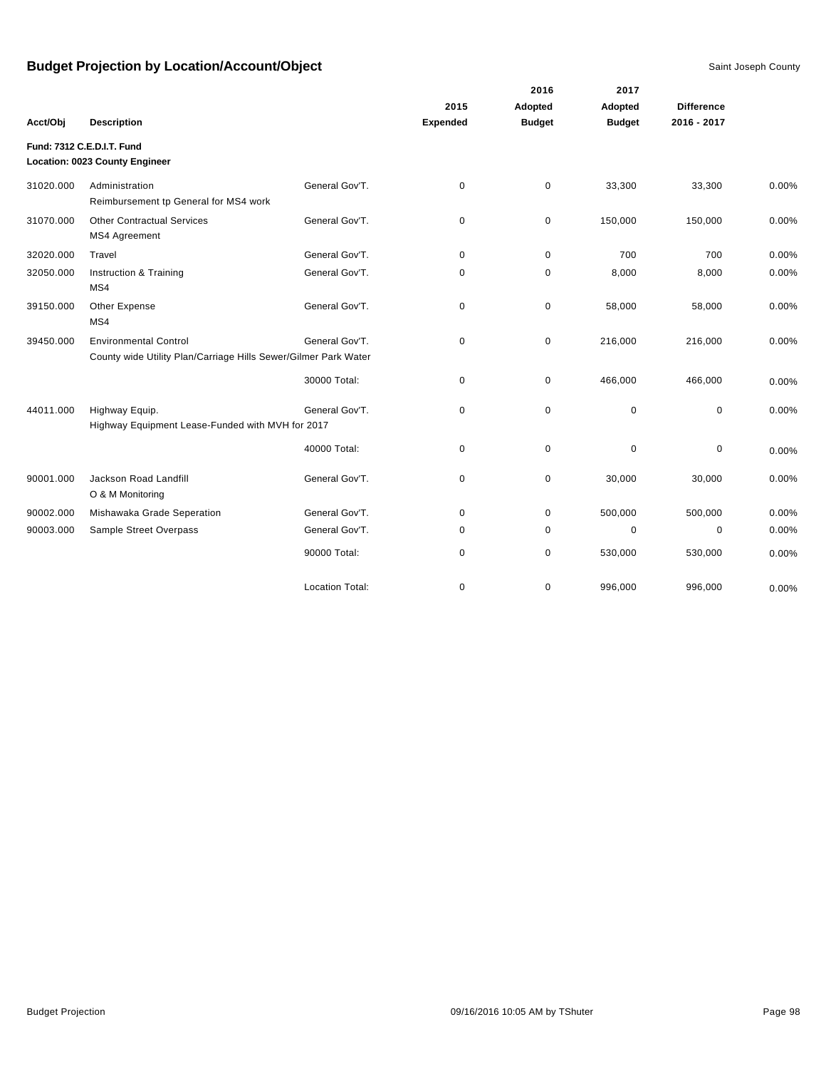# Budget Projection by Location/Account/Object

Saint Joseph County

| Acct/Obj | Description | | 2015 Expended | 2016 Adopted Budget | 2017 Adopted Budget | Difference 2016 - 2017 | |
|---|---|---|---|---|---|---|---|
| **Fund: 7312 C.E.D.I.T. Fund** | | | | | | | |
| **Location: 0023 County Engineer** | | | | | | | |
| 31020.000 | Administration<br>Reimbursement tp General for MS4 work | General Gov'T. | 0 | 0 | 33,300 | 33,300 | 0.00% |
| 31070.000 | Other Contractual Services<br>MS4 Agreement | General Gov'T. | 0 | 0 | 150,000 | 150,000 | 0.00% |
| 32020.000 | Travel | General Gov'T. | 0 | 0 | 700 | 700 | 0.00% |
| 32050.000 | Instruction & Training<br>MS4 | General Gov'T. | 0 | 0 | 8,000 | 8,000 | 0.00% |
| 39150.000 | Other Expense<br>MS4 | General Gov'T. | 0 | 0 | 58,000 | 58,000 | 0.00% |
| 39450.000 | Environmental Control<br>County wide Utility Plan/Carriage Hills Sewer/Gilmer Park Water | General Gov'T. | 0 | 0 | 216,000 | 216,000 | 0.00% |
| | | 30000 Total: | 0 | 0 | 466,000 | 466,000 | 0.00% |
| 44011.000 | Highway Equip.<br>Highway Equipment Lease-Funded with MVH for 2017 | General Gov'T. | 0 | 0 | 0 | 0 | 0.00% |
| | | 40000 Total: | 0 | 0 | 0 | 0 | 0.00% |
| 90001.000 | Jackson Road Landfill<br>O & M Monitoring | General Gov'T. | 0 | 0 | 30,000 | 30,000 | 0.00% |
| 90002.000 | Mishawaka Grade Seperation | General Gov'T. | 0 | 0 | 500,000 | 500,000 | 0.00% |
| 90003.000 | Sample Street Overpass | General Gov'T. | 0 | 0 | 0 | 0 | 0.00% |
| | | 90000 Total: | 0 | 0 | 530,000 | 530,000 | 0.00% |
| | | Location Total: | 0 | 0 | 996,000 | 996,000 | 0.00% |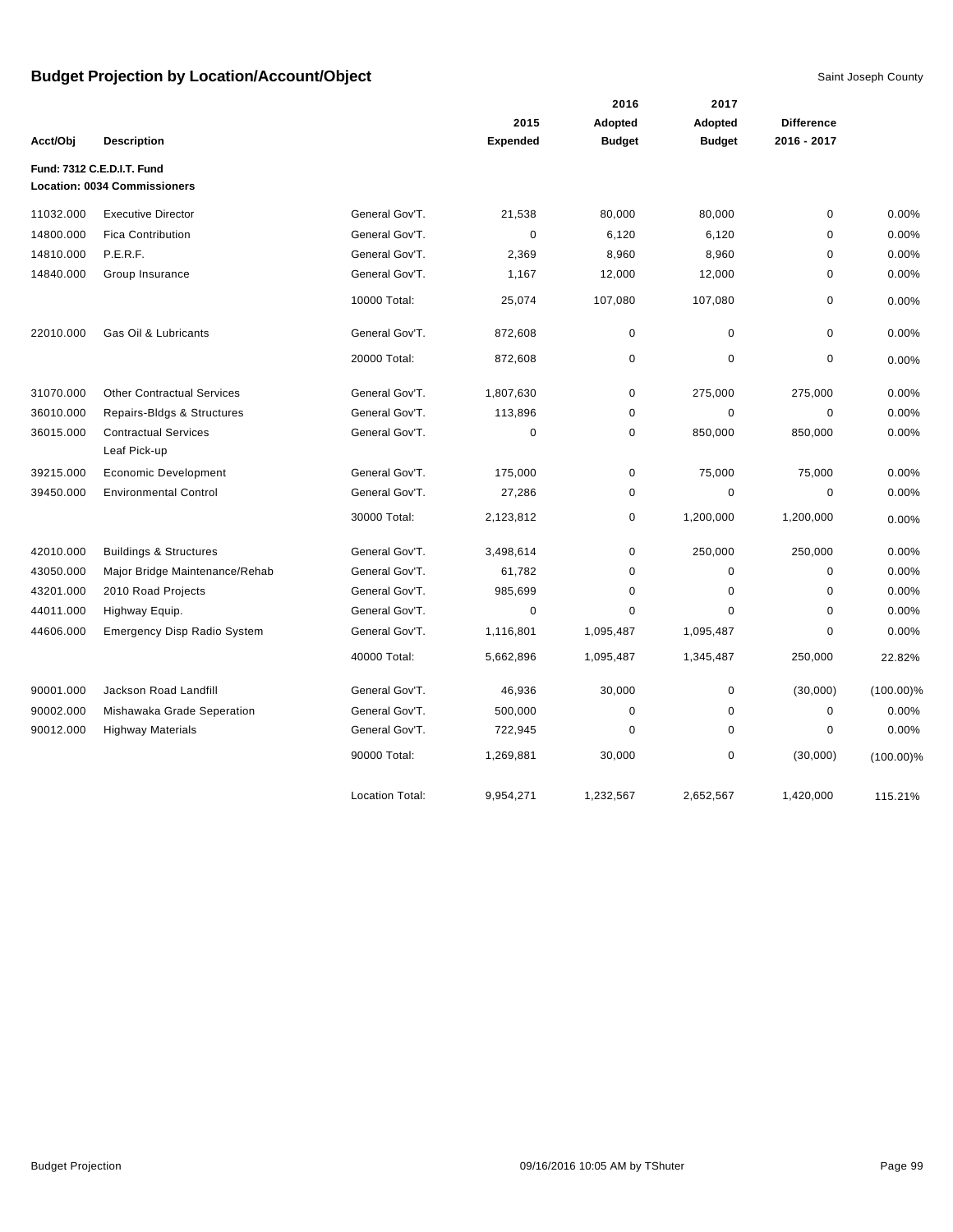# Budget Projection by Location/Account/Object

Saint Joseph County

| Acct/Obj | Description | | 2015 Expended | 2016 Adopted Budget | 2017 Adopted Budget | Difference 2016 - 2017 | |
|---|---|---|---|---|---|---|---|
| **Fund: 7312 C.E.D.I.T. Fund** | | | | | | | |
| **Location: 0034 Commissioners** | | | | | | | |
| 11032.000 | Executive Director | General Gov'T. | 21,538 | 80,000 | 80,000 | 0 | 0.00% |
| 14800.000 | Fica Contribution | General Gov'T. | 0 | 6,120 | 6,120 | 0 | 0.00% |
| 14810.000 | P.E.R.F. | General Gov'T. | 2,369 | 8,960 | 8,960 | 0 | 0.00% |
| 14840.000 | Group Insurance | General Gov'T. | 1,167 | 12,000 | 12,000 | 0 | 0.00% |
| | | 10000 Total: | 25,074 | 107,080 | 107,080 | 0 | 0.00% |
| 22010.000 | Gas Oil & Lubricants | General Gov'T. | 872,608 | 0 | 0 | 0 | 0.00% |
| | | 20000 Total: | 872,608 | 0 | 0 | 0 | 0.00% |
| 31070.000 | Other Contractual Services | General Gov'T. | 1,807,630 | 0 | 275,000 | 275,000 | 0.00% |
| 36010.000 | Repairs-Bldgs & Structures | General Gov'T. | 113,896 | 0 | 0 | 0 | 0.00% |
| 36015.000 | Contractual Services Leaf Pick-up | General Gov'T. | 0 | 0 | 850,000 | 850,000 | 0.00% |
| 39215.000 | Economic Development | General Gov'T. | 175,000 | 0 | 75,000 | 75,000 | 0.00% |
| 39450.000 | Environmental Control | General Gov'T. | 27,286 | 0 | 0 | 0 | 0.00% |
| | | 30000 Total: | 2,123,812 | 0 | 1,200,000 | 1,200,000 | 0.00% |
| 42010.000 | Buildings & Structures | General Gov'T. | 3,498,614 | 0 | 250,000 | 250,000 | 0.00% |
| 43050.000 | Major Bridge Maintenance/Rehab | General Gov'T. | 61,782 | 0 | 0 | 0 | 0.00% |
| 43201.000 | 2010 Road Projects | General Gov'T. | 985,699 | 0 | 0 | 0 | 0.00% |
| 44011.000 | Highway Equip. | General Gov'T. | 0 | 0 | 0 | 0 | 0.00% |
| 44606.000 | Emergency Disp Radio System | General Gov'T. | 1,116,801 | 1,095,487 | 1,095,487 | 0 | 0.00% |
| | | 40000 Total: | 5,662,896 | 1,095,487 | 1,345,487 | 250,000 | 22.82% |
| 90001.000 | Jackson Road Landfill | General Gov'T. | 46,936 | 30,000 | 0 | (30,000) | (100.00)% |
| 90002.000 | Mishawaka Grade Seperation | General Gov'T. | 500,000 | 0 | 0 | 0 | 0.00% |
| 90012.000 | Highway Materials | General Gov'T. | 722,945 | 0 | 0 | 0 | 0.00% |
| | | 90000 Total: | 1,269,881 | 30,000 | 0 | (30,000) | (100.00)% |
| | | Location Total: | 9,954,271 | 1,232,567 | 2,652,567 | 1,420,000 | 115.21% |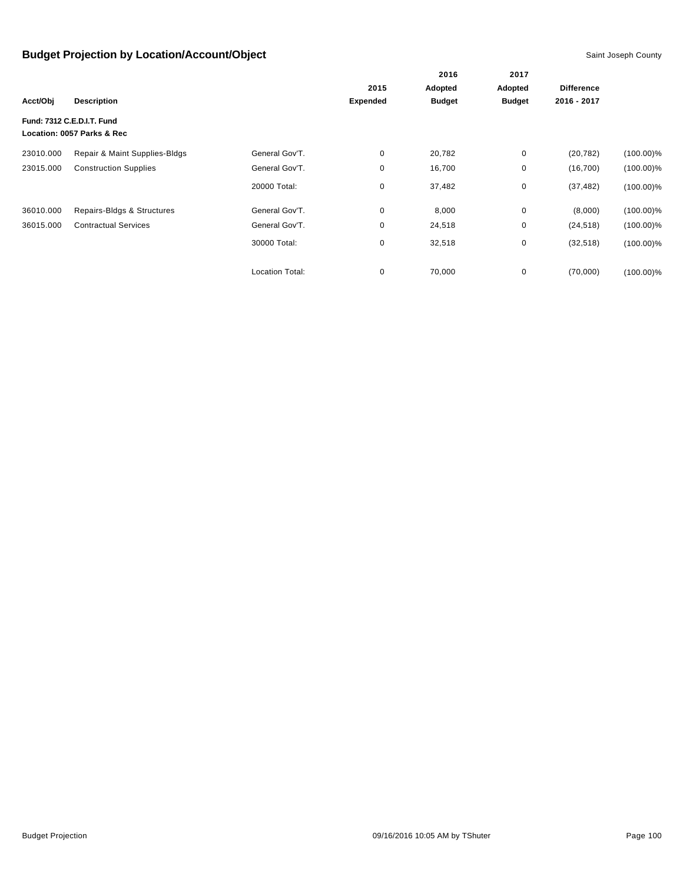## Budget Projection by Location/Account/Object

Saint Joseph County

| Acct/Obj | Description | | 2015 Expended | 2016 Adopted Budget | 2017 Adopted Budget | Difference 2016 - 2017 | |
|---|---|---|---|---|---|---|---|
| **Fund: 7312 C.E.D.I.T. Fund** | | | | | | | |
| **Location: 0057 Parks & Rec** | | | | | | | |
| 23010.000 | Repair & Maint Supplies-Bldgs | General Gov'T. | 0 | 20,782 | 0 | (20,782) | (100.00)% |
| 23015.000 | Construction Supplies | General Gov'T. | 0 | 16,700 | 0 | (16,700) | (100.00)% |
| | | 20000 Total: | 0 | 37,482 | 0 | (37,482) | (100.00)% |
| 36010.000 | Repairs-Bldgs & Structures | General Gov'T. | 0 | 8,000 | 0 | (8,000) | (100.00)% |
| 36015.000 | Contractual Services | General Gov'T. | 0 | 24,518 | 0 | (24,518) | (100.00)% |
| | | 30000 Total: | 0 | 32,518 | 0 | (32,518) | (100.00)% |
| | | Location Total: | 0 | 70,000 | 0 | (70,000) | (100.00)% |

Budget Projection 09/16/2016 10:05 AM by TShuter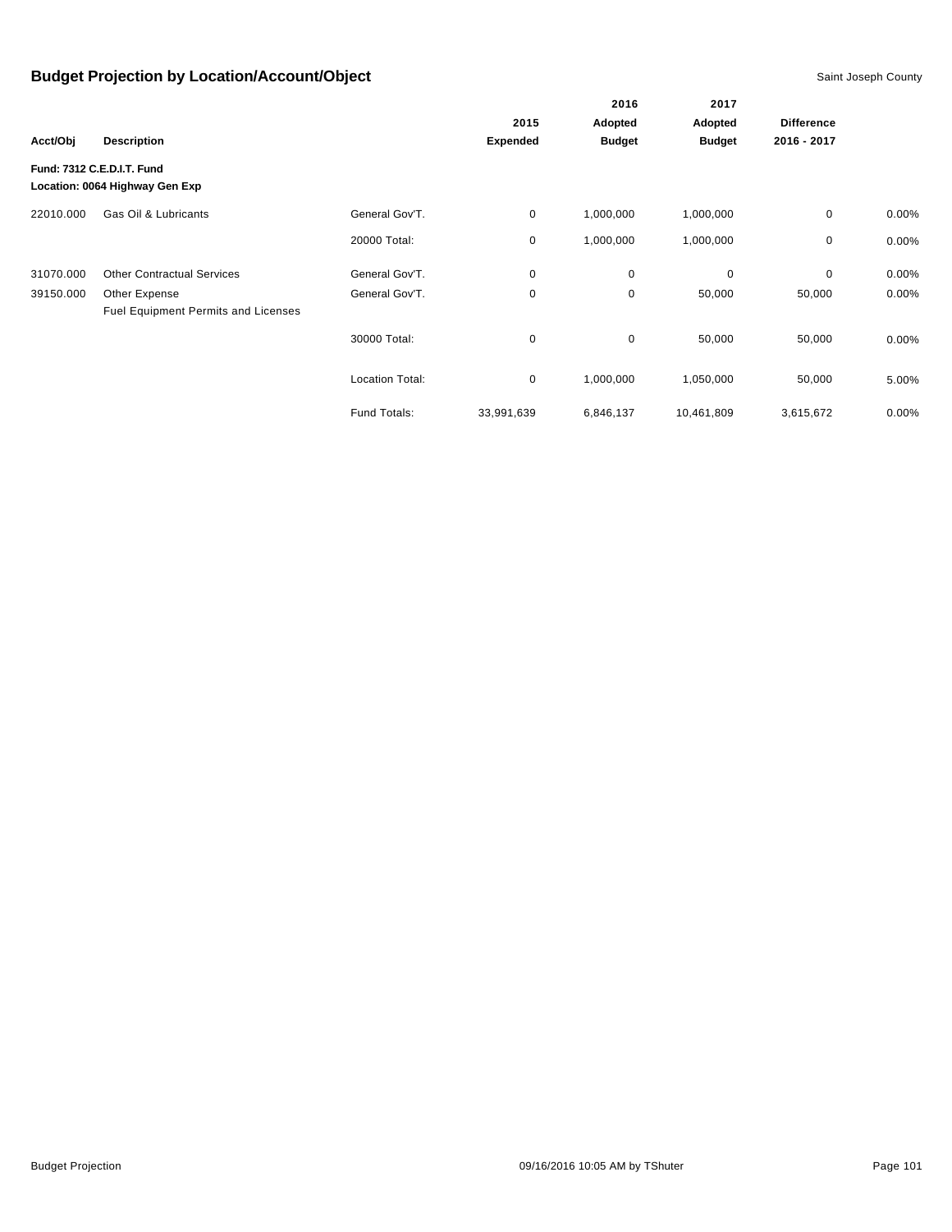## Budget Projection by Location/Account/Object

Saint Joseph County

| Acct/Obj | Description | | 2015 Expended | 2016 Adopted Budget | 2017 Adopted Budget | Difference 2016 - 2017 | |
|---|---|---|---|---|---|---|---|
| **Fund: 7312 C.E.D.I.T. Fund** | | | | | | | |
| **Location: 0064 Highway Gen Exp** | | | | | | | |
| 22010.000 | Gas Oil & Lubricants | General Gov'T. | 0 | 1,000,000 | 1,000,000 | 0 | 0.00% |
| | | 20000 Total: | 0 | 1,000,000 | 1,000,000 | 0 | 0.00% |
| 31070.000 | Other Contractual Services | General Gov'T. | 0 | 0 | 0 | 0 | 0.00% |
| 39150.000 | Other Expense<br>Fuel Equipment Permits and Licenses | General Gov'T. | 0 | 0 | 50,000 | 50,000 | 0.00% |
| | | 30000 Total: | 0 | 0 | 50,000 | 50,000 | 0.00% |
| | | Location Total: | 0 | 1,000,000 | 1,050,000 | 50,000 | 5.00% |
| | | Fund Totals: | 33,991,639 | 6,846,137 | 10,461,809 | 3,615,672 | 0.00% |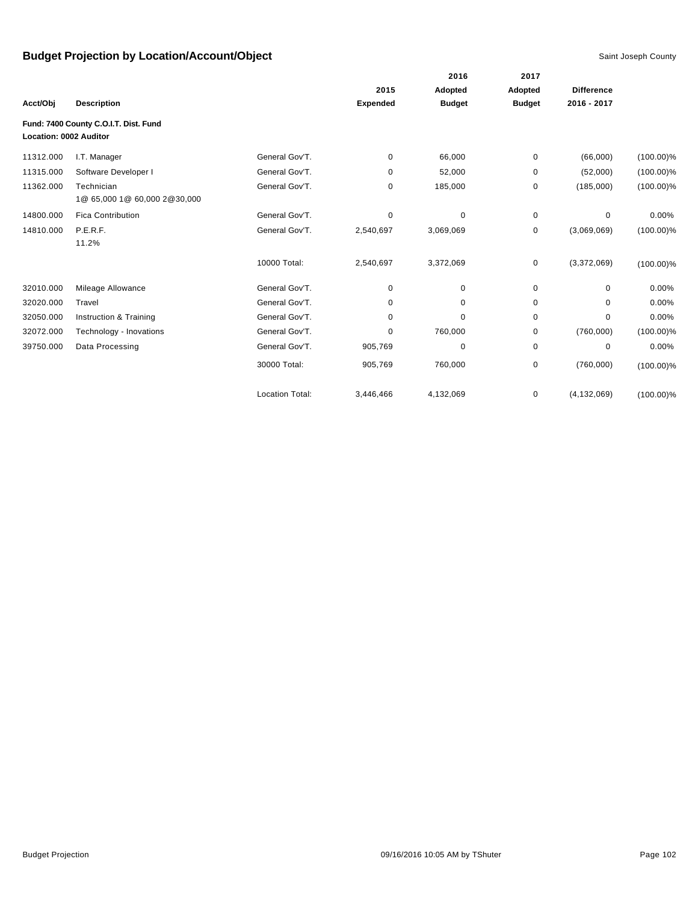## Budget Projection by Location/Account/Object

Saint Joseph County

| Acct/Obj | Description | | 2015 Expended | 2016 Adopted Budget | 2017 Adopted Budget | Difference 2016 - 2017 | |
|---|---|---|---|---|---|---|---|
| **Fund: 7400 County C.O.I.T. Dist. Fund** | | | | | | | |
| **Location: 0002 Auditor** | | | | | | | |
| 11312.000 | I.T. Manager | General Gov'T. | 0 | 66,000 | 0 | (66,000) | (100.00)% |
| 11315.000 | Software Developer I | General Gov'T. | 0 | 52,000 | 0 | (52,000) | (100.00)% |
| 11362.000 | Technician 1@ 65,000 1@ 60,000 2@30,000 | General Gov'T. | 0 | 185,000 | 0 | (185,000) | (100.00)% |
| 14800.000 | Fica Contribution | General Gov'T. | 0 | 0 | 0 | 0 | 0.00% |
| 14810.000 | P.E.R.F. 11.2% | General Gov'T. | 2,540,697 | 3,069,069 | 0 | (3,069,069) | (100.00)% |
| | | 10000 Total: | 2,540,697 | 3,372,069 | 0 | (3,372,069) | (100.00)% |
| 32010.000 | Mileage Allowance | General Gov'T. | 0 | 0 | 0 | 0 | 0.00% |
| 32020.000 | Travel | General Gov'T. | 0 | 0 | 0 | 0 | 0.00% |
| 32050.000 | Instruction & Training | General Gov'T. | 0 | 0 | 0 | 0 | 0.00% |
| 32072.000 | Technology - Inovations | General Gov'T. | 0 | 760,000 | 0 | (760,000) | (100.00)% |
| 39750.000 | Data Processing | General Gov'T. | 905,769 | 0 | 0 | 0 | 0.00% |
| | | 30000 Total: | 905,769 | 760,000 | 0 | (760,000) | (100.00)% |
| | | Location Total: | 3,446,466 | 4,132,069 | 0 | (4,132,069) | (100.00)% |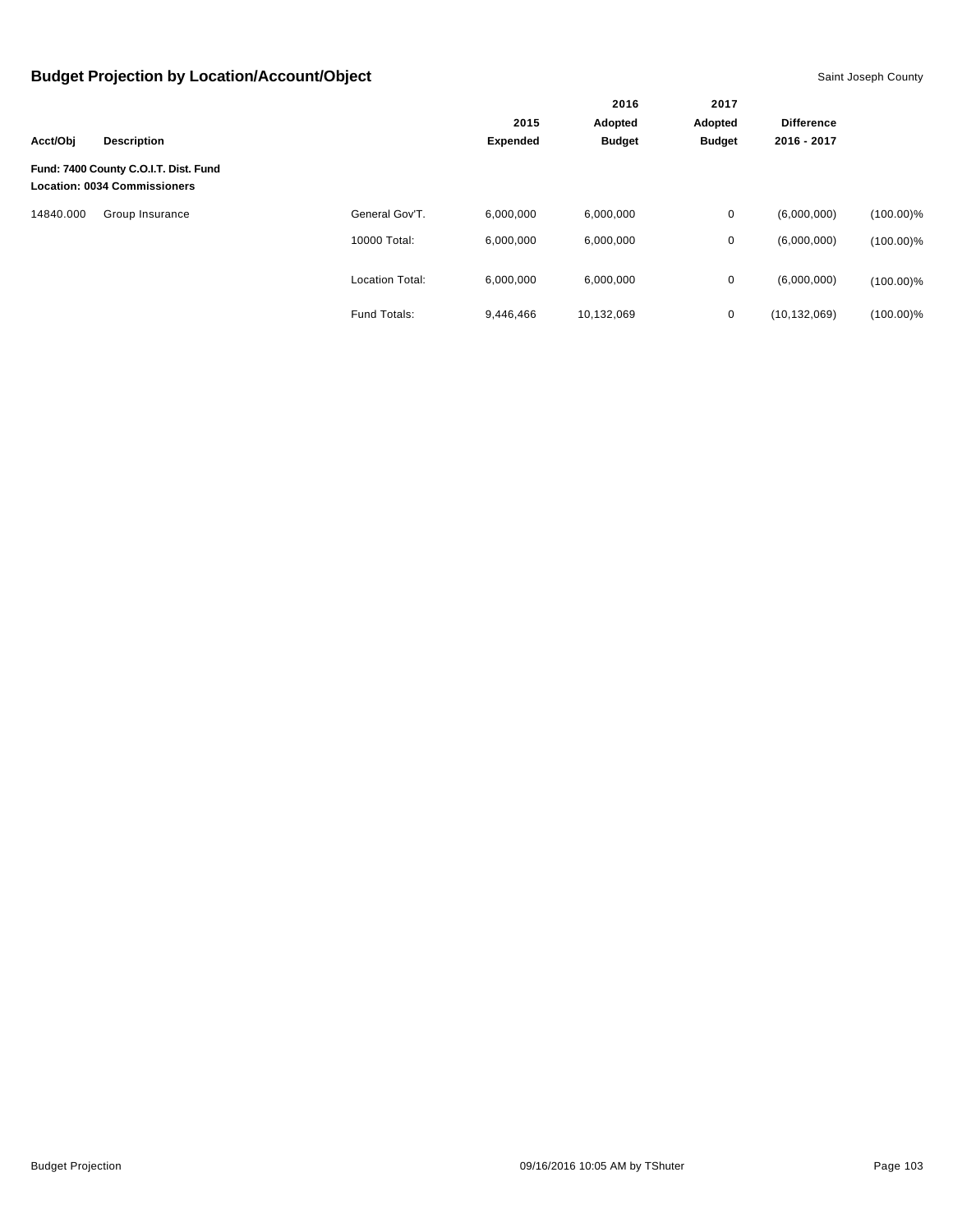## Budget Projection by Location/Account/Object

| Acct/Obj | Description | | 2015 Expended | 2016 Adopted Budget | 2017 Adopted Budget | Difference 2016 - 2017 | |
|---|---|---|---|---|---|---|---|
| **Fund: 7400 County C.O.I.T. Dist. Fund** | | | | | | | |
| **Location: 0034 Commissioners** | | | | | | | |
| 14840.000 | Group Insurance | General Gov'T. | 6,000,000 | 6,000,000 | 0 | (6,000,000) | (100.00)% |
| | | 10000 Total: | 6,000,000 | 6,000,000 | 0 | (6,000,000) | (100.00)% |
| | | Location Total: | 6,000,000 | 6,000,000 | 0 | (6,000,000) | (100.00)% |
| | | Fund Totals: | 9,446,466 | 10,132,069 | 0 | (10,132,069) | (100.00)% |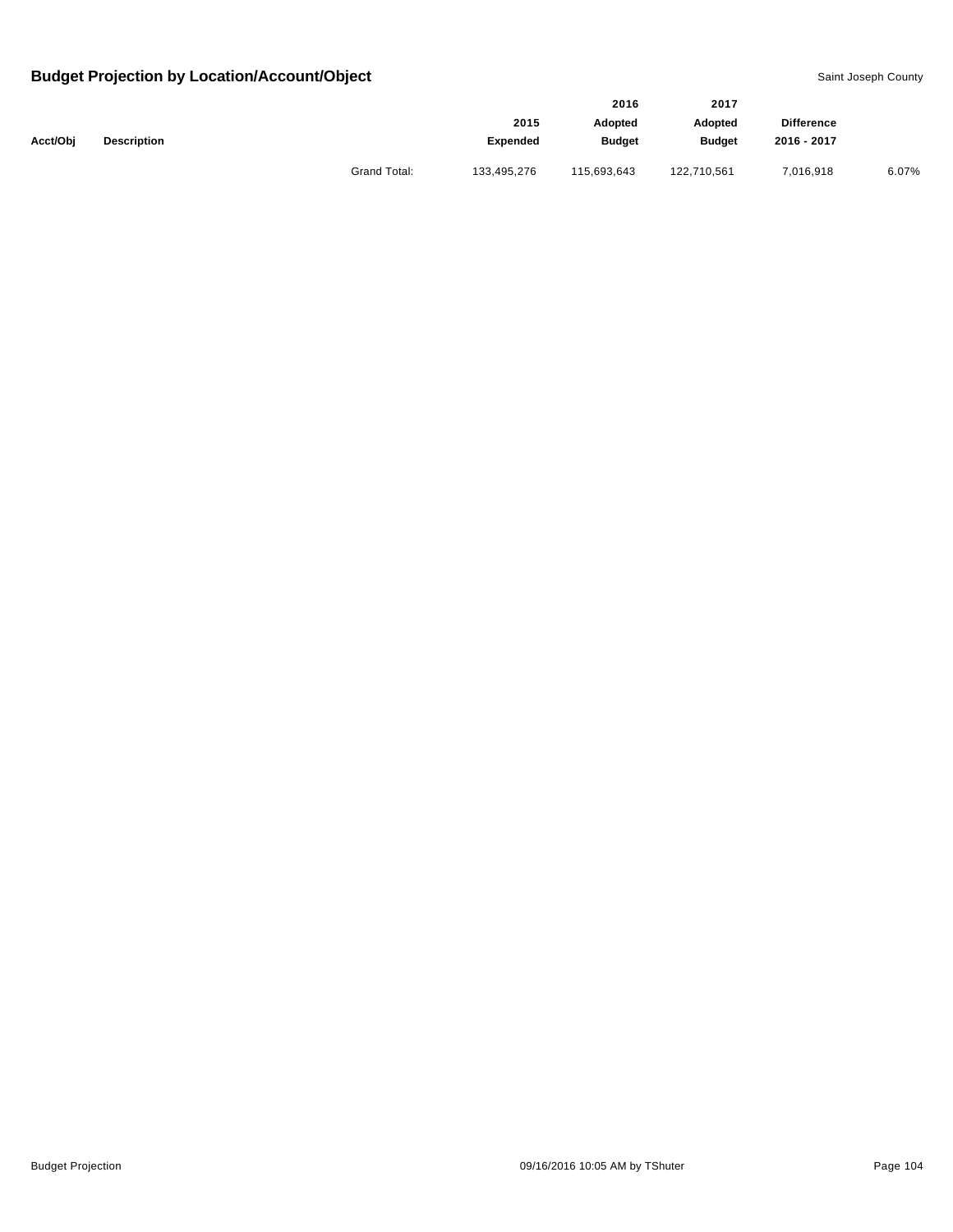## Budget Projection by Location/Account/Object

Saint Joseph County

| Acct/Obj | Description | | 2015 Expended | 2016 Adopted Budget | 2017 Adopted Budget | Difference 2016 - 2017 | |
|---|---|---|---|---|---|---|---|
| | | Grand Total: | 133,495,276 | 115,693,643 | 122,710,561 | 7,016,918 | 6.07% |